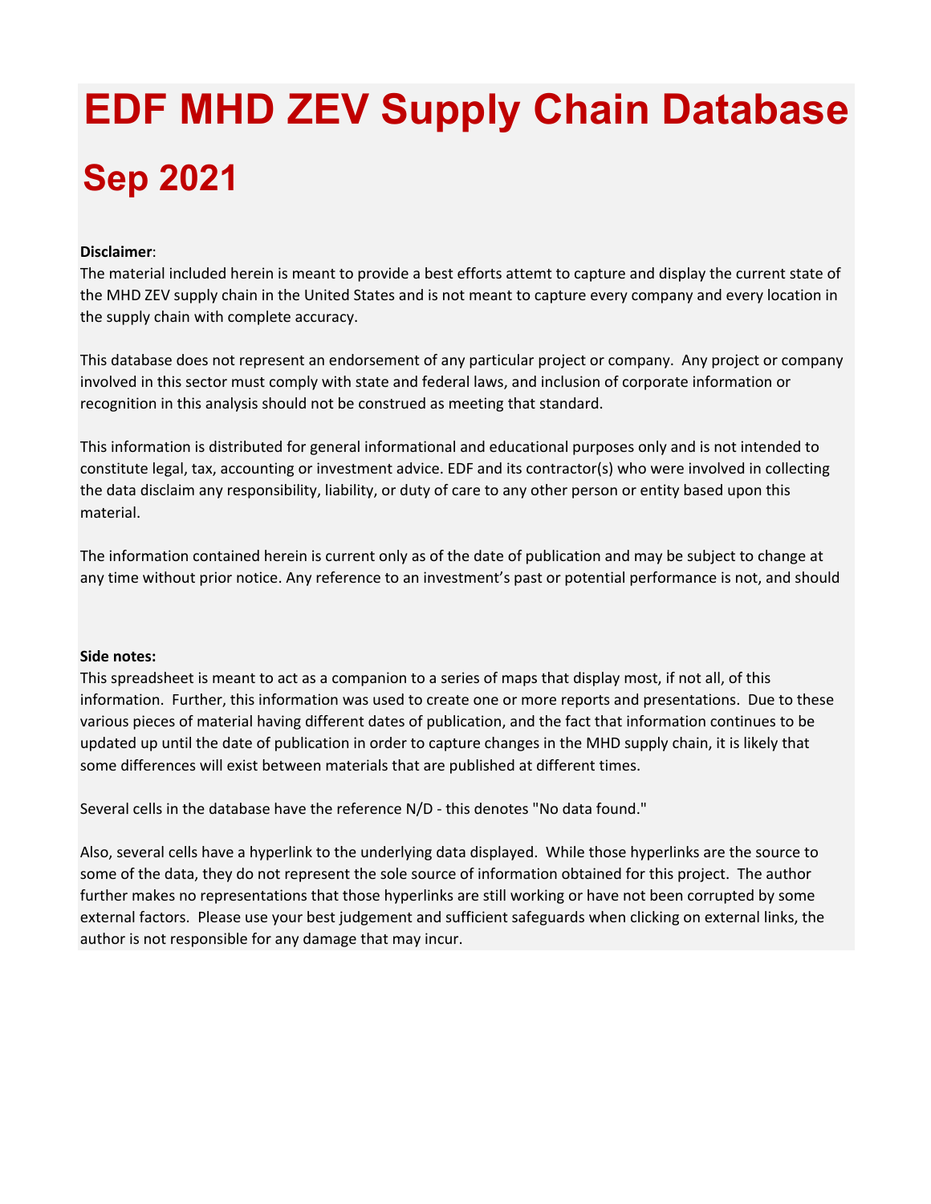# EDF MHD ZEV Supply Chain Database

## Sep 2021

**Disclaimer**:
The material included herein is meant to provide a best efforts attemt to capture and display the current state of the MHD ZEV supply chain in the United States and is not meant to capture every company and every location in the supply chain with complete accuracy.

This database does not represent an endorsement of any particular project or company. Any project or company involved in this sector must comply with state and federal laws, and inclusion of corporate information or recognition in this analysis should not be construed as meeting that standard.

This information is distributed for general informational and educational purposes only and is not intended to constitute legal, tax, accounting or investment advice. EDF and its contractor(s) who were involved in collecting the data disclaim any responsibility, liability, or duty of care to any other person or entity based upon this material.

The information contained herein is current only as of the date of publication and may be subject to change at any time without prior notice. Any reference to an investment's past or potential performance is not, and should

**Side notes:**
This spreadsheet is meant to act as a companion to a series of maps that display most, if not all, of this information. Further, this information was used to create one or more reports and presentations. Due to these various pieces of material having different dates of publication, and the fact that information continues to be updated up until the date of publication in order to capture changes in the MHD supply chain, it is likely that some differences will exist between materials that are published at different times.

Several cells in the database have the reference N/D - this denotes "No data found."

Also, several cells have a hyperlink to the underlying data displayed. While those hyperlinks are the source to some of the data, they do not represent the sole source of information obtained for this project. The author further makes no representations that those hyperlinks are still working or have not been corrupted by some external factors. Please use your best judgement and sufficient safeguards when clicking on external links, the author is not responsible for any damage that may incur.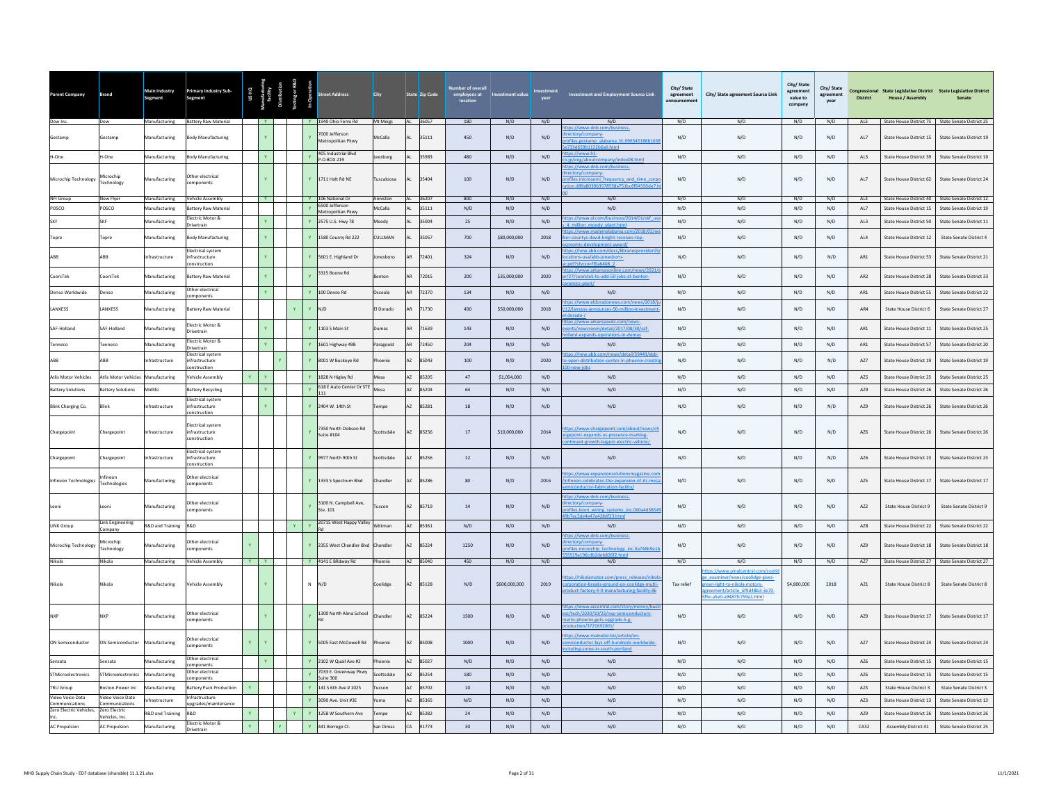| Parent Company | Brand | Main Industry Segment | Primary Industry Sub-Segment | US HQ | Manufacturing facility | Distribution | Testing or R&D | In-Operation | Street Address | City | State | Zip Code | Number of overall employees at location | Investment value | Investment year | Investment and Employment Source Link | City/ State agreement announcement | City/ State agreement Source Link | City/ State agreement value to company | City/ State agreement year | Congressional District | State Legislative District House / Assembly | State Legislative District Senate |
|---|---|---|---|---|---|---|---|---|---|---|---|---|---|---|---|---|---|---|---|---|---|---|---|
| Dow Inc. | Dow | Manufacturing | Battery Raw Material | | Y | | | Y | 1940 Ohio Ferro Rd | Mt Meigs | AL | 36057 | 180 | N/D | N/D | N/D | N/D | N/D | N/D | N/D | AL3 | State House District 75 | State Senate District 25 |
| Gestamp | Gestamp | Manufacturing | Body Manufacturing | | Y | | | Y | 7000 Jefferson Metropolitan Pkwy | McCalla | AL | 35111 | 450 | N/D | N/D | https://www.dnb.com/business-directory/company-profiles.gestamp_alabama_llc.096545188b1638 5e733d659b1122b6a0.html | N/D | N/D | N/D | N/D | AL7 | State House District 15 | State Senate District 19 |
| H-One | H-One | Manufacturing | Body Manufacturing | | Y | | | Y | 405 Industrial Blvd P.O.BOX 219 | Leesburg | AL | 35983 | 480 | N/D | N/D | https://www.h1-co.jp/eng/aboutcompany/index08.html | N/D | N/D | N/D | N/D | AL3 | State House District 39 | State Senate District 10 |
| Microchip Technology | Microchip Technology | Manufacturing | Other electrical components | | Y | | | Y | 1711 Holt Rd NE | Tuscaloosa | AL | 35404 | 100 | N/D | N/D | https://www.dnb.com/business-directory/company-profiles.microsemi_frequency_and_time_corporation.d89a8030b3578558a751bc6f64356de7.html | N/D | N/D | N/D | N/D | AL7 | State House District 62 | State Senate District 24 |
| NFI Group | New Flyer | Manufacturing | Vehicle Assembly | | Y | | | Y | 106 National Dr | Anniston | AL | 36207 | 800 | N/D | N/D | N/D | N/D | N/D | N/D | N/D | AL3 | State House District 40 | State Senate District 12 |
| POSCO | POSCO | Manufacturing | Battery Raw Material | | | | | Y | 6500 Jefferson Metropolitan Pkwy | McCalla | AL | 35111 | N/D | N/D | N/D | N/D | N/D | N/D | N/D | N/D | AL7 | State House District 15 | State Senate District 19 |
| SKF | SKF | Manufacturing | Electric Motor & Drivetrain | | Y | | | Y | 2575 U.S. Hwy 78 | Moody | AL | 35004 | 25 | N/D | N/D | https://www.al.com/business/2014/01/skf_usas_4_million_moody_plant.html | N/D | N/D | N/D | N/D | AL3 | State House District 50 | State Senate District 11 |
| Topre | Topre | Manufacturing | Body Manufacturing | | Y | | | Y | 1580 County Rd 222 | CULLMAN | AL | 35057 | 700 | $80,000,000 | 2018 | https://www.madeinalabama.com/2018/02/walker-countys-david-knight-receives-top-economic-development-award/ | N/D | N/D | N/D | N/D | AL4 | State House District 12 | State Senate District 4 |
| ABB | ABB | Infrastructure | Electrical system infrastructure construction | | Y | | | Y | 5601 E. Highland Dr | Jonesboro | AR | 72401 | 324 | N/D | N/D | https://new.abb.com/docs/librariesprovider15/locations-usa/abb-jonesboro-ar.pdf?sfvrsn=ff0a6408_2 | N/D | N/D | N/D | N/D | AR1 | State House District 53 | State Senate District 21 |
| CoorsTek | CoorsTek | Manufacturing | Battery Raw Material | | Y | | | Y | 3315 Boone Rd | Benton | AR | 72015 | 200 | $35,000,000 | 2020 | https://www.arkansasonline.com/news/2021/apr/27/coorstek-to-add-50-jobs-at-benton-ceramics-plant/ | N/D | N/D | N/D | N/D | AR2 | State House District 28 | State Senate District 33 |
| Denso Worldwide | Denso | Manufacturing | Other electrical components | | Y | | | Y | 100 Denso Rd | Osceola | AR | 72370 | 134 | N/D | N/D | N/D | N/D | N/D | N/D | N/D | AR1 | State House District 55 | State Senate District 22 |
| LANXESS | LANXESS | Manufacturing | Battery Raw Material | | | | Y | Y | N/D | El Dorado | AR | 71730 | 430 | $50,000,000 | 2018 | https://www.eldoradonews.com/news/2018/jul/12/lanxess-announces-50-million-investment-el-dorado-/ | N/D | N/D | N/D | N/D | AR4 | State House District 6 | State Senate District 27 |
| SAF-Holland | SAF-Holland | Manufacturing | Electric Motor & Drivetrain | | Y | | | Y | 1103 S Main St | Dumas | AR | 71639 | 143 | N/D | N/D | https://www.arkansasedc.com/news-events/newsroom/detail/2017/08/30/saf-holland-expands-operations-in-dumas | N/D | N/D | N/D | N/D | AR1 | State House District 11 | State Senate District 25 |
| Tenneco | Tenneco | Manufacturing | Electric Motor & Drivetrain | | Y | | | Y | 1601 Highway 49B | Paragould | AR | 72450 | 204 | N/D | N/D | N/D | N/D | N/D | N/D | N/D | AR1 | State House District 57 | State Senate District 20 |
| ABB | ABB | Infrastructure | Electrical system infrastructure construction | | | Y | | Y | 8001 W Buckeye Rd | Phoenix | AZ | 85043 | 100 | N/D | 2020 | https://new.abb.com/news/detail/59443/abb-to-open-distribution-center-in-phoenix-creating-100-new-jobs | N/D | N/D | N/D | N/D | AZ7 | State House District 19 | State Senate District 19 |
| Atlis Motor Vehicles | Atlis Motor Vehicles | Manufacturing | Vehicle Assembly | Y | Y | | | Y | 1828 N Higley Rd | Mesa | AZ | 85205 | 47 | $1,054,000 | N/D | N/D | N/D | N/D | N/D | N/D | AZ5 | State House District 25 | State Senate District 25 |
| Battery Solutions | Battery Solutions | Midlife | Battery Recycling | | Y | | | Y | 618 E Auto Center Dr STE 111 | Mesa | AZ | 85204 | 64 | N/D | N/D | N/D | N/D | N/D | N/D | N/D | AZ9 | State House District 26 | State Senate District 26 |
| Blink Charging Co. | Blink | Infrastructure | Electrical system infrastructure construction | | Y | | | Y | 2404 W. 14th St | Tempe | AZ | 85281 | 18 | N/D | N/D | N/D | N/D | N/D | N/D | N/D | AZ9 | State House District 26 | State Senate District 26 |
| Chargepoint | Chargepoint | Infrastructure | Electrical system infrastructure construction | | | | | Y | 7350 North Dobson Rd Suite #104 | Scottsdale | AZ | 85256 | 17 | $10,000,000 | 2014 | https://www.chargepoint.com/about/news/chargepoint-expands-us-presence-marking-continued-growth-largest-electric-vehicle/ | N/D | N/D | N/D | N/D | AZ6 | State House District 26 | State Senate District 26 |
| Chargepoint | Chargepoint | Infrastructure | Electrical system infrastructure construction | | | | | Y | 9977 North 90th St | Scottsdale | AZ | 85256 | 12 | N/D | N/D | N/D | N/D | N/D | N/D | N/D | AZ6 | State House District 23 | State Senate District 23 |
| Infineon Technologies | Infineon Technologies | Manufacturing | Other electrical components | | | | | Y | 1333 S Spectrum Blvd | Chandler | AZ | 85286 | 80 | N/D | 2016 | https://www.expansionsolutionsmagazine.com/infineon-celebrates-the-expansion-of-its-mesa-semiconductor-fabrication-facility/ | N/D | N/D | N/D | N/D | AZ5 | State House District 17 | State Senate District 17 |
| Leoni | Leoni | Manufacturing | Other electrical components | | | | | Y | 3100 N. Campbell Ave, Ste. 101 | Tuscon | AZ | 85719 | 14 | N/D | N/D | https://www.dnb.com/business-directory/company-profiles.leoni_wiring_systems_inc.000a4d38549 49b7ac2de4e47a428df23.html | N/D | N/D | N/D | N/D | AZ2 | State House District 9 | State Senate District 9 |
| LINK Group | Link Engineering Company | R&D and Training | R&D | | | | Y | Y | 20715 West Happy Valley Rd | Wittman | AZ | 85361 | N/D | N/D | N/D | N/D | N/D | N/D | N/D | N/D | AZ8 | State House District 22 | State Senate District 22 |
| Microchip Technology | Microchip Technology | Manufacturing | Other electrical components | Y | | | | Y | 2355 West Chandler Blvd | Chandler | AZ | 85224 | 1250 | N/D | N/D | https://www.dnb.com/business-directory/company-profiles.microchip_technology_inc.0a746b9e1b 555519a196cdb2deb826f2.html | N/D | N/D | N/D | N/D | AZ9 | State House District 18 | State Senate District 18 |
| Nikola | Nikola | Manufacturing | Vehicle Assembly | Y | Y | | | Y | 4141 E BRdway Rd | Phoenix | AZ | 85040 | 450 | N/D | N/D | N/D | N/D | N/D | N/D | N/D | AZ7 | State House District 27 | State Senate District 27 |
| Nikola | Nikola | Manufacturing | Vehicle Assembly | | Y | | | N | N/D | Coolidge | AZ | 85128 | N/D | $600,000,000 | 2019 | https://nikolamotor.com/press_releases/nikola-corporation-breaks-ground-on-coolidge-multi-product-factory-4-0-manufacturing-facility-86 | Tax relief | https://www.pinalcentral.com/coolidge_examiner/news/coolidge-gives-green-light-to-nikola-motors-agreement/article_6f9d48b3-3e70-5f5c-a5e0-a9487fc759a1.html | $4,800,000 | 2018 | AZ1 | State House District 8 | State Senate District 8 |
| NXP | NXP | Manufacturing | Other electrical components | | Y | | | Y | 1300 North Alma School Rd | Chandler | AZ | 85224 | 1500 | N/D | N/D | https://www.azcentral.com/story/money/business/tech/2020/10/23/nxp-semiconductors-metro-phoenix-gets-upgrade-5-g-production/3721692001/ | N/D | N/D | N/D | N/D | AZ9 | State House District 17 | State Senate District 17 |
| ON Semiconductor | ON Semiconductor | Manufacturing | Other electrical components | Y | Y | | | Y | 5005 East McDowell Rd | Phoenix | AZ | 85008 | 1000 | N/D | N/D | https://www.mainebiz.biz/article/on-semiconductor-lays-off-hundreds-worldwide-including-some-in-south-portland | N/D | N/D | N/D | N/D | AZ7 | State House District 24 | State Senate District 24 |
| Sensata | Sensata | Manufacturing | Other electrical components | | Y | | | Y | 2102 W Quail Ave #2 | Phoenix | AZ | 85027 | N/D | N/D | N/D | N/D | N/D | N/D | N/D | N/D | AZ6 | State House District 15 | State Senate District 15 |
| STMicroelectronics | STMicroelectronics | Manufacturing | Other electrical components | | | | | Y | 7033 E. Greenway Pkwy Suite 300 | Scottsdale | AZ | 85254 | 180 | N/D | N/D | N/D | N/D | N/D | N/D | N/D | AZ6 | State House District 15 | State Senate District 15 |
| TRU Group | Boston-Power Inc | Manufacturing | Battery Pack Production | Y | | | | Y | 141 S 6th Ave # 1025 | Tucson | AZ | 85702 | 10 | N/D | N/D | N/D | N/D | N/D | N/D | N/D | AZ3 | State House District 3 | State Senate District 3 |
| Video Voice Data Communications | Video Voice Data Communications | Infrastructure | Infrastructure upgrades/maintenance | | | | | Y | 3090 Ave. Unit #3E | Yuma | AZ | 85365 | N/D | N/D | N/D | N/D | N/D | N/D | N/D | N/D | AZ3 | State House District 13 | State Senate District 13 |
| Zero Electric Vehicles, Inc. | Zero Electric Vehicles, Inc. | R&D and Training | R&D | Y | | | Y | Y | 1258 W Southern Ave | Tempe | AZ | 85282 | 24 | N/D | N/D | N/D | N/D | N/D | N/D | N/D | AZ9 | State House District 26 | State Senate District 26 |
| AC Propulsion | AC Propulsion | Manufacturing | Electric Motor & Drivetrain | Y | | Y | | Y | 441 Borrego Ct. | San Dimas | CA | 91773 | 30 | N/D | N/D | N/D | N/D | N/D | N/D | N/D | CA32 | Assembly District 41 | State Senate District 25 |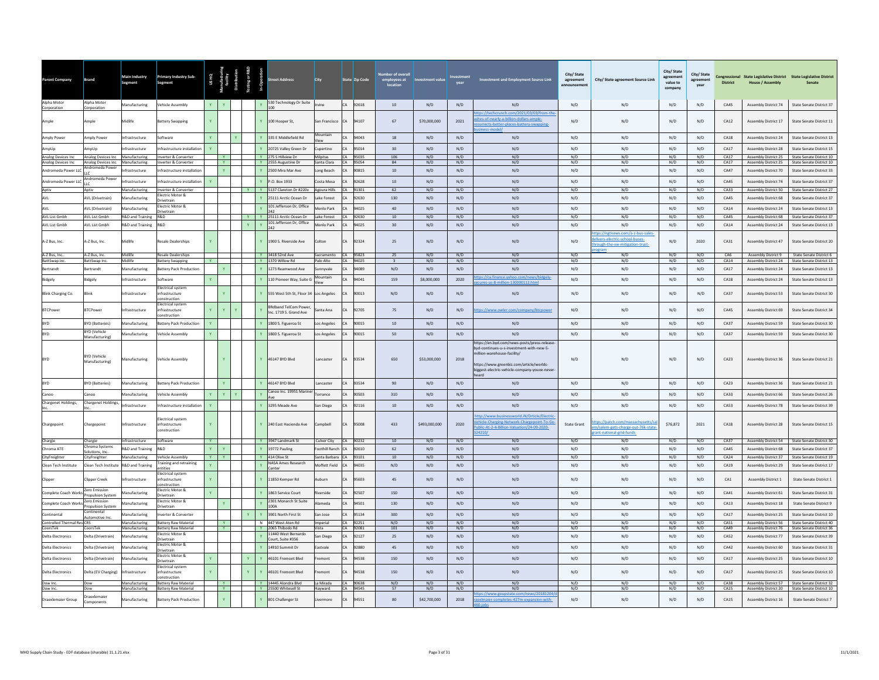| Parent Company | Brand | Main Industry Segment | Primary Industry Sub-Segment | US HQ | Manufacturing facility | Distribution | Testing or R&D | In-Operation | Street Address | City | State | Zip Code | Number of overall employees at location | Investment value | Investment year | Investment and Employment Source Link | City/ State agreement announcement | City/ State agreement Source Link | City/ State agreement value to company | City/ State agreement year | Congressional District | State Legislative District House / Assembly | State Legislative District Senate |
|---|---|---|---|---|---|---|---|---|---|---|---|---|---|---|---|---|---|---|---|---|---|---|---|
| Alpha Motor Corporation | Alpha Motor Corporation | Manufacturing | Vehicle Assembly | Y | Y | | | Y | 530 Technology Dr Suite 100 | Irvine | CA | 92618 | 10 | N/D | N/D | N/D | N/D | N/D | N/D | N/D | CA45 | Assembly District 74 | State Senate District 37 |
| Ample | Ample | Midlife | Battery Swapping | Y | | | | Y | 100 Hooper St, | San Francisco | CA | 94107 | 67 | $70,000,000 | 2021 | https://techcrunch.com/2021/03/03/from-the-ashes-of-nearly-a-billion-dollars-ample-resurrects-better-places-battery-swapping-business-model/ | N/D | N/D | N/D | N/D | CA12 | Assembly District 17 | State Senate District 11 |
| Amply Power | Amply Power | Infrastructure | Software | Y | | Y | | Y | 335 E Middlefield Rd | Mountain View | CA | 94043 | 18 | N/D | N/D | N/D | N/D | N/D | N/D | N/D | CA18 | Assembly District 24 | State Senate District 13 |
| AmpUp | AmpUp | Infrastructure | Infrastructure installation | Y | | | | Y | 20725 Valley Green Dr | Cupertino | CA | 95014 | 30 | N/D | N/D | N/D | N/D | N/D | N/D | N/D | CA17 | Assembly District 28 | State Senate District 15 |
| Analog Devices Inc | Analog Devices Inc | Manufacturing | Inverter & Converter | | Y | | | Y | 275 S Hillview Dr | Milpitas | CA | 95035 | 106 | N/D | N/D | N/D | N/D | N/D | N/D | N/D | CA17 | Assembly District 25 | State Senate District 10 |
| Analog Devices Inc | Analog Devices Inc | Manufacturing | Inverter & Converter | | Y | | | Y | 2555 Augustine Dr | Santa Clara | CA | 95054 | 84 | N/D | N/D | N/D | N/D | N/D | N/D | N/D | CA17 | Assembly District 25 | State Senate District 10 |
| Andromeda Power LLC | Andromeda Power LLC | Infrastructure | Infrastructure installation | | Y | | | Y | 2500 Mira Mar Ave | Long Beach | CA | 90815 | 10 | N/D | N/D | N/D | N/D | N/D | N/D | N/D | CA47 | Assembly District 70 | State Senate District 33 |
| Andromeda Power LLC | Andromeda Power LLC | Infrastructure | Infrastructure installation | Y | | | | Y | P.O. Box 1933 | Costa Mesa | CA | 92628 | 10 | N/D | N/D | N/D | N/D | N/D | N/D | N/D | CA45 | Assembly District 74 | State Senate District 37 |
| Aptiv | Aptiv | Manufacturing | Inverter & Converter | | | | Y | Y | 5137 Clareton Dr #220v | Agoura Hills | CA | 91301 | 62 | N/D | N/D | N/D | N/D | N/D | N/D | N/D | CA33 | Assembly District 50 | State Senate District 27 |
| AVL | AVL (Drivetrain) | Manufacturing | Electric Motor & Drivetrain | | | | | Y | 25111 Arctic Ocean Dr | Lake Forest | CA | 92630 | 130 | N/D | N/D | N/D | N/D | N/D | N/D | N/D | CA45 | Assembly District 68 | State Senate District 37 |
| AVL | AVL (Drivetrain) | Manufacturing | Electric Motor & Drivetrain | | | | | Y | 101 Jefferson Dr, Office 242 | Menlo Park | CA | 94025 | 40 | N/D | N/D | N/D | N/D | N/D | N/D | N/D | CA14 | Assembly District 24 | State Senate District 13 |
| AVL List Gmbh | AVL List Gmbh | R&D and Training | R&D | | | | Y | Y | 25111 Arctic Ocean Dr | Lake Forest | CA | 92630 | 10 | N/D | N/D | N/D | N/D | N/D | N/D | N/D | CA45 | Assembly District 68 | State Senate District 37 |
| AVL List Gmbh | AVL List Gmbh | R&D and Training | R&D | | | | Y | Y | 101 Jefferson Dr, Office 242 | Menlo Park | CA | 94025 | 30 | N/D | N/D | N/D | N/D | N/D | N/D | N/D | CA14 | Assembly District 24 | State Senate District 13 |
| A-Z Bus, Inc. | A-Z Bus, Inc. | Midlife | Resale Dealerships | Y | | | | Y | 1900 S. Riverside Ave | Colton | CA | 92324 | 25 | N/D | N/D | N/D | N/D | https://ngtnews.com/a-z-bus-sales-delivers-electric-school-buses-through-the-vw-mitigation-trust-program | N/D | 2020 | CA31 | Assembly District 47 | State Senate District 20 |
| A-Z Bus, Inc. | A-Z Bus, Inc. | Midlife | Resale Dealerships | | | | | Y | 3418 52nd Ave | Sacramento | CA | 95823 | 25 | N/D | N/D | N/D | N/D | N/D | N/D | N/D | CA6 | Assembly District 9 | State Senate District 6 |
| BattSwap Inc. | BattSwap Inc. | Midlife | Battery Swapping | Y | | | | Y | 1370 Willow Rd | Palo Alto | CA | 94025 | 3 | N/D | N/D | N/D | N/D | N/D | N/D | N/D | CA14 | Assembly District 24 | State Senate District 13 |
| Bertrandt | Bertrandt | Manufacturing | Battery Pack Production | | Y | | | Y | 1273 Reamwood Ave | Sunnyvale | CA | 94089 | N/D | N/D | N/D | N/D | N/D | N/D | N/D | N/D | CA17 | Assembly District 24 | State Senate District 13 |
| Bidgely | Bidgely | Infrastructure | Software | Y | | | | Y | 110 Pioneer Way, Suite G | Mountain View | CA | 94041 | 159 | $8,000,000 | 2020 | https://ca.finance.yahoo.com/news/bidgely-secures-us-8-million-130000112.html | N/D | N/D | N/D | N/D | CA18 | Assembly District 24 | State Senate District 13 |
| Blink Charging Co. | Blink | Infrastructure | Electrical system infrastructure construction | | Y | | | Y | 555 West 5th St, Floor 34 | Los Angeles | CA | 90013 | N/D | N/D | N/D | N/D | N/D | N/D | N/D | N/D | CA37 | Assembly District 53 | State Senate District 30 |
| BTCPower | BTCPower | Infrastructure | Electrical system infrastructure construction | Y | Y | Y | | Y | BRdband TelCom Power, Inc. 1719 S. Grand Ave | Santa Ana | CA | 92705 | 75 | N/D | N/D | https://www.owler.com/company/btcpower | N/D | N/D | N/D | N/D | CA45 | Assembly District 69 | State Senate District 34 |
| BYD | BYD (Batteries) | Manufacturing | Battery Pack Production | Y | | | | Y | 1800 S. Figueroa St | Los Angeles | CA | 90015 | 10 | N/D | N/D | N/D | N/D | N/D | N/D | N/D | CA37 | Assembly District 59 | State Senate District 30 |
| BYD | BYD (Vehicle Manufacturing) | Manufacturing | Vehicle Assembly | Y | | | | Y | 1800 S. Figueroa St | Los Angeles | CA | 90015 | 50 | N/D | N/D | N/D | N/D | N/D | N/D | N/D | CA37 | Assembly District 59 | State Senate District 30 |
| BYD | BYD (Vehicle Manufacturing) | Manufacturing | Vehicle Assembly | | Y | | | Y | 46147 BYD Blvd | Lancaster | CA | 93534 | 650 | $53,000,000 | 2018 | https://en.byd.com/news-posts/press-release-byd-continues-u-s-investment-with-new-5-million-warehouse-facility/ https://www.greenbiz.com/article/worlds-biggest-electric-vehicle-company-youve-never-heard | N/D | N/D | N/D | N/D | CA23 | Assembly District 36 | State Senate District 21 |
| BYD | BYD (Batteries) | Manufacturing | Battery Pack Production | | Y | | | Y | 46147 BYD Blvd | Lancaster | CA | 93534 | 90 | N/D | N/D | N/D | N/D | N/D | N/D | N/D | CA23 | Assembly District 36 | State Senate District 21 |
| Canoo | Canoo | Manufacturing | Vehicle Assembly | Y | Y | Y | | Y | Canoo Inc. 19951 Mariner Ave | Torrance | CA | 90503 | 310 | N/D | N/D | N/D | N/D | N/D | N/D | N/D | CA33 | Assembly District 66 | State Senate District 26 |
| Chargenet Holdings, Inc. | Chargenet Holdings, Inc. | Infrastructure | Infrastructure installation | Y | | | | Y | 3295 Meade Ave | San Diego | CA | 92116 | 10 | N/D | N/D | N/D | N/D | N/D | N/D | N/D | CA53 | Assembly District 78 | State Senate District 39 |
| Chargepoint | Chargepoint | Infrastructure | Electrical system infrastructure construction | Y | | | | Y | 240 East Hacienda Ave | Campbell | CA | 95008 | 433 | $493,000,000 | 2020 | http://www.businessworld.iN/Drticle/Electric-Vehicle-Charging-Network-Chargepoint-To-Go-Public-At-2-4-Billion-Valuation/24-09-2020-324210/ | State Grant | https://patch.com/massachusetts/salem/salem-gets-charge-out-76k-state-grant-national-grid-funds | $76,872 | 2021 | CA18 | Assembly District 28 | State Senate District 15 |
| Chargie | Chargie | Infrastructure | Software | Y | | | | Y | 3947 Landmark St | Culver City | CA | 90232 | 10 | N/D | N/D | N/D | N/D | N/D | N/D | N/D | CA37 | Assembly District 54 | State Senate District 30 |
| Chroma ATE | Chroma Systems Solutions, Inc. | R&D and Training | R&D | Y | Y | | | Y | 19772 Pauling | Foothill Ranch | CA | 92610 | 62 | N/D | N/D | N/D | N/D | N/D | N/D | N/D | CA45 | Assembly District 68 | State Senate District 37 |
| CityFreighter | CityFreighter | Manufacturing | Vehicle Assembly | Y | Y | | | Y | 414 Olive St | Santa Barbara | CA | 93101 | 10 | N/D | N/D | N/D | N/D | N/D | N/D | N/D | CA24 | Assembly District 37 | State Senate District 19 |
| Clean Tech Institute | Clean Tech Institute | R&D and Training | Training and retraining entities | Y | | | | Y | NASA Ames Research Center | Moffett Field | CA | 94035 | N/D | N/D | N/D | N/D | N/D | N/D | N/D | N/D | CA19 | Assembly District 29 | State Senate District 17 |
| Clipper | Clipper Creek | Infrastructure | Electrical system infrastructure construction | Y | | | | Y | 11850 Kemper Rd | Auburn | CA | 95603 | 45 | N/D | N/D | N/D | N/D | N/D | N/D | N/D | CA1 | Assembly District 1 | State Senate District 1 |
| Complete Coach Works | Zero Emission Propulsion System | Manufacturing | Electric Motor & Drivetrain | Y | | | | Y | 1863 Service Court | Riverside | CA | 92507 | 150 | N/D | N/D | N/D | N/D | N/D | N/D | N/D | CA41 | Assembly District 61 | State Senate District 31 |
| Complete Coach Works | Zero Emission Propulsion System | Manufacturing | Electric Motor & Drivetrain | | Y | | | Y | 2301 Monarch St Suite 100A | Alameda | CA | 94501 | 130 | N/D | N/D | N/D | N/D | N/D | N/D | N/D | CA13 | Assembly District 18 | State Senate District 9 |
| Continental | Continental Automotive Inc. | Manufacturing | Inverter & Converter | | | | Y | Y | 3901 North First St | San Jose | CA | 95134 | 300 | N/D | N/D | N/D | N/D | N/D | N/D | N/D | CA17 | Assembly District 25 | State Senate District 10 |
| Controlled Thermal Res | CRS | Manufacturing | Battery Raw Material | | Y | | | N | 447 West Aten Rd | Imperial | CA | 92251 | N/D | N/D | N/D | N/D | N/D | N/D | N/D | N/D | CA51 | Assembly District 56 | State Senate District 40 |
| CoorsTek | CoorsTek | Manufacturing | Battery Raw Material | | Y | | | Y | 2065 Thibodo Rd | Vista | CA | 92081 | 101 | N/D | N/D | N/D | N/D | N/D | N/D | N/D | CA49 | Assembly District 76 | State Senate District 36 |
| Delta Electronics | Delta (Drivetrain) | Manufacturing | Electric Motor & Drivetrain | | | | | Y | 11440 West Bernardo Court, Suite #356 | San Diego | CA | 92127 | 25 | N/D | N/D | N/D | N/D | N/D | N/D | N/D | CA52 | Assembly District 77 | State Senate District 39 |
| Delta Electronics | Delta (Drivetrain) | Manufacturing | Electric Motor & Drivetrain | | | | | Y | 14910 Summit Dr | Eastvale | CA | 92880 | 45 | N/D | N/D | N/D | N/D | N/D | N/D | N/D | CA42 | Assembly District 60 | State Senate District 31 |
| Delta Electronics | Delta (Drivetrain) | Manufacturing | Electric Motor & Drivetrain | Y | | | Y | Y | 46101 Fremont Blvd | Fremont | CA | 94538 | 150 | N/D | N/D | N/D | N/D | N/D | N/D | N/D | CA17 | Assembly District 25 | State Senate District 10 |
| Delta Electronics | Delta (EV Charging) | Infrastructure | Electrical system infrastructure construction | Y | | | Y | Y | 46101 Fremont Blvd | Fremont | CA | 94538 | 150 | N/D | N/D | N/D | N/D | N/D | N/D | N/D | CA17 | Assembly District 25 | State Senate District 10 |
| Dow Inc. | Dow | Manufacturing | Battery Raw Material | | Y | | | Y | 14445 Alondra Blvd | La Mirada | CA | 90638 | N/D | N/D | N/D | N/D | N/D | N/D | N/D | N/D | CA38 | Assembly District 57 | State Senate District 32 |
| Dow Inc. | Dow | Manufacturing | Battery Raw Material | | Y | | | Y | 25500 Whitesell St | Hayward | CA | 94545 | 57 | N/D | N/D | N/D | N/D | N/D | N/D | N/D | CA15 | Assembly District 20 | State Senate District 10 |
| Draexlemaier Group | Draexlemaier Components | Manufacturing | Battery Pack Production | | Y | | | Y | 801 Challenger St | Livermore | CA | 94551 | 80 | $42,700,000 | 2018 | https://www.goupstate.com/news/20181204/draexlmaier-completes-427m-expansion-with-460-jobs | N/D | N/D | N/D | N/D | CA15 | Assembly District 16 | State Senate District 7 |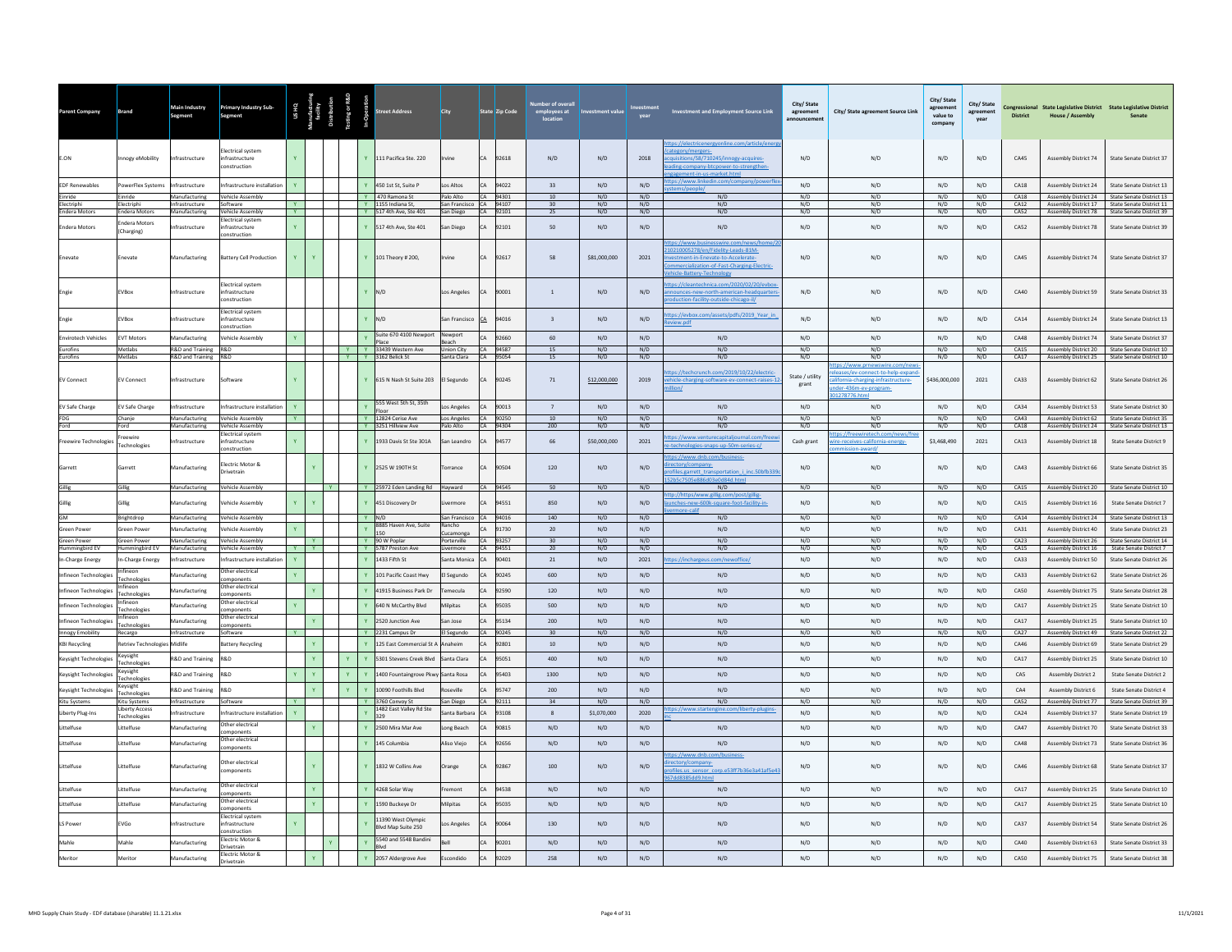| Parent Company | Brand | Main Industry Segment | Primary Industry Sub-Segment | US HQ | Manufacturing facility | Distribution | Testing or R&D | In-Operation | Street Address | City | State | Zip Code | Number of overall employees at location | Investment value | Investment year | Investment and Employment Source Link | City/ State agreement announcement | City/ State agreement Source Link | City/ State agreement value to company | City/ State agreement year | Congressional District | State Legislative District House / Assembly | State Legislative District Senate |
|---|---|---|---|---|---|---|---|---|---|---|---|---|---|---|---|---|---|---|---|---|---|---|---|
| E.ON | Innogy eMobility | Infrastructure | Electrical system infrastructure construction | Y | | | | Y | 111 Pacifica Ste. 220 | Irvine | CA | 92618 | N/D | N/D | 2018 | https://electricenergyonline.com/article/energy/category/mergers-acquisitions/58/710245/innogy-acquires-leading-company-btcpower-to-strengthen-engagement-in-us-market.html | N/D | N/D | N/D | N/D | CA45 | Assembly District 74 | State Senate District 37 |
| EDF Renewables | PowerFlex Systems | Infrastructure | Infrastructure installation | Y | | | | Y | 450 1st St, Suite P | Los Altos | CA | 94022 | 33 | N/D | N/D | https://www.linkedin.com/company/powerflex-systems/people/ | N/D | N/D | N/D | N/D | CA18 | Assembly District 24 | State Senate District 13 |
| Einride | Einride | Manufacturing | Vehicle Assembly | | | | | Y | 470 Ramona St | Palo Alto | CA | 94301 | 10 | N/D | N/D | N/D | N/D | N/D | N/D | N/D | CA18 | Assembly District 24 | State Senate District 13 |
| Electriphi | Electriphi | Infrastructure | Software | Y | | | | Y | 1155 Indiana St, | San Francisco | CA | 94107 | 30 | N/D | N/D | N/D | N/D | N/D | N/D | N/D | CA12 | Assembly District 17 | State Senate District 11 |
| Endera Motors | Endera Motors | Manufacturing | Vehicle Assembly | Y | | | | Y | 517 4th Ave, Ste 401 | San Diego | CA | 92101 | 25 | N/D | N/D | N/D | N/D | N/D | N/D | N/D | CA52 | Assembly District 78 | State Senate District 39 |
| Endera Motors | Endera Motors (Charging) | Infrastructure | Electrical system infrastructure construction | Y | | | | Y | 517 4th Ave, Ste 401 | San Diego | CA | 92101 | 50 | N/D | N/D | N/D | N/D | N/D | N/D | N/D | CA52 | Assembly District 78 | State Senate District 39 |
| Enevate | Enevate | Manufacturing | Battery Cell Production | Y | Y | | | Y | 101 Theory # 200, | Irvine | CA | 92617 | 58 | $81,000,000 | 2021 | https://www.businesswire.com/news/home/20210210005278/en/Fidelity-Leads-81M-Investment-in-Enevate-to-Accelerate-Commercialization-of-Fast-Charging-Electric-Vehicle-Battery-Technology | N/D | N/D | N/D | N/D | CA45 | Assembly District 74 | State Senate District 37 |
| Engie | EVBox | Infrastructure | Electrical system infrastructure construction | | | | | Y | N/D | Los Angeles | CA | 90001 | 1 | N/D | N/D | https://cleantechnica.com/2020/02/20/evbox-announces-new-north-american-headquarters-production-facility-outside-chicago-il/ | N/D | N/D | N/D | N/D | CA40 | Assembly District 59 | State Senate District 33 |
| Engie | EVBox | Infrastructure | Electrical system infrastructure construction | | | | | Y | N/D | San Francisco | CA | 94016 | 3 | N/D | N/D | https://evbox.com/assets/pdfs/2019_Year_in_Review.pdf | N/D | N/D | N/D | N/D | CA14 | Assembly District 24 | State Senate District 13 |
| Envirotech Vehicles | EVT Motors | Manufacturing | Vehicle Assembly | Y | | | | Y | Suite 670 4100 Newport Place | Newport Beach | CA | 92660 | 60 | N/D | N/D | N/D | N/D | N/D | N/D | N/D | CA48 | Assembly District 74 | State Senate District 37 |
| Eurofins | Metlabs | R&D and Training | R&D | | | | Y | Y | 33439 Western Ave | Union City | CA | 94587 | 15 | N/D | N/D | N/D | N/D | N/D | N/D | N/D | CA15 | Assembly District 20 | State Senate District 10 |
| Eurofins | Metlabs | R&D and Training | R&D | | | | Y | Y | 3162 Belick St | Santa Clara | CA | 95054 | 15 | N/D | N/D | N/D | N/D | N/D | N/D | N/D | CA17 | Assembly District 25 | State Senate District 10 |
| EV Connect | EV Connect | Infrastructure | Software | Y | | | | Y | 615 N Nash St Suite 203 | El Segundo | CA | 90245 | 71 | $12,000,000 | 2019 | https://techcrunch.com/2019/10/22/electric-vehicle-charging-software-ev-connect-raises-12-million/ | State / utility grant | https://www.prnewswire.com/news-releases/ev-connect-to-help-expand-california-charging-infrastructure-under-436m-ev-program-301278776.html | $436,000,000 | 2021 | CA33 | Assembly District 62 | State Senate District 26 |
| EV Safe Charge | EV Safe Charge | Infrastructure | Infrastructure installation | Y | | | | Y | 555 West 5th St, 35th Floor | Los Angeles | CA | 90013 | 7 | N/D | N/D | N/D | N/D | N/D | N/D | N/D | CA34 | Assembly District 53 | State Senate District 30 |
| FDG | Chanje | Manufacturing | Vehicle Assembly | Y | | | | Y | 12824 Cerise Ave | Los Angeles | CA | 90250 | 10 | N/D | N/D | N/D | N/D | N/D | N/D | N/D | CA43 | Assembly District 62 | State Senate District 35 |
| Ford | Ford | Manufacturing | Vehicle Assembly | | | | | Y | 3251 Hillview Ave | Palo Alto | CA | 94304 | 200 | N/D | N/D | N/D | N/D | N/D | N/D | N/D | CA18 | Assembly District 24 | State Senate District 13 |
| Freewire Technologies | Freewire Technologies | Infrastructure | Electrical system infrastructure construction | Y | | | | Y | 1933 Davis St Ste 301A | San Leandro | CA | 94577 | 66 | $50,000,000 | 2021 | https://www.venturecapitaljournal.com/freewire-technologies-snaps-up-50m-series-c/ | Cash grant | https://freewiretech.com/news/freewire-receives-california-energy-commission-award/ | $3,468,490 | 2021 | CA13 | Assembly District 18 | State Senate District 9 |
| Garrett | Garrett | Manufacturing | Electric Motor & Drivetrain | | Y | | | Y | 2525 W 190TH St | Torrance | CA | 90504 | 120 | N/D | N/D | https://www.dnb.com/business-directory/company-profiles.garrett_transportation_i_inc.50bfb339c152b5c7505e886d03a0d84d.html | N/D | N/D | N/D | N/D | CA43 | Assembly District 66 | State Senate District 35 |
| Gillig | Gillig | Manufacturing | Vehicle Assembly | | | Y | | Y | 25972 Eden Landing Rd | Hayward | CA | 94545 | 50 | N/D | N/D | N/D | N/D | N/D | N/D | N/D | CA15 | Assembly District 20 | State Senate District 10 |
| Gillig | Gillig | Manufacturing | Vehicle Assembly | Y | Y | | | Y | 451 Discovery Dr | Livermore | CA | 94551 | 850 | N/D | N/D | http://https//www.gillig.com/post/gillig-launches-new-600k-square-foot-facility-in-livermore-calif | N/D | N/D | N/D | N/D | CA15 | Assembly District 16 | State Senate District 7 |
| GM | Brightdrop | Manufacturing | Vehicle Assembly | | | | | Y | N/D | San Francisco | CA | 94016 | 140 | N/D | N/D | N/D | N/D | N/D | N/D | N/D | CA14 | Assembly District 24 | State Senate District 13 |
| Green Power | Green Power | Manufacturing | Vehicle Assembly | Y | | | | Y | 8885 Haven Ave, Suite 150 | Rancho Cucamonga | CA | 91730 | 20 | N/D | N/D | N/D | N/D | N/D | N/D | N/D | CA31 | Assembly District 40 | State Senate District 23 |
| Green Power | Green Power | Manufacturing | Vehicle Assembly | | Y | | | Y | 90 W Poplar | Porterville | CA | 93257 | 30 | N/D | N/D | N/D | N/D | N/D | N/D | N/D | CA23 | Assembly District 26 | State Senate District 14 |
| Hummingbird EV | Hummingbird EV | Manufacturing | Vehicle Assembly | Y | Y | | | Y | 5787 Preston Ave | Livermore | CA | 94551 | 20 | N/D | N/D | N/D | N/D | N/D | N/D | N/D | CA15 | Assembly District 16 | State Senate District 7 |
| In-Charge Energy | In-Charge Energy | Infrastructure | Infrastructure installation | Y | | | | Y | 1433 Fifth St | Santa Monica | CA | 90401 | 21 | N/D | 2021 | https://inchargeus.com/newoffice/ | N/D | N/D | N/D | N/D | CA33 | Assembly District 50 | State Senate District 26 |
| Infineon Technologies | Infineon Technologies | Manufacturing | Other electrical components | Y | | | | Y | 101 Pacific Coast Hwy | El Segundo | CA | 90245 | 600 | N/D | N/D | N/D | N/D | N/D | N/D | N/D | CA33 | Assembly District 62 | State Senate District 26 |
| Infineon Technologies | Infineon Technologies | Manufacturing | Other electrical components | | Y | | | Y | 41915 Business Park Dr | Temecula | CA | 92590 | 120 | N/D | N/D | N/D | N/D | N/D | N/D | N/D | CA50 | Assembly District 75 | State Senate District 28 |
| Infineon Technologies | Infineon Technologies | Manufacturing | Other electrical components | Y | | | | Y | 640 N McCarthy Blvd | Milpitas | CA | 95035 | 500 | N/D | N/D | N/D | N/D | N/D | N/D | N/D | CA17 | Assembly District 25 | State Senate District 10 |
| Infineon Technologies | Infineon Technologies | Manufacturing | Other electrical components | | Y | | | Y | 2520 Junction Ave | San Jose | CA | 95134 | 200 | N/D | N/D | N/D | N/D | N/D | N/D | N/D | CA17 | Assembly District 25 | State Senate District 10 |
| Innogy Emobility | Recargo | Infrastructure | Software | Y | | | | Y | 2231 Campus Dr | El Segundo | CA | 90245 | 30 | N/D | N/D | N/D | N/D | N/D | N/D | N/D | CA27 | Assembly District 49 | State Senate District 22 |
| KBI Recycling | Retriev Technologies | Midlife | Battery Recycling | | Y | | | Y | 125 East Commercial St A | Anaheim | CA | 92801 | 10 | N/D | N/D | N/D | N/D | N/D | N/D | N/D | CA46 | Assembly District 69 | State Senate District 29 |
| Keysight Technologies | Keysight Technologies | R&D and Training | R&D | | Y | | Y | Y | 5301 Stevens Creek Blvd | Santa Clara | CA | 95051 | 400 | N/D | N/D | N/D | N/D | N/D | N/D | N/D | CA17 | Assembly District 25 | State Senate District 10 |
| Keysight Technologies | Keysight Technologies | R&D and Training | R&D | Y | Y | | Y | Y | 1400 Fountaingrove Pkwy | Santa Rosa | CA | 95403 | 1300 | N/D | N/D | N/D | N/D | N/D | N/D | N/D | CA5 | Assembly District 2 | State Senate District 2 |
| Keysight Technologies | Keysight Technologies | R&D and Training | R&D | | Y | | Y | Y | 10090 Foothills Blvd | Roseville | CA | 95747 | 200 | N/D | N/D | N/D | N/D | N/D | N/D | N/D | CA4 | Assembly District 6 | State Senate District 4 |
| Kitu Systems | Kitu Systems | Infrastructure | Software | Y | | | | Y | 3760 Convoy St | San Diego | CA | 92111 | 34 | N/D | N/D | N/D | N/D | N/D | N/D | N/D | CA52 | Assembly District 77 | State Senate District 39 |
| Liberty Plug-Ins | Liberty Access Technologies | Infrastructure | Infrastructure installation | Y | | | | Y | 1482 East Valley Rd Ste 329 | Santa Barbara | CA | 93108 | 8 | $1,070,000 | 2020 | https://www.startengine.com/liberty-plugins-inc | N/D | N/D | N/D | N/D | CA24 | Assembly District 37 | State Senate District 19 |
| Littelfuse | Littelfuse | Manufacturing | Other electrical components | | Y | | | Y | 2500 Mira Mar Ave | Long Beach | CA | 90815 | N/D | N/D | N/D | N/D | N/D | N/D | N/D | N/D | CA47 | Assembly District 70 | State Senate District 33 |
| Littelfuse | Littelfuse | Manufacturing | Other electrical components | | | | | Y | 145 Columbia | Aliso Viejo | CA | 92656 | N/D | N/D | N/D | N/D | N/D | N/D | N/D | N/D | CA48 | Assembly District 73 | State Senate District 36 |
| Littelfuse | Littelfuse | Manufacturing | Other electrical components | | Y | | | Y | 1832 W Collins Ave | Orange | CA | 92867 | 100 | N/D | N/D | https://www.dnb.com/business-directory/company-profiles.us_sensor_corp.e53ff7b36e3a43af5e43967dd8385dd9.html | N/D | N/D | N/D | N/D | CA46 | Assembly District 68 | State Senate District 37 |
| Littelfuse | Littelfuse | Manufacturing | Other electrical components | | Y | | | Y | 4268 Solar Way | Fremont | CA | 94538 | N/D | N/D | N/D | N/D | N/D | N/D | N/D | N/D | CA17 | Assembly District 25 | State Senate District 10 |
| Littelfuse | Littelfuse | Manufacturing | Other electrical components | | Y | | | Y | 1590 Buckeye Dr | Milpitas | CA | 95035 | N/D | N/D | N/D | N/D | N/D | N/D | N/D | N/D | CA17 | Assembly District 25 | State Senate District 10 |
| LS Power | EVGo | Infrastructure | Electrical system infrastructure construction | Y | | | | Y | 11390 West Olympic Blvd Map Suite 250 | Los Angeles | CA | 90064 | 130 | N/D | N/D | N/D | N/D | N/D | N/D | N/D | CA37 | Assembly District 54 | State Senate District 26 |
| Mahle | Mahle | Manufacturing | Electric Motor & Drivetrain | | | Y | | Y | 5540 and 5548 Bandini Blvd | Bell | CA | 90201 | N/D | N/D | N/D | N/D | N/D | N/D | N/D | N/D | CA40 | Assembly District 63 | State Senate District 33 |
| Meritor | Meritor | Manufacturing | Electric Motor & Drivetrain | | Y | | | Y | 2057 Aldergrove Ave | Escondido | CA | 92029 | 258 | N/D | N/D | N/D | N/D | N/D | N/D | N/D | CA50 | Assembly District 75 | State Senate District 38 |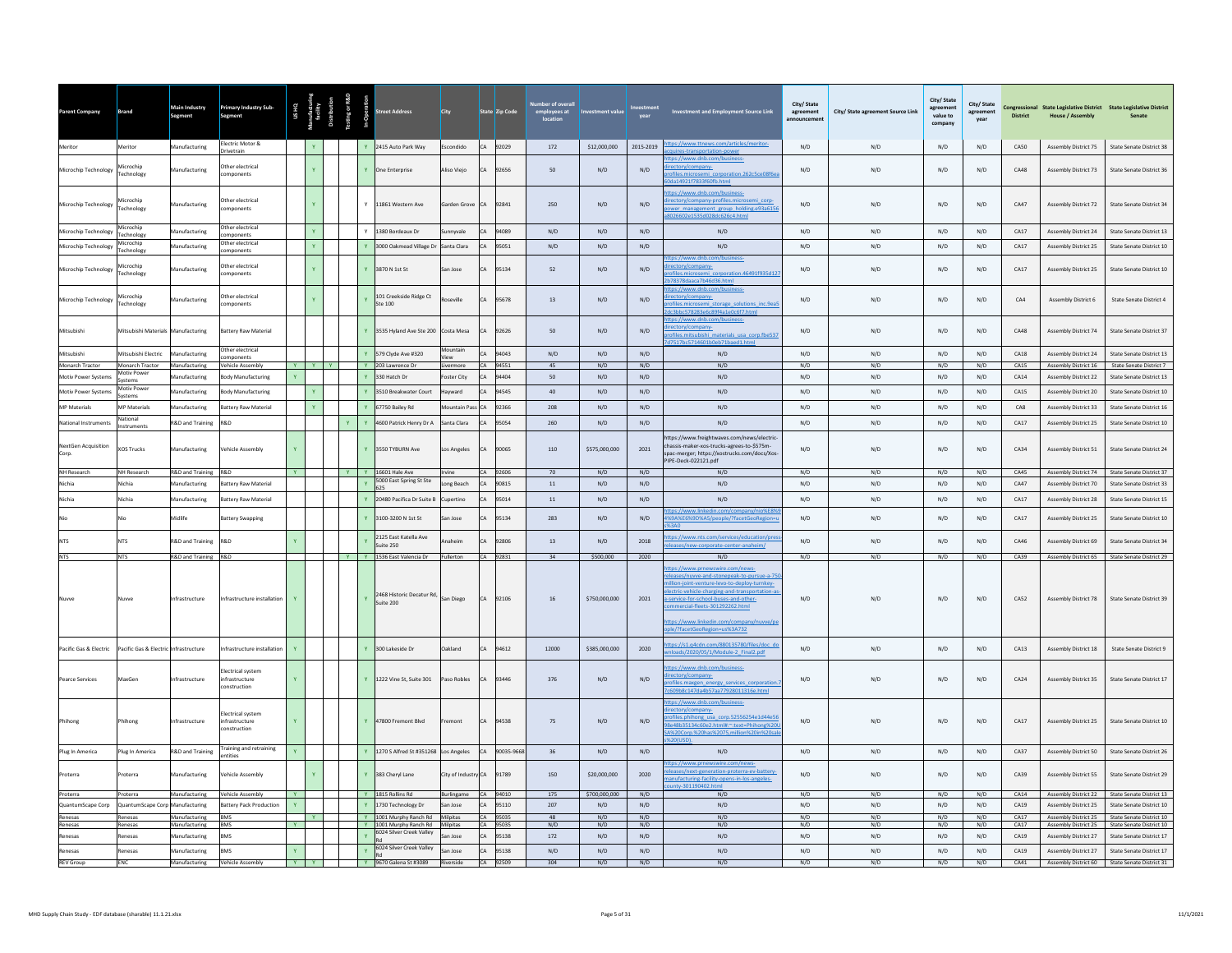| Parent Company | Brand | Main Industry Segment | Primary Industry Sub-Segment | US HQ | Manufacturing facility | Distribution | Testing or R&D | In-Operation | Street Address | City | State | Zip Code | Number of overall employees at location | Investment value | Investment year | Investment and Employment Source Link | City/ State agreement announcement | City/ State agreement Source Link | City/ State agreement value to company | City/ State agreement year | Congressional District | State Legislative District House / Assembly | State Legislative District Senate |
|---|---|---|---|---|---|---|---|---|---|---|---|---|---|---|---|---|---|---|---|---|---|---|---|
| Meritor | Meritor | Manufacturing | Electric Motor & Drivetrain | | Y | | | Y | 2415 Auto Park Way | Escondido | CA | 92029 | 172 | $12,000,000 | 2015-2019 | https://www.ttnews.com/articles/meritor-acquires-transportation-power | N/D | N/D | N/D | N/D | CA50 | Assembly District 75 | State Senate District 38 |
| Microchip Technology | Microchip Technology | Manufacturing | Other electrical components | | Y | | | Y | One Enterprise | Aliso Viejo | CA | 92656 | 50 | N/D | N/D | https://www.dnb.com/business-directory/company-profiles.microsemi_corporation.262c5ce08f6ea60da14921f7833f60fb.html | N/D | N/D | N/D | N/D | CA48 | Assembly District 73 | State Senate District 36 |
| Microchip Technology | Microchip Technology | Manufacturing | Other electrical components | | Y | | | Y | 11861 Western Ave | Garden Grove | CA | 92841 | 250 | N/D | N/D | https://www.dnb.com/business-directory/company-profiles.microsemi_corp-power_management_group_holding.e93a6156a8026602e1535d028dc626c4.html | N/D | N/D | N/D | N/D | CA47 | Assembly District 72 | State Senate District 34 |
| Microchip Technology | Microchip Technology | Manufacturing | Other electrical components | | Y | | | Y | 1380 Bordeaux Dr | Sunnyvale | CA | 94089 | N/D | N/D | N/D | N/D | N/D | N/D | N/D | N/D | CA17 | Assembly District 24 | State Senate District 13 |
| Microchip Technology | Microchip Technology | Manufacturing | Other electrical components | | Y | | | Y | 3000 Oakmead Village Dr | Santa Clara | CA | 95051 | N/D | N/D | N/D | N/D | N/D | N/D | N/D | N/D | CA17 | Assembly District 25 | State Senate District 10 |
| Microchip Technology | Microchip Technology | Manufacturing | Other electrical components | | Y | | | Y | 3870 N 1st St | San Jose | CA | 95134 | 52 | N/D | N/D | https://www.dnb.com/business-directory/company-profiles.microsemi_corporation.46491f935d1272b78378daaca7b46d36.html | N/D | N/D | N/D | N/D | CA17 | Assembly District 25 | State Senate District 10 |
| Microchip Technology | Microchip Technology | Manufacturing | Other electrical components | | Y | | | Y | 101 Creekside Ridge Ct Ste 100 | Roseville | CA | 95678 | 13 | N/D | N/D | https://www.dnb.com/business-directory/company-profiles.microsemi_storage_solutions_inc.9ea52dc3bbc578283e6c89f4a1e0c6f7.html | N/D | N/D | N/D | N/D | CA4 | Assembly District 6 | State Senate District 4 |
| Mitsubishi | Mitsubishi Materials | Manufacturing | Battery Raw Material | | | | | Y | 3535 Hyland Ave Ste 200 | Costa Mesa | CA | 92626 | 50 | N/D | N/D | https://www.dnb.com/business-directory/company-profiles.mitsubishi_materials_usa_corp.fbe5377d7517bc5714601b0eb71baed1.html | N/D | N/D | N/D | N/D | CA48 | Assembly District 74 | State Senate District 37 |
| Mitsubishi | Mitsubishi Electric | Manufacturing | Other electrical components | | | | | Y | 579 Clyde Ave #320 | Mountain View | CA | 94043 | N/D | N/D | N/D | N/D | N/D | N/D | N/D | N/D | CA18 | Assembly District 24 | State Senate District 13 |
| Monarch Tractor | Monarch Tractor | Manufacturing | Vehicle Assembly | Y | Y | Y | | Y | 203 Lawrence Dr | Livermore | CA | 94551 | 45 | N/D | N/D | N/D | N/D | N/D | N/D | N/D | CA15 | Assembly District 16 | State Senate District 7 |
| Motiv Power Systems | Motiv Power Systems | Manufacturing | Body Manufacturing | Y | | | | Y | 330 Hatch Dr | Foster City | CA | 94404 | 50 | N/D | N/D | N/D | N/D | N/D | N/D | N/D | CA14 | Assembly District 22 | State Senate District 13 |
| Motiv Power Systems | Motiv Power Systems | Manufacturing | Body Manufacturing | | Y | | | Y | 3510 Breakwater Court | Hayward | CA | 94545 | 40 | N/D | N/D | N/D | N/D | N/D | N/D | N/D | CA15 | Assembly District 20 | State Senate District 10 |
| MP Materials | MP Materials | Manufacturing | Battery Raw Material | | Y | | | Y | 67750 Bailey Rd | Mountain Pass | CA | 92366 | 208 | N/D | N/D | N/D | N/D | N/D | N/D | N/D | CA8 | Assembly District 33 | State Senate District 16 |
| National Instruments | National Instruments | R&D and Training | R&D | | | | Y | Y | 4600 Patrick Henry Dr A | Santa Clara | CA | 95054 | 260 | N/D | N/D | N/D | N/D | N/D | N/D | N/D | CA17 | Assembly District 25 | State Senate District 10 |
| NextGen Acquisition Corp. | XOS Trucks | Manufacturing | Vehicle Assembly | Y | | | | Y | 3550 TYBURN Ave | Los Angeles | CA | 90065 | 110 | $575,000,000 | 2021 | https://www.freightwaves.com/news/electric-chassis-maker-xos-trucks-agrees-to-$575m-spac-merger; https://xostrucks.com/docs/Xos-PIPE-Deck-022121.pdf | N/D | N/D | N/D | N/D | CA34 | Assembly District 51 | State Senate District 24 |
| NH Research | NH Research | R&D and Training | R&D | Y | | | Y | Y | 16601 Hale Ave | Irvine | CA | 92606 | 70 | N/D | N/D | N/D | N/D | N/D | N/D | N/D | CA45 | Assembly District 74 | State Senate District 37 |
| Nichia | Nichia | Manufacturing | Battery Raw Material | | | | | Y | 5000 East Spring St Ste 625 | Long Beach | CA | 90815 | 11 | N/D | N/D | N/D | N/D | N/D | N/D | N/D | CA47 | Assembly District 70 | State Senate District 33 |
| Nichia | Nichia | Manufacturing | Battery Raw Material | | | | | Y | 20480 Pacifica Dr Suite B | Cupertino | CA | 95014 | 11 | N/D | N/D | N/D | N/D | N/D | N/D | N/D | CA17 | Assembly District 28 | State Senate District 15 |
| Nio | Nio | Midlife | Battery Swapping | | | | | Y | 3100-3200 N 1st St | San Jose | CA | 95134 | 283 | N/D | N/D | https://www.linkedin.com/company/nio%E8%94%9A%E6%9D%A5/people/?facetGeoRegion=us%3A0 | N/D | N/D | N/D | N/D | CA17 | Assembly District 25 | State Senate District 10 |
| NTS | NTS | R&D and Training | R&D | Y | | | | Y | 2125 East Katella Ave Suite 250 | Anaheim | CA | 92806 | 13 | N/D | 2018 | https://www.nts.com/services/education/press-releases/new-corporate-center-anaheim/ | N/D | N/D | N/D | N/D | CA46 | Assembly District 69 | State Senate District 34 |
| NTS | NTS | R&D and Training | R&D | | | | Y | Y | 1536 East Valencia Dr | Fullerton | CA | 92831 | 34 | $500,000 | 2020 | N/D | N/D | N/D | N/D | N/D | CA39 | Assembly District 65 | State Senate District 29 |
| Nuvve | Nuvve | Infrastructure | Infrastructure installation | Y | | | | Y | 2468 Historic Decatur Rd, Suite 200 | San Diego | CA | 92106 | 16 | $750,000,000 | 2021 | https://www.prnewswire.com/news-releases/nuvve-and-stonepeak-to-pursue-a-750-million-joint-venture-levo-to-deploy-turnkey-electric-vehicle-charging-and-transportation-as-a-service-for-school-buses-and-other-commercial-fleets-301292262.html https://www.linkedin.com/company/nuvve/people/?facetGeoRegion=us%3A732 | N/D | N/D | N/D | N/D | CA52 | Assembly District 78 | State Senate District 39 |
| Pacific Gas & Electric | Pacific Gas & Electric | Infrastructure | Infrastructure installation | Y | | | | Y | 300 Lakeside Dr | Oakland | CA | 94612 | 12000 | $385,000,000 | 2020 | https://s1.q4cdn.com/880135780/files/doc_downloads/2020/05/1/Module-2_Final2.pdf | N/D | N/D | N/D | N/D | CA13 | Assembly District 18 | State Senate District 9 |
| Pearce Services | MaxGen | Infrastructure | Electrical system infrastructure construction | Y | | | | Y | 1222 Vine St, Suite 301 | Paso Robles | CA | 93446 | 376 | N/D | N/D | https://www.dnb.com/business-directory/company-profiles.maxgen_energy_services_corporation.77c609b8c147da4b57aa77928011316e.html | N/D | N/D | N/D | N/D | CA24 | Assembly District 35 | State Senate District 17 |
| Phihong | Phihong | Infrastructure | Electrical system infrastructure construction | Y | | | | Y | 47800 Fremont Blvd | Fremont | CA | 94538 | 75 | N/D | N/D | https://www.dnb.com/business-directory/company-profiles.phihong_usa_corp.52556254e1d44e5698e48b35134c60e2.html#:~:text=Phihong%20USA%20Corp.%20has%2075,million%20in%20sales%20(USD). | N/D | N/D | N/D | N/D | CA17 | Assembly District 25 | State Senate District 10 |
| Plug In America | Plug In America | R&D and Training | Training and retraining entities | Y | | | | Y | 1270 S Alfred St #351268 | Los Angeles | CA | 90035-9668 | 36 | N/D | N/D | N/D | N/D | N/D | N/D | N/D | CA37 | Assembly District 50 | State Senate District 26 |
| Proterra | Proterra | Manufacturing | Vehicle Assembly | | Y | | | Y | 383 Cheryl Lane | City of Industry | CA | 91789 | 150 | $20,000,000 | 2020 | https://www.prnewswire.com/news-releases/next-generation-proterra-ev-battery-manufacturing-facility-opens-in-los-angeles-county-301190402.html | N/D | N/D | N/D | N/D | CA39 | Assembly District 55 | State Senate District 29 |
| Proterra | Proterra | Manufacturing | Vehicle Assembly | Y | | | | Y | 1815 Rollins Rd | Burlingame | CA | 94010 | 175 | $700,000,000 | N/D | N/D | N/D | N/D | N/D | N/D | CA14 | Assembly District 22 | State Senate District 13 |
| QuantumScape Corp | QuantumScape Corp | Manufacturing | Battery Pack Production | Y | | | | Y | 1730 Technology Dr | San Jose | CA | 95110 | 207 | N/D | N/D | N/D | N/D | N/D | N/D | N/D | CA19 | Assembly District 25 | State Senate District 10 |
| Renesas | Renesas | Manufacturing | BMS | | Y | | | Y | 1001 Murphy Ranch Rd | Milpitas | CA | 95035 | 48 | N/D | N/D | N/D | N/D | N/D | N/D | N/D | CA17 | Assembly District 25 | State Senate District 10 |
| Renesas | Renesas | Manufacturing | BMS | Y | | | | Y | 1001 Murphy Ranch Rd | Milpitas | CA | 95035 | N/D | N/D | N/D | N/D | N/D | N/D | N/D | N/D | CA17 | Assembly District 25 | State Senate District 10 |
| Renesas | Renesas | Manufacturing | BMS | | | | | Y | 6024 Silver Creek Valley Rd | San Jose | CA | 95138 | 172 | N/D | N/D | N/D | N/D | N/D | N/D | N/D | CA19 | Assembly District 27 | State Senate District 17 |
| Renesas | Renesas | Manufacturing | BMS | Y | | | | Y | 6024 Silver Creek Valley Rd | San Jose | CA | 95138 | N/D | N/D | N/D | N/D | N/D | N/D | N/D | N/D | CA19 | Assembly District 27 | State Senate District 17 |
| REV Group | ENC | Manufacturing | Vehicle Assembly | Y | Y | | | Y | 9670 Galena St #3089 | Riverside | CA | 92509 | 304 | N/D | N/D | N/D | N/D | N/D | N/D | N/D | CA41 | Assembly District 60 | State Senate District 31 |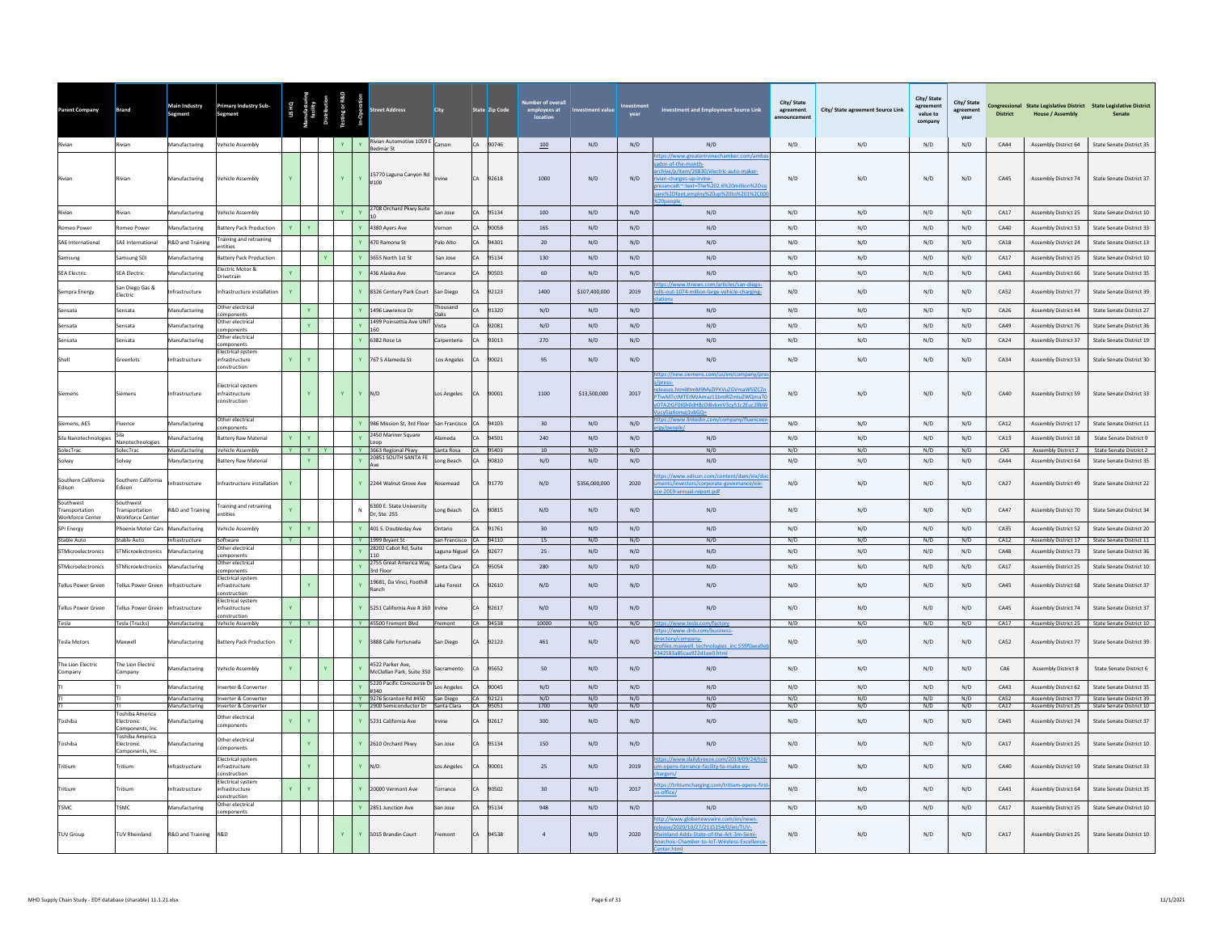| Parent Company | Brand | Main Industry Segment | Primary Industry Sub-Segment | US HQ | Manufacturing facility | Distribution | Testing or R&D | In-Operation | Street Address | City | State | Zip Code | Number of overall employees at location | Investment value | Investment year | Investment and Employment Source Link | City/ State agreement announcement | City/ State agreement Source Link | City/ State agreement value to company | City/ State agreement year | Congressional District | State Legislative District House / Assembly | State Legislative District Senate |
|---|---|---|---|---|---|---|---|---|---|---|---|---|---|---|---|---|---|---|---|---|---|---|---|
| Rivian | Rivian | Manufacturing | Vehicle Assembly | | | | Y | Y | Rivian Automotive 1059 E Bedmar St | Carson | CA | 90746 | 100 | N/D | N/D | N/D | N/D | N/D | N/D | N/D | CA44 | Assembly District 64 | State Senate District 35 |
| Rivian | Rivian | Manufacturing | Vehicle Assembly | Y | | | Y | Y | 15770 Laguna Canyon Rd #100 | Irvine | CA | 92618 | 1000 | N/D | N/D | https://www.greaterirvinechamber.com/ambassador-of-the-month-archive/p/item/26830/electric-auto-maker-rivian-charges-up-irvine-presence#:~:text=The%202.6%20million%2Dsquare%2Dfoot,employ%20up%20to%201%2C000%20people. | N/D | N/D | N/D | N/D | CA45 | Assembly District 74 | State Senate District 37 |
| Rivian | Rivian | Manufacturing | Vehicle Assembly | | | | Y | Y | 2708 Orchard Pkwy Suite 10 | San Jose | CA | 95134 | 100 | N/D | N/D | N/D | N/D | N/D | N/D | N/D | CA17 | Assembly District 25 | State Senate District 10 |
| Romeo Power | Romeo Power | Manufacturing | Battery Pack Production | Y | Y | | | Y | 4380 Ayers Ave | Vernon | CA | 90058 | 165 | N/D | N/D | N/D | N/D | N/D | N/D | N/D | CA40 | Assembly District 53 | State Senate District 33 |
| SAE International | SAE International | R&D and Training | Training and retraining entities | | | | | Y | 470 Ramona St | Palo Alto | CA | 94301 | 20 | N/D | N/D | N/D | N/D | N/D | N/D | N/D | CA18 | Assembly District 24 | State Senate District 13 |
| Samsung | Samsung SDI | Manufacturing | Battery Pack Production | | | Y | | Y | 3655 North 1st St | San Jose | CA | 95134 | 130 | N/D | N/D | N/D | N/D | N/D | N/D | N/D | CA17 | Assembly District 25 | State Senate District 10 |
| SEA Electric | SEA Electric | Manufacturing | Electric Motor & Drivetrain | Y | | | | Y | 436 Alaska Ave | Torrance | CA | 90503 | 60 | N/D | N/D | N/D | N/D | N/D | N/D | N/D | CA43 | Assembly District 66 | State Senate District 35 |
| Sempra Energy | San Diego Gas & Electric | Infrastructure | Infrastructure installation | Y | | | | Y | 8326 Century Park Court | San Diego | CA | 92123 | 1400 | $107,400,000 | 2019 | https://www.ttnews.com/articles/san-diego-rolls-out-1074-million-large-vehicle-charging-stations | N/D | N/D | N/D | N/D | CA52 | Assembly District 77 | State Senate District 39 |
| Sensata | Sensata | Manufacturing | Other electrical components | | Y | | | Y | 1496 Lawrence Dr | Thousand Oaks | CA | 91320 | N/D | N/D | N/D | N/D | N/D | N/D | N/D | N/D | CA26 | Assembly District 44 | State Senate District 27 |
| Sensata | Sensata | Manufacturing | Other electrical components | | Y | | | Y | 1499 Poinsettia Ave UNIT 160 | Vista | CA | 92081 | N/D | N/D | N/D | N/D | N/D | N/D | N/D | N/D | CA49 | Assembly District 76 | State Senate District 36 |
| Sensata | Sensata | Manufacturing | Other electrical components | | | | | Y | 6382 Rose Ln | Carpenteria | CA | 93013 | 270 | N/D | N/D | N/D | N/D | N/D | N/D | N/D | CA24 | Assembly District 37 | State Senate District 19 |
| Shell | Greenlots | Infrastructure | Electrical system infrastructure construction | Y | Y | | | Y | 767 S Alameda St | Los Angeles | CA | 90021 | 95 | N/D | N/D | N/D | N/D | N/D | N/D | N/D | CA34 | Assembly District 53 | State Senate District 30 |
| Siemens | Siemens | Infrastructure | Electrical system infrastructure construction | | Y | | Y | Y | N/D | Los Angeles | CA | 90001 | 1100 | $13,500,000 | 2017 | https://new.siemens.com/us/en/company/press/press-releases.html#imM9lyZlPXVuZGVmaW5lZCZnPTIwMTctMTEtMzAmaz11bmRlZmluZWQmaT0xOTA2IGFlIGh0dHBzOi8vbmV3cy53c2Euc2lbWVucy5iaXomaj1vbGQ= | N/D | N/D | N/D | N/D | CA40 | Assembly District 59 | State Senate District 33 |
| Siemens, AES | Fluence | Manufacturing | Other electrical components | | | | | Y | 986 Mission St, 3rd Floor | San Francisco | CA | 94103 | 30 | N/D | N/D | https://www.linkedin.com/company/fluenceenergy/people/ | N/D | N/D | N/D | N/D | CA12 | Assembly District 17 | State Senate District 11 |
| Sila Nanotechnologies | Sila Nanotechnologies | Manufacturing | Battery Raw Material | Y | Y | | | Y | 2450 Mariner Square Loop | Alameda | CA | 94501 | 240 | N/D | N/D | N/D | N/D | N/D | N/D | N/D | CA13 | Assembly District 18 | State Senate District 9 |
| SolecTrac | SolecTrac | Manufacturing | Vehicle Assembly | Y | Y | Y | | Y | 3663 Regional Pkwy | Santa Rosa | CA | 95403 | 10 | N/D | N/D | N/D | N/D | N/D | N/D | N/D | CA5 | Assembly District 2 | State Senate District 2 |
| Solvay | Solvay | Manufacturing | Battery Raw Material | | Y | | | Y | 20851 SOUTH SANTA FE Ave | Long Beach | CA | 90810 | N/D | N/D | N/D | N/D | N/D | N/D | N/D | N/D | CA44 | Assembly District 64 | State Senate District 35 |
| Southern California Edison | Southern California Edison | Infrastructure | Infrastructure installation | Y | | | | Y | 2244 Walnut Grove Ave | Rosemead | CA | 91770 | N/D | $356,000,000 | 2020 | https://www.edison.com/content/dam/eix/documents/investors/corporate-governance/eix-sce-2019-annual-report.pdf | N/D | N/D | N/D | N/D | CA27 | Assembly District 49 | State Senate District 22 |
| Southwest Transportation Workforce Center | Southwest Transportation Workforce Center | R&D and Training | Training and retraining entities | Y | | | | N | 6300 E. State University Dr, Ste. 255 | Long Beach | CA | 90815 | N/D | N/D | N/D | N/D | N/D | N/D | N/D | N/D | CA47 | Assembly District 70 | State Senate District 34 |
| SPI Energy | Phoenix Motor Cars | Manufacturing | Vehicle Assembly | Y | Y | | | Y | 401 S. Doubleday Ave | Ontario | CA | 91761 | 30 | N/D | N/D | N/D | N/D | N/D | N/D | N/D | CA35 | Assembly District 52 | State Senate District 20 |
| Stable Auto | Stable Auto | Infrastructure | Software | Y | | | | Y | 1999 Bryant St | San Francisco | CA | 94110 | 15 | N/D | N/D | N/D | N/D | N/D | N/D | N/D | CA12 | Assembly District 17 | State Senate District 11 |
| STMicroelectronics | STMicroelectronics | Manufacturing | Other electrical components | | | | | Y | 28202 Cabot Rd, Suite 110 | Laguna Niguel | CA | 92677 | 25 | N/D | N/D | N/D | N/D | N/D | N/D | N/D | CA48 | Assembly District 73 | State Senate District 36 |
| STMicroelectronics | STMicroelectronics | Manufacturing | Other electrical components | | | | | Y | 2755 Great America Way, 3rd Floor | Santa Clara | CA | 95054 | 280 | N/D | N/D | N/D | N/D | N/D | N/D | N/D | CA17 | Assembly District 25 | State Senate District 10 |
| Tellus Power Green | Tellus Power Green | Infrastructure | Electrical system infrastructure construction | | Y | | | Y | 19681, Da Vinci, Foothill Ranch | Lake Forest | CA | 92610 | N/D | N/D | N/D | N/D | N/D | N/D | N/D | N/D | CA45 | Assembly District 68 | State Senate District 37 |
| Tellus Power Green | Tellus Power Green | Infrastructure | Electrical system infrastructure construction | Y | | | | Y | 5251 California Ave # 160 | Irvine | CA | 92617 | N/D | N/D | N/D | N/D | N/D | N/D | N/D | N/D | CA45 | Assembly District 74 | State Senate District 37 |
| Tesla | Tesla (Trucks) | Manufacturing | Vehicle Assembly | Y | Y | | | Y | 45500 Fremont Blvd | Fremont | CA | 94538 | 10000 | N/D | N/D | https://www.tesla.com/factory | N/D | N/D | N/D | N/D | CA17 | Assembly District 25 | State Senate District 10 |
| Tesla Motors | Maxwell | Manufacturing | Battery Pack Production | Y | | | | Y | 3888 Calle Fortunada | San Diego | CA | 92123 | 461 | N/D | N/D | https://www.dnb.com/business-directory/company-profiles.maxwell_technologies_inc.559f0aea9eb4342583a85caa922d1ee0.html | N/D | N/D | N/D | N/D | CA52 | Assembly District 77 | State Senate District 39 |
| The Lion Electric Company | The Lion Electric Company | Manufacturing | Vehicle Assembly | Y | | Y | | Y | 4522 Parker Ave, McClellan Park, Suite 350 | Sacramento | CA | 95652 | 50 | N/D | N/D | N/D | N/D | N/D | N/D | N/D | CA6 | Assembly District 8 | State Senate District 6 |
| TI | TI | Manufacturing | Inverter & Converter | | | | | Y | 5220 Pacific Concourse Dr #340 | Los Angeles | CA | 90045 | N/D | N/D | N/D | N/D | N/D | N/D | N/D | N/D | CA43 | Assembly District 62 | State Senate District 35 |
| TI | TI | Manufacturing | Inverter & Converter | | | | | Y | 9276 Scranton Rd #450 | San Diego | CA | 92121 | N/D | N/D | N/D | N/D | N/D | N/D | N/D | N/D | CA52 | Assembly District 77 | State Senate District 39 |
| TI | TI | Manufacturing | Inverter & Converter | | | | | Y | 2900 Semiconductor Dr | Santa Clara | CA | 95051 | 1700 | N/D | N/D | N/D | N/D | N/D | N/D | N/D | CA17 | Assembly District 25 | State Senate District 10 |
| Toshiba | Toshiba America Electronic Components, Inc. | Manufacturing | Other electrical components | Y | Y | | | Y | 5231 California Ave | Irvine | CA | 92617 | 300 | N/D | N/D | N/D | N/D | N/D | N/D | N/D | CA45 | Assembly District 74 | State Senate District 37 |
| Toshiba | Toshiba America Electronic Components, Inc. | Manufacturing | Other electrical components | | Y | | | Y | 2610 Orchard Pkwy | San Jose | CA | 95134 | 150 | N/D | N/D | N/D | N/D | N/D | N/D | N/D | CA17 | Assembly District 25 | State Senate District 10 |
| Tritium | Tritium | Infrastructure | Electrical system infrastructure construction | | Y | | | Y | N/D | Los Angeles | CA | 90001 | 25 | N/D | 2019 | https://www.dailybreeze.com/2019/09/24/tritium-opens-torrance-facility-to-make-ev-chargers/ | N/D | N/D | N/D | N/D | CA40 | Assembly District 59 | State Senate District 33 |
| Tritium | Tritium | Infrastructure | Electrical system infrastructure construction | Y | Y | | | Y | 20000 Vermont Ave | Torrance | CA | 90502 | 30 | N/D | 2017 | https://tritiumcharging.com/tritium-opens-first-us-office/ | N/D | N/D | N/D | N/D | CA43 | Assembly District 64 | State Senate District 35 |
| TSMC | TSMC | Manufacturing | Other electrical components | | | | | Y | 2851 Junction Ave | San Jose | CA | 95134 | 948 | N/D | N/D | N/D | N/D | N/D | N/D | N/D | CA17 | Assembly District 25 | State Senate District 10 |
| TUV Group | TUV Rheinland | R&D and Training | R&D | | | | Y | Y | 5015 Brandin Court | Fremont | CA | 94538 | 4 | N/D | 2020 | http://www.globenewswire.com/en/news-release/2020/10/27/2115154/0/en/TUV-Rheinland-Adds-State-of-the-Art-3m-Semi-Anechoic-Chamber-to-IoT-Wireless-Excellence-Center.html | N/D | N/D | N/D | N/D | CA17 | Assembly District 25 | State Senate District 10 |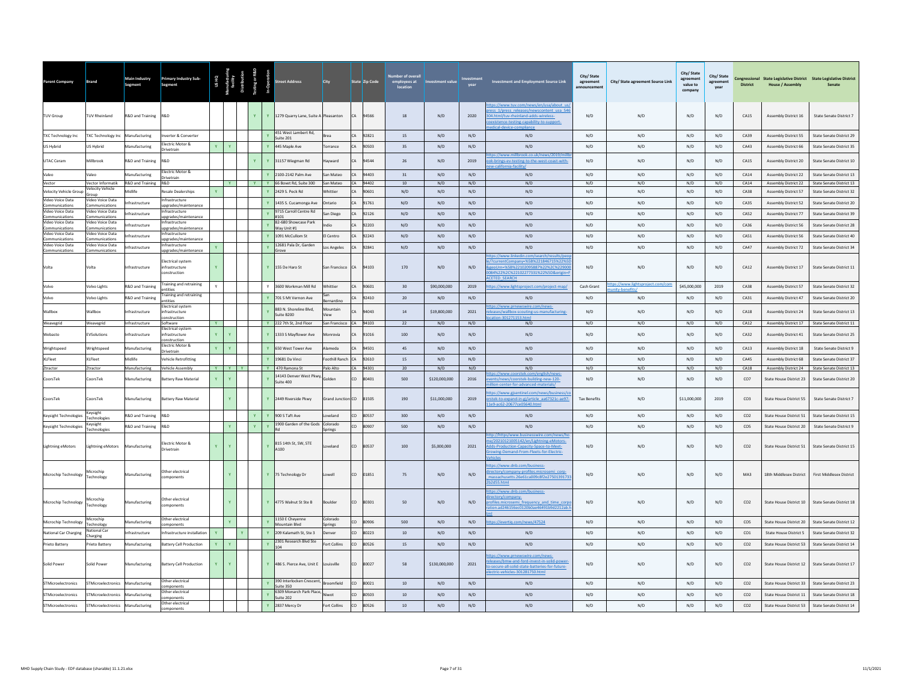| Parent Company | Brand | Main Industry Segment | Primary Industry Sub-Segment | US HQ | Manufacturing facility | Distribution | Testing or R&D | In-Operation | Street Address | City | State | Zip Code | Number of overall employees at location | Investment value | Investment year | Investment and Employment Source Link | City/ State agreement announcement | City/ State agreement Source Link | City/ State agreement value to company | City/ State agreement year | Congressional District | State Legislative District House / Assembly | State Legislative District Senate |
|---|---|---|---|---|---|---|---|---|---|---|---|---|---|---|---|---|---|---|---|---|---|---|---|
| TUV Group | TUV Rheinland | R&D and Training | R&D | | | | Y | Y | 1279 Quarry Lane, Suite A | Pleasanton | CA | 94566 | 18 | N/D | 2020 | https://www.tuv.com/news/en/usa/about_us/press_1/press_releases/newscontent_usa_546304.html/tuv-rheinland-adds-wireless-coexistence-testing-capability-to-support-medical-device-compliance | N/D | N/D | N/D | N/D | CA15 | Assembly District 16 | State Senate District 7 |
| TXC Technology Inc | TXC Technology Inc | Manufacturing | Inverter & Converter | | | | | Y | 451 West Lambert Rd, Suite 201 | Brea | CA | 92821 | 15 | N/D | N/D | N/D | N/D | N/D | N/D | N/D | CA39 | Assembly District 55 | State Senate District 29 |
| US Hybrid | US Hybrid | Manufacturing | Electric Motor & Drivetrain | Y | Y | | | Y | 445 Maple Ave | Torrance | CA | 90503 | 35 | N/D | N/D | N/D | N/D | N/D | N/D | N/D | CA43 | Assembly District 66 | State Senate District 35 |
| UTAC Ceram | Millbrook | R&D and Training | R&D | | | | Y | Y | 31157 Wiegman Rd | Hayward | CA | 94544 | 26 | N/D | 2019 | https://www.millbrook.co.uk/news/2019/millbrook-brings-ev-testing-to-the-west-coast-with-new-california-facility/ | N/D | N/D | N/D | N/D | CA15 | Assembly District 20 | State Senate District 10 |
| Valeo | Valeo | Manufacturing | Electric Motor & Drivetrain | | | | | Y | 2100-2142 Palm Ave | San Mateo | CA | 94403 | 31 | N/D | N/D | N/D | N/D | N/D | N/D | N/D | CA14 | Assembly District 22 | State Senate District 13 |
| Vector | Vector Informatik | R&D and Training | R&D | | Y | | Y | Y | 66 Bovet Rd, Suite 300 | San Mateo | CA | 94402 | 10 | N/D | N/D | N/D | N/D | N/D | N/D | N/D | CA14 | Assembly District 22 | State Senate District 13 |
| Velocity Vehicle Group | Velocity Vehicle Group | Midlife | Resale Dealerships | Y | | | | Y | 2429 S. Peck Rd | Whittier | CA | 90601 | N/D | N/D | N/D | N/D | N/D | N/D | N/D | N/D | CA38 | Assembly District 57 | State Senate District 32 |
| Video Voice Data Communications | Video Voice Data Communications | Infrastructure | Infrastructure upgrades/maintenance | | | | | Y | 1435 S. Cucamonga Ave | Ontario | CA | 91761 | N/D | N/D | N/D | N/D | N/D | N/D | N/D | N/D | CA35 | Assembly District 52 | State Senate District 20 |
| Video Voice Data Communications | Video Voice Data Communications | Infrastructure | Infrastructure upgrades/maintenance | | | | | Y | 9715 Carroll Centre Rd #101 | San Diego | CA | 92126 | N/D | N/D | N/D | N/D | N/D | N/D | N/D | N/D | CA52 | Assembly District 77 | State Senate District 39 |
| Video Voice Data Communications | Video Voice Data Communications | Infrastructure | Infrastructure upgrades/maintenance | | | | | Y | 82-680 Showcase Park Way Unit #1 | Indio | CA | 92203 | N/D | N/D | N/D | N/D | N/D | N/D | N/D | N/D | CA36 | Assembly District 56 | State Senate District 28 |
| Video Voice Data Communications | Video Voice Data Communications | Infrastructure | Infrastructure upgrades/maintenance | | | | | Y | 1091 McCullom St | El Centro | CA | 92243 | N/D | N/D | N/D | N/D | N/D | N/D | N/D | N/D | CA51 | Assembly District 56 | State Senate District 40 |
| Video Voice Data Communications | Video Voice Data Communications | Infrastructure | Infrastructure upgrades/maintenance | Y | | | | Y | 12681 Pala Dr, Garden Grove | Los Angeles | CA | 92841 | N/D | N/D | N/D | N/D | N/D | N/D | N/D | N/D | CA47 | Assembly District 72 | State Senate District 34 |
| Volta | Volta | Infrastructure | Electrical system infrastructure construction | Y | | | | Y | 155 De Haro St | San Francisco | CA | 94103 | 170 | N/D | N/D | https://www.linkedin.com/search/results/people/?currentCompany=%5B%2218467157%22%5D&geoUrn=%5B%22102095887%22%2C%22900084%22%2C%22102277331%22%5D&origin=FACETED_SEARCH | N/D | N/D | N/D | N/D | CA12 | Assembly District 17 | State Senate District 11 |
| Volvo | Volvo Lights | R&D and Training | Training and retraining entities | Y | | | | Y | 3600 Workman Mill Rd | Whittier | CA | 90601 | 30 | $90,000,000 | 2019 | https://www.lightsproject.com/project-map/ | Cash Grant | https://www.lightsproject.com/community-benefits/ | $45,000,000 | 2019 | CA38 | Assembly District 57 | State Senate District 32 |
| Volvo | Volvo Lights | R&D and Training | Training and retraining entities | | | | | Y | 701 S Mt Vernon Ave | San Bernardino | CA | 92410 | 20 | N/D | N/D | N/D | N/D | N/D | N/D | N/D | CA31 | Assembly District 47 | State Senate District 20 |
| Wallbox | Wallbox | Infrastructure | Electrical system infrastructure construction | | | | | Y | 883 N. Shoreline Blvd, Suite B200 | Mountain View | CA | 94043 | 14 | $19,800,000 | 2021 | https://www.prnewswire.com/news-releases/wallbox-scouting-us-manufacturing-location-301271353.html | N/D | N/D | N/D | N/D | CA18 | Assembly District 24 | State Senate District 13 |
| Weavegrid | Weavegrid | Infrastructure | Software | Y | | | | Y | 222 7th St, 2nd Floor | San Francisco | CA | 94103 | 22 | N/D | N/D | N/D | N/D | N/D | N/D | N/D | CA12 | Assembly District 17 | State Senate District 11 |
| Webasto | EVSolutions | Infrastructure | Electrical system infrastructure construction | Y | Y | | | Y | 1333 S Mayflower Ave | Monrovia | CA | 91016 | 100 | N/D | N/D | N/D | N/D | N/D | N/D | N/D | CA32 | Assembly District 41 | State Senate District 25 |
| Wrightspeed | Wrightspeed | Manufacturing | Electric Motor & Drivetrain | Y | Y | | | Y | 650 West Tower Ave | Alameda | CA | 94501 | 45 | N/D | N/D | N/D | N/D | N/D | N/D | N/D | CA13 | Assembly District 18 | State Senate District 9 |
| XLFleet | XLFleet | Midlife | Vehicle Retrofitting | | | | | Y | 19681 Da Vinci | Foothill Ranch | CA | 92610 | 15 | N/D | N/D | N/D | N/D | N/D | N/D | N/D | CA45 | Assembly District 68 | State Senate District 37 |
| Ztractor | Ztractor | Manufacturing | Vehicle Assembly | Y | Y | Y | | Y | 470 Ramona St | Palo Alto | CA | 94301 | 20 | N/D | N/D | N/D | N/D | N/D | N/D | N/D | CA18 | Assembly District 24 | State Senate District 13 |
| CoorsTek | CoorsTek | Manufacturing | Battery Raw Material | Y | Y | | | Y | 14143 Denver West Pkwy, Suite 400 | Golden | CO | 80401 | 500 | $120,000,000 | 2016 | https://www.coorstek.com/english/news-events/news/coorstek-building-new-120-million-center-for-advanced-materials/ | N/D | N/D | N/D | N/D | CO7 | State House District 23 | State Senate District 20 |
| CoorsTek | CoorsTek | Manufacturing | Battery Raw Material | | Y | | | Y | 2449 Riverside Pkwy | Grand Junction | CO | 81505 | 190 | $11,000,000 | 2019 | https://www.gjsentinel.com/news/business/coorstek-to-expand-in-gj/article_ae67321c-ae97-11e9-ac62-20677ce05640.html | Tax Benefits | N/D | $11,000,000 | 2019 | CO3 | State House District 55 | State Senate District 7 |
| Keysight Technologies | Keysight Technologies | R&D and Training | R&D | | | | Y | Y | 900 S Taft Ave | Loveland | CO | 80537 | 300 | N/D | N/D | N/D | N/D | N/D | N/D | N/D | CO2 | State House District 51 | State Senate District 15 |
| Keysight Technologies | Keysight Technologies | R&D and Training | R&D | | Y | | Y | Y | 1900 Garden of the Gods Rd | Colorado Springs | CO | 80907 | 500 | N/D | N/D | N/D | N/D | N/D | N/D | N/D | CO5 | State House District 20 | State Senate District 9 |
| Lightning eMotors | Lightning eMotors | Manufacturing | Electric Motor & Drivetrain | Y | Y | | | Y | 815 14th St, SW, STE A100 | Loveland | CO | 80537 | 100 | $5,000,000 | 2021 | http://https/www.businesswire.com/news/home/20210121005142/en/Lightning-eMotors-Adds-Production-Capacity-Space-to-Meet-Growing-Demand-From-Fleets-for-Electric-Vehicles | N/D | N/D | N/D | N/D | CO2 | State House District 51 | State Senate District 15 |
| Microchip Technology | Microchip Technology | Manufacturing | Other electrical components | | Y | | | Y | 75 Technology Dr | Lowell | CO | 01851 | 75 | N/D | N/D | https://www.dnb.com/business-directory/company-profiles.microsemi_corp-_massachusetts.26e61ca009c8f2e27501391733b2d55.html | N/D | N/D | N/D | N/D | MA3 | 18th Middlesex District | First Middlesex District |
| Microchip Technology | Microchip Technology | Manufacturing | Other electrical components | | Y | | | Y | 4775 Walnut St Ste B | Boulder | CO | 80301 | 50 | N/D | N/D | https://www.dnb.com/business-directory/company-profiles.microsemi_frequency_and_time_corporation.ad246156ec0120b0ae46491b9d2212ab.html | N/D | N/D | N/D | N/D | CO2 | State House District 10 | State Senate District 18 |
| Microchip Technology | Microchip Technology | Manufacturing | Other electrical components | | Y | | | Y | 1150 E Cheyenne Mountain Blvd | Colorado Springs | CO | 80906 | 500 | N/D | N/D | https://evertiq.com/news/47524 | N/D | N/D | N/D | N/D | CO5 | State House District 20 | State Senate District 12 |
| National Car Charging | National Car Charging | Infrastructure | Infrastructure installation | Y | | Y | | Y | 209 Kalamath St, Ste 3 | Denver | CO | 80223 | 10 | N/D | N/D | N/D | N/D | N/D | N/D | N/D | CO1 | State House District 5 | State Senate District 32 |
| Prieto Battery | Prieto Battery | Manufacturing | Battery Cell Production | Y | Y | | | Y | 2301 Research Blvd Ste 104 | Fort Collins | CO | 80526 | 15 | N/D | N/D | N/D | N/D | N/D | N/D | N/D | CO2 | State House District 53 | State Senate District 14 |
| Solid Power | Solid Power | Manufacturing | Battery Cell Production | Y | Y | | | Y | 486 S. Pierce Ave, Unit E | Louisville | CO | 80027 | 58 | $130,000,000 | 2021 | https://www.prnewswire.com/news-releases/bmw-and-ford-invest-in-solid-power-to-secure-all-solid-state-batteries-for-future-electric-vehicles-301281750.html | N/D | N/D | N/D | N/D | CO2 | State House District 12 | State Senate District 17 |
| STMicroelectronics | STMicroelectronics | Manufacturing | Other electrical components | | | | | Y | 390 Interlocken Crescent, Suite 350 | Broomfield | CO | 80021 | 10 | N/D | N/D | N/D | N/D | N/D | N/D | N/D | CO2 | State House District 33 | State Senate District 23 |
| STMicroelectronics | STMicroelectronics | Manufacturing | Other electrical components | | | | | Y | 6309 Monarch Park Place, Suite 202 | Niwot | CO | 80503 | 10 | N/D | N/D | N/D | N/D | N/D | N/D | N/D | CO2 | State House District 11 | State Senate District 18 |
| STMicroelectronics | STMicroelectronics | Manufacturing | Other electrical components | | | | | Y | 2837 Mercy Dr | Fort Collins | CO | 80526 | 10 | N/D | N/D | N/D | N/D | N/D | N/D | N/D | CO2 | State House District 53 | State Senate District 14 |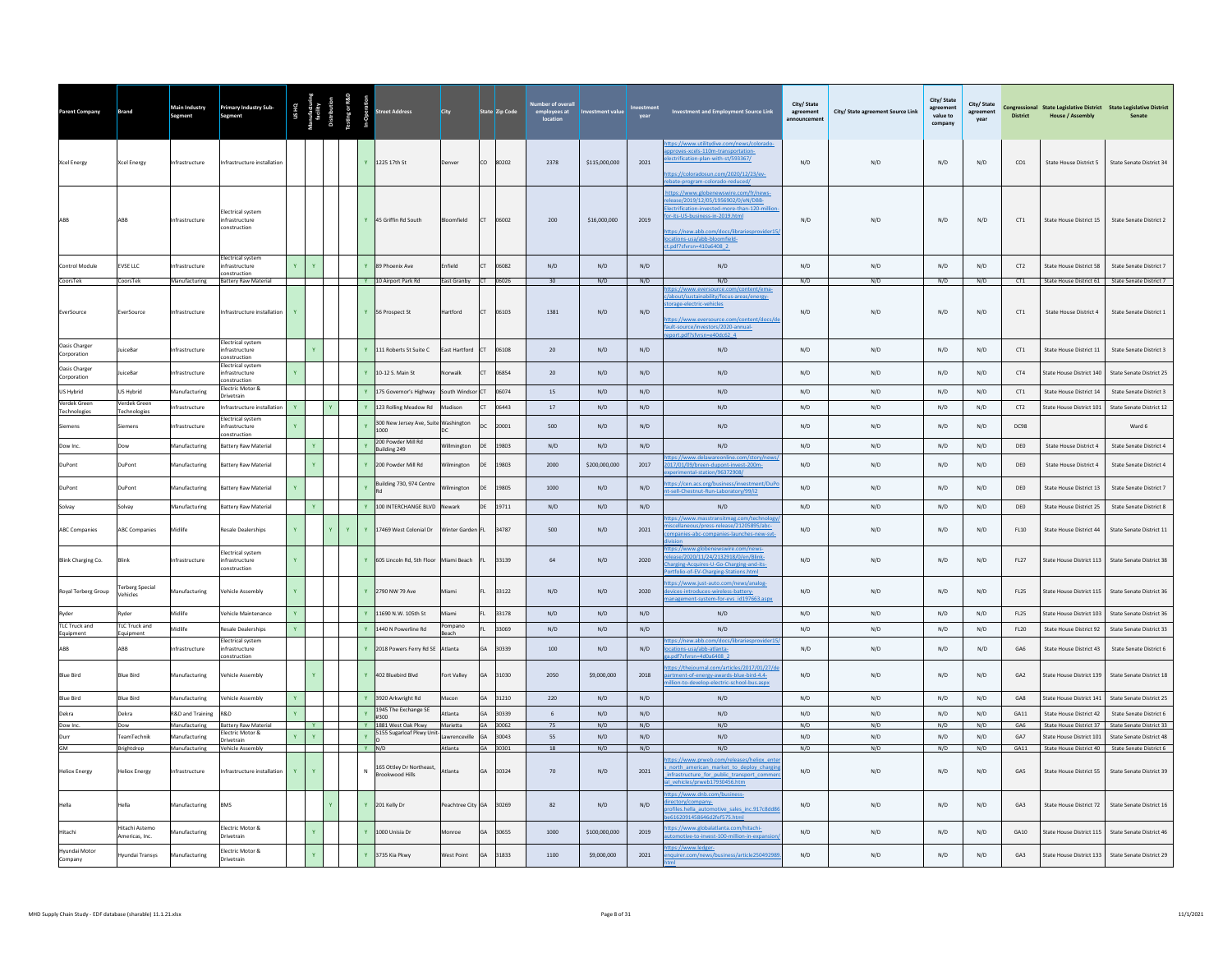| Parent Company | Brand | Main Industry Segment | Primary Industry Sub-Segment | US HQ | Manufacturing facility | Distribution | Testing or R&D | In-Operation | Street Address | City | State | Zip Code | Number of overall employees at location | Investment value | Investment year | Investment and Employment Source Link | City/ State agreement announcement | City/ State agreement Source Link | City/ State agreement value to company | City/ State agreement year | Congressional District | State Legislative District House / Assembly | State Legislative District Senate |
|---|---|---|---|---|---|---|---|---|---|---|---|---|---|---|---|---|---|---|---|---|---|---|---|
| Xcel Energy | Xcel Energy | Infrastructure | Infrastructure installation | | | | | Y | 1225 17th St | Denver | CO | 80202 | 2378 | $115,000,000 | 2021 | https://www.utilitydive.com/news/colorado-approves-xcels-110m-transportation-electrification-plan-with-st/593367/ https://coloradosun.com/2020/12/23/ev-rebate-program-colorado-reduced/ | N/D | N/D | N/D | N/D | CO1 | State House District 5 | State Senate District 34 |
| ABB | ABB | Infrastructure | Electrical system infrastructure construction | | | | | Y | 45 Griffin Rd South | Bloomfield | CT | 06002 | 200 | $16,000,000 | 2019 | https://www.globenewswire.com/fr/news-release/2019/12/05/1956902/0/en/DBB-Electrification-invested-more-than-120-million-for-its-US-business-in-2019.html https://new.abb.com/docs/librariesprovider15/locations-usa/abb-bloomfield-ct.pdf?sfvrsn=410a6408_2 | N/D | N/D | N/D | N/D | CT1 | State House District 15 | State Senate District 2 |
| Control Module | EVSE LLC | Infrastructure | Electrical system infrastructure construction | Y | Y | | | Y | 89 Phoenix Ave | Enfield | CT | 06082 | N/D | N/D | N/D | N/D | N/D | N/D | N/D | N/D | CT2 | State House District 58 | State Senate District 7 |
| CoorsTek | CoorsTek | Manufacturing | Battery Raw Material | | | | | Y | 10 Airport Park Rd | East Granby | CT | 06026 | 30 | N/D | N/D | N/D | N/D | N/D | N/D | N/D | CT1 | State House District 61 | State Senate District 7 |
| EverSource | EverSource | Infrastructure | Infrastructure installation | Y | | | | Y | 56 Prospect St | Hartford | CT | 06103 | 1381 | N/D | N/D | https://www.eversource.com/content/ema-c/about/sustainability/focus-areas/energy-storage-electric-vehicles https://www.eversource.com/content/docs/default-source/investors/2020-annual-report.pdf?sfvrsn=e40dc62_4 | N/D | N/D | N/D | N/D | CT1 | State House District 4 | State Senate District 1 |
| Oasis Charger Corporation | JuiceBar | Infrastructure | Electrical system infrastructure construction | | Y | | | Y | 111 Roberts St Suite C | East Hartford | CT | 06108 | 20 | N/D | N/D | N/D | N/D | N/D | N/D | N/D | CT1 | State House District 11 | State Senate District 3 |
| Oasis Charger Corporation | JuiceBar | Infrastructure | Electrical system infrastructure construction | Y | | | | Y | 10-12 S. Main St | Norwalk | CT | 06854 | 20 | N/D | N/D | N/D | N/D | N/D | N/D | N/D | CT4 | State House District 140 | State Senate District 25 |
| US Hybrid | US Hybrid | Manufacturing | Electric Motor & Drivetrain | | | | | Y | 175 Governor's Highway | South Windsor | CT | 06074 | 15 | N/D | N/D | N/D | N/D | N/D | N/D | N/D | CT1 | State House District 14 | State Senate District 3 |
| Verdek Green Technologies | Verdek Green Technologies | Infrastructure | Infrastructure installation | Y | | Y | | Y | 123 Rolling Meadow Rd | Madison | CT | 06443 | 17 | N/D | N/D | N/D | N/D | N/D | N/D | N/D | CT2 | State House District 101 | State Senate District 12 |
| Siemens | Siemens | Infrastructure | Electrical system infrastructure construction | Y | | | | Y | 300 New Jersey Ave, Suite 1000 | Washington DC | DC | 20001 | 500 | N/D | N/D | N/D | N/D | N/D | N/D | N/D | DC98 | | Ward 6 |
| Dow Inc. | Dow | Manufacturing | Battery Raw Material | | Y | | | Y | 200 Powder Mill Rd Building 249 | Wilmington | DE | 19803 | N/D | N/D | N/D | N/D | N/D | N/D | N/D | N/D | DE0 | State House District 4 | State Senate District 4 |
| DuPont | DuPont | Manufacturing | Battery Raw Material | | Y | | | Y | 200 Powder Mill Rd | Wilmington | DE | 19803 | 2000 | $200,000,000 | 2017 | https://www.delawareonline.com/story/news/2017/01/09/breen-dupont-invest-200m-experimental-station/96372908/ | N/D | N/D | N/D | N/D | DE0 | State House District 4 | State Senate District 4 |
| DuPont | DuPont | Manufacturing | Battery Raw Material | Y | | | | Y | Building 730, 974 Centre Rd | Wilmington | DE | 19805 | 1000 | N/D | N/D | https://cen.acs.org/business/investment/DuPont-sell-Chestnut-Run-Laboratory/99/i2 | N/D | N/D | N/D | N/D | DE0 | State House District 13 | State Senate District 7 |
| Solvay | Solvay | Manufacturing | Battery Raw Material | | Y | | | Y | 100 INTERCHANGE BLVD | Newark | DE | 19711 | N/D | N/D | N/D | N/D | N/D | N/D | N/D | N/D | DE0 | State House District 25 | State Senate District 8 |
| ABC Companies | ABC Companies | Midlife | Resale Dealerships | Y | | Y | Y | Y | 17469 West Colonial Dr | Winter Garden | FL | 34787 | 500 | N/D | 2021 | https://www.masstransitmag.com/technology/miscellaneous/press-release/21205895/abc-companies-abc-companies-launches-new-svt-division | N/D | N/D | N/D | N/D | FL10 | State House District 44 | State Senate District 11 |
| Blink Charging Co. | Blink | Infrastructure | Electrical system infrastructure construction | Y | | | | Y | 605 Lincoln Rd, 5th Floor | Miami Beach | FL | 33139 | 64 | N/D | 2020 | https://www.globenewswire.com/news-release/2020/11/24/2132918/0/en/Blink-Charging-Acquires-U-Go-Charging-and-its-Portfolio-of-EV-Charging-Stations.html | N/D | N/D | N/D | N/D | FL27 | State House District 113 | State Senate District 38 |
| Royal Terberg Group | Terberg Special Vehicles | Manufacturing | Vehicle Assembly | Y | | | | Y | 2790 NW 79 Ave | Miami | FL | 33122 | N/D | N/D | 2020 | https://www.just-auto.com/news/analog-devices-introduces-wireless-battery-management-system-for-evs_id197663.aspx | N/D | N/D | N/D | N/D | FL25 | State House District 115 | State Senate District 36 |
| Ryder | Ryder | Midlife | Vehicle Maintenance | Y | | | | Y | 11690 N.W. 105th St | Miami | FL | 33178 | N/D | N/D | N/D | N/D | N/D | N/D | N/D | N/D | FL25 | State House District 103 | State Senate District 36 |
| TLC Truck and Equipment | TLC Truck and Equipment | Midlife | Resale Dealerships | Y | | | | Y | 1440 N Powerline Rd | Pompano Beach | FL | 33069 | N/D | N/D | N/D | N/D | N/D | N/D | N/D | N/D | FL20 | State House District 92 | State Senate District 33 |
| ABB | ABB | Infrastructure | Electrical system infrastructure construction | | | | | Y | 2018 Powers Ferry Rd SE | Atlanta | GA | 30339 | 100 | N/D | N/D | https://new.abb.com/docs/librariesprovider15/locations-usa/abb-atlanta-ga.pdf?sfvrsn=4d0a6408_2 | N/D | N/D | N/D | N/D | GA6 | State House District 43 | State Senate District 6 |
| Blue Bird | Blue Bird | Manufacturing | Vehicle Assembly | | Y | | | Y | 402 Bluebird Blvd | Fort Valley | GA | 31030 | 2050 | $9,000,000 | 2018 | https://thejournal.com/articles/2017/01/27/department-of-energy-awards-blue-bird-4.4-million-to-develop-electric-school-bus.aspx | N/D | N/D | N/D | N/D | GA2 | State House District 139 | State Senate District 18 |
| Blue Bird | Blue Bird | Manufacturing | Vehicle Assembly | Y | | | | Y | 3920 Arkwright Rd | Macon | GA | 31210 | 220 | N/D | N/D | N/D | N/D | N/D | N/D | N/D | GA8 | State House District 141 | State Senate District 25 |
| Dekra | Dekra | R&D and Training | R&D | Y | | | | Y | 1945 The Exchange SE #300 | Atlanta | GA | 30339 | 6 | N/D | N/D | N/D | N/D | N/D | N/D | N/D | GA11 | State House District 42 | State Senate District 6 |
| Dow Inc. | Dow | Manufacturing | Battery Raw Material | | Y | | | Y | 1881 West Oak Pkwy | Marietta | GA | 30062 | 75 | N/D | N/D | N/D | N/D | N/D | N/D | N/D | GA6 | State House District 37 | State Senate District 33 |
| Durr | TeamTechnik | Manufacturing | Electric Motor & Drivetrain | Y | Y | | | Y | 5155 Sugarloaf Pkwy Unit-O | Lawrenceville | GA | 30043 | 55 | N/D | N/D | N/D | N/D | N/D | N/D | N/D | GA7 | State House District 101 | State Senate District 48 |
| GM | Brightdrop | Manufacturing | Vehicle Assembly | | | | | Y | N/D | Atlanta | GA | 30301 | 18 | N/D | N/D | N/D | N/D | N/D | N/D | N/D | GA11 | State House District 40 | State Senate District 6 |
| Heliox Energy | Heliox Energy | Infrastructure | Infrastructure installation | Y | Y | | | N | 165 Ottley Dr Northeast, Brookwood Hills | Atlanta | GA | 30324 | 70 | N/D | 2021 | https://www.prweb.com/releases/heliox_enters_north_american_market_to_deploy_charging_infrastructure_for_public_transport_commercial_vehicles/prweb17930456.htm | N/D | N/D | N/D | N/D | GA5 | State House District 55 | State Senate District 39 |
| Hella | Hella | Manufacturing | BMS | | | Y | | Y | 201 Kelly Dr | Peachtree City | GA | 30269 | 82 | N/D | N/D | https://www.dnb.com/business-directory/company-profiles.hella_automotive_sales_inc.917c8dd86e6162091458646d2fef575.html | N/D | N/D | N/D | N/D | GA3 | State House District 72 | State Senate District 16 |
| Hitachi | Hitachi Astemo Americas, Inc. | Manufacturing | Electric Motor & Drivetrain | | Y | | | Y | 1000 Unisia Dr | Monroe | GA | 30655 | 1000 | $100,000,000 | 2019 | https://www.globalatlanta.com/hitachi-automotive-to-invest-100-million-in-expansion/ | N/D | N/D | N/D | N/D | GA10 | State House District 115 | State Senate District 46 |
| Hyundai Motor Company | Hyundai Transys | Manufacturing | Electric Motor & Drivetrain | | Y | | | Y | 3735 Kia Pkwy | West Point | GA | 31833 | 1100 | $9,000,000 | 2021 | https://www.ledger-enquirer.com/news/business/article250492989.html | N/D | N/D | N/D | N/D | GA3 | State House District 133 | State Senate District 29 |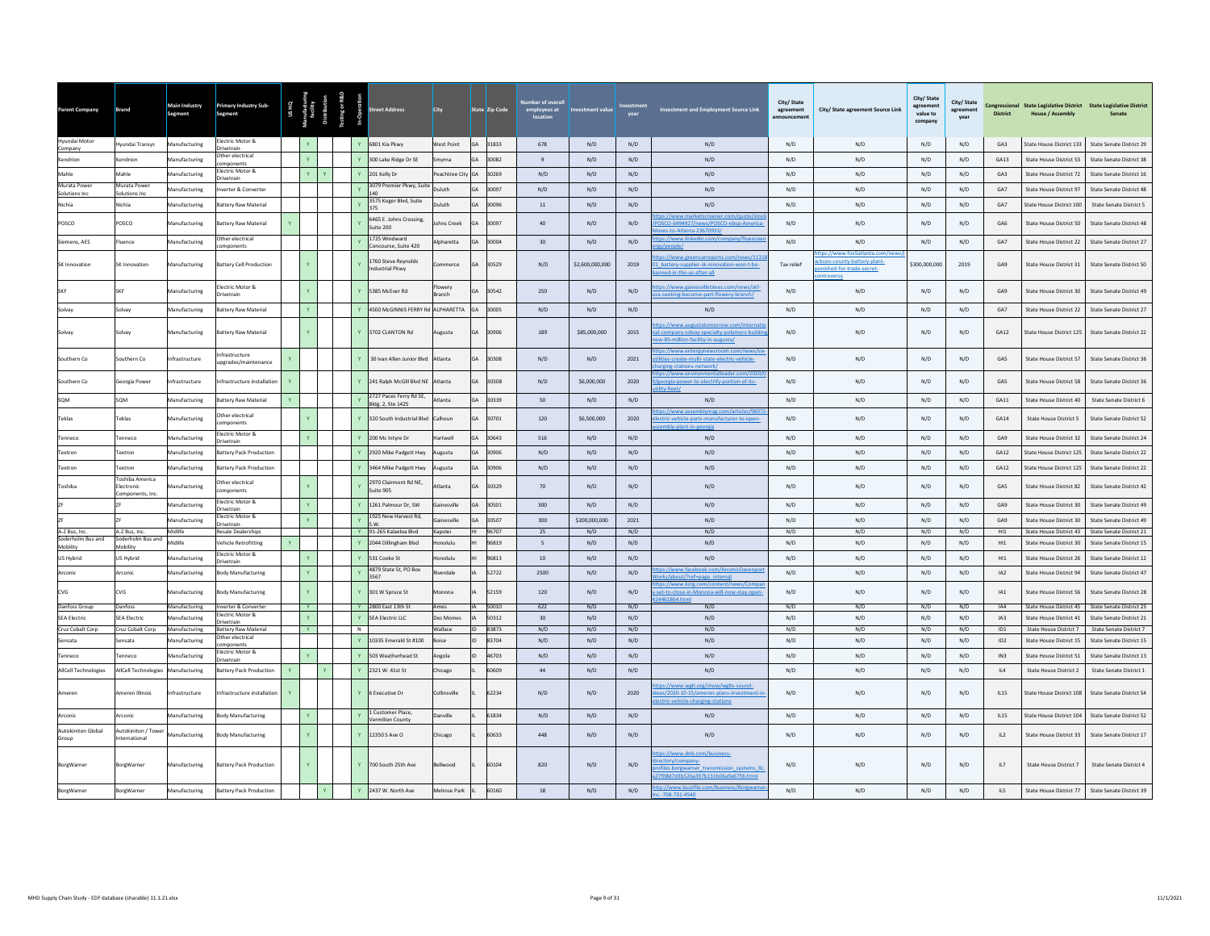| Parent Company | Brand | Main Industry Segment | Primary Industry Sub-Segment | US HQ | Manufacturing facility | Distribution | Testing or R&D | In-Operation | Street Address | City | State | Zip Code | Number of overall employees at location | Investment value | Investment year | Investment and Employment Source Link | City/ State agreement announcement | City/ State agreement Source Link | City/ State agreement value to company | City/ State agreement year | Congressional District | State Legislative District House / Assembly | State Legislative District Senate |
|---|---|---|---|---|---|---|---|---|---|---|---|---|---|---|---|---|---|---|---|---|---|---|---|
| Hyundai Motor Company | Hyundai Transys | Manufacturing | Electric Motor & Drivetrain | | Y | | | Y | 6801 Kia Pkwy | West Point | GA | 31833 | 678 | N/D | N/D | N/D | N/D | N/D | N/D | N/D | GA3 | State House District 133 | State Senate District 29 |
| Kendrion | Kendrion | Manufacturing | Other electrical components | | Y | | | Y | 300 Lake Ridge Dr SE | Smyrna | GA | 30082 | 9 | N/D | N/D | N/D | N/D | N/D | N/D | N/D | GA13 | State House District 53 | State Senate District 38 |
| Mahle | Mahle | Manufacturing | Electric Motor & Drivetrain | | Y | Y | | Y | 201 Kelly Dr | Peachtree City | GA | 30269 | N/D | N/D | N/D | N/D | N/D | N/D | N/D | N/D | GA3 | State House District 72 | State Senate District 16 |
| Murata Power Solutions Inc | Murata Power Solutions Inc | Manufacturing | Inverter & Converter | | | | | Y | 3079 Premier Pkwy, Suite 140 | Duluth | GA | 30097 | N/D | N/D | N/D | N/D | N/D | N/D | N/D | N/D | GA7 | State House District 97 | State Senate District 48 |
| Nichia | Nichia | Manufacturing | Battery Raw Material | | | | | Y | 3575 Koger Blvd, Suite 375 | Duluth | GA | 30096 | 11 | N/D | N/D | N/D | N/D | N/D | N/D | N/D | GA7 | State House District 100 | State Senate District 5 |
| POSCO | POSCO | Manufacturing | Battery Raw Material | Y | | | | Y | 6465 E. Johns Crossing, Suite 200 | Johns Creek | GA | 30097 | 40 | N/D | N/D | https://www.marketscreener.com/quote/stock/POSCO-6494927/news/POSCO-nbsp-America-Moves-to-Atlanta-23670933/ | N/D | N/D | N/D | N/D | GA6 | State House District 50 | State Senate District 48 |
| Siemens, AES | Fluence | Manufacturing | Other electrical components | | | | | Y | 1725 Windward Concourse, Suite 420 | Alpharetta | GA | 30004 | 30 | N/D | N/D | https://www.linkedin.com/company/fluenceenergy/people/ | N/D | N/D | N/D | N/D | GA7 | State House District 22 | State Senate District 27 |
| SK Innovation | SK Innovation | Manufacturing | Battery Cell Production | | Y | | | Y | 1760 Steve Reynolds Industrial Pkwy | Commerce | GA | 30529 | N/D | $2,600,000,000 | 2019 | https://www.greencarreports.com/news/1131801_battery-supplier-sk-innovation-won-t-be-banned-in-the-us-after-all | Tax relief | https://www.fox5atlanta.com/news/jackson-county-battery-plant-punished-for-trade-secret-controversy | $300,000,000 | 2019 | GA9 | State House District 31 | State Senate District 50 |
| SKF | SKF | Manufacturing | Electric Motor & Drivetrain | | Y | | | Y | 5385 McEver Rd | Flowery Branch | GA | 30542 | 250 | N/D | N/D | https://www.gainesvilletimes.com/news/skf-usa-seeking-become-part-flowery-branch/ | N/D | N/D | N/D | N/D | GA9 | State House District 30 | State Senate District 49 |
| Solvay | Solvay | Manufacturing | Battery Raw Material | | Y | | | Y | 4500 McGINNIS FERRY Rd | ALPHARETTA | GA | 30005 | N/D | N/D | N/D | N/D | N/D | N/D | N/D | N/D | GA7 | State House District 22 | State Senate District 27 |
| Solvay | Solvay | Manufacturing | Battery Raw Material | | Y | | | Y | 3702 CLANTON Rd | Augusta | GA | 30906 | 189 | $85,000,000 | 2015 | https://www.augustatomorrow.com/international-company-solvay-specialty-polymers-building-new-85-million-facility-in-augusta/ | N/D | N/D | N/D | N/D | GA12 | State House District 125 | State Senate District 22 |
| Southern Co | Southern Co | Infrastructure | Infrastructure upgrades/maintenance | Y | | | | Y | 30 Ivan Allen Junior Blvd | Atlanta | GA | 30308 | N/D | N/D | 2021 | https://www.energynewsroom.com/news/six-utilities-create-multi-state-electric-vehicle-charging-stations-network/ | N/D | N/D | N/D | N/D | GA5 | State House District 57 | State Senate District 36 |
| Southern Co | Georgia Power | Infrastructure | Infrastructure installation | Y | | | | Y | 241 Ralph McGill Blvd NE | Atlanta | GA | 30308 | N/D | $6,000,000 | 2020 | https://www.environmentalleader.com/2020/09/georgia-power-to-electrify-portion-of-its-utility-fleet/ | N/D | N/D | N/D | N/D | GA5 | State House District 58 | State Senate District 36 |
| SQM | SQM | Manufacturing | Battery Raw Material | Y | | | | Y | 2727 Paces Ferry Rd SE, Bldg. 2, Ste 1425 | Atlanta | GA | 30339 | 50 | N/D | N/D | N/D | N/D | N/D | N/D | N/D | GA11 | State House District 40 | State Senate District 6 |
| Teklas | Teklas | Manufacturing | Other electrical components | | Y | | | Y | 320 South Industrial Blvd | Calhoun | GA | 30701 | 120 | $6,500,000 | 2020 | https://www.assemblymag.com/articles/96072-electric-vehicle-parts-manufacturer-to-open-assembly-plant-in-georgia | N/D | N/D | N/D | N/D | GA14 | State House District 5 | State Senate District 52 |
| Tenneco | Tenneco | Manufacturing | Electric Motor & Drivetrain | | Y | | | Y | 200 Mc Intyre Dr | Hartwell | GA | 30643 | 516 | N/D | N/D | N/D | N/D | N/D | N/D | N/D | GA9 | State House District 32 | State Senate District 24 |
| Textron | Textron | Manufacturing | Battery Pack Production | | | | | Y | 2920 Mike Padgett Hwy | Augusta | GA | 30906 | N/D | N/D | N/D | N/D | N/D | N/D | N/D | N/D | GA12 | State House District 125 | State Senate District 22 |
| Textron | Textron | Manufacturing | Battery Pack Production | | | | | Y | 3464 Mike Padgett Hwy | Augusta | GA | 30906 | N/D | N/D | N/D | N/D | N/D | N/D | N/D | N/D | GA12 | State House District 125 | State Senate District 22 |
| Toshiba | Toshiba America Electronic Components, Inc. | Manufacturing | Other electrical components | | Y | | | Y | 2970 Clairmont Rd NE, Suite 905 | Atlanta | GA | 30329 | 70 | N/D | N/D | N/D | N/D | N/D | N/D | N/D | GA5 | State House District 82 | State Senate District 42 |
| ZF | ZF | Manufacturing | Electric Motor & Drivetrain | | Y | | | Y | 1261 Palmour Dr, SW | Gainesville | GA | 30501 | 300 | N/D | N/D | N/D | N/D | N/D | N/D | N/D | GA9 | State House District 30 | State Senate District 49 |
| ZF | ZF | Manufacturing | Electric Motor & Drivetrain | | Y | | | Y | 1925 New Harvest Rd, S.W. | Gainesville | GA | 30507 | 300 | $200,000,000 | 2021 | N/D | N/D | N/D | N/D | N/D | GA9 | State House District 30 | State Senate District 49 |
| A-Z Bus, Inc. | A-Z Bus, Inc. | Midlife | Resale Dealerships | | | | | Y | 91-265 Kalaeloa Blvd | Kapolei | HI | 96707 | 25 | N/D | N/D | N/D | N/D | N/D | N/D | N/D | HI1 | State House District 43 | State Senate District 21 |
| Soderholm Bus and Mobility | Soderholm Bus and Mobility | Midlife | Vehicle Retrofitting | Y | | | | Y | 2044 Dillingham Blvd | Honolulu | HI | 96819 | 5 | N/D | N/D | N/D | N/D | N/D | N/D | N/D | HI1 | State House District 30 | State Senate District 15 |
| US Hybrid | US Hybrid | Manufacturing | Electric Motor & Drivetrain | | Y | | | Y | 531 Cooke St | Honolulu | HI | 96813 | 10 | N/D | N/D | N/D | N/D | N/D | N/D | N/D | HI1 | State House District 26 | State Senate District 12 |
| Arconic | Arconic | Manufacturing | Body Manufacturing | | Y | | | Y | 4879 State St, PO Box 3567 | Riverdale | IA | 52722 | 2500 | N/D | N/D | https://www.facebook.com/ArconicDavenportWorks/about/?ref=page_internal | N/D | N/D | N/D | N/D | IA2 | State House District 94 | State Senate District 47 |
| CVG | CVG | Manufacturing | Body Manufacturing | | Y | | | Y | 301 W Spruce St | Monona | IA | 52159 | 120 | N/D | N/D | https://www.kcrg.com/content/news/Company-set-to-close-in-Monona-will-now-stay-open-424461864.html | N/D | N/D | N/D | N/D | IA1 | State House District 56 | State Senate District 28 |
| Danfoss Group | Danfoss | Manufacturing | Inverter & Converter | | Y | | | Y | 2800 East 13th St | Ames | IA | 50010 | 622 | N/D | N/D | N/D | N/D | N/D | N/D | N/D | IA4 | State House District 45 | State Senate District 23 |
| SEA Electric | SEA Electric | Manufacturing | Electric Motor & Drivetrain | | Y | | | Y | SEA Electric LLC | Des Moines | IA | 50312 | 30 | N/D | N/D | N/D | N/D | N/D | N/D | N/D | IA3 | State House District 41 | State Senate District 21 |
| Cruz Cobalt Corp | Cruz Cobalt Corp | Manufacturing | Battery Raw Material | | Y | | | N | | Wallace | ID | 83873 | N/D | N/D | N/D | N/D | N/D | N/D | N/D | N/D | ID1 | State House District 7 | State Senate District 7 |
| Sensata | Sensata | Manufacturing | Other electrical components | | | | | Y | 10335 Emerald St #100 | Boise | ID | 83704 | N/D | N/D | N/D | N/D | N/D | N/D | N/D | N/D | ID2 | State House District 15 | State Senate District 15 |
| Tenneco | Tenneco | Manufacturing | Electric Motor & Drivetrain | | Y | | | Y | 503 Weatherhead St | Angola | IN | 46703 | N/D | N/D | N/D | N/D | N/D | N/D | N/D | N/D | IN3 | State House District 51 | State Senate District 13 |
| AllCell Technologies | AllCell Technologies | Manufacturing | Battery Pack Production | Y | | Y | | Y | 2321 W. 41st St | Chicago | IL | 60609 | 44 | N/D | N/D | N/D | N/D | N/D | N/D | N/D | IL4 | State House District 2 | State Senate District 1 |
| Ameren | Ameren Illinois | Infrastructure | Infrastructure installation | Y | | | | Y | 6 Executive Dr | Collinsville | IL | 62234 | N/D | N/D | 2020 | https://www.wglt.org/show/wglts-sound-ideas/2020-10-15/ameren-plans-investment-in-electric-vehicle-charging-stations | N/D | N/D | N/D | N/D | IL15 | State House District 108 | State Senate District 54 |
| Arconic | Arconic | Manufacturing | Body Manufacturing | | Y | | | Y | 1 Customer Place, Vermilion County | Danville | IL | 61834 | N/D | N/D | N/D | N/D | N/D | N/D | N/D | N/D | IL15 | State House District 104 | State Senate District 52 |
| Autokiniton Global Group | Autokiniton / Tower International | Manufacturing | Body Manufacturing | | Y | | | Y | 12350 S Ave O | Chicago | IL | 60633 | 448 | N/D | N/D | N/D | N/D | N/D | N/D | N/D | IL2 | State House District 33 | State Senate District 17 |
| BorgWarner | BorgWarner | Manufacturing | Battery Pack Production | | Y | | | Y | 700 South 25th Ave | Bellwood | IL | 60104 | 820 | N/D | N/D | https://www.dnb.com/business-directory/company-profiles.borgwarner_transmission_systems_llc.127f08d7d3b526a397b131b06a9a675b.html | N/D | N/D | N/D | N/D | IL7 | State House District 7 | State Senate District 4 |
| BorgWarner | BorgWarner | Manufacturing | Battery Pack Production | | | Y | | Y | 2437 W. North Ave | Melrose Park | IL | 60160 | 18 | N/D | N/D | http://www.buzzfile.com/business/Borgwarner-Inc.-708-731-4540 | N/D | N/D | N/D | N/D | IL5 | State House District 77 | State Senate District 39 |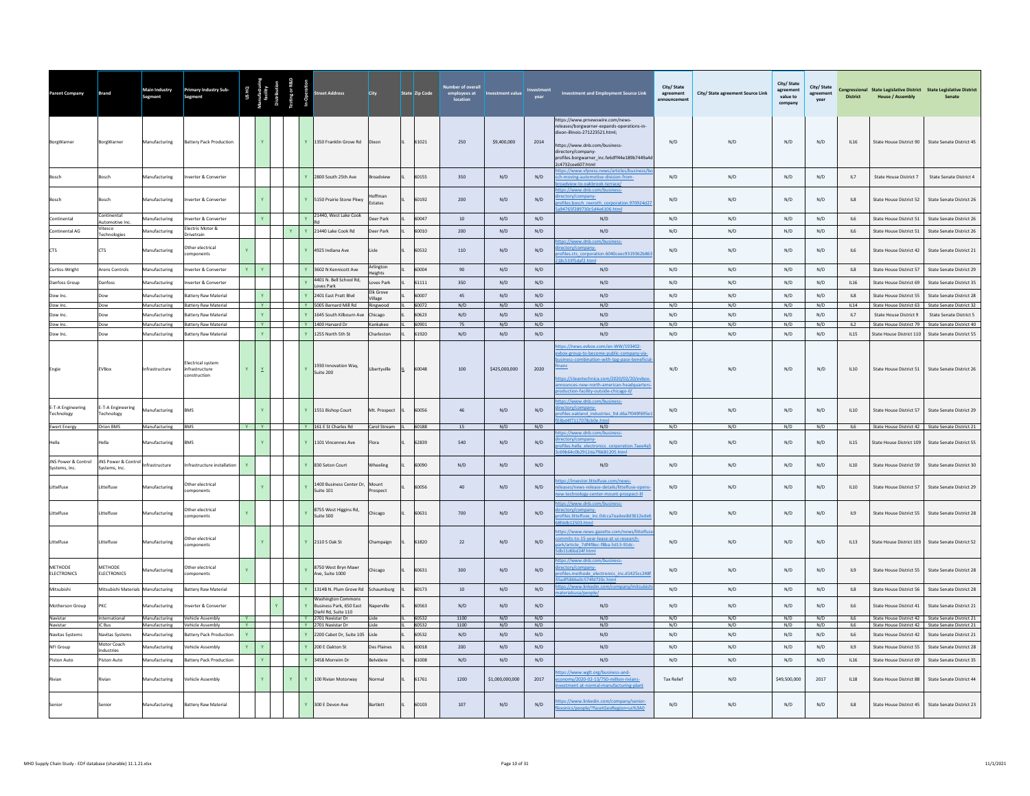| Parent Company | Brand | Main Industry Segment | Primary Industry Sub-Segment | US HQ | Manufacturing facility | Distribution | Testing or R&D | In-Operation | Street Address | City | State | Zip Code | Number of overall employees at location | Investment value | Investment year | Investment and Employment Source Link | City/ State agreement announcement | City/ State agreement Source Link | City/ State agreement value to company | City/ State agreement year | Congressional District | State Legislative District House / Assembly | State Legislative District Senate |
|---|---|---|---|---|---|---|---|---|---|---|---|---|---|---|---|---|---|---|---|---|---|---|---|
| BorgWarner | BorgWarner | Manufacturing | Battery Pack Production | | Y | | | Y | 1350 Franklin Grove Rd | Dixon | IL | 61021 | 250 | $9,400,000 | 2014 | https://www.prnewswire.com/news-releases/borgwarner-expands-operations-in-dixon-illinois-271223521.html; https://www.dnb.com/business-directory/company-profiles.borgwarner_inc.fe6df f44e189b7449a4d2c4732cee607.html | N/D | N/D | N/D | N/D | IL16 | State House District 90 | State Senate District 45 |
| Bosch | Bosch | Manufacturing | Inverter & Converter | | | | | Y | 2800 South 25th Ave | Broadview | IL | 60155 | 350 | N/D | N/D | https://www.vfpress.news/articles/business/bosch-moving-automotive-division-from-broadview-to-oakbrook-terrace/ | N/D | N/D | N/D | N/D | IL7 | State House District 7 | State Senate District 4 |
| Bosch | Bosch | Manufacturing | Inverter & Converter | | Y | | | Y | 5150 Prairie Stone Pkwy | Hoffman Estates | IL | 60192 | 200 | N/D | N/D | https://www.dnb.com/business-directory/company-profiles.bosch_rexroth_corporation.970924d275a94765f289730c5d4e6106.html | N/D | N/D | N/D | N/D | IL8 | State House District 52 | State Senate District 26 |
| Continental | Continental Automotive Inc. | Manufacturing | Inverter & Converter | | Y | | | Y | 21440, West Lake Cook Rd | Deer Park | IL | 60047 | 10 | N/D | N/D | N/D | N/D | N/D | N/D | N/D | IL6 | State House District 51 | State Senate District 26 |
| Continental AG | Vitesco Technologies | Manufacturing | Electric Motor & Drivetrain | | | | Y | Y | 21440 Lake Cook Rd | Deer Park | IL | 60010 | 200 | N/D | N/D | N/D | N/D | N/D | N/D | N/D | IL6 | State House District 51 | State Senate District 26 |
| CTS | CTS | Manufacturing | Other electrical components | Y | | | | Y | 4925 Indiana Ave | Lisle | IL | 60532 | 110 | N/D | N/D | https://www.dnb.com/business-directory/company-profiles.cts_corporation.6040ceec9319362b863218c533f5daf2.html | N/D | N/D | N/D | N/D | IL6 | State House District 42 | State Senate District 21 |
| Curtiss-Wright | Arens Controls | Manufacturing | Inverter & Converter | Y | Y | | | Y | 3602 N Kennicott Ave | Arlington Heights | IL | 60004 | 90 | N/D | N/D | N/D | N/D | N/D | N/D | N/D | IL8 | State House District 57 | State Senate District 29 |
| Danfoss Group | Danfoss | Manufacturing | Inverter & Converter | | | | | Y | 4401 N. Bell School Rd, Loves Park | Loves Park | IL | 61111 | 350 | N/D | N/D | N/D | N/D | N/D | N/D | N/D | IL16 | State House District 69 | State Senate District 35 |
| Dow Inc. | Dow | Manufacturing | Battery Raw Material | | Y | | | Y | 2401 East Pratt Blvd | Elk Grove Village | IL | 60007 | 45 | N/D | N/D | N/D | N/D | N/D | N/D | N/D | IL8 | State House District 55 | State Senate District 28 |
| Dow Inc. | Dow | Manufacturing | Battery Raw Material | | Y | | | Y | 5005 Barnard Mill Rd | Ringwood | IL | 60072 | N/D | N/D | N/D | N/D | N/D | N/D | N/D | N/D | IL14 | State House District 63 | State Senate District 32 |
| Dow Inc. | Dow | Manufacturing | Battery Raw Material | | Y | | | Y | 1645 South Kilbourn Ave | Chicago | IL | 60623 | N/D | N/D | N/D | N/D | N/D | N/D | N/D | N/D | IL7 | State House District 9 | State Senate District 5 |
| Dow Inc. | Dow | Manufacturing | Battery Raw Material | | Y | | | Y | 1400 Harvard Dr | Kankakee | IL | 60901 | 75 | N/D | N/D | N/D | N/D | N/D | N/D | N/D | IL2 | State House District 79 | State Senate District 40 |
| Dow Inc. | Dow | Manufacturing | Battery Raw Material | | Y | | | Y | 1255 North 5th St | Charleston | IL | 61920 | N/D | N/D | N/D | N/D | N/D | N/D | N/D | N/D | IL15 | State House District 110 | State Senate District 55 |
| Engie | EVBox | Infrastructure | Electrical system infrastructure construction | Y | Y | | | Y | 1930 Innovation Way, Suite 200 | Libertyville | IL | 60048 | 100 | $425,000,000 | 2020 | https://news.evbox.com/en-WW/193402-evbox-group-to-become-public-company-via-business-combination-with-tpg-pace-beneficial-financ https://cleantechnica.com/2020/02/20/evbox-announces-new-north-american-headquarters-production-facility-outside-chicago-il/ | N/D | N/D | N/D | N/D | IL10 | State House District 51 | State Senate District 26 |
| E-T-A Engineering Technology | E-T-A Engineering Technology | Manufacturing | BMS | | Y | | | Y | 1551 Bishop Court | Mt. Prospect | IL | 60056 | 46 | N/D | N/D | https://www.dnb.com/business-directory/company-profiles.oakland_industries_ltd.d6a7f049f695a1f03bd4f7117078cb0e.html | N/D | N/D | N/D | N/D | IL10 | State House District 57 | State Senate District 29 |
| Ewert Energy | Orion BMS | Manufacturing | BMS | Y | Y | | | Y | 161 E St Charles Rd | Carol Stream | IL | 60188 | 15 | N/D | N/D | N/D | N/D | N/D | N/D | N/D | IL6 | State House District 42 | State Senate District 21 |
| Hella | Hella | Manufacturing | BMS | | Y | | | Y | 1101 Vincennes Ave | Flora | IL | 62839 | 540 | N/D | N/D | https://www.dnb.com/business-directory/company-profiles.hella_electronics_corporation.7aee4a53c69b64c0b2912da7f6681205.html | N/D | N/D | N/D | N/D | IL15 | State House District 109 | State Senate District 55 |
| JNS Power & Control Systems, Inc. | JNS Power & Control Systems, Inc. | Infrastructure | Infrastructure installation | Y | | | | Y | 830 Seton Court | Wheeling | IL | 60090 | N/D | N/D | N/D | N/D | N/D | N/D | N/D | N/D | IL10 | State House District 59 | State Senate District 30 |
| Littelfuse | Littelfuse | Manufacturing | Other electrical components | | Y | | | Y | 1400 Business Center Dr, Suite 101 | Mount Prospect | IL | 60056 | 40 | N/D | N/D | https://investor.littelfuse.com/news-releases/news-release-details/littelfuse-opens-new-technology-center-mount-prospect-ill | N/D | N/D | N/D | N/D | IL10 | State House District 57 | State Senate District 29 |
| Littelfuse | Littelfuse | Manufacturing | Other electrical components | Y | | | | Y | 8755 West Higgins Rd, Suite 500 | Chicago | IL | 60631 | 700 | N/D | N/D | https://www.dnb.com/business-directory/company-profiles.littelfuse_inc.0dcca7eadee8d3612ede668fddb12503.html | N/D | N/D | N/D | N/D | IL9 | State House District 55 | State Senate District 28 |
| Littelfuse | Littelfuse | Manufacturing | Other electrical components | | Y | | | Y | 2110 S Oak St | Champaign | IL | 61820 | 22 | N/D | N/D | https://www.news-gazette.com/news/littelfuse-commits-to-15-year-lease-at-ui-research-park/article_7df4f8ec-f8ba-5d13-91dc-5db11d6bd24f.html | N/D | N/D | N/D | N/D | IL13 | State House District 103 | State Senate District 52 |
| METHODE ELECTRONICS | METHODE ELECTRONICS | Manufacturing | Other electrical components | Y | | | | Y | 8750 West Bryn Mawr Ave, Suite 1000 | Chicago | IL | 60631 | 300 | N/D | N/D | https://www.dnb.com/business-directory/company-profiles.methode_electronics_inc.d1425cc248f35adf5866e0c574fd720c.html | N/D | N/D | N/D | N/D | IL9 | State House District 55 | State Senate District 28 |
| Mitsubishi | Mitsubishi Materials | Manufacturing | Battery Raw Material | | | | | Y | 1314B N. Plum Grove Rd | Schaumburg | IL | 60173 | 10 | N/D | N/D | https://www.linkedin.com/company/mitsubishi-materialsusa/people/ | N/D | N/D | N/D | N/D | IL8 | State House District 56 | State Senate District 28 |
| Motherson Group | PKC | Manufacturing | Inverter & Converter | | | Y | | Y | Washington Commons Business Park, 650 East Diehl Rd, Suite 110 | Naperville | IL | 60563 | N/D | N/D | N/D | N/D | N/D | N/D | N/D | N/D | IL6 | State House District 41 | State Senate District 21 |
| Navistar | International | Manufacturing | Vehicle Assembly | Y | | | | Y | 2701 Navistar Dr | Lisle | IL | 60532 | 1100 | N/D | N/D | N/D | N/D | N/D | N/D | N/D | IL6 | State House District 42 | State Senate District 21 |
| Navistar | IC Bus | Manufacturing | Vehicle Assembly | Y | | | | Y | 2701 Navistar Dr | Lisle | IL | 60532 | 1100 | N/D | N/D | N/D | N/D | N/D | N/D | N/D | IL6 | State House District 42 | State Senate District 21 |
| Navitas Systems | Navitas Systems | Manufacturing | Battery Pack Production | Y | | | | Y | 2200 Cabot Dr, Suite 105 | Lisle | IL | 60532 | N/D | N/D | N/D | N/D | N/D | N/D | N/D | N/D | IL6 | State House District 42 | State Senate District 21 |
| NFI Group | Motor Coach Industries | Manufacturing | Vehicle Assembly | Y | Y | | | Y | 200 E Oakton St | Des Plaines | IL | 60018 | 200 | N/D | N/D | N/D | N/D | N/D | N/D | N/D | IL9 | State House District 55 | State Senate District 28 |
| Piston Auto | Piston Auto | Manufacturing | Battery Pack Production | | Y | | | Y | 3458 Morreim Dr | Belvidere | IL | 61008 | N/D | N/D | N/D | N/D | N/D | N/D | N/D | N/D | IL16 | State House District 69 | State Senate District 35 |
| Rivian | Rivian | Manufacturing | Vehicle Assembly | | Y | | Y | Y | 100 Rivian Motorway | Normal | IL | 61761 | 1200 | $1,000,000,000 | 2017 | https://www.wglt.org/business-and-economy/2020-02-13/750-million-rivians-investment-at-normal-manufacturing-plant | Tax Relief | N/D | $49,500,000 | 2017 | IL18 | State House District 88 | State Senate District 44 |
| Senior | Senior | Manufacturing | Battery Raw Material | | | | | Y | 300 E Devon Ave | Bartlett | IL | 60103 | 107 | N/D | N/D | https://www.linkedin.com/company/senior-flexonics/people/?facetGeoRegion=us%3A0 | N/D | N/D | N/D | N/D | IL8 | State House District 45 | State Senate District 23 |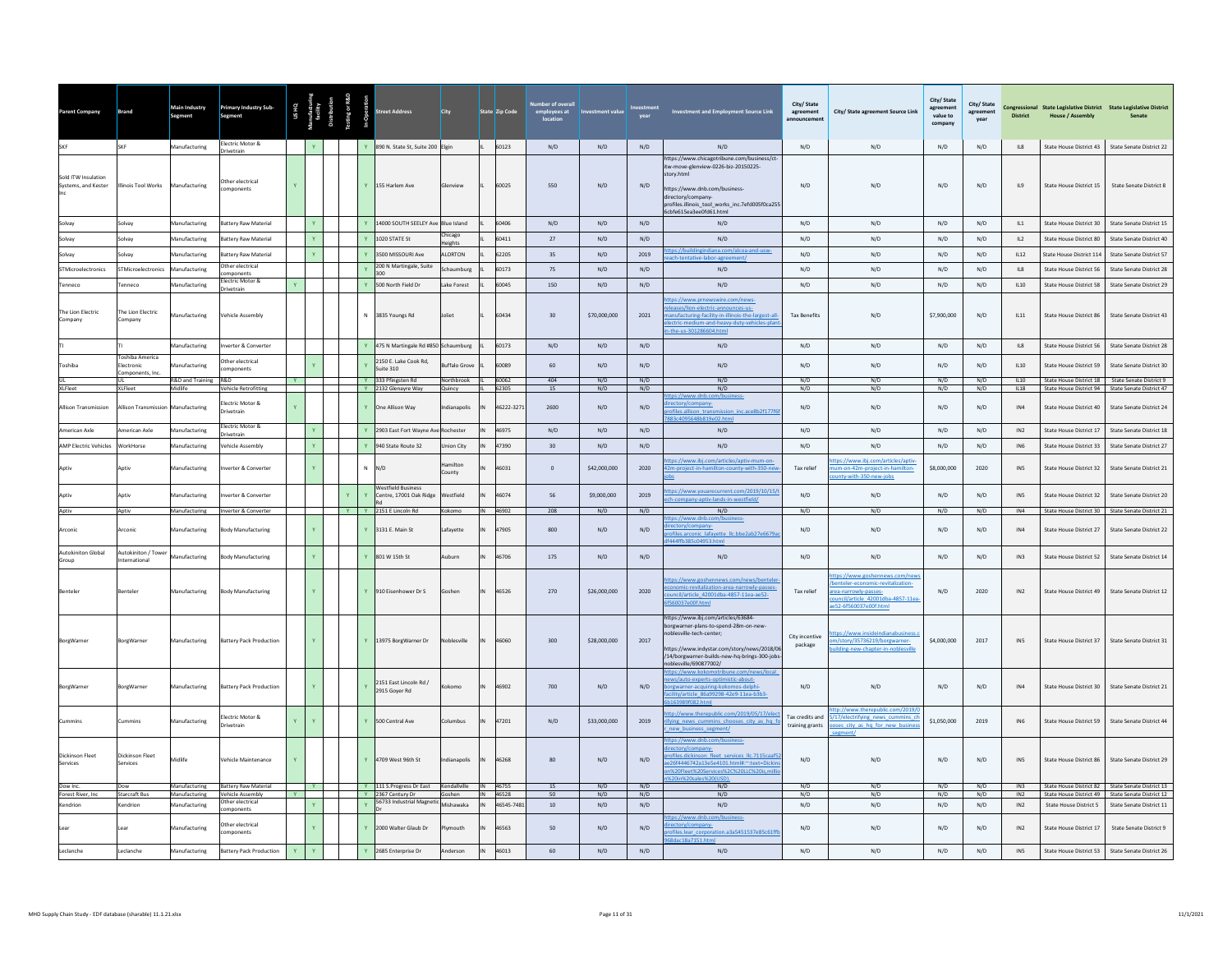| Parent Company | Brand | Main Industry Segment | Primary Industry Sub-Segment | US HQ | Manufacturing facility | Distribution | Testing or R&D | In Operation | Street Address | City | State | Zip Code | Number of overall employees at location | Investment value | Investment year | Investment and Employment Source Link | City/ State agreement announcement | City/ State agreement Source Link | City/ State agreement value to company | City/ State agreement year | Congressional District | State Legislative District House / Assembly | State Legislative District Senate |
|---|---|---|---|---|---|---|---|---|---|---|---|---|---|---|---|---|---|---|---|---|---|---|---|
| SKF | SKF | Manufacturing | Electric Motor & Drivetrain | | Y | | | Y | 890 N. State St, Suite 200 | Elgin | IL | 60123 | N/D | N/D | N/D | N/D | N/D | N/D | N/D | N/D | IL8 | State House District 43 | State Senate District 22 |
| Sold ITW Insulation Systems, and Kester Inc | Illinois Tool Works | Manufacturing | Other electrical components | Y | | | | Y | 155 Harlem Ave | Glenview | IL | 60025 | 550 | N/D | N/D | https://www.chicagotribune.com/business/ct-itw-move-glenview-0226-biz-20150225-story.html https://www.dnb.com/business-directory/company-profiles.illinois_tool_works_inc.7efd005f0ca2556cbfe615ea3ee0fd61.html | N/D | N/D | N/D | N/D | IL9 | State House District 15 | State Senate District 8 |
| Solvay | Solvay | Manufacturing | Battery Raw Material | | Y | | | Y | 14000 SOUTH SEELEY Ave | Blue Island | IL | 60406 | N/D | N/D | N/D | N/D | N/D | N/D | N/D | N/D | IL1 | State House District 30 | State Senate District 15 |
| Solvay | Solvay | Manufacturing | Battery Raw Material | | Y | | | Y | 1020 STATE St | Chicago Heights | IL | 60411 | 27 | N/D | N/D | N/D | N/D | N/D | N/D | N/D | IL2 | State House District 80 | State Senate District 40 |
| Solvay | Solvay | Manufacturing | Battery Raw Material | | Y | | | Y | 3500 MISSOURI Ave | ALORTON | IL | 62205 | 35 | N/D | 2019 | https://buildingindiana.com/alcoa-and-usw-reach-tentative-labor-agreement/ | N/D | N/D | N/D | N/D | IL12 | State House District 114 | State Senate District 57 |
| STMicroelectronics | STMicroelectronics | Manufacturing | Other electrical components | | | | | Y | 200 N Martingale, Suite 300 | Schaumburg | IL | 60173 | 75 | N/D | N/D | N/D | N/D | N/D | N/D | N/D | IL8 | State House District 56 | State Senate District 28 |
| Tenneco | Tenneco | Manufacturing | Electric Motor & Drivetrain | Y | | | | Y | 500 North Field Dr | Lake Forest | IL | 60045 | 150 | N/D | N/D | N/D | N/D | N/D | N/D | N/D | IL10 | State House District 58 | State Senate District 29 |
| The Lion Electric Company | The Lion Electric Company | Manufacturing | Vehicle Assembly | | | | | N | 3835 Youngs Rd | Joliet | IL | 60434 | 30 | $70,000,000 | 2021 | https://www.prnewswire.com/news-releases/lion-electric-announces-us-manufacturing-facility-in-illinois-the-largest-all-electric-medium-and-heavy-duty-vehicles-plant-in-the-us-301286604.html | Tax Benefits | N/D | $7,900,000 | N/D | IL11 | State House District 86 | State Senate District 43 |
| TI | TI | Manufacturing | Inverter & Converter | | | | | Y | 475 N Martingale Rd #850 | Schaumburg | IL | 60173 | N/D | N/D | N/D | N/D | N/D | N/D | N/D | N/D | IL8 | State House District 56 | State Senate District 28 |
| Toshiba | Toshiba America Electronic Components, Inc. | Manufacturing | Other electrical components | | Y | | | Y | 2150 E. Lake Cook Rd, Suite 310 | Buffalo Grove | IL | 60089 | 60 | N/D | N/D | N/D | N/D | N/D | N/D | N/D | IL10 | State House District 59 | State Senate District 30 |
| UL | UL | R&D and Training | R&D | Y | | | | Y | 333 Pfingsten Rd | Northbrook | IL | 60062 | 404 | N/D | N/D | N/D | N/D | N/D | N/D | N/D | IL10 | State House District 18 | State Senate District 9 |
| XLFleet | XLFleet | Midlife | Vehicle Retrofitting | | | | | Y | 2132 Glenayre Way | Quincy | IL | 62305 | 15 | N/D | N/D | N/D | N/D | N/D | N/D | N/D | IL18 | State House District 94 | State Senate District 47 |
| Allison Transmission | Allison Transmission | Manufacturing | Electric Motor & Drivetrain | Y | | | | Y | One Allison Way | Indianapolis | IN | 46222-3271 | 2600 | N/D | N/D | https://www.dnb.com/business-directory/company-profiles.allison_transmission_inc.ace8b2f177f6f7883c4095648b819e02.html | N/D | N/D | N/D | N/D | IN4 | State House District 40 | State Senate District 24 |
| American Axle | American Axle | Manufacturing | Electric Motor & Drivetrain | | Y | | | Y | 2903 East Fort Wayne Ave | Rochester | IN | 46975 | N/D | N/D | N/D | N/D | N/D | N/D | N/D | N/D | IN2 | State House District 17 | State Senate District 18 |
| AMP Electric Vehicles | WorkHorse | Manufacturing | Vehicle Assembly | | Y | | | Y | 940 State Route 32 | Union City | IN | 47390 | 30 | N/D | N/D | N/D | N/D | N/D | N/D | N/D | IN6 | State House District 33 | State Senate District 27 |
| Aptiv | Aptiv | Manufacturing | Inverter & Converter | | Y | | | N | N/D | Hamilton County | IN | 46031 | 0 | $42,000,000 | 2020 | https://www.ibj.com/articles/aptiv-mum-on-42m-project-in-hamilton-county-with-350-new-jobs | Tax relief | https://www.ibj.com/articles/aptiv-mum-on-42m-project-in-hamilton-county-with-350-new-jobs | $8,000,000 | 2020 | IN5 | State House District 32 | State Senate District 21 |
| Aptiv | Aptiv | Manufacturing | Inverter & Converter | | | | Y | Y | Westfield Business Centre, 17001 Oak Ridge Rd | Westfield | IN | 46074 | 56 | $9,000,000 | 2019 | https://www.youarecurrent.com/2019/10/15/tech-company-aptiv-lands-in-westfield/ | N/D | N/D | N/D | N/D | IN5 | State House District 32 | State Senate District 20 |
| Aptiv | Aptiv | Manufacturing | Inverter & Converter | | | | Y | Y | 2151 E Lincoln Rd | Kokomo | IN | 46902 | 208 | N/D | N/D | N/D | N/D | N/D | N/D | N/D | IN4 | State House District 30 | State Senate District 21 |
| Arconic | Arconic | Manufacturing | Body Manufacturing | | Y | | | Y | 3131 E. Main St | Lafayette | IN | 47905 | 800 | N/D | N/D | https://www.dnb.com/business-directory/company-profiles.arconic_lafayette_llc.bbe2ab27e6679acdf444ffb385c04953.html | N/D | N/D | N/D | N/D | IN4 | State House District 27 | State Senate District 22 |
| Autokiniton Global Group | Autokiniton / Tower International | Manufacturing | Body Manufacturing | | Y | | | Y | 801 W 15th St | Auburn | IN | 46706 | 175 | N/D | N/D | N/D | N/D | N/D | N/D | N/D | IN3 | State House District 52 | State Senate District 14 |
| Benteler | Benteler | Manufacturing | Body Manufacturing | | Y | | | Y | 910 Eisenhower Dr S | Goshen | IN | 46526 | 270 | $26,000,000 | 2020 | https://www.goshennews.com/news/benteler-economic-revitalization-area-narrowly-passes-council/article_42001dba-4857-11ea-ae52-6f560037e00f.html | Tax relief | https://www.goshennews.com/news/benteler-economic-revitalization-area-narrowly-passes-council/article_42001dba-4857-11ea-ae52-6f560037e00f.html | N/D | 2020 | IN2 | State House District 49 | State Senate District 12 |
| BorgWarner | BorgWarner | Manufacturing | Battery Pack Production | | Y | | | Y | 13975 BorgWarner Dr | Noblesville | IN | 46060 | 300 | $28,000,000 | 2017 | https://www.ibj.com/articles/63684-borgwarner-plans-to-spend-28m-on-new-noblesville-tech-center; https://www.indystar.com/story/news/2018/06/14/borgwarner-builds-new-hq-brings-300-jobs-noblesville/690877002/ | City incentive package | https://www.insideindianabusiness.com/story/35736219/borgwarner-building-new-chapter-in-noblesville | $4,000,000 | 2017 | IN5 | State House District 37 | State Senate District 31 |
| BorgWarner | BorgWarner | Manufacturing | Battery Pack Production | | Y | | | Y | 2151 East Lincoln Rd / 2915 Goyer Rd | Kokomo | IN | 46902 | 700 | N/D | N/D | https://www.kokomotribune.com/news/local_news/auto-experts-optimistic-about-borgwarner-acquiring-kokomos-delphi-facility/article_86a99298-42e9-11ea-b3b3-6b163989f082.html | N/D | N/D | N/D | N/D | IN4 | State House District 30 | State Senate District 21 |
| Cummins | Cummins | Manufacturing | Electric Motor & Drivetrain | Y | Y | | | Y | 500 Central Ave | Columbus | IN | 47201 | N/D | $33,000,000 | 2019 | http://www.therepublic.com/2019/05/17/electrifying_news_cummins_chooses_city_as_hq_for_new_business_segment/ | Tax credits and training grants | http://www.therepublic.com/2019/05/17/electrifying_news_cummins_chooses_city_as_hq_for_new_business_segment/ | $1,050,000 | 2019 | IN6 | State House District 59 | State Senate District 44 |
| Dickinson Fleet Services | Dickinson Fleet Services | Midlife | Vehicle Maintenance | Y | | | | Y | 4709 West 96th St | Indianapolis | IN | 46268 | 80 | N/D | N/D | https://www.dnb.com/business-directory/company-profiles.dickinson_fleet_services_llc.7115caaf52ae26f4446742a13e5e4101.html#:~:text=Dickinson%20Fleet%20Services%2C%20LLC%20is,million%20in%20sales%20(USD). | N/D | N/D | N/D | N/D | IN5 | State House District 86 | State Senate District 29 |
| Dow Inc. | Dow | Manufacturing | Battery Raw Material | | Y | | | Y | 111 S.Progress Dr East | Kendallville | IN | 46755 | 15 | N/D | N/D | N/D | N/D | N/D | N/D | N/D | IN3 | State House District 82 | State Senate District 13 |
| Forest River, Inc | Starcraft Bus | Manufacturing | Vehicle Assembly | Y | | | | Y | 2367 Century Dr | Goshen | IN | 46528 | 50 | N/D | N/D | N/D | N/D | N/D | N/D | N/D | IN2 | State House District 49 | State Senate District 12 |
| Kendrion | Kendrion | Manufacturing | Other electrical components | | Y | | | Y | 56733 Industrial Magnetic Dr | Mishawaka | IN | 46545-7481 | 10 | N/D | N/D | N/D | N/D | N/D | N/D | N/D | IN2 | State House District 5 | State Senate District 11 |
| Lear | Lear | Manufacturing | Other electrical components | | Y | | | Y | 2000 Walter Glaub Dr | Plymouth | IN | 46563 | 50 | N/D | N/D | https://www.dnb.com/business-directory/company-profiles.lear_corporation.a3a5451537e85c61ffb968dac18a7151.html | N/D | N/D | N/D | N/D | IN2 | State House District 17 | State Senate District 9 |
| Leclanche | Leclanche | Manufacturing | Battery Pack Production | Y | Y | | | Y | 2685 Enterprise Dr | Anderson | IN | 46013 | 60 | N/D | N/D | N/D | N/D | N/D | N/D | N/D | IN5 | State House District 53 | State Senate District 26 |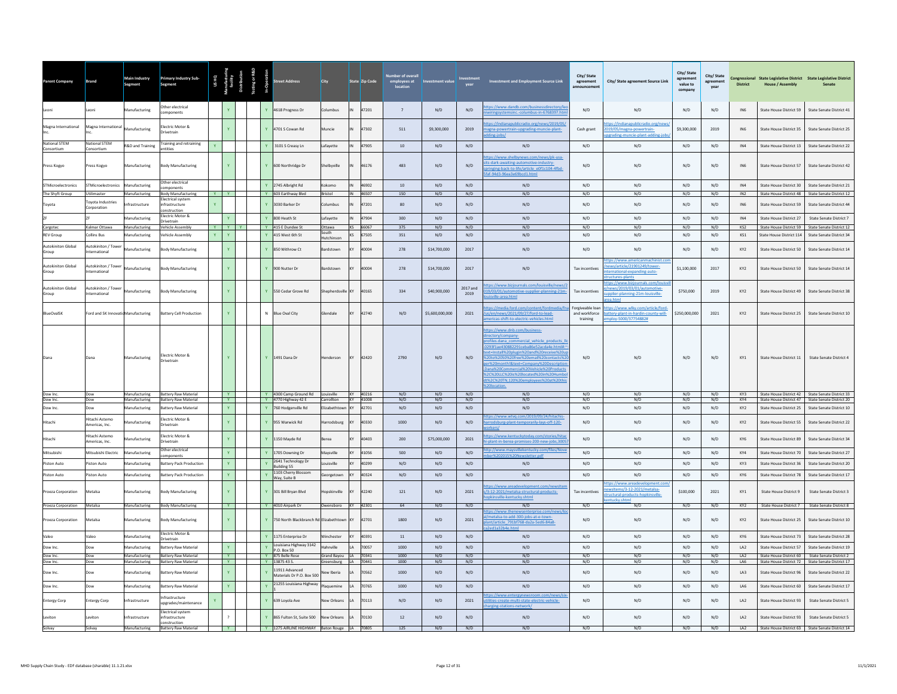| Parent Company | Brand | Main Industry Segment | Primary Industry Sub-Segment | US HQ | Manufacturing facility | Distribution | Testing or R&D | In-Operation | Street Address | City | State | Zip Code | Number of overall employees at location | Investment value | Investment year | Investment and Employment Source Link | City/ State agreement announcement | City/ State agreement Source Link | City/ State agreement value to company | City/ State agreement year | Congressional District | State Legislative District House / Assembly | State Legislative District Senate |
|---|---|---|---|---|---|---|---|---|---|---|---|---|---|---|---|---|---|---|---|---|---|---|---|
| Leoni | Leoni | Manufacturing | Other electrical components | | Y | | | Y | 4618 Progress Dr | Columbus | IN | 47201 | 7 | N/D | N/D | https://www.dandb.com/businessdirectory/leoniwiringsystemsinc.-columbus-in-6768397.html | N/D | N/D | N/D | N/D | IN6 | State House District 59 | State Senate District 41 |
| Magna International | Magna International Inc. | Manufacturing | Electric Motor & Drivetrain | | Y | | | Y | 4701 S Cowan Rd | Muncie | IN | 47302 | 511 | $9,300,000 | 2019 | https://indianapublicradio.org/news/2019/05/magna-powertrain-upgrading-muncie-plant-adding-jobs/ | Cash grant | https://indianapublicradio.org/news/2019/05/magna-powertrain-upgrading-muncie-plant-adding-jobs/ | $9,300,000 | 2019 | IN6 | State House District 35 | State Senate District 25 |
| National STEM Consortium | National STEM Consortium | R&D and Training | Training and retraining entities | Y | | | | Y | 3101 S Creasy Ln | Lafayette | IN | 47905 | 10 | N/D | N/D | N/D | N/D | N/D | N/D | N/D | IN4 | State House District 13 | State Senate District 22 |
| Press Kogyo | Press Kogyo | Manufacturing | Body Manufacturing | | Y | | | Y | 600 Northridge Dr | Shelbyville | IN | 46176 | 483 | N/D | N/D | https://www.shelbynews.com/news/pk-usa-sits-dark-awaiting-automotive-industry-springing-back-to-life/article_e0f1c104-4fbd-5faf-94d3-96ea3e69bcd1.html | N/D | N/D | N/D | N/D | IN6 | State House District 57 | State Senate District 42 |
| STMicroelectronics | STMicroelectronics | Manufacturing | Other electrical components | | | | | Y | 2745 Albright Rd | Kokomo | IN | 46902 | 10 | N/D | N/D | N/D | N/D | N/D | N/D | N/D | IN4 | State House District 30 | State Senate District 21 |
| The Shyft Group | Utilimaster | Manufacturing | Body Manufacturing | Y | Y | | | Y | 603 Earthway Blvd | Bristol | IN | 46507 | 150 | N/D | N/D | N/D | N/D | N/D | N/D | N/D | IN2 | State House District 48 | State Senate District 12 |
| Toyota | Toyota Industries Corporation | Infrastructure | Electrical system infrastructure construction | Y | | | | Y | 3030 Barker Dr | Columbus | IN | 47201 | 80 | N/D | N/D | N/D | N/D | N/D | N/D | N/D | IN6 | State House District 59 | State Senate District 44 |
| ZF | ZF | Manufacturing | Electric Motor & Drivetrain | | Y | | | Y | 800 Heath St | Lafayette | IN | 47904 | 300 | N/D | N/D | N/D | N/D | N/D | N/D | N/D | IN4 | State House District 27 | State Senate District 7 |
| Cargotec | Kalmar Ottawa | Manufacturing | Vehicle Assembly | Y | Y | Y | | Y | 415 E Dundee St | Ottawa | KS | 66067 | 375 | N/D | N/D | N/D | N/D | N/D | N/D | N/D | KS2 | State House District 59 | State Senate District 12 |
| REV Group | Collins Bus | Manufacturing | Vehicle Assembly | Y | Y | | | Y | 415 West 6th St | South Hutchinson | KS | 67505 | 351 | N/D | N/D | N/D | N/D | N/D | N/D | N/D | KS1 | State House District 114 | State Senate District 34 |
| Autokiniton Global Group | Autokiniton / Tower International | Manufacturing | Body Manufacturing | | Y | | | Y | 850 Withrow Ct | Bardstown | KY | 40004 | 278 | $14,700,000 | 2017 | N/D | N/D | N/D | N/D | N/D | KY2 | State House District 50 | State Senate District 14 |
| Autokiniton Global Group | Autokiniton / Tower International | Manufacturing | Body Manufacturing | | Y | | | Y | 900 Nutter Dr | Bardstown | KY | 40004 | 278 | $14,700,000 | 2017 | N/D | Tax incentives | https://www.americanmachinist.com/news/article/21901249/tower-international-expanding-auto-structures-plants | $1,100,000 | 2017 | KY2 | State House District 50 | State Senate District 14 |
| Autokiniton Global Group | Autokiniton / Tower International | Manufacturing | Body Manufacturing | | Y | | | Y | 550 Cedar Grove Rd | Shepherdsville | KY | 40165 | 334 | $40,900,000 | 2017 and 2019 | https://www.bizjournals.com/louisville/news/2019/03/01/automotive-supplier-planning-21m-louisville-area.html | Tax incentives | https://www.bizjournals.com/louisville/news/2019/03/01/automotive-supplier-planning-21m-louisville-area.html | $750,000 | 2019 | KY2 | State House District 49 | State Senate District 38 |
| BlueOvalSK | Ford and SK Innovation | Manufacturing | Battery Cell Production | | Y | | | N | Blue Oval City | Glendale | KY | 42740 | N/D | $5,600,000,000 | 2021 | https://media.ford.com/content/fordmedia/fna/us/en/news/2021/09/27/ford-to-lead-americas-shift-to-electric-vehicles.html | Forgiveable loan and workforce training | https://www.wlky.com/article/ford-battery-plant-in-hardin-county-will-employ-5000/37754882# | $250,000,000 | 2021 | KY2 | State House District 25 | State Senate District 10 |
| Dana | Dana | Manufacturing | Electric Motor & Drivetrain | | Y | | | Y | 1491 Dana Dr | Henderson | KY | 42420 | 2790 | N/D | N/D | https://www.dnb.com/business-directory/company-profiles.dana_commercial_vehicle_products_llc.0293f1ae430882291ceba86e52acda4e.html#:~:text=install%20plugin%20and%20receive%20up%20to%2050%20free%20email%20contacts%20per%20month!&text=Company%20Description-,Dana%20Commercial%20Vehicle%20Products%2C%20LLC%20is%20located%20in%20Humboldt%2C%20TN,120%20employees%20at%20this%20location. | N/D | N/D | N/D | N/D | KY1 | State House District 11 | State Senate District 4 |
| Dow Inc. | Dow | Manufacturing | Battery Raw Material | | Y | | | Y | 4300 Camp Ground Rd | Louisville | KY | 40216 | N/D | N/D | N/D | N/D | N/D | N/D | N/D | N/D | KY3 | State House District 42 | State Senate District 33 |
| Dow Inc. | Dow | Manufacturing | Battery Raw Material | | Y | | | Y | 4770 Highway 42 E | Carrollton | KY | 41008 | N/D | N/D | N/D | N/D | N/D | N/D | N/D | N/D | KY4 | State House District 47 | State Senate District 20 |
| Dow Inc. | Dow | Manufacturing | Battery Raw Material | | Y | | | Y | 760 Hodgenville Rd | Elizabethtown | KY | 42701 | N/D | N/D | N/D | N/D | N/D | N/D | N/D | N/D | KY2 | State House District 25 | State Senate District 10 |
| Hitachi | Hitachi Astemo Americas, Inc. | Manufacturing | Electric Motor & Drivetrain | | Y | | | Y | 955 Warwick Rd | Harrodsburg | KY | 40330 | 1000 | N/D | N/D | https://www.wtvq.com/2019/09/24/hitachis-harrodsburg-plant-temporarily-lays-off-120-workers/ | N/D | N/D | N/D | N/D | KY2 | State House District 55 | State Senate District 22 |
| Hitachi | Hitachi Astemo Americas, Inc. | Manufacturing | Electric Motor & Drivetrain | | Y | | | Y | 1150 Mayde Rd | Berea | KY | 40403 | 200 | $75,000,000 | 2021 | https://www.kentuckytoday.com/stories/hitachi-plant-in-berea-promises-200-new-jobs,30057 | N/D | N/D | N/D | N/D | KY6 | State House District 89 | State Senate District 34 |
| Mitsubishi | Mitsubishi Electric | Manufacturing | Other electrical components | | Y | | | Y | 1705 Downing Dr | Maysville | KY | 41056 | 500 | N/D | N/D | http://www.maysvillekentucky.com/files/November%202015%20Newsletter.pdf | N/D | N/D | N/D | N/D | KY4 | State House District 70 | State Senate District 27 |
| Piston Auto | Piston Auto | Manufacturing | Battery Pack Production | | Y | | | Y | 2641 Technology Dr Building 55 | Louisville | KY | 40299 | N/D | N/D | N/D | N/D | N/D | N/D | N/D | N/D | KY3 | State House District 36 | State Senate District 20 |
| Piston Auto | Piston Auto | Manufacturing | Battery Pack Production | | Y | | | Y | 1103 Cherry Blossom Way, Suite B | Georgetown | KY | 40324 | N/D | N/D | N/D | N/D | N/D | N/D | N/D | N/D | KY6 | State House District 78 | State Senate District 17 |
| Proeza Corporation | Metalsa | Manufacturing | Body Manufacturing | | Y | | | Y | 301 Bill Bryan Blvd | Hopskinville | KY | 42240 | 121 | N/D | 2021 | https://www.areadevelopment.com/newsItems/3-12-2021/metalsa-structural-products-hopkinsville-kentucky.shtml | Tax incentives | https://www.areadevelopment.com/newsItems/3-12-2021/metalsa-structural-products-hopkinsville-kentucky.shtml | $100,000 | 2021 | KY1 | State House District 9 | State Senate District 3 |
| Proeza Corporation | Metalsa | Manufacturing | Body Manufacturing | | Y | | | Y | 4010 Airpark Dr | Owensboro | KY | 42301 | 64 | N/D | N/D | N/D | N/D | N/D | N/D | N/D | KY2 | State House District 7 | State Senate District 8 |
| Proeza Corporation | Metalsa | Manufacturing | Body Manufacturing | | Y | | | Y | 750 North Blackbranch Rd | Elizabethtown | KY | 42701 | 1800 | N/D | 2021 | https://www.thenewsenterprise.com/news/local/metalsa-to-add-300-jobs-at-e-town-plant/article_791bf768-da2a-5ed6-84a8-ca2ed1a32b4e.html | N/D | N/D | N/D | N/D | KY2 | State House District 25 | State Senate District 10 |
| Valeo | Valeo | Manufacturing | Electric Motor & Drivetrain | | | | | Y | 1175 Enterprise Dr | Winchester | KY | 40391 | 11 | N/D | N/D | N/D | N/D | N/D | N/D | N/D | KY6 | State House District 73 | State Senate District 28 |
| Dow Inc. | Dow | Manufacturing | Battery Raw Material | | Y | | | Y | Louisiana Highway 3142 P.O. Box 50 | Hahnville | LA | 70057 | 1000 | N/D | N/D | N/D | N/D | N/D | N/D | N/D | LA2 | State House District 57 | State Senate District 19 |
| Dow Inc. | Dow | Manufacturing | Battery Raw Material | | Y | | | Y | 875 Belle Rose | Grand Bayou | LA | 70341 | 1000 | N/D | N/D | N/D | N/D | N/D | N/D | N/D | LA2 | State House District 60 | State Senate District 2 |
| Dow Inc. | Dow | Manufacturing | Battery Raw Material | | Y | | | Y | 13875 43 S. | Greensburg | LA | 70441 | 1000 | N/D | N/D | N/D | N/D | N/D | N/D | N/D | LA6 | State House District 72 | State Senate District 17 |
| Dow Inc. | Dow | Manufacturing | Battery Raw Material | | Y | | | Y | 11911 Advanced Materials Dr P.O. Box 500 | New Iberia | LA | 70562 | 1000 | N/D | N/D | N/D | N/D | N/D | N/D | N/D | LA3 | State House District 96 | State Senate District 22 |
| Dow Inc. | Dow | Manufacturing | Battery Raw Material | | Y | | | Y | 21255 Louisiana Highway 1 | Plaquemine | LA | 70765 | 1000 | N/D | N/D | N/D | N/D | N/D | N/D | N/D | LA6 | State House District 60 | State Senate District 17 |
| Entergy Corp | Entergy Corp | Infrastructure | Infrastructure upgrades/maintenance | Y | | | | Y | 639 Loyola Ave | New Orleans | LA | 70113 | N/D | N/D | 2021 | https://www.entergynewsroom.com/news/six-utilities-create-multi-state-electric-vehicle-charging-stations-network/ | N/D | N/D | N/D | N/D | LA2 | State House District 93 | State Senate District 5 |
| Leviton | Leviton | Infrastructure | Electrical system infrastructure construction | | ? | | | Y | 865 Fulton St, Suite 500 | New Orleans | LA | 70130 | 12 | N/D | N/D | N/D | N/D | N/D | N/D | N/D | LA2 | State House District 93 | State Senate District 5 |
| Solvay | Solvay | Manufacturing | Battery Raw Material | | Y | | | Y | 1275 AIRLINE HIGHWAY | Baton Rouge | LA | 70805 | 125 | N/D | N/D | N/D | N/D | N/D | N/D | N/D | LA2 | State House District 63 | State Senate District 14 |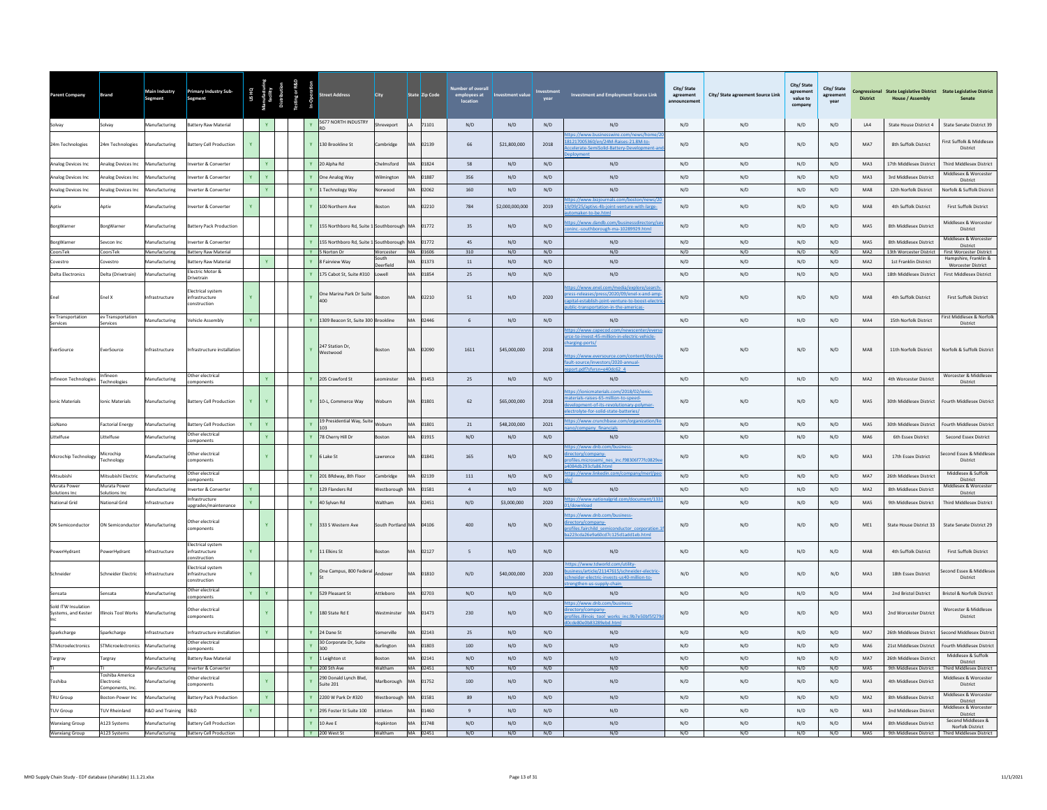| Parent Company | Brand | Main Industry Segment | Primary Industry Sub-Segment | US HQ | Manufacturing facility | Distribution | Testing or R&D | In Operation | Street Address | City | State | Zip Code | Number of overall employees at location | Investment value | Investment year | Investment and Employment Source Link | City/ State agreement announcement | City/ State agreement Source Link | City/ State agreement value to company | City/ State agreement year | Congressional District | State Legislative District House / Assembly | State Legislative District Senate |
|---|---|---|---|---|---|---|---|---|---|---|---|---|---|---|---|---|---|---|---|---|---|---|---|
| Solvay | Solvay | Manufacturing | Battery Raw Material | | Y | | | Y | 5677 NORTH INDUSTRY RD | Shreveport | LA | 71101 | N/D | N/D | N/D | N/D | N/D | N/D | N/D | N/D | LA4 | State House District 4 | State Senate District 39 |
| 24m Technologies | 24m Technologies | Manufacturing | Battery Cell Production | Y | | | | Y | 130 Brookline St | Cambridge | MA | 02139 | 66 | $21,800,000 | 2018 | https://www.businesswire.com/news/home/20181217005360/en/24M-Raises-21.8M-to-Accelerate-SemiSolid-Battery-Development-and-Deployment | N/D | N/D | N/D | N/D | MA7 | 8th Suffolk District | First Suffolk & Middlesex District |
| Analog Devices Inc | Analog Devices Inc | Manufacturing | Inverter & Converter | | Y | | | Y | 20 Alpha Rd | Chelmsford | MA | 01824 | 58 | N/D | N/D | N/D | N/D | N/D | N/D | N/D | MA3 | 17th Middlesex District | Third Middlesex District |
| Analog Devices Inc | Analog Devices Inc | Manufacturing | Inverter & Converter | Y | Y | | | Y | One Analog Way | Wilmington | MA | 01887 | 356 | N/D | N/D | N/D | N/D | N/D | N/D | N/D | MA3 | 3rd Middlesex District | Middlesex & Worcester District |
| Analog Devices Inc | Analog Devices Inc | Manufacturing | Inverter & Converter | | Y | | | Y | 1 Technology Way | Norwood | MA | 02062 | 160 | N/D | N/D | N/D | N/D | N/D | N/D | N/D | MA8 | 12th Norfolk District | Norfolk & Suffolk District |
| Aptiv | Aptiv | Manufacturing | Inverter & Converter | Y | | | | Y | 100 Northern Ave | Boston | MA | 02210 | 784 | $2,000,000,000 | 2019 | https://www.bizjournals.com/boston/news/2019/09/25/aptiv-4b-joint-venture-with-large-automaker-to-be.html | N/D | N/D | N/D | N/D | MA8 | 4th Suffolk District | First Suffolk District |
| BorgWarner | BorgWarner | Manufacturing | Battery Pack Production | | | | | Y | 155 Northboro Rd, Suite 1 | Southborough | MA | 01772 | 35 | N/D | N/D | https://www.dandb.com/businessdirectory/sevconinc.-southborough-ma-10289929.html | N/D | N/D | N/D | N/D | MA5 | 8th Middlesex District | Middlesex & Worcester District |
| BorgWarner | Sevcon Inc | Manufacturing | Inverter & Converter | | | | | Y | 155 Northboro Rd, Suite 1 | Southborough | MA | 01772 | 45 | N/D | N/D | N/D | N/D | N/D | N/D | N/D | MA5 | 8th Middlesex District | Middlesex & Worcester District |
| CoorsTek | CoorsTek | Manufacturing | Battery Raw Material | | | | | Y | 5 Norton Dr | Worcester | MA | 01606 | 310 | N/D | N/D | N/D | N/D | N/D | N/D | N/D | MA2 | 13th Worcester District | First Worcester District |
| Covestro | Covestro | Manufacturing | Battery Raw Material | | Y | | | Y | 8 Fairview Way | South Deerfield | MA | 01373 | 11 | N/D | N/D | N/D | N/D | N/D | N/D | N/D | MA2 | 1st Franklin District | Hampshire, Franklin & Worcester District |
| Delta Electronics | Delta (Drivetrain) | Manufacturing | Electric Motor & Drivetrain | | | | | Y | 175 Cabot St, Suite #310 | Lowell | MA | 01854 | 25 | N/D | N/D | N/D | N/D | N/D | N/D | N/D | MA3 | 18th Middlesex District | First Middlesex District |
| Enel | Enel X | Infrastructure | Electrical system infrastructure construction | Y | | | | Y | One Marina Park Dr Suite 400 | Boston | MA | 02210 | 51 | N/D | 2020 | https://www.enel.com/media/explore/search-press-releases/press/2020/09/enel-x-and-amp-capital-establish-joint-venture-to-boost-electric-public-transportation-in-the-americas- | N/D | N/D | N/D | N/D | MA8 | 4th Suffolk District | First Suffolk District |
| ev Transportation Services | ev Transportation Services | Manufacturing | Vehicle Assembly | Y | | | | Y | 1309 Beacon St, Suite 300 | Brookline | MA | 02446 | 6 | N/D | N/D | N/D | N/D | N/D | N/D | N/D | MA4 | 15th Norfolk District | First Middlesex & Norfolk District |
| EverSource | EverSource | Infrastructure | Infrastructure installation | | | | | Y | 247 Station Dr, Westwood | Boston | MA | 02090 | 1611 | $45,000,000 | 2018 | https://www.capecod.com/newscenter/eversource-to-invest-45-million-in-electric-vehicle-charging-ports/ https://www.eversource.com/content/docs/default-source/investors/2020-annual-report.pdf?sfvrsn=e40dc62_4 | N/D | N/D | N/D | N/D | MA8 | 11th Norfolk District | Norfolk & Suffolk District |
| Infineon Technologies | Infineon Technologies | Manufacturing | Other electrical components | | Y | | | Y | 205 Crawford St | Leominster | MA | 01453 | 25 | N/D | N/D | N/D | N/D | N/D | N/D | N/D | MA2 | 4th Worcester District | Worcester & Middlesex District |
| Ionic Materials | Ionic Materials | Manufacturing | Battery Cell Production | Y | Y | | | Y | 10-L, Commerce Way | Woburn | MA | 01801 | 62 | $65,000,000 | 2018 | https://ionicmaterials.com/2018/02/ionic-materials-raises-65-million-to-speed-development-of-its-revolutionary-polymer-electrolyte-for-solid-state-batteries/ | N/D | N/D | N/D | N/D | MA5 | 30th Middlesex District | Fourth Middlesex District |
| LioNano | Factorial Energy | Manufacturing | Battery Cell Production | Y | Y | | | Y | 19 Presidential Way, Suite 103 | Woburn | MA | 01801 | 21 | $48,200,000 | 2021 | https://www.crunchbase.com/organization/lionano/company_financials | N/D | N/D | N/D | N/D | MA5 | 30th Middlesex District | Fourth Middlesex District |
| Littelfuse | Littelfuse | Manufacturing | Other electrical components | | Y | | | Y | 78 Cherry Hill Dr | Boston | MA | 01915 | N/D | N/D | N/D | N/D | N/D | N/D | N/D | N/D | MA6 | 6th Essex District | Second Essex District |
| Microchip Technology | Microchip Technology | Manufacturing | Other electrical components | | Y | | | Y | 6 Lake St | Lawrence | MA | 01841 | 165 | N/D | N/D | https://www.dnb.com/business-directory/company-profiles.microsemi_nes_inc.f98306f77fc0829ee4084db293cfa86.html | N/D | N/D | N/D | N/D | MA3 | 17th Essex District | Second Essex & Middlesex District |
| Mitsubishi | Mitsubishi Electric | Manufacturing | Other electrical components | | | | | Y | 201 BRdway, 8th Floor | Cambridge | MA | 02139 | 111 | N/D | N/D | https://www.linkedin.com/company/merl/people/ | N/D | N/D | N/D | N/D | MA7 | 26th Middlesex District | Middlesex & Suffolk District |
| Murata Power Solutions Inc | Murata Power Solutions Inc | Manufacturing | Inverter & Converter | Y | | | | Y | 129 Flanders Rd | Westborough | MA | 01581 | 4 | N/D | N/D | N/D | N/D | N/D | N/D | N/D | MA2 | 8th Middlesex District | Middlesex & Worcester District |
| National Grid | National Grid | Infrastructure | Infrastructure upgrades/maintenance | Y | | | | Y | 40 Sylvan Rd | Waltham | MA | 02451 | N/D | $3,000,000 | 2020 | https://www.nationalgrid.com/document/133101/download | N/D | N/D | N/D | N/D | MA5 | 9th Middlesex District | Third Middlesex District |
| ON Semiconductor | ON Semiconductor | Manufacturing | Other electrical components | | Y | | | Y | 333 S Western Ave | South Portland | MA | 04106 | 400 | N/D | N/D | https://www.dnb.com/business-directory/company-profiles.fairchild_semiconductor_corporation.1fba223cda26e9a60cd7c125d1add1eb.html | N/D | N/D | N/D | N/D | ME1 | State House District 33 | State Senate District 29 |
| PowerHydrant | PowerHydrant | Infrastructure | Electrical system infrastructure construction | Y | | | | Y | 11 Elkins St | Boston | MA | 02127 | 5 | N/D | N/D | N/D | N/D | N/D | N/D | N/D | MA8 | 4th Suffolk District | First Suffolk District |
| Schneider | Schneider Electric | Infrastructure | Electrical system infrastructure construction | Y | | | | Y | One Campus, 800 Federal St | Andover | MA | 01810 | N/D | $40,000,000 | 2020 | https://www.tdworld.com/utility-business/article/21147615/schneider-electric-schneider-electric-invests-us40-million-to-strengthen-us-supply-chain | N/D | N/D | N/D | N/D | MA3 | 18th Essex District | Second Essex & Middlesex District |
| Sensata | Sensata | Manufacturing | Other electrical components | Y | Y | | | Y | 529 Pleasant St | Attleboro | MA | 02703 | N/D | N/D | N/D | N/D | N/D | N/D | N/D | N/D | MA4 | 2nd Bristol District | Bristol & Norfolk District |
| Sold ITW Insulation Systems, and Kester Inc | Illinois Tool Works | Manufacturing | Other electrical components | | Y | | | Y | 180 State Rd E | Westminster | MA | 01473 | 230 | N/D | N/D | https://www.dnb.com/business-directory/company-profiles.illinois_tool_works_inc.9b7e50bf5f279d0cde80e0b83289ebd.html | N/D | N/D | N/D | N/D | MA3 | 2nd Worcester District | Worcester & Middlesex District |
| Sparkcharge | Sparkcharge | Infrastructure | Infrastructure installation | | Y | | | Y | 24 Dane St | Somerville | MA | 02143 | 25 | N/D | N/D | N/D | N/D | N/D | N/D | N/D | MA7 | 26th Middlesex District | Second Middlesex District |
| STMicroelectronics | STMicroelectronics | Manufacturing | Other electrical components | | | | | Y | 30 Corporate Dr, Suite 300 | Burlington | MA | 01803 | 100 | N/D | N/D | N/D | N/D | N/D | N/D | N/D | MA6 | 21st Middlesex District | Fourth Middlesex District |
| Targray | Targray | Manufacturing | Battery Raw Material | | | | | Y | 1 Leighton st | Boston | MA | 02141 | N/D | N/D | N/D | N/D | N/D | N/D | N/D | N/D | MA7 | 26th Middlesex District | Middlesex & Suffolk District |
| TI | TI | Manufacturing | Inverter & Converter | | | | | Y | 200 5th Ave | Waltham | MA | 02451 | N/D | N/D | N/D | N/D | N/D | N/D | N/D | N/D | MA5 | 9th Middlesex District | Third Middlesex District |
| Toshiba | Toshiba America Electronic Components, Inc. | Manufacturing | Other electrical components | | Y | | | Y | 290 Donald Lynch Blvd, Suite 201 | Marlborough | MA | 01752 | 100 | N/D | N/D | N/D | N/D | N/D | N/D | N/D | MA3 | 4th Middlesex District | Middlesex & Worcester District |
| TRU Group | Boston-Power Inc | Manufacturing | Battery Pack Production | | Y | | | Y | 2200 W Park Dr #320 | Westborough | MA | 01581 | 89 | N/D | N/D | N/D | N/D | N/D | N/D | N/D | MA2 | 8th Middlesex District | Middlesex & Worcester District |
| TUV Group | TUV Rheinland | R&D and Training | R&D | Y | | | | Y | 295 Foster St Suite 100 | Littleton | MA | 01460 | 9 | N/D | N/D | N/D | N/D | N/D | N/D | N/D | MA3 | 2nd Middlesex District | Middlesex & Worcester District |
| Wanxiang Group | A123 Systems | Manufacturing | Battery Cell Production | | | | | Y | 10 Ave E | Hopkinton | MA | 01748 | N/D | N/D | N/D | N/D | N/D | N/D | N/D | N/D | MA4 | 8th Middlesex District | Second Middlesex & Norfolk District |
| Wanxiang Group | A123 Systems | Manufacturing | Battery Cell Production | | | | | Y | 200 West St | Waltham | MA | 02451 | N/D | N/D | N/D | N/D | N/D | N/D | N/D | N/D | MA5 | 9th Middlesex District | Third Middlesex District |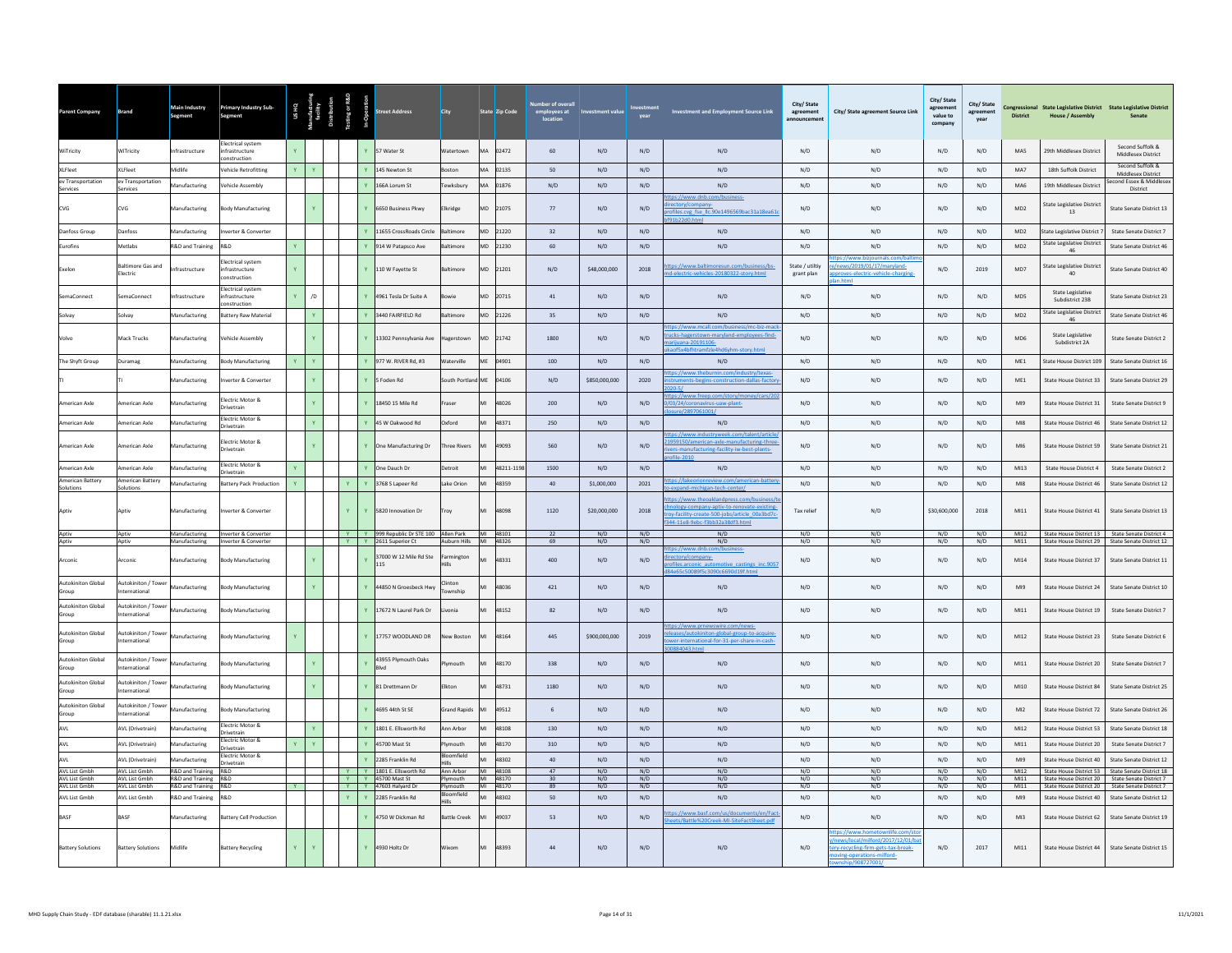| Parent Company | Brand | Main Industry Segment | Primary Industry Sub-Segment | US HQ | Manufacturing facility | Distribution | Testing or R&D | In-Operation | Street Address | City | State | Zip Code | Number of overall employees at location | Investment value | Investment year | Investment and Employment Source Link | City/ State agreement announcement | City/ State agreement Source Link | City/ State agreement value to company | City/ State agreement year | Congressional District | State Legislative District House / Assembly | State Legislative District Senate |
|---|---|---|---|---|---|---|---|---|---|---|---|---|---|---|---|---|---|---|---|---|---|---|---|
| WiTricity | WiTricity | Infrastructure | Electrical system infrastructure construction | Y | | | | Y | 57 Water St | Watertown | MA | 02472 | 60 | N/D | N/D | N/D | N/D | N/D | N/D | N/D | MA5 | 29th Middlesex District | Second Suffolk & Middlesex District |
| XLFleet | XLFleet | Midlife | Vehicle Retrofitting | Y | Y | | | Y | 145 Newton St | Boston | MA | 02135 | 50 | N/D | N/D | N/D | N/D | N/D | N/D | N/D | MA7 | 18th Suffolk District | Second Suffolk & Middlesex District |
| ev Transportation Services | ev Transportation Services | Manufacturing | Vehicle Assembly | | | | | Y | 166A Lorum St | Tewksbury | MA | 01876 | N/D | N/D | N/D | N/D | N/D | N/D | N/D | N/D | MA6 | 19th Middlesex District | Second Essex & Middlesex District |
| CVG | CVG | Manufacturing | Body Manufacturing | | Y | | | Y | 6650 Business Pkwy | Elkridge | MD | 21075 | 77 | N/D | N/D | https://www.dnb.com/business-directory/company-profiles.cvg_fse_llc.90e1496569bac31a18ea61cbf91b22d0.html | N/D | N/D | N/D | N/D | MD2 | State Legislative District 13 | State Senate District 13 |
| Danfoss Group | Danfoss | Manufacturing | Inverter & Converter | | | | | Y | 11655 CrossRoads Circle | Baltimore | MD | 21220 | 32 | N/D | N/D | N/D | N/D | N/D | N/D | N/D | MD2 | State Legislative District 7 | State Senate District 7 |
| Eurofins | Metlabs | R&D and Training | R&D | Y | | | | Y | 914 W Patapsco Ave | Baltimore | MD | 21230 | 60 | N/D | N/D | N/D | N/D | N/D | N/D | N/D | MD2 | State Legislative District 46 | State Senate District 46 |
| Exelon | Baltimore Gas and Electric | Infrastructure | Electrical system infrastructure construction | Y | | | | Y | 110 W Fayette St | Baltimore | MD | 21201 | N/D | $48,000,000 | 2018 | https://www.baltimoresun.com/business/bs-md-electric-vehicles-20180322-story.html | State / utility grant plan | https://www.bizjournals.com/baltimore/news/2019/01/17/maryland-approves-electric-vehicle-charging-plan.html | N/D | 2019 | MD7 | State Legislative District 40 | State Senate District 40 |
| SemaConnect | SemaConnect | Infrastructure | Electrical system infrastructure construction | Y | /D | | | Y | 4961 Tesla Dr Suite A | Bowie | MD | 20715 | 41 | N/D | N/D | N/D | N/D | N/D | N/D | N/D | MD5 | State Legislative Subdistrict 23B | State Senate District 23 |
| Solvay | Solvay | Manufacturing | Battery Raw Material | | Y | | | Y | 3440 FAIRFIELD Rd | Baltimore | MD | 21226 | 35 | N/D | N/D | N/D | N/D | N/D | N/D | N/D | MD2 | State Legislative District 46 | State Senate District 46 |
| Volvo | Mack Trucks | Manufacturing | Vehicle Assembly | | Y | | | Y | 13302 Pennsylvania Ave | Hagerstown | MD | 21742 | 1800 | N/D | N/D | https://www.mcall.com/business/mc-biz-mack-trucks-hagerstown-maryland-employees-find-marijuana-20191106-ukaof5x4bfhtramfzle4hd6yhm-story.html | N/D | N/D | N/D | N/D | MD6 | State Legislative Subdistrict 2A | State Senate District 2 |
| The Shyft Group | Duramag | Manufacturing | Body Manufacturing | Y | Y | | | Y | 977 W. RIVER Rd, #3 | Waterville | ME | 04901 | 100 | N/D | N/D | N/D | N/D | N/D | N/D | N/D | ME1 | State House District 109 | State Senate District 16 |
| TI | TI | Manufacturing | Inverter & Converter | | Y | | | Y | 5 Foden Rd | South Portland | ME | 04106 | N/D | $850,000,000 | 2020 | https://www.theburnin.com/industry/texas-instruments-begins-construction-dallas-factory-2020-5/ | N/D | N/D | N/D | N/D | ME1 | State House District 33 | State Senate District 29 |
| American Axle | American Axle | Manufacturing | Electric Motor & Drivetrain | | Y | | | Y | 18450 15 Mile Rd | Fraser | MI | 48026 | 200 | N/D | N/D | https://www.freep.com/story/money/cars/2020/03/24/coronavirus-uaw-plant-closure/2897061001/ | N/D | N/D | N/D | N/D | MI9 | State House District 31 | State Senate District 9 |
| American Axle | American Axle | Manufacturing | Electric Motor & Drivetrain | | Y | | | Y | 45 W Oakwood Rd | Oxford | MI | 48371 | 250 | N/D | N/D | N/D | N/D | N/D | N/D | N/D | MI8 | State House District 46 | State Senate District 12 |
| American Axle | American Axle | Manufacturing | Electric Motor & Drivetrain | | Y | | | Y | One Manufacturing Dr | Three Rivers | MI | 49093 | 560 | N/D | N/D | https://www.industryweek.com/talent/article/21959150/american-axle-manufacturing-three-rivers-manufacturing-facility-iw-best-plants-profile-2010 | N/D | N/D | N/D | N/D | MI6 | State House District 59 | State Senate District 21 |
| American Axle | American Axle | Manufacturing | Electric Motor & Drivetrain | Y | | | | Y | One Dauch Dr | Detroit | MI | 48211-1198 | 1500 | N/D | N/D | N/D | N/D | N/D | N/D | N/D | MI13 | State House District 4 | State Senate District 2 |
| American Battery Solutions | American Battery Solutions | Manufacturing | Battery Pack Production | Y | | | Y | Y | 3768 S Lapeer Rd | Lake Orion | MI | 48359 | 40 | $1,000,000 | 2021 | https://lakeorionreview.com/american-battery-to-expand-michigan-tech-center/ | N/D | N/D | N/D | N/D | MI8 | State House District 46 | State Senate District 12 |
| Aptiv | Aptiv | Manufacturing | Inverter & Converter | | | | Y | Y | 5820 Innovation Dr | Troy | MI | 48098 | 1120 | $20,000,000 | 2018 | https://www.theoaklandpress.com/business/technology-company-aptiv-to-renovate-existing-troy-facility-create-500-jobs/article_00a3bd7c-f344-11e8-9ebc-f3bb32a38df3.html | Tax relief | N/D | $30,600,000 | 2018 | MI11 | State House District 41 | State Senate District 13 |
| Aptiv | Aptiv | Manufacturing | Inverter & Converter | | | | Y | Y | 999 Republic Dr STE 100 | Allen Park | MI | 48101 | 22 | N/D | N/D | N/D | N/D | N/D | N/D | N/D | MI12 | State House District 13 | State Senate District 4 |
| Aptiv | Aptiv | Manufacturing | Inverter & Converter | | | | Y | Y | 2611 Superior Ct | Auburn Hills | MI | 48326 | 69 | N/D | N/D | N/D | N/D | N/D | N/D | N/D | MI11 | State House District 29 | State Senate District 12 |
| Arconic | Arconic | Manufacturing | Body Manufacturing | | Y | | | Y | 37000 W 12 Mile Rd Ste 115 | Farmington Hills | MI | 48331 | 400 | N/D | N/D | https://www.dnb.com/business-directory/company-profiles.arconic_automotive_castings_inc.9057d84e65c50089f5c3090c6690d19f.html | N/D | N/D | N/D | N/D | MI14 | State House District 37 | State Senate District 11 |
| Autokiniton Global Group | Autokiniton / Tower International | Manufacturing | Body Manufacturing | | Y | | | Y | 44850 N Groesbeck Hwy | Clinton Township | MI | 48036 | 421 | N/D | N/D | N/D | N/D | N/D | N/D | N/D | MI9 | State House District 24 | State Senate District 10 |
| Autokiniton Global Group | Autokiniton / Tower International | Manufacturing | Body Manufacturing | | | | | Y | 17672 N Laurel Park Dr | Livonia | MI | 48152 | 82 | N/D | N/D | N/D | N/D | N/D | N/D | N/D | MI11 | State House District 19 | State Senate District 7 |
| Autokiniton Global Group | Autokiniton / Tower International | Manufacturing | Body Manufacturing | Y | | | | Y | 17757 WOODLAND DR | New Boston | MI | 48164 | 445 | $900,000,000 | 2019 | https://www.prnewswire.com/news-releases/autokiniton-global-group-to-acquire-tower-international-for-31-per-share-in-cash-300884043.html | N/D | N/D | N/D | N/D | MI12 | State House District 23 | State Senate District 6 |
| Autokiniton Global Group | Autokiniton / Tower International | Manufacturing | Body Manufacturing | | Y | | | Y | 43955 Plymouth Oaks Blvd | Plymouth | MI | 48170 | 338 | N/D | N/D | N/D | N/D | N/D | N/D | N/D | MI11 | State House District 20 | State Senate District 7 |
| Autokiniton Global Group | Autokiniton / Tower International | Manufacturing | Body Manufacturing | | Y | | | Y | 81 Drettmann Dr | Elkton | MI | 48731 | 1180 | N/D | N/D | N/D | N/D | N/D | N/D | N/D | MI10 | State House District 84 | State Senate District 25 |
| Autokiniton Global Group | Autokiniton / Tower International | Manufacturing | Body Manufacturing | | | | | Y | 4695 44th St SE | Grand Rapids | MI | 49512 | 6 | N/D | N/D | N/D | N/D | N/D | N/D | N/D | MI2 | State House District 72 | State Senate District 26 |
| AVL | AVL (Drivetrain) | Manufacturing | Electric Motor & Drivetrain | | Y | | | Y | 1801 E. Ellsworth Rd | Ann Arbor | MI | 48108 | 130 | N/D | N/D | N/D | N/D | N/D | N/D | N/D | MI12 | State House District 53 | State Senate District 18 |
| AVL | AVL (Drivetrain) | Manufacturing | Electric Motor & Drivetrain | Y | Y | | | Y | 45700 Mast St | Plymouth | MI | 48170 | 310 | N/D | N/D | N/D | N/D | N/D | N/D | N/D | MI11 | State House District 20 | State Senate District 7 |
| AVL | AVL (Drivetrain) | Manufacturing | Electric Motor & Drivetrain | | | | | Y | 2285 Franklin Rd | Bloomfield Hills | MI | 48302 | 40 | N/D | N/D | N/D | N/D | N/D | N/D | N/D | MI9 | State House District 40 | State Senate District 12 |
| AVL List Gmbh | AVL List Gmbh | R&D and Training | R&D | | | | Y | Y | 1801 E. Ellsworth Rd | Ann Arbor | MI | 48108 | 47 | N/D | N/D | N/D | N/D | N/D | N/D | N/D | MI12 | State House District 53 | State Senate District 18 |
| AVL List Gmbh | AVL List Gmbh | R&D and Training | R&D | | | | Y | Y | 45700 Mast St | Plymouth | MI | 48170 | 30 | N/D | N/D | N/D | N/D | N/D | N/D | N/D | MI11 | State House District 20 | State Senate District 7 |
| AVL List Gmbh | AVL List Gmbh | R&D and Training | R&D | Y | | | Y | Y | 47603 Halyard Dr | Plymouth | MI | 48170 | 89 | N/D | N/D | N/D | N/D | N/D | N/D | N/D | MI11 | State House District 20 | State Senate District 7 |
| AVL List Gmbh | AVL List Gmbh | R&D and Training | R&D | | | | Y | Y | 2285 Franklin Rd | Bloomfield Hills | MI | 48302 | 50 | N/D | N/D | N/D | N/D | N/D | N/D | N/D | MI9 | State House District 40 | State Senate District 12 |
| BASF | BASF | Manufacturing | Battery Cell Production | | | | | Y | 4750 W Dickman Rd | Battle Creek | MI | 49037 | 53 | N/D | N/D | https://www.basf.com/us/documents/en/Fact-Sheets/Battle%20Creek-MI-SiteFactSheet.pdf | N/D | N/D | N/D | N/D | MI3 | State House District 62 | State Senate District 19 |
| Battery Solutions | Battery Solutions | Midlife | Battery Recycling | Y | Y | | | Y | 4930 Holtz Dr | Wixom | MI | 48393 | 44 | N/D | N/D | N/D | N/D | https://www.hometownlife.com/story/news/local/milford/2017/12/01/battery-recycling-firm-gets-tax-break-moving-operations-milford-township/908727001/ | N/D | 2017 | MI11 | State House District 44 | State Senate District 15 |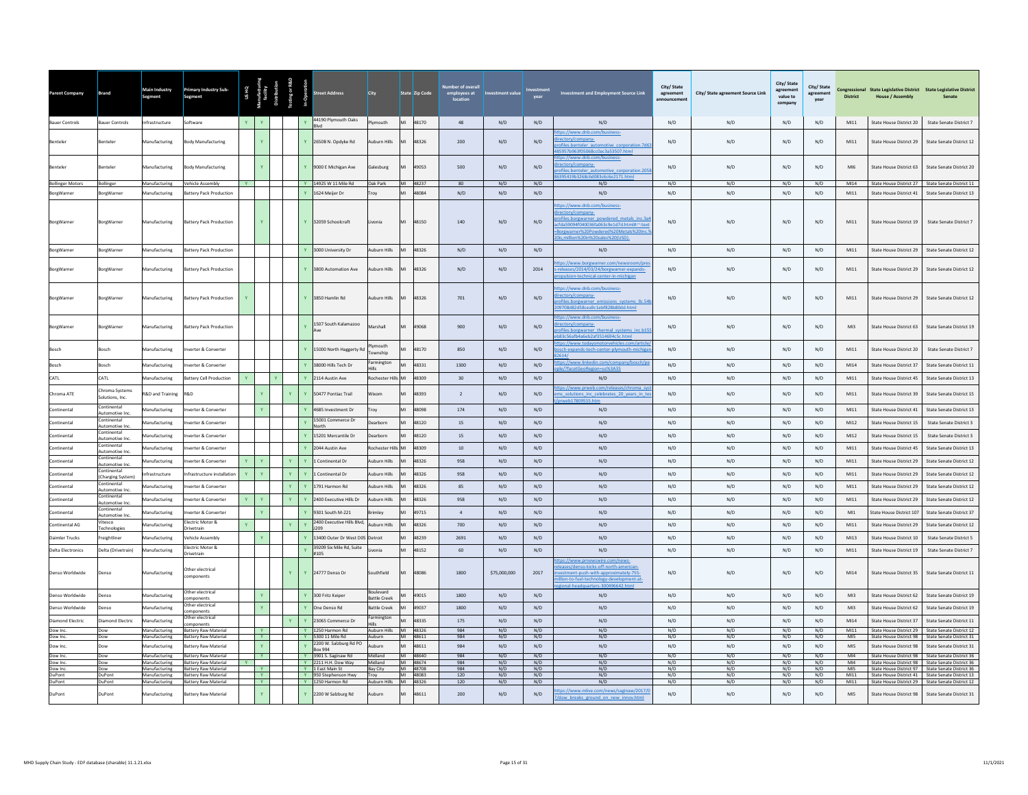| Parent Company | Brand | Main Industry Segment | Primary Industry Sub-Segment | US HQ | Manufacturing facility | Distribution | Testing or R&D | In-Operation | Street Address | City | State | Zip Code | Number of overall employees at location | Investment value | Investment year | Investment and Employment Source Link | City/ State agreement announcement | City/ State agreement Source Link | City/ State agreement value to company | City/ State agreement year | Congressional District | State Legislative District House / Assembly | State Legislative District Senate |
|---|---|---|---|---|---|---|---|---|---|---|---|---|---|---|---|---|---|---|---|---|---|---|---|
| Bauer Controls | Bauer Controls | Infrastructure | Software | Y | Y | | | Y | 44190 Plymouth Oaks Blvd | Plymouth | MI | 48170 | 48 | N/D | N/D | N/D | N/D | N/D | N/D | N/D | MI11 | State House District 20 | State Senate District 7 |
| Benteler | Benteler | Manufacturing | Body Manufacturing | | Y | | | Y | 26508 N. Opdyke Rd | Auburn Hills | MI | 48326 | 200 | N/D | N/D | https://www.dnb.com/business-directory/company-profiles.benteler_automotive_corporation.7d63485957b963f05068cc0ac3a53507.html | N/D | N/D | N/D | N/D | MI11 | State House District 29 | State Senate District 12 |
| Benteler | Benteler | Manufacturing | Body Manufacturing | | Y | | | Y | 9000 E Michigan Ave | Galesburg | MI | 49053 | 500 | N/D | N/D | https://www.dnb.com/business-directory/company-profiles.benteler_automotive_corporation.205886395419b3268c6d083c6c6e2171.html | N/D | N/D | N/D | N/D | MI6 | State House District 63 | State Senate District 20 |
| Bollinger Motors | Bollinger | Manufacturing | Vehicle Assembly | Y | | | | Y | 14925 W 11 Mile Rd | Oak Park | MI | 48237 | 80 | N/D | N/D | N/D | N/D | N/D | N/D | N/D | MI14 | State House District 27 | State Senate District 11 |
| BorgWarner | BorgWarner | Manufacturing | Battery Pack Production | | | | | Y | 1624 Meijer Dr | Troy | MI | 48084 | N/D | N/D | N/D | N/D | N/D | N/D | N/D | N/D | MI11 | State House District 41 | State Senate District 13 |
| BorgWarner | BorgWarner | Manufacturing | Battery Pack Production | | Y | | | Y | 32059 Schoolcraft | Livonia | MI | 48150 | 140 | N/D | N/D | https://www.dnb.com/business-directory/company-profiles.borgwarner_powdered_metals_inc.3a4acfda59094f040036fa063c9e1d7d.html#:~:text=Borgwarner%20Powdered%20Metals%20Inc.%20is,million%20in%20sales%20(USD). | N/D | N/D | N/D | N/D | MI11 | State House District 19 | State Senate District 7 |
| BorgWarner | BorgWarner | Manufacturing | Battery Pack Production | | | | | Y | 3000 University Dr | Auburn Hills | MI | 48326 | N/D | N/D | N/D | N/D | N/D | N/D | N/D | N/D | MI11 | State House District 29 | State Senate District 12 |
| BorgWarner | BorgWarner | Manufacturing | Battery Pack Production | | | | | Y | 3800 Automation Ave | Auburn Hills | MI | 48326 | N/D | N/D | 2014 | https://www.borgwarner.com/newsroom/press-releases/2014/03/24/borgwarner-expands-propulsion-technical-center-in-michigan | N/D | N/D | N/D | N/D | MI11 | State House District 29 | State Senate District 12 |
| BorgWarner | BorgWarner | Manufacturing | Battery Pack Production | Y | | | | Y | 3850 Hamlin Rd | Auburn Hills | MI | 48326 | 701 | N/D | N/D | https://www.dnb.com/business-directory/company-profiles.borgwarner_emissions_systems_llc.54b209708d82d58cea9c1ebf828b80dd.html | N/D | N/D | N/D | N/D | MI11 | State House District 29 | State Senate District 12 |
| BorgWarner | BorgWarner | Manufacturing | Battery Pack Production | | | | | Y | 1507 South Kalamazoo Ave | Marshall | MI | 49068 | 900 | N/D | N/D | https://www.dnb.com/business-directory/company-profiles.borgwarner_thermal_systems_inc.b155eb83c56afb4a6eb2af3514694c5c.html | N/D | N/D | N/D | N/D | MI3 | State House District 63 | State Senate District 19 |
| Bosch | Bosch | Manufacturing | Inverter & Converter | | | | | Y | 15000 North Haggerty Rd | Plymouth Township | MI | 48170 | 850 | N/D | N/D | https://www.todaysmotorvehicles.com/article/bosch-expands-tech-center-plymouth-michigan-82614/ | N/D | N/D | N/D | N/D | MI11 | State House District 20 | State Senate District 7 |
| Bosch | Bosch | Manufacturing | Inverter & Converter | | | | | Y | 38000 Hills Tech Dr | Farmington Hills | MI | 48331 | 1300 | N/D | N/D | https://www.linkedin.com/company/bosch/people/?facetGeoRegion=us%3A35 | N/D | N/D | N/D | N/D | MI14 | State House District 37 | State Senate District 11 |
| CATL | CATL | Manufacturing | Battery Cell Production | Y | | Y | | Y | 2114 Austin Ave | Rochester Hills | MI | 48309 | 30 | N/D | N/D | N/D | N/D | N/D | N/D | N/D | MI11 | State House District 45 | State Senate District 13 |
| Chroma ATE | Chroma Systems Solutions, Inc. | R&D and Training | R&D | | Y | | Y | Y | 50477 Pontiac Trail | Wixom | MI | 48393 | 2 | N/D | N/D | https://www.prweb.com/releases/chroma_systems_solutions_inc_celebrates_20_years_in_test/prweb17809555.htm | N/D | N/D | N/D | N/D | MI11 | State House District 39 | State Senate District 15 |
| Continental | Continental Automotive Inc. | Manufacturing | Inverter & Converter | | Y | | | Y | 4685 Investment Dr | Troy | MI | 48098 | 174 | N/D | N/D | N/D | N/D | N/D | N/D | N/D | MI11 | State House District 41 | State Senate District 13 |
| Continental | Continental Automotive Inc. | Manufacturing | Inverter & Converter | | | | | Y | 15001 Commerce Dr North | Dearborn | MI | 48120 | 15 | N/D | N/D | N/D | N/D | N/D | N/D | N/D | MI12 | State House District 15 | State Senate District 3 |
| Continental | Continental Automotive Inc. | Manufacturing | Inverter & Converter | | | | | Y | 15201 Mercantile Dr | Dearborn | MI | 48120 | 15 | N/D | N/D | N/D | N/D | N/D | N/D | N/D | MI12 | State House District 15 | State Senate District 3 |
| Continental | Continental Automotive Inc. | Manufacturing | Inverter & Converter | | | | | Y | 2044 Austin Ave | Rochester Hills | MI | 48309 | 10 | N/D | N/D | N/D | N/D | N/D | N/D | N/D | MI11 | State House District 45 | State Senate District 13 |
| Continental | Continental Automotive Inc. | Manufacturing | Inverter & Converter | Y | Y | | Y | Y | 1 Continental Dr | Auburn Hills | MI | 48326 | 958 | N/D | N/D | N/D | N/D | N/D | N/D | N/D | MI11 | State House District 29 | State Senate District 12 |
| Continental | Continental (Charging System) | Infrastructure | Infrastructure installation | Y | Y | | Y | Y | 1 Continental Dr | Auburn Hills | MI | 48326 | 958 | N/D | N/D | N/D | N/D | N/D | N/D | N/D | MI11 | State House District 29 | State Senate District 12 |
| Continental | Continental Automotive Inc. | Manufacturing | Inverter & Converter | | | | Y | Y | 1791 Harmon Rd | Auburn Hills | MI | 48326 | 85 | N/D | N/D | N/D | N/D | N/D | N/D | N/D | MI11 | State House District 29 | State Senate District 12 |
| Continental | Continental Automotive Inc. | Manufacturing | Inverter & Converter | Y | Y | | Y | Y | 2400 Executive Hills Dr | Auburn Hills | MI | 48326 | 958 | N/D | N/D | N/D | N/D | N/D | N/D | N/D | MI11 | State House District 29 | State Senate District 12 |
| Continental | Continental Automotive Inc. | Manufacturing | Inverter & Converter | | Y | | | Y | 9301 South M-221 | Brimley | MI | 49715 | 4 | N/D | N/D | N/D | N/D | N/D | N/D | N/D | MI1 | State House District 107 | State Senate District 37 |
| Continental AG | Vitesco Technologies | Manufacturing | Electric Motor & Drivetrain | Y | | | Y | Y | 2400 Executive Hills Blvd, J209 | Auburn Hills | MI | 48326 | 700 | N/D | N/D | N/D | N/D | N/D | N/D | N/D | MI11 | State House District 29 | State Senate District 12 |
| Daimler Trucks | Freightliner | Manufacturing | Vehicle Assembly | | Y | | | Y | 13400 Outer Dr West D05 | Detroit | MI | 48239 | 2691 | N/D | N/D | N/D | N/D | N/D | N/D | N/D | MI13 | State House District 10 | State Senate District 5 |
| Delta Electronics | Delta (Drivetrain) | Manufacturing | Electric Motor & Drivetrain | | | | | Y | 39209 Six Mile Rd, Suite #105 | Livonia | MI | 48152 | 60 | N/D | N/D | N/D | N/D | N/D | N/D | N/D | MI11 | State House District 19 | State Senate District 7 |
| Denso Worldwide | Denso | Manufacturing | Other electrical components | | | | Y | Y | 24777 Denso Dr | Southfield | MI | 48086 | 1800 | $75,000,000 | 2017 | https://www.prnewswire.com/news-releases/denso-kicks-off-north-american-investment-push-with-approximately-755-million-to-fuel-technology-development-at-regional-headquarters-300496642.html | N/D | N/D | N/D | N/D | MI14 | State House District 35 | State Senate District 11 |
| Denso Worldwide | Denso | Manufacturing | Other electrical components | | Y | | | Y | 300 Fritz Keiper | Boulevard Battle Creek | MI | 49015 | 1800 | N/D | N/D | N/D | N/D | N/D | N/D | N/D | MI3 | State House District 62 | State Senate District 19 |
| Denso Worldwide | Denso | Manufacturing | Other electrical components | | Y | | | Y | One Denso Rd | Battle Creek | MI | 49037 | 1800 | N/D | N/D | N/D | N/D | N/D | N/D | N/D | MI3 | State House District 62 | State Senate District 19 |
| Diamond Electric | Diamond Electric | Manufacturing | Other electrical components | | | | Y | Y | 23065 Commerce Dr | Farmington Hills | MI | 48335 | 175 | N/D | N/D | N/D | N/D | N/D | N/D | N/D | MI14 | State House District 37 | State Senate District 11 |
| Dow Inc. | Dow | Manufacturing | Battery Raw Material | | Y | | | Y | 1250 Harmon Rd | Auburn Hills | MI | 48326 | 984 | N/D | N/D | N/D | N/D | N/D | N/D | N/D | MI11 | State House District 29 | State Senate District 12 |
| Dow Inc. | Dow | Manufacturing | Battery Raw Material | | Y | | | Y | 5300 11 Mile Rd | Auburn | MI | 48611 | 984 | N/D | N/D | N/D | N/D | N/D | N/D | N/D | MI5 | State House District 98 | State Senate District 31 |
| Dow Inc. | Dow | Manufacturing | Battery Raw Material | | Y | | | Y | 2200 W. Salzburg Rd PO Box 994 | Auburn | MI | 48611 | 984 | N/D | N/D | N/D | N/D | N/D | N/D | N/D | MI5 | State House District 98 | State Senate District 31 |
| Dow Inc. | Dow | Manufacturing | Battery Raw Material | | Y | | | Y | 3901 S. Saginaw Rd | Midland | MI | 48640 | 984 | N/D | N/D | N/D | N/D | N/D | N/D | N/D | MI4 | State House District 98 | State Senate District 36 |
| Dow Inc. | Dow | Manufacturing | Battery Raw Material | Y | | | | Y | 2211 H.H. Dow Way | Midland | MI | 48674 | 984 | N/D | N/D | N/D | N/D | N/D | N/D | N/D | MI4 | State House District 98 | State Senate District 36 |
| Dow Inc. | Dow | Manufacturing | Battery Raw Material | | Y | | | Y | 1 East Main St | Bay City | MI | 48708 | 984 | N/D | N/D | N/D | N/D | N/D | N/D | N/D | MI5 | State House District 97 | State Senate District 36 |
| DuPont | DuPont | Manufacturing | Battery Raw Material | | Y | | | Y | 950 Stephenson Hwy | Troy | MI | 48083 | 120 | N/D | N/D | N/D | N/D | N/D | N/D | N/D | MI11 | State House District 41 | State Senate District 13 |
| DuPont | DuPont | Manufacturing | Battery Raw Material | | Y | | | Y | 1250 Harmon Rd | Auburn Hills | MI | 48326 | 120 | N/D | N/D | N/D | N/D | N/D | N/D | N/D | MI11 | State House District 29 | State Senate District 12 |
| DuPont | DuPont | Manufacturing | Battery Raw Material | | Y | | | Y | 2200 W Salzburg Rd | Auburn | MI | 48611 | 200 | N/D | N/D | https://www.mlive.com/news/saginaw/2017/07/dow_breaks_ground_on_new_innov.html | N/D | N/D | N/D | N/D | MI5 | State House District 98 | State Senate District 31 |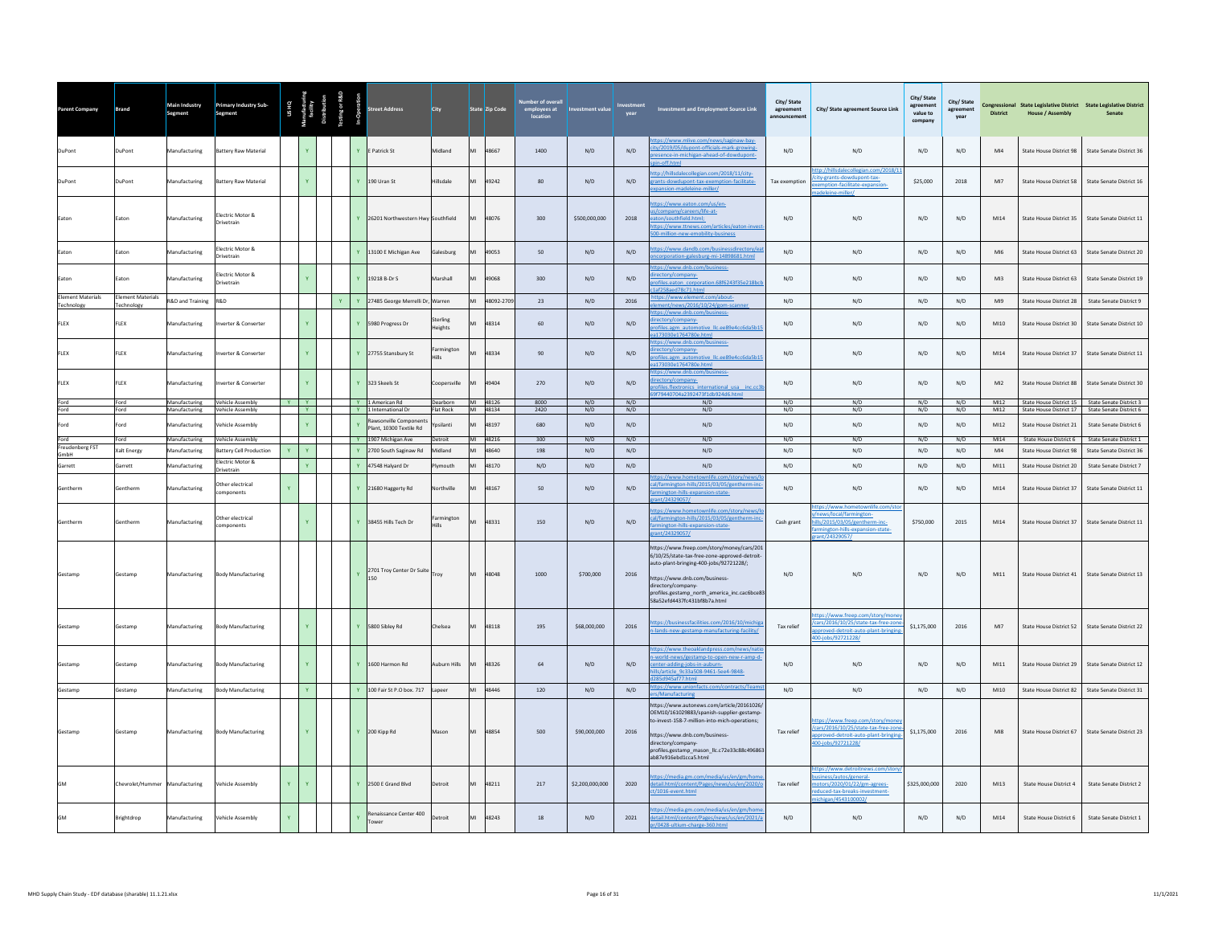| Parent Company | Brand | Main Industry Segment | Primary Industry Sub-Segment | US HQ | Manufacturing facility | Distribution | Testing or R&D | In Operation | Street Address | City | State | Zip Code | Number of overall employees at location | Investment value | Investment year | Investment and Employment Source Link | City/ State agreement announcement | City/ State agreement Source Link | City/ State agreement value to company | City/ State agreement year | Congressional District | State Legislative District House / Assembly | State Legislative District Senate |
|---|---|---|---|---|---|---|---|---|---|---|---|---|---|---|---|---|---|---|---|---|---|---|---|
| DuPont | DuPont | Manufacturing | Battery Raw Material | | Y | | | Y | E Patrick St | Midland | MI | 48667 | 1400 | N/D | N/D | https://www.mlive.com/news/saginaw-bay-city/2019/05/dupont-officials-mark-growing-presence-in-michigan-ahead-of-dowdupont-spin-off.html | N/D | N/D | N/D | N/D | MI4 | State House District 98 | State Senate District 36 |
| DuPont | DuPont | Manufacturing | Battery Raw Material | | Y | | | Y | 190 Uran St | Hillsdale | MI | 49242 | 80 | N/D | N/D | http://hillsdalecollegian.com/2018/11/city-grants-dowdupont-tax-exemption-facilitate-expansion-madeleine-miller/ | Tax exemption | http://hillsdalecollegian.com/2018/11/city-grants-dowdupont-tax-exemption-facilitate-expansion-madeleine-miller/ | $25,000 | 2018 | MI7 | State House District 58 | State Senate District 16 |
| Eaton | Eaton | Manufacturing | Electric Motor & Drivetrain | | | | | Y | 26201 Northwestern Hwy | Southfield | MI | 48076 | 300 | $500,000,000 | 2018 | https://www.eaton.com/us/en-us/company/careers/life-at-eaton/southfield.html; https://www.ttnews.com/articles/eaton-invest-500-million-new-emobility-business | N/D | N/D | N/D | N/D | MI14 | State House District 35 | State Senate District 11 |
| Eaton | Eaton | Manufacturing | Electric Motor & Drivetrain | | | | | Y | 13100 E Michigan Ave | Galesburg | MI | 49053 | 50 | N/D | N/D | https://www.dandb.com/businessdirectory/eatoncorporation-galesburg-mi-14898681.html | N/D | N/D | N/D | N/D | MI6 | State House District 63 | State Senate District 20 |
| Eaton | Eaton | Manufacturing | Electric Motor & Drivetrain | | Y | | | Y | 19218 B-Dr S | Marshall | MI | 49068 | 300 | N/D | N/D | https://www.dnb.com/business-directory/company-profiles.eaton_corporation.68f6243f35e218bcb c1af258aed78c71.html | N/D | N/D | N/D | N/D | MI3 | State House District 63 | State Senate District 19 |
| Element Materials Technology | Element Materials Technology | R&D and Training | R&D | | | | Y | Y | 27485 George Merrelli Dr, | Warren | MI | 48092-2709 | 23 | N/D | 2016 | https://www.element.com/about-element/news/2016/10/24/gom-scanner | N/D | N/D | N/D | N/D | MI9 | State House District 28 | State Senate District 9 |
| FLEX | FLEX | Manufacturing | Inverter & Converter | | Y | | | Y | 5980 Progress Dr | Sterling Heights | MI | 48314 | 60 | N/D | N/D | https://www.dnb.com/business-directory/company-profiles.agm_automotive_llc.ee89e4cc6da5b15ea173030e1764780e.html | N/D | N/D | N/D | N/D | MI10 | State House District 30 | State Senate District 10 |
| FLEX | FLEX | Manufacturing | Inverter & Converter | | Y | | | Y | 27755 Stansbury St | Farmington Hills | MI | 48334 | 90 | N/D | N/D | https://www.dnb.com/business-directory/company-profiles.agm_automotive_llc.ee89e4cc6da5b15ea173030e1764780e.html | N/D | N/D | N/D | N/D | MI14 | State House District 37 | State Senate District 11 |
| FLEX | FLEX | Manufacturing | Inverter & Converter | | Y | | | Y | 323 Skeels St | Coopersville | MI | 49404 | 270 | N/D | N/D | https://www.dnb.com/business-directory/company-profiles.flextronics_international_usa__inc.cc3b69f79440704a2392473f1db924d6.html | N/D | N/D | N/D | N/D | MI2 | State House District 88 | State Senate District 30 |
| Ford | Ford | Manufacturing | Vehicle Assembly | Y | Y | | | Y | 1 American Rd | Dearborn | MI | 48126 | 8000 | N/D | N/D | N/D | N/D | N/D | N/D | N/D | MI12 | State House District 15 | State Senate District 3 |
| Ford | Ford | Manufacturing | Vehicle Assembly | | Y | | | Y | 1 International Dr | Flat Rock | MI | 48134 | 2420 | N/D | N/D | N/D | N/D | N/D | N/D | N/D | MI12 | State House District 17 | State Senate District 6 |
| Ford | Ford | Manufacturing | Vehicle Assembly | | Y | | | Y | Rawsonville Components Plant, 10300 Textile Rd | Ypsilanti | MI | 48197 | 680 | N/D | N/D | N/D | N/D | N/D | N/D | N/D | MI12 | State House District 21 | State Senate District 6 |
| Ford | Ford | Manufacturing | Vehicle Assembly | | | | | Y | 1907 Michigan Ave | Detroit | MI | 48216 | 300 | N/D | N/D | N/D | N/D | N/D | N/D | N/D | MI14 | State House District 6 | State Senate District 1 |
| Freudenberg FST GmbH | Xalt Energy | Manufacturing | Battery Cell Production | Y | Y | | | Y | 2700 South Saginaw Rd | Midland | MI | 48640 | 198 | N/D | N/D | N/D | N/D | N/D | N/D | N/D | MI4 | State House District 98 | State Senate District 36 |
| Garrett | Garrett | Manufacturing | Electric Motor & Drivetrain | | Y | | | Y | 47548 Halyard Dr | Plymouth | MI | 48170 | N/D | N/D | N/D | N/D | N/D | N/D | N/D | N/D | MI11 | State House District 20 | State Senate District 7 |
| Gentherm | Gentherm | Manufacturing | Other electrical components | Y | | | | Y | 21680 Haggerty Rd | Northville | MI | 48167 | 50 | N/D | N/D | https://www.hometownlife.com/story/news/local/farmington-hills/2015/03/05/gentherm-inc-farmington-hills-expansion-state-grant/24329057/ | N/D | N/D | N/D | N/D | MI14 | State House District 37 | State Senate District 11 |
| Gentherm | Gentherm | Manufacturing | Other electrical components | | Y | | | Y | 38455 Hills Tech Dr | Farmington Hills | MI | 48331 | 150 | N/D | N/D | https://www.hometownlife.com/story/news/local/farmington-hills/2015/03/05/gentherm-inc-farmington-hills-expansion-state-grant/24329057/ | Cash grant | https://www.hometownlife.com/story/news/local/farmington-hills/2015/03/05/gentherm-inc-farmington-hills-expansion-state-grant/24329057/ | $750,000 | 2015 | MI14 | State House District 37 | State Senate District 11 |
| Gestamp | Gestamp | Manufacturing | Body Manufacturing | | | | | Y | 2701 Troy Center Dr Suite 150 | Troy | MI | 48048 | 1000 | $700,000 | 2016 | https://www.freep.com/story/money/cars/2016/10/25/state-tax-free-zone-approved-detroit-auto-plant-bringing-400-jobs/92721228/; https://www.dnb.com/business-directory/company-profiles.gestamp_north_america_inc.cac6bce8358a52efd4437fc431bf8b7a.html | N/D | N/D | N/D | N/D | MI11 | State House District 41 | State Senate District 13 |
| Gestamp | Gestamp | Manufacturing | Body Manufacturing | | Y | | | Y | 5800 Sibley Rd | Chelsea | MI | 48118 | 195 | $68,000,000 | 2016 | https://businessfacilities.com/2016/10/michigan-lands-new-gestamp-manufacturing-facility/ | Tax relief | https://www.freep.com/story/money/cars/2016/10/25/state-tax-free-zone-approved-detroit-auto-plant-bringing-400-jobs/92721228/ | $1,175,000 | 2016 | MI7 | State House District 52 | State Senate District 22 |
| Gestamp | Gestamp | Manufacturing | Body Manufacturing | | Y | | | Y | 1600 Harmon Rd | Auburn Hills | MI | 48326 | 64 | N/D | N/D | https://www.theoaklandpress.com/news/nation-world-news/gestamp-to-open-new-r-amp-d-center-adding-jobs-in-auburn-hills/article_9c33a508-9461-5ee4-9848-d285d945af77.html | N/D | N/D | N/D | N/D | MI11 | State House District 29 | State Senate District 12 |
| Gestamp | Gestamp | Manufacturing | Body Manufacturing | | Y | | | Y | 100 Fair St P.O box. 717 | Lapeer | MI | 48446 | 120 | N/D | N/D | https://www.unionfacts.com/contracts/Teamsters/Manufacturing | N/D | N/D | N/D | N/D | MI10 | State House District 82 | State Senate District 31 |
| Gestamp | Gestamp | Manufacturing | Body Manufacturing | | Y | | | Y | 200 Kipp Rd | Mason | MI | 48854 | 500 | $90,000,000 | 2016 | https://www.autonews.com/article/20161026/OEM10/161029883/spanish-supplier-gestamp-to-invest-158-7-million-into-mich-operations; https://www.dnb.com/business-directory/company-profiles.gestamp_mason_llc.c72e33c88c496863ab87e916ebd1cca5.html | Tax relief | https://www.freep.com/story/money/cars/2016/10/25/state-tax-free-zone-approved-detroit-auto-plant-bringing-400-jobs/92721228/ | $1,175,000 | 2016 | MI8 | State House District 67 | State Senate District 23 |
| GM | Chevrolet/Hummer | Manufacturing | Vehicle Assembly | Y | Y | | | Y | 2500 E Grand Blvd | Detroit | MI | 48211 | 217 | $2,200,000,000 | 2020 | https://media.gm.com/media/us/en/gm/home.detail.html/content/Pages/news/us/en/2020/oct/1016-event.html | Tax relief | https://www.detroitnews.com/story/business/autos/general-motors/2020/01/22/gm-agrees-reduced-tax-breaks-investment-michigan/4543100002/ | $325,000,000 | 2020 | MI13 | State House District 4 | State Senate District 2 |
| GM | Brightdrop | Manufacturing | Vehicle Assembly | Y | | | | Y | Renaissance Center 400 Tower | Detroit | MI | 48243 | 18 | N/D | 2021 | https://media.gm.com/media/us/en/gm/home.detail.html/content/Pages/news/us/en/2021/apr/0428-ultium-charge-360.html | N/D | N/D | N/D | N/D | MI14 | State House District 6 | State Senate District 1 |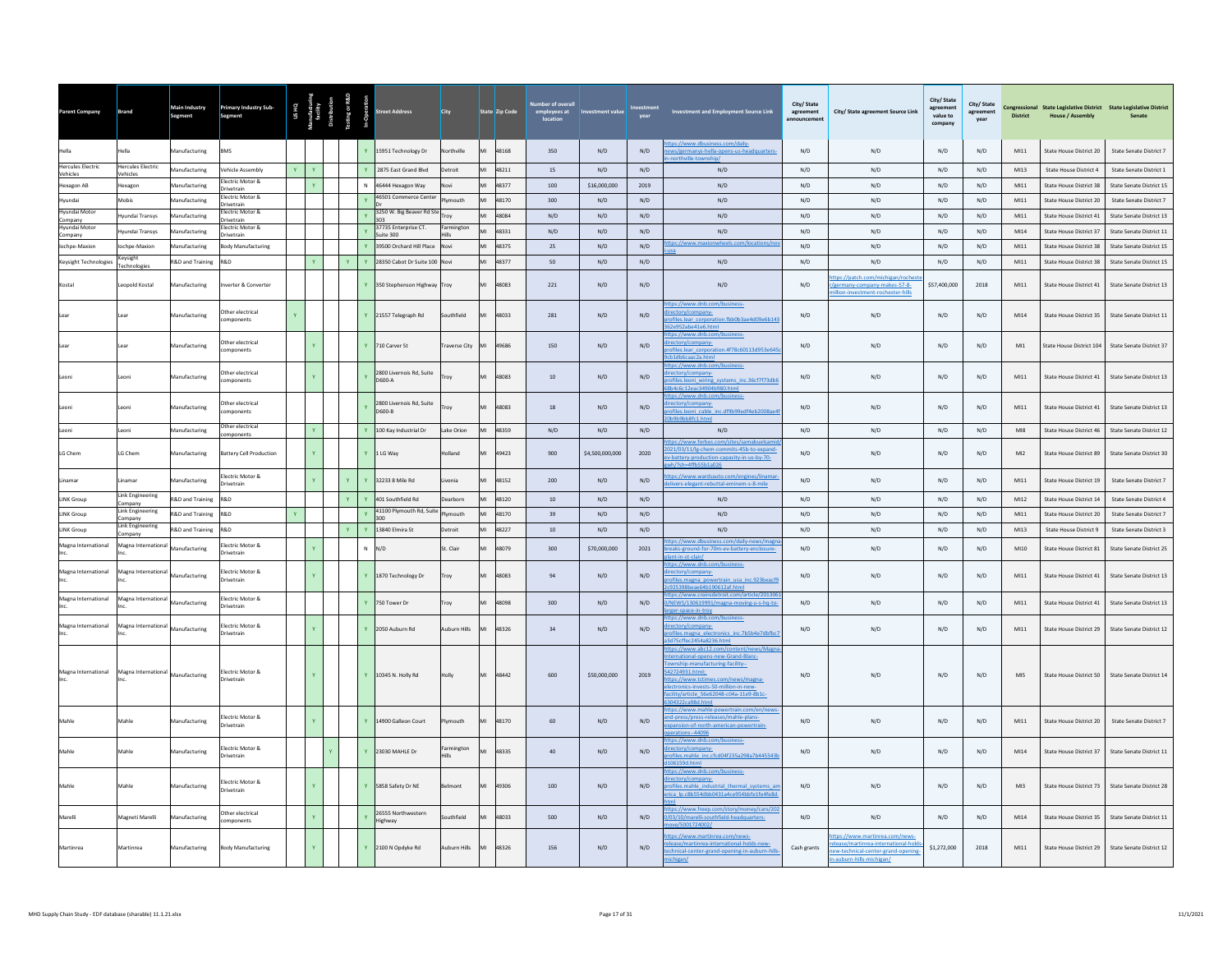| Parent Company | Brand | Main Industry Segment | Primary Industry Sub-Segment | US HQ | Manufacturing facility | Distribution | Testing or R&D | In-Operation | Street Address | City | State | Zip Code | Number of overall employees at location | Investment value | Investment year | Investment and Employment Source Link | City/ State agreement announcement | City/ State agreement Source Link | City/ State agreement value to company | City/ State agreement year | Congressional District | State Legislative District House / Assembly | State Legislative District Senate |
|---|---|---|---|---|---|---|---|---|---|---|---|---|---|---|---|---|---|---|---|---|---|---|---|
| Hella | Hella | Manufacturing | BMS | | | | | Y | 15951 Technology Dr | Northville | MI | 48168 | 350 | N/D | N/D | https://www.dbusiness.com/daily-news/germanys-hella-opens-us-headquarters-in-northville-township/ | N/D | N/D | N/D | N/D | MI11 | State House District 20 | State Senate District 7 |
| Hercules Electric Vehicles | Hercules Electric Vehicles | Manufacturing | Vehicle Assembly | Y | Y | | | Y | 2875 East Grand Blvd | Detroit | MI | 48211 | 15 | N/D | N/D | N/D | N/D | N/D | N/D | N/D | MI13 | State House District 4 | State Senate District 1 |
| Hexagon AB | Hexagon | Manufacturing | Electric Motor & Drivetrain | | Y | | | N | 46444 Hexagon Way | Novi | MI | 48377 | 100 | $16,000,000 | 2019 | N/D | N/D | N/D | N/D | N/D | MI11 | State House District 38 | State Senate District 15 |
| Hyundai | Mobis | Manufacturing | Electric Motor & Drivetrain | | | | | Y | 46501 Commerce Center Dr | Plymouth | MI | 48170 | 300 | N/D | N/D | N/D | N/D | N/D | N/D | N/D | MI11 | State House District 20 | State Senate District 7 |
| Hyundai Motor Company | Hyundai Transys | Manufacturing | Electric Motor & Drivetrain | | | | | Y | 3250 W. Big Beaver Rd Ste 303 | Troy | MI | 48084 | N/D | N/D | N/D | N/D | N/D | N/D | N/D | N/D | MI11 | State House District 41 | State Senate District 13 |
| Hyundai Motor Company | Hyundai Transys | Manufacturing | Electric Motor & Drivetrain | | | | | Y | 37735 Enterprise CT. Suite 300 | Farmington Hills | MI | 48331 | N/D | N/D | N/D | N/D | N/D | N/D | N/D | N/D | MI14 | State House District 37 | State Senate District 11 |
| Iochpe-Maxion | Iochpe-Maxion | Manufacturing | Body Manufacturing | | | | | Y | 39500 Orchard Hill Place | Novi | MI | 48375 | 25 | N/D | N/D | https://www.maxionwheels.com/locations/nov-i-usa | N/D | N/D | N/D | N/D | MI11 | State House District 38 | State Senate District 15 |
| Keysight Technologies | Keysight Technologies | R&D and Training | R&D | | Y | | Y | Y | 28350 Cabot Dr Suite 100 | Novi | MI | 48377 | 50 | N/D | N/D | N/D | N/D | N/D | N/D | N/D | MI11 | State House District 38 | State Senate District 15 |
| Kostal | Leopold Kostal | Manufacturing | Inverter & Converter | | | | | Y | 350 Stephenson Highway | Troy | MI | 48083 | 221 | N/D | N/D | N/D | N/D | https://patch.com/michigan/rochester/germany-company-makes-57-8-million-investment-rochester-hills | $57,400,000 | 2018 | MI11 | State House District 41 | State Senate District 13 |
| Lear | Lear | Manufacturing | Other electrical components | Y | | | | Y | 21557 Telegraph Rd | Southfield | MI | 48033 | 281 | N/D | N/D | https://www.dnb.com/business-directory/company-profiles.lear_corporation.fbb0b3ae4d09e6b143362e952abe41e6.html | N/D | N/D | N/D | N/D | MI14 | State House District 35 | State Senate District 11 |
| Lear | Lear | Manufacturing | Other electrical components | | Y | | | Y | 710 Carver St | Traverse City | MI | 49686 | 150 | N/D | N/D | https://www.dnb.com/business-directory/company-profiles.lear_corporation.4f78c60113d953e645c9cb1db6caac2a.html | N/D | N/D | N/D | N/D | MI1 | State House District 104 | State Senate District 37 |
| Leoni | Leoni | Manufacturing | Other electrical components | | Y | | | Y | 2800 Livernois Rd, Suite D600-A | Troy | MI | 48083 | 10 | N/D | N/D | https://www.dnb.com/business-directory/company-profiles.leoni_wiring_systems_inc.38cf7f73db668b4c6c12eac34904b980.html | N/D | N/D | N/D | N/D | MI11 | State House District 41 | State Senate District 13 |
| Leoni | Leoni | Manufacturing | Other electrical components | | | | | Y | 2800 Livernois Rd, Suite D600-B | Troy | MI | 48083 | 18 | N/D | N/D | https://www.dnb.com/business-directory/company-profiles.leoni_cable_inc.df9b99edf4eb2008ae4f20b9b9bb8fc1.html | N/D | N/D | N/D | N/D | MI11 | State House District 41 | State Senate District 13 |
| Leoni | Leoni | Manufacturing | Other electrical components | | Y | | | Y | 100 Kay Industrial Dr | Lake Orion | MI | 48359 | N/D | N/D | N/D | N/D | N/D | N/D | N/D | N/D | MI8 | State House District 46 | State Senate District 12 |
| LG Chem | LG Chem | Manufacturing | Battery Cell Production | | Y | | | Y | 1 LG Way | Holland | MI | 49423 | 900 | $4,500,000,000 | 2020 | https://www.forbes.com/sites/samabuelsamid/2021/03/11/lg-chem-commits-45b-to-expand-ev-battery-production-capacity-in-us-by-70-gwh/?sh=4ffb55b1a026 | N/D | N/D | N/D | N/D | MI2 | State House District 89 | State Senate District 30 |
| Linamar | Linamar | Manufacturing | Electric Motor & Drivetrain | | Y | | Y | Y | 32233 8 Mile Rd | Livonia | MI | 48152 | 200 | N/D | N/D | https://www.wardsauto.com/engines/linamar-delivers-elegant-rebuttal-eminem-s-8-mile | N/D | N/D | N/D | N/D | MI11 | State House District 19 | State Senate District 7 |
| LINK Group | Link Engineering Company | R&D and Training | R&D | | | | Y | Y | 401 Southfield Rd | Dearborn | MI | 48120 | 10 | N/D | N/D | N/D | N/D | N/D | N/D | N/D | MI12 | State House District 14 | State Senate District 4 |
| LINK Group | Link Engineering Company | R&D and Training | R&D | Y | | | | Y | 41100 Plymouth Rd, Suite 300 | Plymouth | MI | 48170 | 39 | N/D | N/D | N/D | N/D | N/D | N/D | N/D | MI11 | State House District 20 | State Senate District 7 |
| LINK Group | Link Engineering Company | R&D and Training | R&D | | | | Y | Y | 13840 Elmira St | Detroit | MI | 48227 | 10 | N/D | N/D | N/D | N/D | N/D | N/D | N/D | MI13 | State House District 9 | State Senate District 3 |
| Magna International Inc. | Magna International Inc. | Manufacturing | Electric Motor & Drivetrain | | Y | | | N | N/D | St. Clair | MI | 48079 | 300 | $70,000,000 | 2021 | https://www.dbusiness.com/daily-news/magna-breaks-ground-for-70m-ev-battery-enclosure-plant-in-st-clair/ | N/D | N/D | N/D | N/D | MI10 | State House District 81 | State Senate District 25 |
| Magna International Inc. | Magna International Inc. | Manufacturing | Electric Motor & Drivetrain | | Y | | | Y | 1870 Technology Dr | Troy | MI | 48083 | 94 | N/D | N/D | https://www.dnb.com/business-directory/company-profiles.magna_powertrain_usa_inc.923beacf92c925398beae64b190612af.html | N/D | N/D | N/D | N/D | MI11 | State House District 41 | State Senate District 13 |
| Magna International Inc. | Magna International Inc. | Manufacturing | Electric Motor & Drivetrain | | | | | Y | 750 Tower Dr | Troy | MI | 48098 | 300 | N/D | N/D | https://www.crainsdetroit.com/article/20130610/NEWS/130619991/magna-moving-u-s-hq-to-larger-space-in-troy | N/D | N/D | N/D | N/D | MI11 | State House District 41 | State Senate District 13 |
| Magna International Inc. | Magna International Inc. | Manufacturing | Electric Motor & Drivetrain | | Y | | | Y | 2050 Auburn Rd | Auburn Hills | MI | 48326 | 34 | N/D | N/D | https://www.dnb.com/business-directory/company-profiles.magna_electronics_inc.7b5b4e7dbfbc7a3d75cffec2454a8236.html | N/D | N/D | N/D | N/D | MI11 | State House District 29 | State Senate District 12 |
| Magna International Inc. | Magna International Inc. | Manufacturing | Electric Motor & Drivetrain | | Y | | | Y | 10345 N. Holly Rd | Holly | MI | 48442 | 600 | $50,000,000 | 2019 | https://www.abc12.com/content/news/Magna-International-opens-new-Grand-Blanc-Township-manufacturing-facility--542724931.html; https://www.tctimes.com/news/magna-electronics-invests-50-million-in-new-facility/article_56e62048-c04a-11e9-8b1c-6304322ca98d.html | N/D | N/D | N/D | N/D | MI5 | State House District 50 | State Senate District 14 |
| Mahle | Mahle | Manufacturing | Electric Motor & Drivetrain | | Y | | | Y | 14900 Galleon Court | Plymouth | MI | 48170 | 60 | N/D | N/D | https://www.mahle-powertrain.com/en/news-and-press/press-releases/mahle-plans-expansion-of-north-american-powertrain-operations--44096 | N/D | N/D | N/D | N/D | MI11 | State House District 20 | State Senate District 7 |
| Mahle | Mahle | Manufacturing | Electric Motor & Drivetrain | | | Y | | Y | 23030 MAHLE Dr | Farmington Hills | MI | 48335 | 40 | N/D | N/D | https://www.dnb.com/business-directory/company-profiles.mahle_inc.cfcd04f235a298a7b445543bd106159d.html | N/D | N/D | N/D | N/D | MI14 | State House District 37 | State Senate District 11 |
| Mahle | Mahle | Manufacturing | Electric Motor & Drivetrain | | Y | | | Y | 5858 Safety Dr NE | Belmont | MI | 49306 | 100 | N/D | N/D | https://www.dnb.com/business-directory/company-profiles.mahle_industrial_thermal_systems_america_lp.c8b554dbb0431a4ce954bbfe1fe4fe8d.html | N/D | N/D | N/D | N/D | MI3 | State House District 73 | State Senate District 28 |
| Marelli | Magneti Marelli | Manufacturing | Other electrical components | | Y | | | Y | 26555 Northwestern Highway | Southfield | MI | 48033 | 500 | N/D | N/D | https://www.freep.com/story/money/cars/2020/03/10/marelli-southfield-headquarters-move/5001724002/ | N/D | N/D | N/D | N/D | MI14 | State House District 35 | State Senate District 11 |
| Martinrea | Martinrea | Manufacturing | Body Manufacturing | | Y | | | Y | 2100 N Opdyke Rd | Auburn Hills | MI | 48326 | 156 | N/D | N/D | https://www.martinrea.com/news-release/martinrea-international-holds-new-technical-center-grand-opening-in-auburn-hills-michigan/ | Cash grants | https://www.martinrea.com/news-release/martinrea-international-holds-new-technical-center-grand-opening-in-auburn-hills-michigan/ | $1,272,000 | 2018 | MI11 | State House District 29 | State Senate District 12 |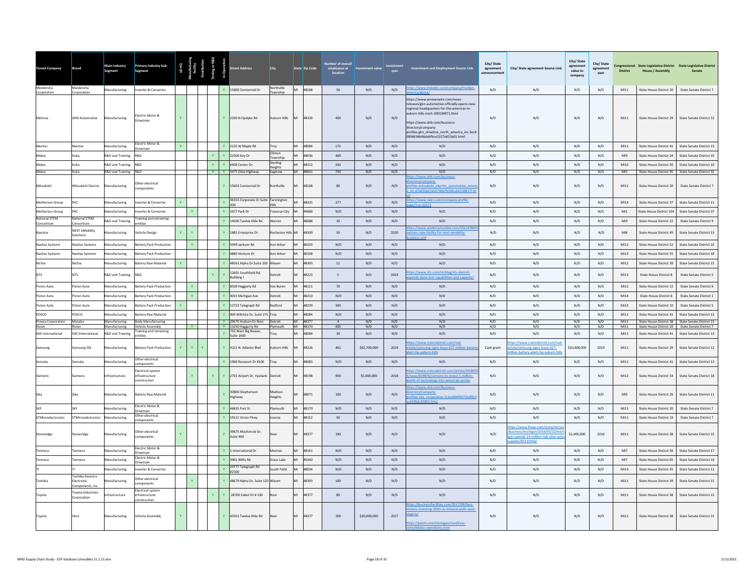| Parent Company | Brand | Main Industry Segment | Primary Industry Sub-Segment | US HQ | Manufacturing facility | Distribution | Testing or R&D | In-Operation | Street Address | City | State | Zip Code | Number of overall employees at location | Investment value | Investment year | Investment and Employment Source Link | City/ State agreement announcement | City/ State agreement Source Link | City/ State agreement value to company | City/ State agreement year | Congressional District | State Legislative District House / Assembly | State Legislative District Senate |
|---|---|---|---|---|---|---|---|---|---|---|---|---|---|---|---|---|---|---|---|---|---|---|---|
| Meidensha Corporation | Meidensha Corporation | Manufacturing | Inverter & Converter | | | | | Y | 15800 Centennial Dr | Northville Township | MI | 48168 | 50 | N/D | N/D | https://www.linkedin.com/company/meiden-america/about/ | N/D | N/D | N/D | N/D | MI11 | State House District 20 | State Senate District 7 |
| Melrose | GKN Automotive | Manufacturing | Electric Motor & Drivetrain | Y | | | | Y | 2200 N Opdyke Rd | Auburn Hills | MI | 48326 | 400 | N/D | N/D | https://www.prnewswire.com/news-releases/gkn-automotive-officially-opens-new-regional-headquarters-for-the-americas-in-auburn-hills-mich-300104971.html https://www.dnb.com/business-directory/company-profiles.gkn_driveline_north_america_inc.5ec60836634b46debfbce5227e653a01.html | N/D | N/D | N/D | N/D | MI11 | State House District 29 | State Senate District 12 |
| Meritor | Meritor | Manufacturing | Electric Motor & Drivetrain | Y | | | | Y | 2135 W Maple Rd | Troy | MI | 48084 | 172 | N/D | N/D | N/D | N/D | N/D | N/D | N/D | MI11 | State House District 41 | State Senate District 13 |
| Midea | Kuka | R&D and Training | R&D | | | | Y | Y | 22500 Key Dr | Clinton Township | MI | 48036 | 400 | N/D | N/D | N/D | N/D | N/D | N/D | N/D | MI9 | State House District 24 | State Senate District 10 |
| Midea | Kuka | R&D and Training | R&D | | | | Y | Y | 6600 Center Dr | Sterling Heights | MI | 48312 | 350 | N/D | N/D | N/D | N/D | N/D | N/D | N/D | MI10 | State House District 30 | State Senate District 10 |
| Midea | Kuka | R&D and Training | R&D | | | | Y | Y | 5675 Dixie Highway | Saginaw | MI | 48601 | 750 | N/D | N/D | N/D | N/D | N/D | N/D | N/D | MI5 | State House District 95 | State Senate District 32 |
| Mitsubishi | Mitsubishi Electric | Manufacturing | Other electrical components | | | | | Y | 15603 Centennial Dr | Northville | MI | 48168 | 80 | N/D | N/D | https://www.dnb.com/business-directory/company-profiles.mitsubishi_electric_automotive_america_inc.d7a650a21dc0746b7b18dcd41548f17f.html | N/D | N/D | N/D | N/D | MI11 | State House District 20 | State Senate District 7 |
| Motherson Group | PKC | Manufacturing | Inverter & Converter | Y | | | | Y | 36555 Corporate Dr Suite 300 | Farmington Hills | MI | 48331 | 277 | N/D | N/D | https://www.naics.com/company-profile-page/?co=10173 | N/D | N/D | N/D | N/D | MI14 | State House District 37 | State Senate District 11 |
| Motherson Group | PKC | Manufacturing | Inverter & Converter | | Y | | | Y | 1677 Park Dr | Traverse City | MI | 49686 | N/D | N/D | N/D | N/D | N/D | N/D | N/D | N/D | MI1 | State House District 104 | State Senate District 37 |
| National STEM Consortium | National STEM Consortium | R&D and Training | Training and retraining entities | | | | | Y | 14500 Twelve Mile Rd | Warren | MI | 48088 | 10 | N/D | N/D | N/D | N/D | N/D | N/D | N/D | MI9 | State House District 22 | State Senate District 9 |
| Navistar | NEXT eMobility Solutions | Manufacturing | Vehicle Design | Y | Y | | | Y | 1885 Enterprise Dr | Rochester Hills | MI | 48309 | 50 | N/D | 2020 | https://www.worktruckonline.com/10123769/navistars-new-facility-for-next-emobility-business-unit | N/D | N/D | N/D | N/D | MI8 | State House District 45 | State Senate District 13 |
| Navitas Systems | Navitas Systems | Manufacturing | Battery Pack Production | | Y | | | Y | 5949 Jackson Rd | Ann Arbor | MI | 48103 | N/D | N/D | N/D | N/D | N/D | N/D | N/D | N/D | MI12 | State House District 52 | State Senate District 22 |
| Navitas Systems | Navitas Systems | Manufacturing | Battery Pack Production | | | | | Y | 4880 Venture Dr | Ann Arbor | MI | 48108 | N/D | N/D | N/D | N/D | N/D | N/D | N/D | N/D | MI12 | State House District 55 | State Senate District 18 |
| Nichia | Nichia | Manufacturing | Battery Raw Material | Y | | | | Y | 48561 Alpha Dr Suite 100 | Wixom | MI | 48393 | 11 | N/D | N/D | N/D | N/D | N/D | N/D | N/D | MI11 | State House District 39 | State Senate District 15 |
| NTS | NTS | R&D and Training | R&D | | | | Y | Y | 12601 Southfield Rd, Building J | Detroit | MI | 48223 | 5 | N/D | 2019 | https://www.nts.com/ntsblog/nts-detroit-expands-dyno-test-capabilities-and-capacity/ | N/D | N/D | N/D | N/D | MI13 | State House District 8 | State Senate District 5 |
| Piston Auto | Piston Auto | Manufacturing | Battery Pack Production | | Y | | | Y | 8500 Haggerty Rd | Van Buren | MI | 48111 | 70 | N/D | N/D | N/D | N/D | N/D | N/D | N/D | MI12 | State House District 12 | State Senate District 6 |
| Piston Auto | Piston Auto | Manufacturing | Battery Pack Production | | Y | | | Y | 4015 Michigan Ave | Detroit | MI | 48210 | N/D | N/D | N/D | N/D | N/D | N/D | N/D | N/D | MI14 | State House District 6 | State Senate District 1 |
| Piston Auto | Piston Auto | Manufacturing | Battery Pack Production | Y | | | | Y | 12723 Telegraph Rd | Redford | MI | 48239 | 300 | N/D | N/D | N/D | N/D | N/D | N/D | N/D | MI13 | State House District 10 | State Senate District 5 |
| POSCO | POSCO | Manufacturing | Battery Raw Material | | | | | Y | 900 Wilshire Dr, Suite 275 | Troy | MI | 48084 | N/D | N/D | N/D | N/D | N/D | N/D | N/D | N/D | MI11 | State House District 41 | State Senate District 13 |
| Proeza Corporation | Metalsa | Manufacturing | Body Manufacturing | | | | | Y | 29575 Hudson Dr Novi | Detroit | MI | 48377 | 4 | N/D | N/D | N/D | N/D | N/D | N/D | N/D | MI11 | State House District 38 | State Senate District 15 |
| Rivian | Rivian | Manufacturing | Vehicle Assembly | | Y | | | Y | 13250 Haggerty Rd | Plymouth | MI | 48170 | 400 | N/D | N/D | N/D | N/D | N/D | N/D | N/D | MI11 | State House District 20 | State Senate District 7 |
| SAE International | SAE International | R&D and Training | Training and retraining entities | | | | | Y | 755 West Big Beaver, Suite 1600 | Troy | MI | 48084 | 30 | N/D | N/D | N/D | N/D | N/D | N/D | N/D | MI11 | State House District 41 | State Senate District 13 |
| Samsung | Samsung SDI | Manufacturing | Battery Pack Production | Y | Y | Y | | Y | 4121 N. Atlantic Blvd | Auburn Hills | MI | 48326 | 461 | $62,700,000 | 2019 | https://www.crainsdetroit.com/real-estate/samsung-signs-lease-627-million-battery-plant-hq-auburn-hills | Cash grant | https://www.crainsdetroit.com/real-estate/samsung-signs-lease-627-million-battery-plant-hq-auburn-hills | $10,000,000 | 2019 | MI11 | State House District 29 | State Senate District 12 |
| Sensata | Sensata | Manufacturing | Other electrical components | | | | | Y | 1960 Research Dr #100 | Troy | MI | 48083 | N/D | N/D | N/D | N/D | N/D | N/D | N/D | N/D | MI11 | State House District 41 | State Senate District 13 |
| Siemens | Siemens | Infrastructure | Electrical system infrastructure construction | | Y | | Y | Y | 2701 Airport Dr, Ypsilanti | Detroit | MI | 48198 | 900 | $5,000,000 | 2018 | https://www.crainsdetroit.com/article/20180504/news/659876/siemens-to-invest-5-million-worth-of-technology-into-american-center | N/D | N/D | N/D | N/D | MI12 | State House District 54 | State Senate District 18 |
| Sika | Sika | Manufacturing | Battery Raw Material | | | | | Y | 30800 Stephenson Highway | Madison Heights | MI | 48071 | 100 | N/D | N/D | https://www.dnb.com/business-directory/company-profiles.sika_corporation.fc1edd04ffd702af9e3ac4399dc93893.html | N/D | N/D | N/D | N/D | MI9 | State House District 26 | State Senate District 11 |
| SKF | SKF | Manufacturing | Electric Motor & Drivetrain | | | | | Y | 46815 Port St | Plymouth | MI | 48170 | N/D | N/D | N/D | N/D | N/D | N/D | N/D | N/D | MI11 | State House District 20 | State Senate District 7 |
| STMicroelectronics | STMicroelectronics | Manufacturing | Other electrical components | | | | | Y | 19111 Victor Pkwy | Livonia | MI | 48152 | 50 | N/D | N/D | N/D | N/D | N/D | N/D | N/D | MI11 | State House District 19 | State Senate District 7 |
| Stoneridge | Stoneridge | Manufacturing | Other electrical components | Y | | | | Y | 39675 MacKenzie Dr, Suite 400 | Novi | MI | 48377 | 140 | N/D | N/D | N/D | N/D | https://www.freep.com/story/money/business/michigan/2016/03/22/michigan-spends-14-million-nab-ohio-auto-supplier/82115916/ | $1,400,000 | 2016 | MI11 | State House District 38 | State Senate District 15 |
| Tenneco | Tenneco | Manufacturing | Electric Motor & Drivetrain | | | | | Y | 1 International Dr | Monroe | MI | 48161 | N/D | N/D | N/D | N/D | N/D | N/D | N/D | N/D | MI7 | State House District 56 | State Senate District 17 |
| Tenneco | Tenneco | Manufacturing | Electric Motor & Drivetrain | | | | | Y | 3901 Willis Rd | Grass Lake | MI | 49240 | N/D | N/D | N/D | N/D | N/D | N/D | N/D | N/D | MI7 | State House District 65 | State Senate District 16 |
| TI | TI | Manufacturing | Inverter & Converter | | | | | Y | 29777 Telegraph Rd #2500 | South Field | MI | 48034 | N/D | N/D | N/D | N/D | N/D | N/D | N/D | N/D | MI14 | State House District 35 | State Senate District 11 |
| Toshiba | Toshiba America Electronic Components, Inc. | Manufacturing | Other electrical components | | Y | | | Y | 48679 Alpha Dr, Suite 120 | Wixom | MI | 48393 | 100 | N/D | N/D | N/D | N/D | N/D | N/D | N/D | MI11 | State House District 39 | State Senate District 15 |
| Toyota | Toyota Industries Corporation | Infrastructure | Electrical system infrastructure construction | | | | Y | Y | 28700 Cabot Dr # 100 | Novi | MI | 48377 | 80 | N/D | N/D | N/D | N/D | N/D | N/D | N/D | MI11 | State House District 38 | State Senate District 15 |
| Toyota | Hino | Manufacturing | Vehicle Assembly | Y | | | | Y | 45501 Twelve Mile Rd | Novi | MI | 48377 | 200 | $20,000,000 | 2017 | https://businessfacilities.com/2017/09/hino-motors-investing-100m-in-mineral-wells-west-virginia/ https://patch.com/michigan/novi/hino-consolidates-operations-novi | N/D | N/D | N/D | N/D | MI11 | State House District 38 | State Senate District 15 |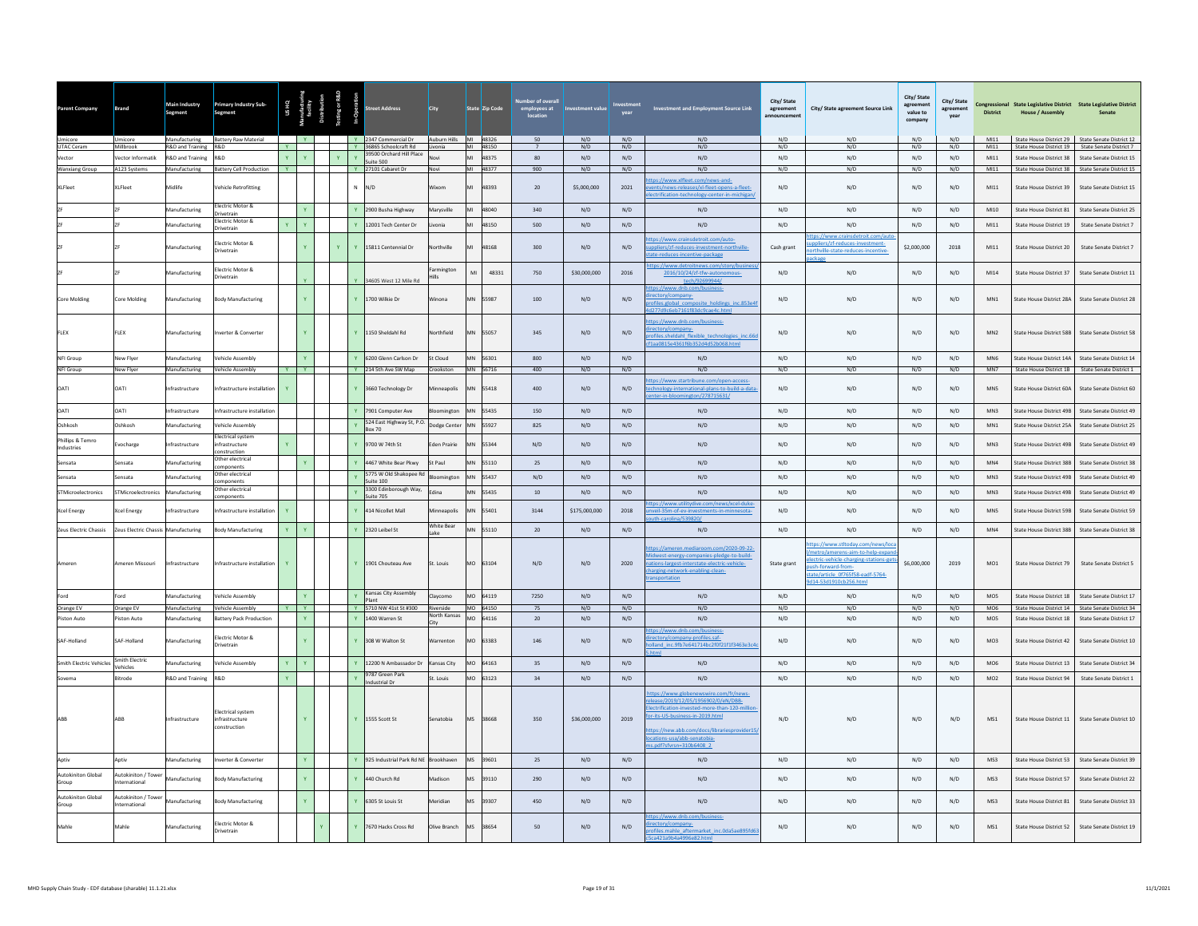| Parent Company | Brand | Main Industry Segment | Primary Industry Sub-Segment | US HQ | Manufacturing facility | Distribution | Testing or R&D | In-Operation | Street Address | City | State | Zip Code | Number of overall employees at location | Investment value | Investment year | Investment and Employment Source Link | City/ State agreement announcement | City/ State agreement Source Link | City/ State agreement value to company | City/ State agreement year | Congressional District | State Legislative District House / Assembly | State Legislative District Senate |
|---|---|---|---|---|---|---|---|---|---|---|---|---|---|---|---|---|---|---|---|---|---|---|---|
| Umicore | Umicore | Manufacturing | Battery Raw Material | | Y | | | Y | 2347 Commercial Dr | Auburn Hills | MI | 48326 | 50 | N/D | N/D | N/D | N/D | N/D | N/D | N/D | MI11 | State House District 29 | State Senate District 12 |
| UTAC Ceram | Millbrook | R&D and Training | R&D | Y | | | | Y | 36865 Schoolcraft Rd | Livonia | MI | 48150 | 7 | N/D | N/D | N/D | N/D | N/D | N/D | N/D | MI11 | State House District 19 | State Senate District 7 |
| Vector | Vector Informatik | R&D and Training | R&D | Y | Y | | Y | Y | 39500 Orchard Hill Place Suite 500 | Novi | MI | 48375 | 80 | N/D | N/D | N/D | N/D | N/D | N/D | N/D | MI11 | State House District 38 | State Senate District 15 |
| Wanxiang Group | A123 Systems | Manufacturing | Battery Cell Production | Y | | | | Y | 27101 Cabaret Dr | Novi | MI | 48377 | 900 | N/D | N/D | N/D | N/D | N/D | N/D | N/D | MI11 | State House District 38 | State Senate District 15 |
| XLFleet | XLFleet | Midlife | Vehicle Retrofitting | | | | | N | N/D | Wixom | MI | 48393 | 20 | $5,000,000 | 2021 | https://www.xlfleet.com/news-and-events/news-releases/xl-fleet-opens-a-fleet-electrification-technology-center-in-michigan/ | N/D | N/D | N/D | N/D | MI11 | State House District 39 | State Senate District 15 |
| ZF | ZF | Manufacturing | Electric Motor & Drivetrain | | Y | | | Y | 2900 Busha Highway | Marysville | MI | 48040 | 340 | N/D | N/D | N/D | N/D | N/D | N/D | N/D | MI10 | State House District 81 | State Senate District 25 |
| ZF | ZF | Manufacturing | Electric Motor & Drivetrain | Y | Y | | | Y | 12001 Tech Center Dr | Livonia | MI | 48150 | 500 | N/D | N/D | N/D | N/D | N/D | N/D | N/D | MI11 | State House District 19 | State Senate District 7 |
| ZF | ZF | Manufacturing | Electric Motor & Drivetrain | | Y | | Y | Y | 15811 Centennial Dr | Northville | MI | 48168 | 300 | N/D | N/D | https://www.crainsdetroit.com/auto-suppliers/zf-reduces-investment-northville-state-reduces-incentive-package | Cash grant | https://www.crainsdetroit.com/auto-suppliers/zf-reduces-investment-northville-state-reduces-incentive-package | $2,000,000 | 2018 | MI11 | State House District 20 | State Senate District 7 |
| ZF | ZF | Manufacturing | Electric Motor & Drivetrain | | Y | | | Y | 34605 West 12 Mile Rd | Farmington Hills | MI | 48331 | 750 | $30,000,000 | 2016 | https://www.detroitnews.com/story/business/2016/10/24/zf-tfw-autonomous-tech/92699944/ | N/D | N/D | N/D | N/D | MI14 | State House District 37 | State Senate District 11 |
| Core Molding | Core Molding | Manufacturing | Body Manufacturing | | Y | | | Y | 1700 Wilkie Dr | Winona | MN | 55987 | 100 | N/D | N/D | https://www.dnb.com/business-directory/company-profiles.global_composite_holdings_inc.853e4f4d277d9c6eb7161f83dc9cae4c.html | N/D | N/D | N/D | N/D | MN1 | State House District 28A | State Senate District 28 |
| FLEX | FLEX | Manufacturing | Inverter & Converter | | Y | | | Y | 1150 Sheldahl Rd | Northfield | MN | 55057 | 345 | N/D | N/D | https://www.dnb.com/business-directory/company-profiles.sheldahl_flexible_technologies_inc.66d3f1aa0815e4361f6b352d4d52b068.html | N/D | N/D | N/D | N/D | MN2 | State House District 58B | State Senate District 58 |
| NFI Group | New Flyer | Manufacturing | Vehicle Assembly | | Y | | | Y | 6200 Glenn Carlson Dr | St Cloud | MN | 56301 | 800 | N/D | N/D | N/D | N/D | N/D | N/D | N/D | MN6 | State House District 14A | State Senate District 14 |
| NFI Group | New Flyer | Manufacturing | Vehicle Assembly | Y | Y | | | Y | 214 5th Ave SW Map | Crookston | MN | 56716 | 400 | N/D | N/D | N/D | N/D | N/D | N/D | N/D | MN7 | State House District 1B | State Senate District 1 |
| OATI | OATI | Infrastructure | Infrastructure installation | Y | | | | Y | 3660 Technology Dr | Minneapolis | MN | 55418 | 400 | N/D | N/D | https://www.startribune.com/open-access-technology-international-plans-to-build-a-data-center-in-bloomington/278715631/ | N/D | N/D | N/D | N/D | MN5 | State House District 60A | State Senate District 60 |
| OATI | OATI | Infrastructure | Infrastructure installation | | | | | Y | 7901 Computer Ave | Bloomington | MN | 55435 | 150 | N/D | N/D | N/D | N/D | N/D | N/D | N/D | MN3 | State House District 49B | State Senate District 49 |
| Oshkosh | Oshkosh | Manufacturing | Vehicle Assembly | | | | | Y | 524 East Highway St, P.O. Box 70 | Dodge Center | MN | 55927 | 825 | N/D | N/D | N/D | N/D | N/D | N/D | N/D | MN1 | State House District 25A | State Senate District 25 |
| Phillips & Temro Industries | Evocharge | Infrastructure | Electrical system infrastructure construction | Y | | | | Y | 9700 W 74th St | Eden Prairie | MN | 55344 | N/D | N/D | N/D | N/D | N/D | N/D | N/D | N/D | MN3 | State House District 49B | State Senate District 49 |
| Sensata | Sensata | Manufacturing | Other electrical components | | Y | | | Y | 4467 White Bear Pkwy | St Paul | MN | 55110 | 25 | N/D | N/D | N/D | N/D | N/D | N/D | N/D | MN4 | State House District 38B | State Senate District 38 |
| Sensata | Sensata | Manufacturing | Other electrical components | | | | | Y | 5775 W Old Shakopee Rd Suite 100 | Bloomington | MN | 55437 | N/D | N/D | N/D | N/D | N/D | N/D | N/D | N/D | MN3 | State House District 49B | State Senate District 49 |
| STMicroelectronics | STMicroelectronics | Manufacturing | Other electrical components | | | | | Y | 3300 Edinborough Way, Suite 705 | Edina | MN | 55435 | 10 | N/D | N/D | N/D | N/D | N/D | N/D | N/D | MN3 | State House District 49B | State Senate District 49 |
| Xcel Energy | Xcel Energy | Infrastructure | Infrastructure installation | Y | | | | Y | 414 Nicollet Mall | Minneapolis | MN | 55401 | 3144 | $175,000,000 | 2018 | https://www.utilitydive.com/news/xcel-duke-unveil-35m-of-ev-investments-in-minnesota-south-carolina/539820/ | N/D | N/D | N/D | N/D | MN5 | State House District 59B | State Senate District 59 |
| Zeus Electric Chassis | Zeus Electric Chassis | Manufacturing | Body Manufacturing | Y | Y | | | Y | 2320 Leibel St | White Bear Lake | MN | 55110 | 20 | N/D | N/D | N/D | N/D | N/D | N/D | N/D | MN4 | State House District 38B | State Senate District 38 |
| Ameren | Ameren Missouri | Infrastructure | Infrastructure installation | Y | | | | Y | 1901 Chouteau Ave | St. Louis | MO | 63104 | N/D | N/D | 2020 | https://ameren.mediaroom.com/2020-09-22-Midwest-energy-companies-pledge-to-build-nations-largest-interstate-electric-vehicle-charging-network-enabling-clean-transportation | State grant | https://www.stltoday.com/news/local/metro/amerens-aim-to-help-expand-electric-vehicle-charging-stations-gets-push-forward-from-state/article_0f765f58-eadf-5764-9d14-53d1910cb256.html | $6,000,000 | 2019 | MO1 | State House District 79 | State Senate District 5 |
| Ford | Ford | Manufacturing | Vehicle Assembly | | Y | | | Y | Kansas City Assembly Plant | Claycomo | MO | 64119 | 7250 | N/D | N/D | N/D | N/D | N/D | N/D | N/D | MO5 | State House District 18 | State Senate District 17 |
| Orange EV | Orange EV | Manufacturing | Vehicle Assembly | Y | Y | | | Y | 5710 NW 41st St #300 | Riverside | MO | 64150 | 75 | N/D | N/D | N/D | N/D | N/D | N/D | N/D | MO6 | State House District 14 | State Senate District 34 |
| Piston Auto | Piston Auto | Manufacturing | Battery Pack Production | | Y | | | Y | 1400 Warren St | North Kansas City | MO | 64116 | 20 | N/D | N/D | N/D | N/D | N/D | N/D | N/D | MO5 | State House District 18 | State Senate District 17 |
| SAF-Holland | SAF-Holland | Manufacturing | Electric Motor & Drivetrain | | Y | | | Y | 308 W Walton St | Warrenton | MO | 63383 | 146 | N/D | N/D | https://www.dnb.com/business-directory/company-profiles.saf-holland_inc.9fb7e641714bc2f0f21f1f3463e3c4c5.html | N/D | N/D | N/D | N/D | MO3 | State House District 42 | State Senate District 10 |
| Smith Electric Vehicles | Smith Electric Vehicles | Manufacturing | Vehicle Assembly | Y | Y | | | Y | 12200 N Ambassador Dr | Kansas City | MO | 64163 | 35 | N/D | N/D | N/D | N/D | N/D | N/D | N/D | MO6 | State House District 13 | State Senate District 34 |
| Sovema | Bitrode | R&D and Training | R&D | Y | | | | Y | 9787 Green Park Industrial Dr | St. Louis | MO | 63123 | 34 | N/D | N/D | N/D | N/D | N/D | N/D | N/D | MO2 | State House District 94 | State Senate District 1 |
| ABB | ABB | Infrastructure | Electrical system infrastructure construction | | Y | | | Y | 1555 Scott St | Senatobia | MS | 38668 | 350 | $36,000,000 | 2019 | https://www.globenewswire.com/fr/news-release/2019/12/05/1956902/0/en/ABB-Electrification-invested-more-than-120-million-for-its-US-business-in-2019.html https://new.abb.com/docs/librariesprovider15/locations-usa/abb-senatobia-ms.pdf?sfvrsn=310b6408_2 | N/D | N/D | N/D | N/D | MS1 | State House District 11 | State Senate District 10 |
| Aptiv | Aptiv | Manufacturing | Inverter & Converter | | Y | | | Y | 925 Industrial Park Rd NE | Brookhaven | MS | 39601 | 25 | N/D | N/D | N/D | N/D | N/D | N/D | N/D | MS3 | State House District 53 | State Senate District 39 |
| Autokiniton Global Group | Autokiniton / Tower International | Manufacturing | Body Manufacturing | | Y | | | Y | 440 Church Rd | Madison | MS | 39110 | 290 | N/D | N/D | N/D | N/D | N/D | N/D | N/D | MS3 | State House District 57 | State Senate District 22 |
| Autokiniton Global Group | Autokiniton / Tower International | Manufacturing | Body Manufacturing | | Y | | | Y | 6305 St Louis St | Meridian | MS | 39307 | 450 | N/D | N/D | N/D | N/D | N/D | N/D | N/D | MS3 | State House District 81 | State Senate District 33 |
| Mahle | Mahle | Manufacturing | Electric Motor & Drivetrain | | | Y | | Y | 7670 Hacks Cross Rd | Olive Branch | MS | 38654 | 50 | N/D | N/D | https://www.dnb.com/business-directory/company-profiles.mahle_aftermarket_inc.0da5aa895fd635ca421a9b4a4996e82.html | N/D | N/D | N/D | N/D | MS1 | State House District 52 | State Senate District 19 |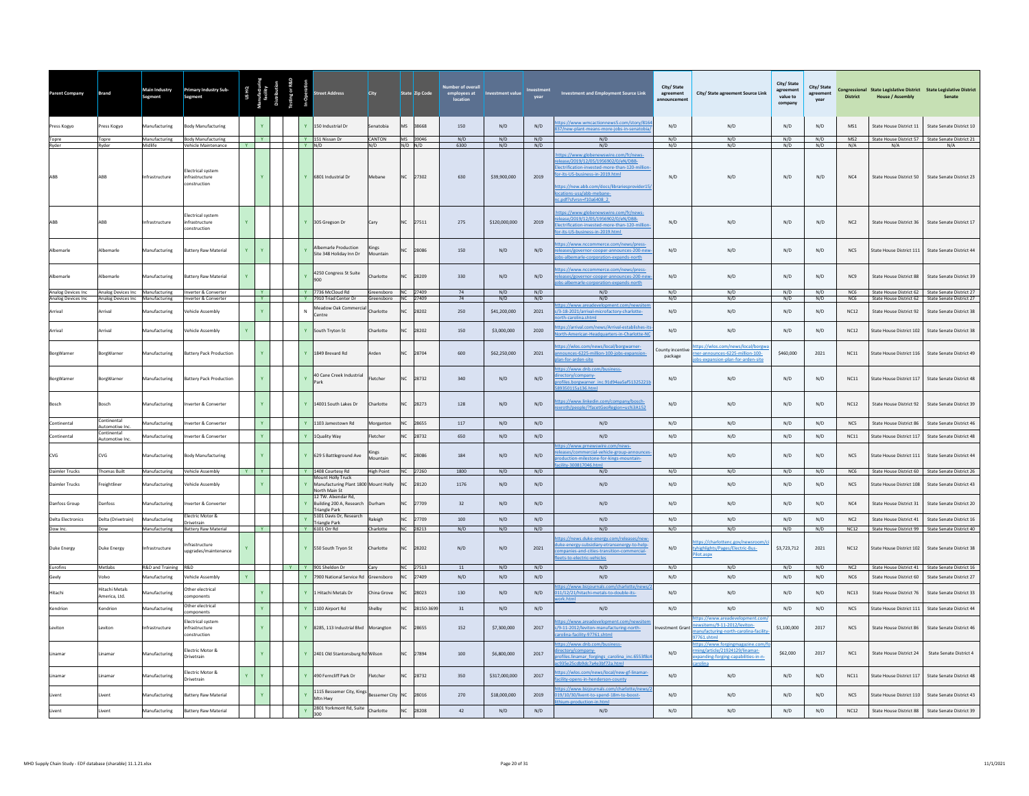| Parent Company | Brand | Main Industry Segment | Primary Industry Sub-Segment | US HQ | Manufacturing facility | Distribution | Testing or R&D | In-Operation | Street Address | City | State | Zip Code | Number of overall employees at location | Investment value | Investment year | Investment and Employment Source Link | City/ State agreement announcement | City/ State agreement Source Link | City/ State agreement value to company | City/ State agreement year | Congressional District | State Legislative District House / Assembly | State Legislative District Senate |
|---|---|---|---|---|---|---|---|---|---|---|---|---|---|---|---|---|---|---|---|---|---|---|---|
| Press Kogyo | Press Kogyo | Manufacturing | Body Manufacturing | | Y | | | Y | 150 Industrial Dr | Senatobia | MS | 38668 | 150 | N/D | N/D | https://www.wmcactionnews5.com/story/8164837/new-plant-means-more-jobs-in-senatobia/ | N/D | N/D | N/D | N/D | MS1 | State House District 11 | State Senate District 10 |
| Topre | Topre | Manufacturing | Body Manufacturing | | Y | | | Y | 151 Nissan Dr | CANTON | MS | 39046 | N/D | N/D | N/D | N/D | N/D | N/D | N/D | N/D | MS2 | State House District 57 | State Senate District 21 |
| Ryder | Ryder | Midlife | Vehicle Maintenance | Y | | | | Y | N/D | N/D | N/D | N/D | 6300 | N/D | N/D | N/D | N/D | N/D | N/D | N/D | N/A | N/A | N/A |
| ABB | ABB | Infrastructure | Electrical system infrastructure construction | | Y | | | Y | 6801 Industrial Dr | Mebane | NC | 27302 | 630 | $39,900,000 | 2019 | https://www.globenewswire.com/fr/news-release/2019/12/05/1956902/0/en/DBB-Electrification-invested-more-than-120-million-for-its-US-business-in-2019.html https://new.abb.com/docs/librariesprovider15/locations-usa/abb-mebane-nc.pdf?sfvrsn=f10a6408_2 | N/D | N/D | N/D | N/D | NC4 | State House District 50 | State Senate District 23 |
| ABB | ABB | Infrastructure | Electrical system infrastructure construction | Y | | | | Y | 305 Gregson Dr | Cary | NC | 27511 | 275 | $120,000,000 | 2019 | https://www.globenewswire.com/fr/news-release/2019/12/05/1956902/0/en/DBB-Electrification-invested-more-than-120-million-for-its-US-business-in-2019.html | N/D | N/D | N/D | N/D | NC2 | State House District 36 | State Senate District 17 |
| Albemarle | Albemarle | Manufacturing | Battery Raw Material | Y | Y | | | Y | Albemarle Production Site 348 Holiday Inn Dr | Kings Mountain | NC | 28086 | 150 | N/D | N/D | https://www.nccommerce.com/news/press-releases/governor-cooper-announces-200-new-jobs-albemarle-corporation-expands-north | N/D | N/D | N/D | N/D | NC5 | State House District 111 | State Senate District 44 |
| Albemarle | Albemarle | Manufacturing | Battery Raw Material | Y | | | | Y | 4250 Congress St Suite 900 | Charlotte | NC | 28209 | 330 | N/D | N/D | https://www.nccommerce.com/news/press-releases/governor-cooper-announces-200-new-jobs-albemarle-corporation-expands-north | N/D | N/D | N/D | N/D | NC9 | State House District 88 | State Senate District 39 |
| Analog Devices Inc | Analog Devices Inc | Manufacturing | Inverter & Converter | | Y | | | Y | 7736 McCloud Rd | Greensboro | NC | 27409 | 74 | N/D | N/D | N/D | N/D | N/D | N/D | N/D | NC6 | State House District 62 | State Senate District 27 |
| Analog Devices Inc | Analog Devices Inc | Manufacturing | Inverter & Converter | | Y | | | Y | 7910 Triad Center Dr | Greensboro | NC | 27409 | 74 | N/D | N/D | N/D | N/D | N/D | N/D | N/D | NC6 | State House District 62 | State Senate District 27 |
| Arrival | Arrival | Manufacturing | Vehicle Assembly | | Y | | | N | Meadow Oak Commercial Centre | Charlotte | NC | 28202 | 250 | $41,200,000 | 2021 | https://www.areadevelopment.com/newsitems/3-18-2021/arrival-microfactory-charlotte-north-carolina.shtml | N/D | N/D | N/D | N/D | NC12 | State House District 92 | State Senate District 38 |
| Arrival | Arrival | Manufacturing | Vehicle Assembly | Y | | | | Y | South Tryton St | Charlotte | NC | 28202 | 150 | $3,000,000 | 2020 | https://arrival.com/news/Arrival-establishes-its-North-American-Headquarters-in-Charlotte-NC | N/D | N/D | N/D | N/D | NC12 | State House District 102 | State Senate District 38 |
| BorgWarner | BorgWarner | Manufacturing | Battery Pack Production | | Y | | | Y | 1849 Brevard Rd | Arden | NC | 28704 | 600 | $62,250,000 | 2021 | https://wlos.com/news/local/borgwarner-announces-6225-million-100-jobs-expansion-plan-for-arden-site | County incentive package | https://wlos.com/news/local/borgwarner-announces-6225-million-100-jobs-expansion-plan-for-arden-site | $460,000 | 2021 | NC11 | State House District 116 | State Senate District 49 |
| BorgWarner | BorgWarner | Manufacturing | Battery Pack Production | | Y | | | Y | 40 Cane Creek Industrial Park | Fletcher | NC | 28732 | 340 | N/D | N/D | https://www.dnb.com/business-directory/company-profiles.borgwarner_inc.91d94aa5af51325221b589350115a136.html | N/D | N/D | N/D | N/D | NC11 | State House District 117 | State Senate District 48 |
| Bosch | Bosch | Manufacturing | Inverter & Converter | | Y | | | Y | 14001 South Lakes Dr | Charlotte | NC | 28273 | 128 | N/D | N/D | https://www.linkedin.com/company/bosch-rexroth/people/?facetGeoRegion=us%3A152 | N/D | N/D | N/D | N/D | NC12 | State House District 92 | State Senate District 39 |
| Continental | Continental Automotive Inc. | Manufacturing | Inverter & Converter | | Y | | | Y | 1103 Jamestown Rd | Morganton | NC | 28655 | 117 | N/D | N/D | N/D | N/D | N/D | N/D | N/D | NC5 | State House District 86 | State Senate District 46 |
| Continental | Continental Automotive Inc. | Manufacturing | Inverter & Converter | | Y | | | Y | 1Quality Way | Fletcher | NC | 28732 | 650 | N/D | N/D | N/D | N/D | N/D | N/D | N/D | NC11 | State House District 117 | State Senate District 48 |
| CVG | CVG | Manufacturing | Body Manufacturing | | Y | | | Y | 629 S Battleground Ave | Kings Mountain | NC | 28086 | 184 | N/D | N/D | https://www.prnewswire.com/news-releases/commercial-vehicle-group-announces-production-milestone-for-kings-mountain-facility-300817046.html | N/D | N/D | N/D | N/D | NC5 | State House District 111 | State Senate District 44 |
| Daimler Trucks | Thomas Built | Manufacturing | Vehicle Assembly | Y | Y | | | Y | 1408 Courtesy Rd | High Point | NC | 27260 | 1800 | N/D | N/D | N/D | N/D | N/D | N/D | N/D | NC6 | State House District 60 | State Senate District 26 |
| Daimler Trucks | Freightliner | Manufacturing | Vehicle Assembly | | Y | | | Y | Mount Holly Truck Manufacturing Plant 1800 North Main St | Mount Holly | NC | 28120 | 1176 | N/D | N/D | N/D | N/D | N/D | N/D | N/D | NC5 | State House District 108 | State Senate District 43 |
| Danfoss Group | Danfoss | Manufacturing | Inverter & Converter | | | | | Y | 12 TW. Alexndar Rd, Building 200 A, Research Triangle Park | Durham | NC | 27709 | 32 | N/D | N/D | N/D | N/D | N/D | N/D | N/D | NC4 | State House District 31 | State Senate District 20 |
| Delta Electronics | Delta (Drivetrain) | Manufacturing | Electric Motor & Drivetrain | | | | | Y | 5101 Davis Dr, Research Triangle Park | Raleigh | NC | 27709 | 100 | N/D | N/D | N/D | N/D | N/D | N/D | N/D | NC2 | State House District 41 | State Senate District 16 |
| Dow Inc. | Dow | Manufacturing | Battery Raw Material | | Y | | | Y | 6101 Orr Rd | Charlotte | NC | 28213 | N/D | N/D | N/D | N/D | N/D | N/D | N/D | N/D | NC12 | State House District 99 | State Senate District 40 |
| Duke Energy | Duke Energy | Infrastructure | Infrastructure upgrades/maintenance | Y | | | | Y | 550 South Tryon St | Charlotte | NC | 28202 | N/D | N/D | 2021 | https://news.duke-energy.com/releases/new-duke-energy-subsidiary-etransenergy-to-help-companies-and-cities-transition-commercial-fleets-to-electric-vehicles | N/D | https://charlottenc.gov/newsroom/cityhighlights/Pages/Electric-Bus-Pilot.aspx | $3,723,712 | 2021 | NC12 | State House District 102 | State Senate District 38 |
| Eurofins | Metlabs | R&D and Training | R&D | | | | Y | Y | 901 Sheldon Dr | Cary | NC | 27513 | 11 | N/D | N/D | N/D | N/D | N/D | N/D | N/D | NC2 | State House District 41 | State Senate District 16 |
| Geely | Volvo | Manufacturing | Vehicle Assembly | Y | | | | Y | 7900 National Service Rd | Greensboro | NC | 27409 | N/D | N/D | N/D | N/D | N/D | N/D | N/D | N/D | NC6 | State House District 60 | State Senate District 27 |
| Hitachi | Hitachi Metals America, Ltd. | Manufacturing | Other electrical components | | Y | | | Y | 1 Hitachi Metals Dr | China Grove | NC | 28023 | 130 | N/D | N/D | https://www.bizjournals.com/charlotte/news/2011/12/21/hitachi-metals-to-double-its-work.html | N/D | N/D | N/D | N/D | NC13 | State House District 76 | State Senate District 33 |
| Kendrion | Kendrion | Manufacturing | Other electrical components | | Y | | | Y | 1100 Airport Rd | Shelby | NC | 28150-3699 | 31 | N/D | N/D | N/D | N/D | N/D | N/D | N/D | NC5 | State House District 111 | State Senate District 44 |
| Leviton | Leviton | Infrastructure | Electrical system infrastructure construction | | Y | | | Y | 8285, 113 Industrial Blvd | Morangton | NC | 28655 | 152 | $7,300,000 | 2017 | https://www.areadevelopment.com/newsitems/9-11-2012/leviton-manufacturing-north-carolina-facility-97761.shtml | Investment Grant | https://www.areadevelopment.com/newsitems/9-11-2012/leviton-manufacturing-north-carolina-facility-97761.shtml | $1,100,000 | 2017 | NC5 | State House District 86 | State Senate District 46 |
| Linamar | Linamar | Manufacturing | Electric Motor & Drivetrain | | Y | | | Y | 2401 Old Stantonsburg Rd | Wilson | NC | 27894 | 100 | $6,800,000 | 2017 | https://www.dnb.com/business-directory/company-profiles.linamar_forgings_carolina_inc.6553f8c4ac935e25cdbfdc7a4a3bf72a.html | N/D | https://www.forgingmagazine.com/forming/article/21924129/linamar-expanding-forging-capabilities-in-n-carolina | $62,000 | 2017 | NC1 | State House District 24 | State Senate District 4 |
| Linamar | Linamar | Manufacturing | Electric Motor & Drivetrain | Y | Y | | | Y | 490 Ferncliff Park Dr | Fletcher | NC | 28732 | 350 | $317,000,000 | 2017 | https://wlos.com/news/local/new-gf-linamar-facility-opens-in-henderson-county | N/D | N/D | N/D | N/D | NC11 | State House District 117 | State Senate District 48 |
| Livent | Livent | Manufacturing | Battery Raw Material | | Y | | | Y | 1115 Bessemer City, Kings Mtn Hwy | Bessemer City | NC | 28016 | 270 | $18,000,000 | 2019 | https://www.bizjournals.com/charlotte/news/2019/10/30/livent-to-spend-18m-to-boost-lithium-production-in.html | N/D | N/D | N/D | N/D | NC5 | State House District 110 | State Senate District 43 |
| Livent | Livent | Manufacturing | Battery Raw Material | | | | | Y | 2801 Yorkmont Rd, Suite 300 | Charlotte | NC | 28208 | 42 | N/D | N/D | N/D | N/D | N/D | N/D | N/D | NC12 | State House District 88 | State Senate District 39 |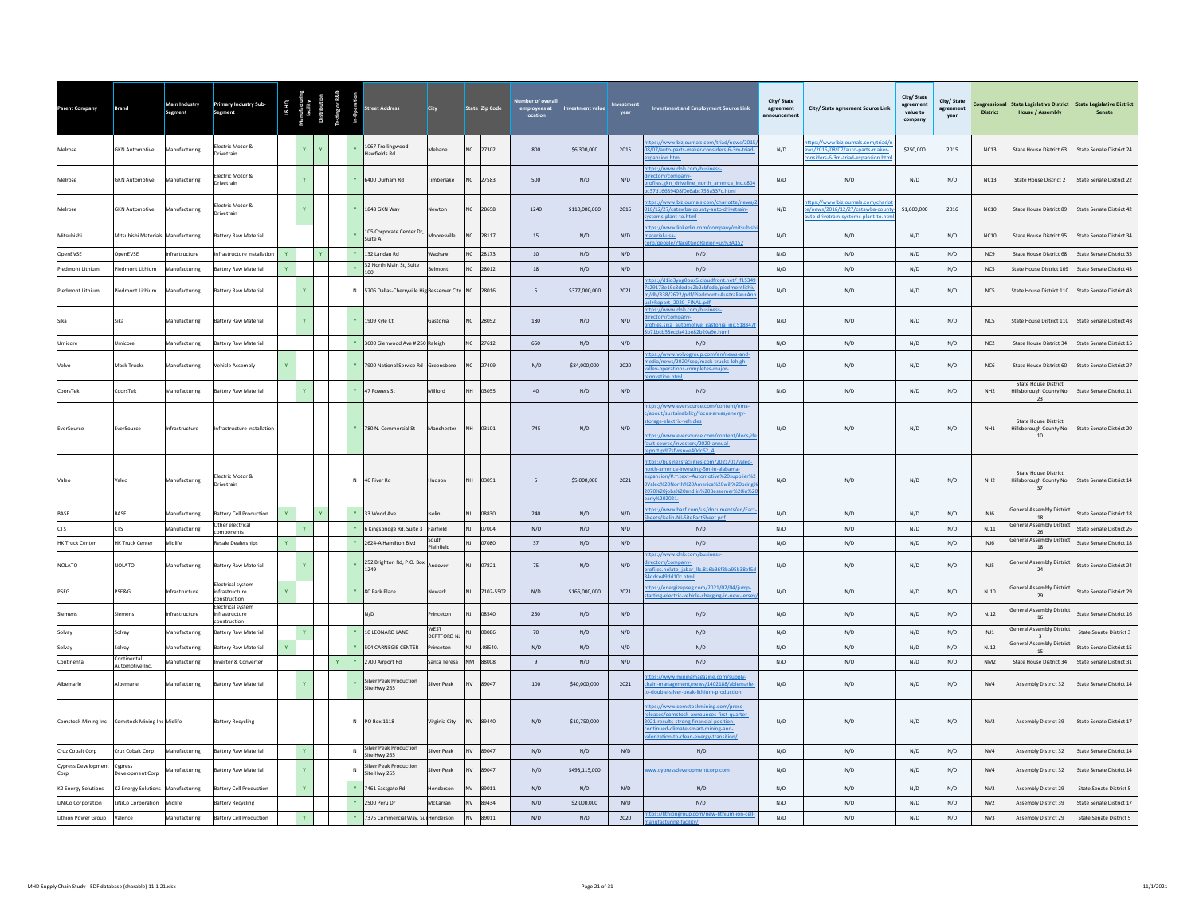| Parent Company | Brand | Main Industry Segment | Primary Industry Sub-Segment | US HQ | Manufacturing facility | Distribution | Testing or R&D | In-Operation | Street Address | City | State | Zip Code | Number of overall employees at location | Investment value | Investment year | Investment and Employment Source Link | City/ State agreement announcement | City/ State agreement Source Link | City/ State agreement value to company | City/ State agreement year | Congressional District | State Legislative District House / Assembly | State Legislative District Senate |
|---|---|---|---|---|---|---|---|---|---|---|---|---|---|---|---|---|---|---|---|---|---|---|---|
| Melrose | GKN Automotive | Manufacturing | Electric Motor & Drivetrain | | Y | Y | | Y | 1067 Trollingwood-Hawfields Rd | Mebane | NC | 27302 | 800 | $6,300,000 | 2015 | https://www.bizjournals.com/triad/news/2015/08/07/auto-parts-maker-considers-6-3m-triad-expansion.html | N/D | https://www.bizjournals.com/triad/news/2015/08/07/auto-parts-maker-considers-6-3m-triad-expansion.html | $250,000 | 2015 | NC13 | State House District 63 | State Senate District 24 |
| Melrose | GKN Automotive | Manufacturing | Electric Motor & Drivetrain | | Y | | | Y | 6400 Durham Rd | Timberlake | NC | 27583 | 500 | N/D | N/D | https://www.dnb.com/business-directory/company-profiles.gkn_driveline_north_america_inc.c804bc37d16689408f0e6abc753a337c.html | N/D | N/D | N/D | N/D | NC13 | State House District 2 | State Senate District 22 |
| Melrose | GKN Automotive | Manufacturing | Electric Motor & Drivetrain | | Y | | | Y | 1848 GKN Way | Newton | NC | 28658 | 1240 | $110,000,000 | 2016 | https://www.bizjournals.com/charlotte/news/2016/12/27/catawba-county-auto-drivetrain-systems-plant-to.html | N/D | https://www.bizjournals.com/charlotte/news/2016/12/27/catawba-county-auto-drivetrain-systems-plant-to.html | $1,600,000 | 2016 | NC10 | State House District 89 | State Senate District 42 |
| Mitsubishi | Mitsubishi Materials | Manufacturing | Battery Raw Material | | | | | Y | 105 Corporate Center Dr, Suite A | Mooresville | NC | 28117 | 15 | N/D | N/D | https://www.linkedin.com/company/mitsubishi-material-usa-corp/people/?facetGeoRegion=us%3A152 | N/D | N/D | N/D | N/D | NC10 | State House District 95 | State Senate District 34 |
| OpenEVSE | OpenEVSE | Infrastructure | Infrastructure installation | Y | | Y | | Y | 132 Landau Rd | Waxhaw | NC | 28173 | 10 | N/D | N/D | N/D | N/D | N/D | N/D | N/D | NC9 | State House District 68 | State Senate District 35 |
| Piedmont Lithium | Piedmont Lithium | Manufacturing | Battery Raw Material | Y | | | | Y | 32 North Main St, Suite 100 | Belmont | NC | 28012 | 18 | N/D | N/D | N/D | N/D | N/D | N/D | N/D | NC5 | State House District 109 | State Senate District 43 |
| Piedmont Lithium | Piedmont Lithium | Manufacturing | Battery Raw Material | | Y | | | N | 5706 Dallas-Cherryville Hig Bessemer City | | NC | 28016 | 5 | $377,000,000 | 2021 | https://d1io3yog0oux5.cloudfront.net/_f15349 7c29173e19c8dedec2b2cbfcdb/piedmontlithiu m/db/338/2622/pdf/Piedmont+Australian+Annual+Report_2020_FINAL.pdf | N/D | N/D | N/D | N/D | NC5 | State House District 110 | State Senate District 43 |
| Sika | Sika | Manufacturing | Battery Raw Material | | Y | | | Y | 1909 Kyle Ct | Gastonia | NC | 28052 | 180 | N/D | N/D | https://www.dnb.com/business-directory/company-profiles.sika_automotive_gastonia_inc.518347f3b71bcb58ecda41be82b20a9e.html | N/D | N/D | N/D | N/D | NC5 | State House District 110 | State Senate District 43 |
| Umicore | Umicore | Manufacturing | Battery Raw Material | | | | | Y | 3600 Glenwood Ave # 250 | Raleigh | NC | 27612 | 650 | N/D | N/D | N/D | N/D | N/D | N/D | N/D | NC2 | State House District 34 | State Senate District 15 |
| Volvo | Mack Trucks | Manufacturing | Vehicle Assembly | Y | | | | Y | 7900 National Service Rd | Greensboro | NC | 27409 | N/D | $84,000,000 | 2020 | https://www.volvogroup.com/en/news-and-media/news/2020/sep/mack-trucks-lehigh-valley-operations-completes-major-renovation.html | N/D | N/D | N/D | N/D | NC6 | State House District 60 | State Senate District 27 |
| CoorsTek | CoorsTek | Manufacturing | Battery Raw Material | | Y | | | Y | 47 Powers St | Milford | NH | 03055 | 40 | N/D | N/D | N/D | N/D | N/D | N/D | N/D | NH2 | State House District Hillsborough County No. 23 | State Senate District 11 |
| EverSource | EverSource | Infrastructure | Infrastructure installation | | | | | Y | 780 N. Commercial St | Manchester | NH | 03101 | 745 | N/D | N/D | https://www.eversource.com/content/ema-c/about/sustainability/focus-areas/energy-storage-electric-vehicles https://www.eversource.com/content/docs/default-source/investors/2020-annual-report.pdf?sfvrsn=e40dc62_4 | N/D | N/D | N/D | N/D | NH1 | State House District Hillsborough County No. 10 | State Senate District 20 |
| Valeo | Valeo | Manufacturing | Electric Motor & Drivetrain | | | | | N | 46 River Rd | Hudson | NH | 03051 | 5 | $5,000,000 | 2021 | https://businessfacilities.com/2021/01/valeo-north-america-investing-5m-in-alabama-expansion/#:~:text=Automotive%20supplier%20Valeo%20North%20America%20will%20bring%2070%20jobs%20and,in%20Bessemer%20in%20early%202021. | N/D | N/D | N/D | N/D | NH2 | State House District Hillsborough County No. 37 | State Senate District 14 |
| BASF | BASF | Manufacturing | Battery Cell Production | Y | | Y | | Y | 33 Wood Ave | Iselin | NJ | 08830 | 240 | N/D | N/D | https://www.basf.com/us/documents/en/Fact-Sheets/Iselin-NJ-SiteFactSheet.pdf | N/D | N/D | N/D | N/D | NJ6 | General Assembly District 18 | State Senate District 18 |
| CTS | CTS | Manufacturing | Other electrical components | | Y | | | Y | 6 Kingsbridge Rd, Suite 3 | Fairfield | NJ | 07004 | N/D | N/D | N/D | N/D | N/D | N/D | N/D | N/D | NJ11 | General Assembly District 26 | State Senate District 26 |
| HK Truck Center | HK Truck Center | Midlife | Resale Dealerships | Y | | | | Y | 2624-A Hamilton Blvd | South Plainfield | NJ | 07080 | 37 | N/D | N/D | N/D | N/D | N/D | N/D | N/D | NJ6 | General Assembly District 18 | State Senate District 18 |
| NOLATO | NOLATO | Manufacturing | Battery Raw Material | | Y | | | Y | 252 Brighton Rd, P.O. Box 1249 | Andover | NJ | 07821 | 75 | N/D | N/D | https://www.dnb.com/business-directory/company-profiles.nolato_jabar_llc.816b36f3ba95b38ef5d34ddce49dd10c.html | N/D | N/D | N/D | N/D | NJ5 | General Assembly District 24 | State Senate District 24 |
| PSEG | PSE&G | Infrastructure | Electrical system infrastructure construction | Y | | | | Y | 80 Park Place | Newark | NJ | 7102-5502 | N/D | $166,000,000 | 2021 | https://energizepseg.com/2021/02/04/jump-starting-electric-vehicle-charging-in-new-jersey/ | N/D | N/D | N/D | N/D | NJ10 | General Assembly District 29 | State Senate District 29 |
| Siemens | Siemens | Infrastructure | Electrical system infrastructure construction | | | | | | N/D | Princeton | NJ | 08540 | 250 | N/D | N/D | N/D | N/D | N/D | N/D | N/D | NJ12 | General Assembly District 16 | State Senate District 16 |
| Solvay | Solvay | Manufacturing | Battery Raw Material | | Y | | | Y | 10 LEONARD LANE | WEST DEPTFORD NJ | NJ | 08086 | 70 | N/D | N/D | N/D | N/D | N/D | N/D | N/D | NJ1 | General Assembly District 3 | State Senate District 3 |
| Solvay | Solvay | Manufacturing | Battery Raw Material | Y | | | | Y | 504 CARNEGIE CENTER | Princeton | NJ | .08540. | N/D | N/D | N/D | N/D | N/D | N/D | N/D | N/D | NJ12 | General Assembly District 15 | State Senate District 15 |
| Continental | Continental Automotive Inc. | Manufacturing | Inverter & Converter | | | | Y | Y | 2700 Airport Rd | Santa Teresa | NM | 88008 | 9 | N/D | N/D | N/D | N/D | N/D | N/D | N/D | NM2 | State House District 34 | State Senate District 31 |
| Albemarle | Albemarle | Manufacturing | Battery Raw Material | | Y | | | Y | Silver Peak Production Site Hwy 265 | Silver Peak | NV | 89047 | 100 | $40,000,000 | 2021 | https://www.miningmagazine.com/supply-chain-management/news/1402188/albemarle-to-double-silver-peak-lithium-production | N/D | N/D | N/D | N/D | NV4 | Assembly District 32 | State Senate District 14 |
| Comstock Mining Inc | Comstock Mining Inc | Midlife | Battery Recycling | | | | | N | PO Box 1118 | Virginia City | NV | 89440 | N/D | $10,750,000 | | https://www.comstockmining.com/press-releases/comstock-announces-first-quarter-2021-results-strong-financial-position-continued-climate-smart-mining-and-valorization-to-clean-energy-transition/ | N/D | N/D | N/D | N/D | NV2 | Assembly District 39 | State Senate District 17 |
| Cruz Cobalt Corp | Cruz Cobalt Corp | Manufacturing | Battery Raw Material | | Y | | | N | Silver Peak Production Site Hwy 265 | Silver Peak | NV | 89047 | N/D | N/D | N/D | N/D | N/D | N/D | N/D | N/D | NV4 | Assembly District 32 | State Senate District 14 |
| Cypress Development Corp | Cypress Development Corp | Manufacturing | Battery Raw Material | | Y | | | N | Silver Peak Production Site Hwy 265 | Silver Peak | NV | 89047 | N/D | $493,115,000 | | www.cypressdevelopmentcorp.com | N/D | N/D | N/D | N/D | NV4 | Assembly District 32 | State Senate District 14 |
| K2 Energy Solutions | K2 Energy Solutions | Manufacturing | Battery Cell Production | | Y | | | Y | 7461 Eastgate Rd | Henderson | NV | 89011 | N/D | N/D | N/D | N/D | N/D | N/D | N/D | N/D | NV3 | Assembly District 29 | State Senate District 5 |
| LiNiCo Corporation | LiNiCo Corporation | Midlife | Battery Recycling | | | | | Y | 2500 Peru Dr | McCarran | NV | 89434 | N/D | $2,000,000 | N/D | N/D | N/D | N/D | N/D | N/D | NV2 | Assembly District 39 | State Senate District 17 |
| Lithion Power Group | Valence | Manufacturing | Battery Cell Production | | Y | | | Y | 7375 Commercial Way, Sui | Henderson | NV | 89011 | N/D | N/D | 2020 | https://lithiongroup.com/new-lithium-ion-cell-manufacturing-facility/ | N/D | N/D | N/D | N/D | NV3 | Assembly District 29 | State Senate District 5 |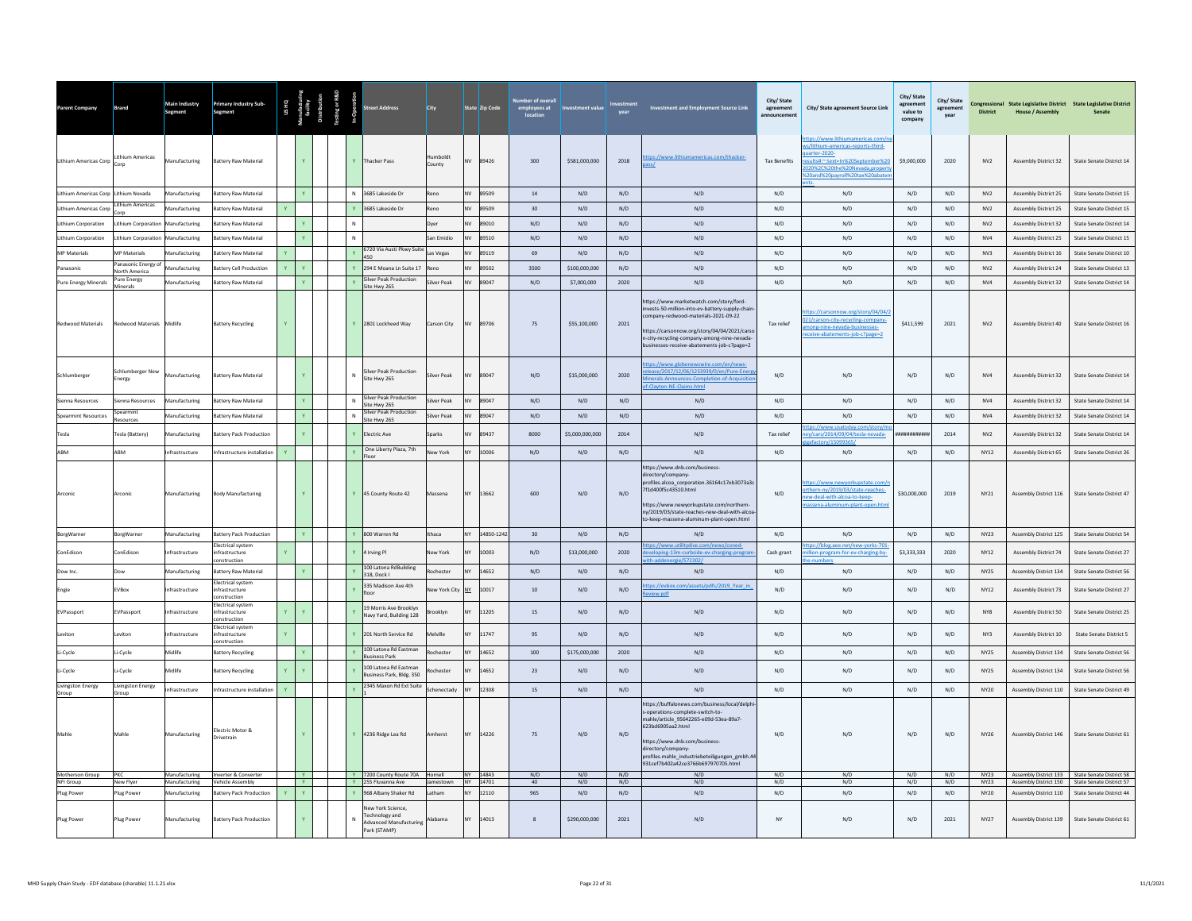| Parent Company | Brand | Main Industry Segment | Primary Industry Sub-Segment | US HQ | Manufacturing facility | Distribution | Testing or R&D | In Operation | Street Address | City | State | Zip Code | Number of overall employees at location | Investment value | Investment year | Investment and Employment Source Link | City/ State agreement announcement | City/ State agreement Source Link | City/ State agreement value to company | City/ State agreement year | Congressional District | State Legislative District House / Assembly | State Legislative District Senate |
|---|---|---|---|---|---|---|---|---|---|---|---|---|---|---|---|---|---|---|---|---|---|---|---|
| Lithium Americas Corp | Lithium Americas Corp | Manufacturing | Battery Raw Material | | Y | | | Y | Thacker Pass | Humboldt County | NV | 89426 | 300 | $581,000,000 | 2018 | https://www.lithiumamericas.com/thacker-pass/ | Tax Benefits | https://www.lithiumamericas.com/news/lithium-americas-reports-third-quarter-2020-results#:~:text=In%20September%202020%2C%20the%20Nevada,property%20and%20payroll%20tax%20abatements. | $9,000,000 | 2020 | NV2 | Assembly District 32 | State Senate District 14 |
| Lithium Americas Corp | Lithium Nevada | Manufacturing | Battery Raw Material | | Y | | | N | 3685 Lakeside Dr | Reno | NV | 89509 | 14 | N/D | N/D | N/D | N/D | N/D | N/D | N/D | NV2 | Assembly District 25 | State Senate District 15 |
| Lithium Americas Corp | Lithium Americas Corp | Manufacturing | Battery Raw Material | Y | | | | Y | 3685 Lakeside Dr | Reno | NV | 89509 | 30 | N/D | N/D | N/D | N/D | N/D | N/D | N/D | NV2 | Assembly District 25 | State Senate District 15 |
| Lithium Corporation | Lithium Corporation | Manufacturing | Battery Raw Material | | Y | | | N | | Dyer | NV | 89010 | N/D | N/D | N/D | N/D | N/D | N/D | N/D | N/D | NV2 | Assembly District 32 | State Senate District 14 |
| Lithium Corporation | Lithium Corporation | Manufacturing | Battery Raw Material | | Y | | | N | | San Emidio | NV | 89510 | N/D | N/D | N/D | N/D | N/D | N/D | N/D | N/D | NV4 | Assembly District 25 | State Senate District 15 |
| MP Materials | MP Materials | Manufacturing | Battery Raw Material | Y | | | | Y | 6720 Via Austi Pkwy Suite 450 | Las Vegas | NV | 89119 | 69 | N/D | N/D | N/D | N/D | N/D | N/D | N/D | NV3 | Assembly District 16 | State Senate District 10 |
| Panasonic | Panasonic Energy of North America | Manufacturing | Battery Cell Production | Y | Y | | | Y | 294 E Moana Ln Suite 17 | Reno | NV | 89502 | 3500 | $100,000,000 | N/D | N/D | N/D | N/D | N/D | N/D | NV2 | Assembly District 24 | State Senate District 13 |
| Pure Energy Minerals | Pure Energy Minerals | Manufacturing | Battery Raw Material | | Y | | | Y | Silver Peak Production Site Hwy 265 | Silver Peak | NV | 89047 | N/D | $7,000,000 | 2020 | N/D | N/D | N/D | N/D | N/D | NV4 | Assembly District 32 | State Senate District 14 |
| Redwood Materials | Redwood Materials | Midlife | Battery Recycling | Y | | | | Y | 2801 Lockheed Way | Carson City | NV | 89706 | 75 | $55,100,000 | 2021 | https://www.marketwatch.com/story/ford-invests-50-million-into-ev-battery-supply-chain-company-redwood-materials-2021-09-22 https://carsonnow.org/story/04/04/2021/carson-city-recycling-company-among-nine-nevada-businesses-receive-abatements-job-c?page=2 | Tax relief | https://carsonnow.org/story/04/04/2021/carson-city-recycling-company-among-nine-nevada-businesses-receive-abatements-job-c?page=2 | $411,599 | 2021 | NV2 | Assembly District 40 | State Senate District 16 |
| Schlumberger | Schlumberger New Energy | Manufacturing | Battery Raw Material | | Y | | | N | Silver Peak Production Site Hwy 265 | Silver Peak | NV | 89047 | N/D | $15,000,000 | 2020 | https://www.globenewswire.com/en/news-release/2017/12/06/1233939/0/en/Pure-Energy-Minerals-Announces-Completion-of-Acquisition-of-Clayton-NE-Claims.html | N/D | N/D | N/D | N/D | NV4 | Assembly District 32 | State Senate District 14 |
| Sienna Resources | Sienna Resources | Manufacturing | Battery Raw Material | | Y | | | N | Silver Peak Production Site Hwy 265 | Silver Peak | NV | 89047 | N/D | N/D | N/D | N/D | N/D | N/D | N/D | N/D | NV4 | Assembly District 32 | State Senate District 14 |
| Spearmint Resources | Spearmint Resources | Manufacturing | Battery Raw Material | | Y | | | N | Silver Peak Production Site Hwy 265 | Silver Peak | NV | 89047 | N/D | N/D | N/D | N/D | N/D | N/D | N/D | N/D | NV4 | Assembly District 32 | State Senate District 14 |
| Tesla | Tesla (Battery) | Manufacturing | Battery Pack Production | | Y | | | Y | Electric Ave | Sparks | NV | 89437 | 8000 | $5,000,000,000 | 2014 | N/D | Tax relief | https://www.usatoday.com/story/money/cars/2014/09/04/tesla-nevada-gigafactory/15099365/ | ########### | 2014 | NV2 | Assembly District 32 | State Senate District 14 |
| ABM | ABM | Infrastructure | Infrastructure installation | Y | | | | Y | One Liberty Plaza, 7th Floor | New York | NY | 10006 | N/D | N/D | N/D | N/D | N/D | N/D | N/D | N/D | NY12 | Assembly District 65 | State Senate District 26 |
| Arconic | Arconic | Manufacturing | Body Manufacturing | | Y | | | Y | 45 County Route 42 | Massena | NY | 13662 | 600 | N/D | N/D | https://www.dnb.com/business-directory/company-profiles.alcoa_corporation.36164c17eb3073a3c7f1d400f5c43510.html https://www.newyorkupstate.com/northern-ny/2019/03/state-reaches-new-deal-with-alcoa-to-keep-massena-aluminum-plant-open.html | N/D | https://www.newyorkupstate.com/northern-ny/2019/03/state-reaches-new-deal-with-alcoa-to-keep-massena-aluminum-plant-open.html | $30,000,000 | 2019 | NY21 | Assembly District 116 | State Senate District 47 |
| BorgWarner | BorgWarner | Manufacturing | Battery Pack Production | | Y | | | Y | 800 Warren Rd | Ithaca | NY | 14850-1242 | 30 | N/D | N/D | N/D | N/D | N/D | N/D | N/D | NY23 | Assembly District 125 | State Senate District 54 |
| ConEdison | ConEdison | Infrastructure | Electrical system infrastructure construction | Y | | | | Y | 4 Irving Pl | New York | NY | 10003 | N/D | $13,000,000 | 2020 | https://www.utilitydive.com/news/coned-developing-13m-curbside-ev-charging-program-with-addenergie/572302/ | Cash grant | https://blog.aee.net/new-yorks-701-million-program-for-ev-charging-by-the-numbers | $3,333,333 | 2020 | NY12 | Assembly District 74 | State Senate District 27 |
| Dow Inc. | Dow | Manufacturing | Battery Raw Material | | Y | | | Y | 100 Latona RdBuilding 318, Dock I | Rochester | NY | 14652 | N/D | N/D | N/D | N/D | N/D | N/D | N/D | N/D | NY25 | Assembly District 134 | State Senate District 56 |
| Engie | EVBox | Infrastructure | Electrical system infrastructure construction | | | | | Y | 335 Madison Ave 4th floor | New York City | NY | 10017 | 10 | N/D | N/D | https://evbox.com/assets/pdfs/2019_Year_in_Review.pdf | N/D | N/D | N/D | N/D | NY12 | Assembly District 73 | State Senate District 27 |
| EVPassport | EVPassport | Infrastructure | Electrical system infrastructure construction | Y | Y | | | Y | 19 Morris Ave Brooklyn Navy Yard, Building 128 | Brooklyn | NY | 11205 | 15 | N/D | N/D | N/D | N/D | N/D | N/D | N/D | NY8 | Assembly District 50 | State Senate District 25 |
| Leviton | Leviton | Infrastructure | Electrical system infrastructure construction | Y | | | | Y | 201 North Service Rd | Melville | NY | 11747 | 95 | N/D | N/D | N/D | N/D | N/D | N/D | N/D | NY3 | Assembly District 10 | State Senate District 5 |
| Li-Cycle | Li-Cycle | Midlife | Battery Recycling | | Y | | | Y | 100 Latona Rd Eastman Business Park | Rochester | NY | 14652 | 100 | $175,000,000 | 2020 | N/D | N/D | N/D | N/D | N/D | NY25 | Assembly District 134 | State Senate District 56 |
| Li-Cycle | Li-Cycle | Midlife | Battery Recycling | Y | Y | | | Y | 100 Latona Rd Eastman Business Park, Bldg. 350 | Rochester | NY | 14652 | 23 | N/D | N/D | N/D | N/D | N/D | N/D | N/D | NY25 | Assembly District 134 | State Senate District 56 |
| Livingston Energy Group | Livingston Energy Group | Infrastructure | Infrastructure installation | Y | | | | Y | 2345 Maxon Rd Ext Suite 1 | Schenectady | NY | 12308 | 15 | N/D | N/D | N/D | N/D | N/D | N/D | N/D | NY20 | Assembly District 110 | State Senate District 49 |
| Mahle | Mahle | Manufacturing | Electric Motor & Drivetrain | | Y | | | Y | 4236 Ridge Lea Rd | Amherst | NY | 14226 | 75 | N/D | N/D | https://buffalonews.com/business/local/delphi-s-operations-complete-switch-to-mahle/article_95642265-e09d-53ea-89a7-623bd6905aa2.html https://www.dnb.com/business-directory/company-profiles.mahle_industriebeteiligungen_gmbh.44931cef7b402a42ce3766b697970705.html | N/D | N/D | N/D | N/D | NY26 | Assembly District 146 | State Senate District 61 |
| Motherson Group | PKC | Manufacturing | Inverter & Converter | | Y | | | Y | 7200 County Route 70A | Hornell | NY | 14843 | N/D | N/D | N/D | N/D | N/D | N/D | N/D | N/D | NY23 | Assembly District 133 | State Senate District 58 |
| NFI Group | New Flyer | Manufacturing | Vehicle Assembly | | Y | | | Y | 255 Fluvanna Ave | Jamestown | NY | 14701 | 40 | N/D | N/D | N/D | N/D | N/D | N/D | N/D | NY23 | Assembly District 150 | State Senate District 57 |
| Plug Power | Plug Power | Manufacturing | Battery Pack Production | Y | Y | | | Y | 968 Albany Shaker Rd | Latham | NY | 12110 | 965 | N/D | N/D | N/D | N/D | N/D | N/D | N/D | NY20 | Assembly District 110 | State Senate District 44 |
| Plug Power | Plug Power | Manufacturing | Battery Pack Production | | Y | | | N | New York Science, Technology and Advanced Manufacturing Park (STAMP) | Alabama | NY | 14013 | 8 | $290,000,000 | 2021 | N/D | NY | N/D | N/D | 2021 | NY27 | Assembly District 139 | State Senate District 61 |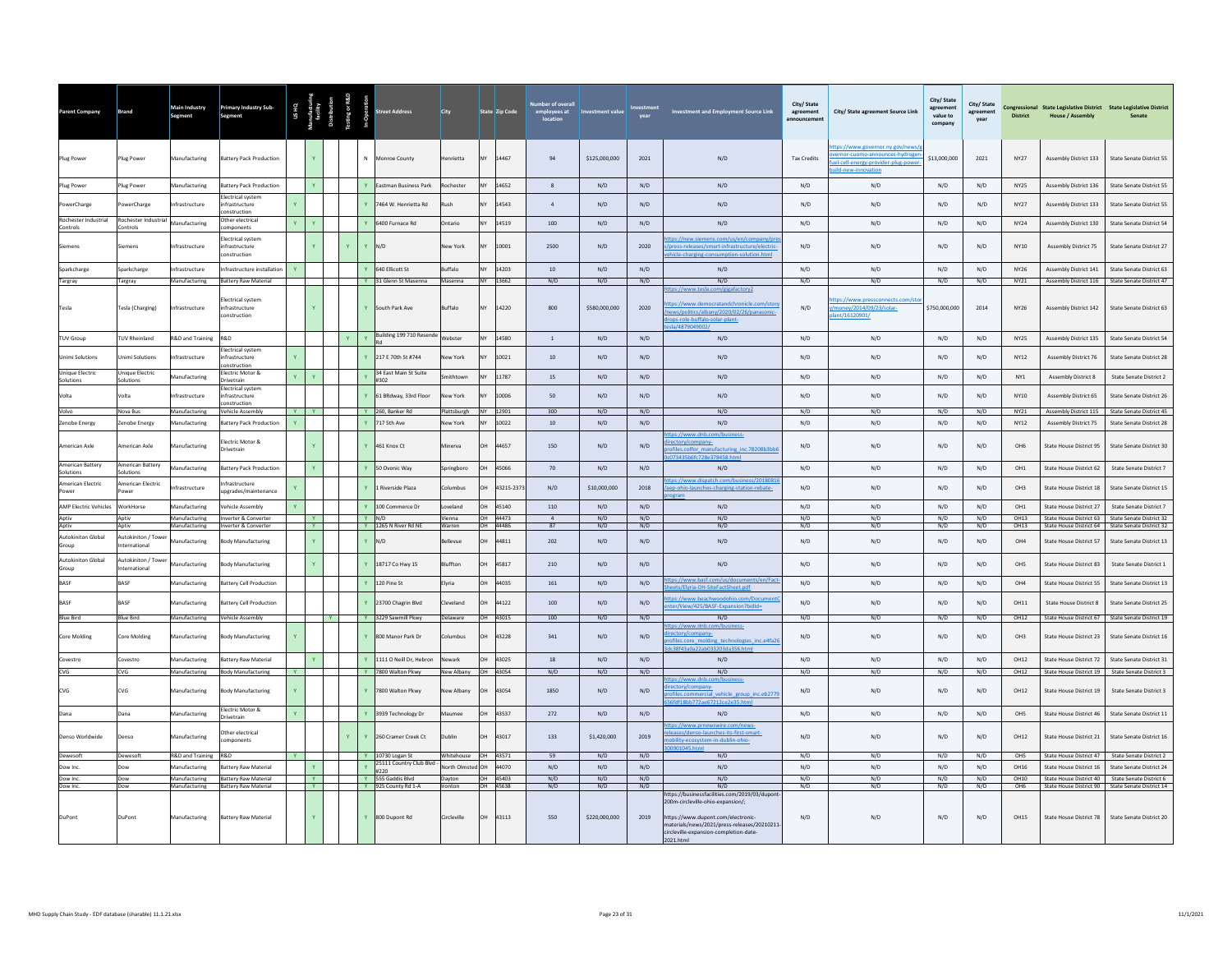| Parent Company | Brand | Main Industry Segment | Primary Industry Sub-Segment | US HQ | Manufacturing facility | Distribution | Testing or R&D | In-Operation | Street Address | City | State | Zip Code | Number of overall employees at location | Investment value | Investment year | Investment and Employment Source Link | City/ State agreement announcement | City/ State agreement Source Link | City/ State agreement value to company | City/ State agreement year | Congressional District | State Legislative District House / Assembly | State Legislative District Senate |
|---|---|---|---|---|---|---|---|---|---|---|---|---|---|---|---|---|---|---|---|---|---|---|---|
| Plug Power | Plug Power | Manufacturing | Battery Pack Production | | Y | | | N | Monroe County | Henrietta | NY | 14467 | 94 | $125,000,000 | 2021 | N/D | Tax Credits | https://www.governor.ny.gov/news/governor-cuomo-announces-hydrogen-fuel-cell-energy-provider-plug-power-build-new-innovation | $13,000,000 | 2021 | NY27 | Assembly District 133 | State Senate District 55 |
| Plug Power | Plug Power | Manufacturing | Battery Pack Production | | Y | | | Y | Eastman Business Park | Rochester | NY | 14652 | 8 | N/D | N/D | N/D | N/D | N/D | N/D | N/D | NY25 | Assembly District 136 | State Senate District 55 |
| PowerCharge | PowerCharge | Infrastructure | Electrical system infrastructure construction | Y | | | | Y | 7464 W. Henrietta Rd | Rush | NY | 14543 | 4 | N/D | N/D | N/D | N/D | N/D | N/D | N/D | NY27 | Assembly District 133 | State Senate District 55 |
| Rochester Industrial Controls | Rochester Industrial Controls | Manufacturing | Other electrical components | Y | Y | | | Y | 6400 Furnace Rd | Ontario | NY | 14519 | 100 | N/D | N/D | N/D | N/D | N/D | N/D | N/D | NY24 | Assembly District 130 | State Senate District 54 |
| Siemens | Siemens | Infrastructure | Electrical system infrastructure construction | | Y | | Y | Y | N/D | New York | NY | 10001 | 2500 | N/D | 2020 | https://new.siemens.com/us/en/company/press/press-releases/smart-infrastructure/electric-vehicle-charging-consumption-solution.html | N/D | N/D | N/D | N/D | NY10 | Assembly District 75 | State Senate District 27 |
| Sparkcharge | Sparkcharge | Infrastructure | Infrastructure installation | Y | | | | Y | 640 Ellicott St | Buffalo | NY | 14203 | 10 | N/D | N/D | N/D | N/D | N/D | N/D | N/D | NY26 | Assembly District 141 | State Senate District 63 |
| Targray | Targray | Manufacturing | Battery Raw Material | | | | | Y | 31 Glenn St Masenna | Masenna | NY | 13662 | N/D | N/D | N/D | N/D | N/D | N/D | N/D | N/D | NY21 | Assembly District 116 | State Senate District 47 |
| Tesla | Tesla (Charging) | Infrastructure | Electrical system infrastructure construction | | Y | | | Y | South Park Ave | Buffalo | NY | 14220 | 800 | $580,000,000 | 2020 | https://www.tesla.com/gigafactory2 https://www.democratandchronicle.com/story/news/politics/albany/2020/02/26/panasonic-drops-role-buffalo-solar-plant-tesla/4879049002/ | N/D | https://www.pressconnects.com/story/money/2014/09/23/solar-plant/16120901/ | $750,000,000 | 2014 | NY26 | Assembly District 142 | State Senate District 63 |
| TUV Group | TUV Rheinland | R&D and Training | R&D | | | | Y | Y | Building 199 710 Resende Rd | Webster | NY | 14580 | 1 | N/D | N/D | N/D | N/D | N/D | N/D | N/D | NY25 | Assembly District 135 | State Senate District 54 |
| Unimi Solutions | Unimi Solutions | Infrastructure | Electrical system infrastructure construction | Y | | | | Y | 217 E 70th St #744 | New York | NY | 10021 | 10 | N/D | N/D | N/D | N/D | N/D | N/D | N/D | NY12 | Assembly District 76 | State Senate District 28 |
| Unique Electric Solutions | Unique Electric Solutions | Manufacturing | Electric Motor & Drivetrain | Y | Y | | | Y | 34 East Main St Suite #302 | Smithtown | NY | 11787 | 15 | N/D | N/D | N/D | N/D | N/D | N/D | N/D | NY1 | Assembly District 8 | State Senate District 2 |
| Volta | Volta | Infrastructure | Electrical system infrastructure construction | | | | | Y | 61 BRdway, 33rd Floor | New York | NY | 10006 | 50 | N/D | N/D | N/D | N/D | N/D | N/D | N/D | NY10 | Assembly District 65 | State Senate District 26 |
| Volvo | Nova Bus | Manufacturing | Vehicle Assembly | Y | Y | | | Y | 260, Banker Rd | Plattsburgh | NY | 12901 | 300 | N/D | N/D | N/D | N/D | N/D | N/D | N/D | NY21 | Assembly District 115 | State Senate District 45 |
| Zenobe Energy | Zenobe Energy | Manufacturing | Battery Pack Production | Y | | | | Y | 717 5th Ave | New York | NY | 10022 | 10 | N/D | N/D | N/D | N/D | N/D | N/D | N/D | NY12 | Assembly District 75 | State Senate District 28 |
| American Axle | American Axle | Manufacturing | Electric Motor & Drivetrain | | Y | | | Y | 461 Knox Ct | Minerva | OH | 44657 | 150 | N/D | N/D | https://www.dnb.com/business-directory/company-profiles.colfor_manufacturing_inc.78208b3bb60c073435b6fc728e378458.html | N/D | N/D | N/D | N/D | OH6 | State House District 95 | State Senate District 30 |
| American Battery Solutions | American Battery Solutions | Manufacturing | Battery Pack Production | | Y | | | Y | 50 Ovonic Way | Springboro | OH | 45066 | 70 | N/D | N/D | N/D | N/D | N/D | N/D | N/D | OH1 | State House District 62 | State Senate District 7 |
| American Electric Power | American Electric Power | Infrastructure | Infrastructure upgrades/maintenance | Y | | | | Y | 1 Riverside Plaza | Columbus | OH | 43215-2373 | N/D | $10,000,000 | 2018 | https://www.dispatch.com/business/20180816/aep-ohio-launches-charging-station-rebate-program | N/D | N/D | N/D | N/D | OH3 | State House District 18 | State Senate District 15 |
| AMP Electric Vehicles | WorkHorse | Manufacturing | Vehicle Assembly | Y | | | | Y | 100 Commerce Dr | Loveland | OH | 45140 | 110 | N/D | N/D | N/D | N/D | N/D | N/D | N/D | OH1 | State House District 27 | State Senate District 7 |
| Aptiv | Aptiv | Manufacturing | Inverter & Converter | | Y | | | Y | N/D | Vienna | OH | 44473 | 4 | N/D | N/D | N/D | N/D | N/D | N/D | N/D | OH13 | State House District 63 | State Senate District 32 |
| Aptiv | Aptiv | Manufacturing | Inverter & Converter | | Y | | | Y | 1265 N River Rd NE | Warren | OH | 44486 | 87 | N/D | N/D | N/D | N/D | N/D | N/D | N/D | OH13 | State House District 64 | State Senate District 32 |
| Autokiniton Global Group | Autokiniton / Tower International | Manufacturing | Body Manufacturing | | Y | | | Y | N/D | Bellevue | OH | 44811 | 202 | N/D | N/D | N/D | N/D | N/D | N/D | N/D | OH4 | State House District 57 | State Senate District 13 |
| Autokiniton Global Group | Autokiniton / Tower International | Manufacturing | Body Manufacturing | | Y | | | Y | 18717 Co Hwy 15 | Bluffton | OH | 45817 | 210 | N/D | N/D | N/D | N/D | N/D | N/D | N/D | OH5 | State House District 83 | State Senate District 1 |
| BASF | BASF | Manufacturing | Battery Cell Production | | | | | Y | 120 Pine St | Elyria | OH | 44035 | 161 | N/D | N/D | https://www.basf.com/us/documents/en/Fact-Sheets/Elyria-OH-SiteFactSheet.pdf | N/D | N/D | N/D | N/D | OH4 | State House District 55 | State Senate District 13 |
| BASF | BASF | Manufacturing | Battery Cell Production | | | | | Y | 23700 Chagrin Blvd | Cleveland | OH | 44122 | 100 | N/D | N/D | https://www.beachwoodohio.com/DocumentCenter/View/425/BASF-Expansion?bidId= | N/D | N/D | N/D | N/D | OH11 | State House District 8 | State Senate District 25 |
| Blue Bird | Blue Bird | Manufacturing | Vehicle Assembly | | | Y | | Y | 3229 Sawmill Pkwy | Delaware | OH | 43015 | 100 | N/D | N/D | N/D | N/D | N/D | N/D | N/D | OH12 | State House District 67 | State Senate District 19 |
| Core Molding | Core Molding | Manufacturing | Body Manufacturing | Y | | | | Y | 800 Manor Park Dr | Columbus | OH | 43228 | 341 | N/D | N/D | https://www.dnb.com/business-directory/company-profiles.core_molding_technologies_inc.e4fa263dc38f43a0a22ab033203da356.html | N/D | N/D | N/D | N/D | OH3 | State House District 23 | State Senate District 16 |
| Covestro | Covestro | Manufacturing | Battery Raw Material | | Y | | | Y | 1111 O Neill Dr, Hebron | Newark | OH | 43025 | 18 | N/D | N/D | N/D | N/D | N/D | N/D | N/D | OH12 | State House District 72 | State Senate District 31 |
| CVG | CVG | Manufacturing | Body Manufacturing | Y | | | | Y | 7800 Walton Pkwy | New Albany | OH | 43054 | N/D | N/D | N/D | N/D | N/D | N/D | N/D | N/D | OH12 | State House District 19 | State Senate District 3 |
| CVG | CVG | Manufacturing | Body Manufacturing | Y | | | | Y | 7800 Walton Pkwy | New Albany | OH | 43054 | 1850 | N/D | N/D | https://www.dnb.com/business-directory/company-profiles.commercial_vehicle_group_inc.eb2779c56fdf18bb772ae67212ce2e35.html | N/D | N/D | N/D | N/D | OH12 | State House District 19 | State Senate District 3 |
| Dana | Dana | Manufacturing | Electric Motor & Drivetrain | Y | | | | Y | 3939 Technology Dr | Maumee | OH | 43537 | 272 | N/D | N/D | N/D | N/D | N/D | N/D | N/D | OH5 | State House District 46 | State Senate District 11 |
| Denso Worldwide | Denso | Manufacturing | Other electrical components | | | | Y | Y | 260 Cramer Creek Ct | Dublin | OH | 43017 | 133 | $1,420,000 | 2019 | https://www.prnewswire.com/news-releases/denso-launches-its-first-smart-mobility-ecosystem-in-dublin-ohio-300901045.html | N/D | N/D | N/D | N/D | OH12 | State House District 21 | State Senate District 16 |
| Dewesoft | Dewesoft | R&D and Training | R&D | Y | | | | Y | 10730 Logan St | Whitehouse | OH | 43571 | 59 | N/D | N/D | N/D | N/D | N/D | N/D | N/D | OH5 | State House District 47 | State Senate District 2 |
| Dow Inc. | Dow | Manufacturing | Battery Raw Material | | Y | | | Y | 25111 Country Club Blvd #220 | North Olmsted | OH | 44070 | N/D | N/D | N/D | N/D | N/D | N/D | N/D | N/D | OH16 | State House District 16 | State Senate District 24 |
| Dow Inc. | Dow | Manufacturing | Battery Raw Material | | Y | | | Y | 555 Gaddis Blvd | Dayton | OH | 45403 | N/D | N/D | N/D | N/D | N/D | N/D | N/D | N/D | OH10 | State House District 40 | State Senate District 6 |
| Dow Inc. | Dow | Manufacturing | Battery Raw Material | | Y | | | Y | 925 County Rd 1-A | Ironton | OH | 45638 | N/D | N/D | N/D | N/D | N/D | N/D | N/D | N/D | OH6 | State House District 90 | State Senate District 14 |
| DuPont | DuPont | Manufacturing | Battery Raw Material | | Y | | | Y | 800 Dupont Rd | Circleville | OH | 43113 | 550 | $220,000,000 | 2019 | https://businessfacilities.com/2019/03/dupont-200m-circleville-ohio-expansion/; https://www.dupont.com/electronic-materials/news/2021/press-releases/20210211-circleville-expansion-completion-date-2021.html | N/D | N/D | N/D | N/D | OH15 | State House District 78 | State Senate District 20 |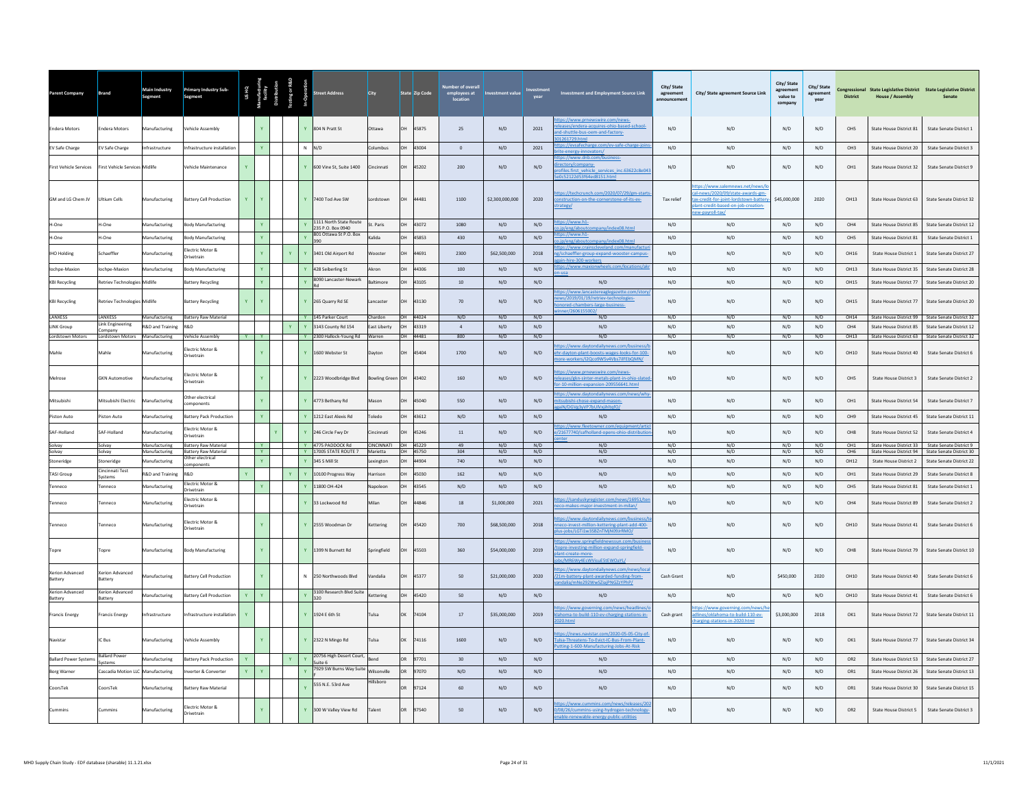| Parent Company | Brand | Main Industry Segment | Primary Industry Sub-Segment | US HQ | Manufacturing facility | Distribution | Testing or R&D | In-Operation | Street Address | City | State | Zip Code | Number of overall employees at location | Investment value | Investment year | Investment and Employment Source Link | City/ State agreement announcement | City/ State agreement Source Link | City/ State agreement value to company | City/ State agreement year | Congressional District | State Legislative District House / Assembly | State Legislative District Senate |
|---|---|---|---|---|---|---|---|---|---|---|---|---|---|---|---|---|---|---|---|---|---|---|---|
| Endera Motors | Endera Motors | Manufacturing | Vehicle Assembly | | Y | | | Y | 804 N Pratt St | Ottawa | OH | 45875 | 25 | N/D | 2021 | https://www.prnewswire.com/news-releases/endera-acquires-ohio-based-school-and-shuttle-bus-oem-and-factory-301261729.html | N/D | N/D | N/D | N/D | OH5 | State House District 81 | State Senate District 1 |
| EV Safe Charge | EV Safe Charge | Infrastructure | Infrastructure installation | | Y | | | N | N/D | Columbus | OH | 43004 | 0 | N/D | 2021 | https://evsafecharge.com/ev-safe-charge-joins-brite-energy-innovators/ | N/D | N/D | N/D | N/D | OH3 | State House District 20 | State Senate District 3 |
| First Vehicle Services | First Vehicle Services | Midlife | Vehicle Maintenance | Y | | | | Y | 600 Vine St, Suite 1400 | Cincinnati | OH | 45202 | 200 | N/D | N/D | https://www.dnb.com/business-directory/company-profiles.first_vehicle_services_inc.63622c8e0435e0c52122d53f64ed8151.html | N/D | N/D | N/D | N/D | OH1 | State House District 32 | State Senate District 9 |
| GM and LG Chem JV | Ultium Cells | Manufacturing | Battery Cell Production | Y | Y | | | Y | 7400 Tod Ave SW | Lordstown | OH | 44481 | 1100 | $2,300,000,000 | 2020 | https://techcrunch.com/2020/07/29/gm-starts-construction-on-the-cornerstone-of-its-ev-strategy/ | Tax relief | https://www.salemnews.net/news/local-news/2020/09/state-awards-gm-tax-credit-for-joint-lordstown-battery-plant-credit-based-on-job-creation-new-payroll-tax/ | $45,000,000 | 2020 | OH13 | State House District 63 | State Senate District 32 |
| H-One | H-One | Manufacturing | Body Manufacturing | | Y | | | Y | 1111 North State Route 235 P.O. Box 0940 | St. Paris | OH | 43072 | 1080 | N/D | N/D | https://www.h1-co.jp/eng/aboutcompany/index08.html | N/D | N/D | N/D | N/D | OH4 | State House District 85 | State Senate District 12 |
| H-One | H-One | Manufacturing | Body Manufacturing | | Y | | | Y | 801 Ottawa St P.O. Box 390 | Kalida | OH | 45853 | 430 | N/D | N/D | https://www.h1-co.jp/eng/aboutcompany/index08.html | N/D | N/D | N/D | N/D | OH5 | State House District 81 | State Senate District 1 |
| IHO Holding | Schaeffler | Manufacturing | Electric Motor & Drivetrain | | Y | | Y | Y | 3401 Old Airport Rd | Wooster | OH | 44691 | 2300 | $62,500,000 | 2018 | https://www.crainscleveland.com/manufacturing/schaeffler-group-expand-wooster-campus-again-hire-300-workers | N/D | N/D | N/D | N/D | OH16 | State House District 1 | State Senate District 27 |
| Iochpe-Maxion | Iochpe-Maxion | Manufacturing | Body Manufacturing | | Y | | | Y | 428 Seiberling St | Akron | OH | 44306 | 100 | N/D | N/D | https://www.maxionwheels.com/locations/akron-usa | N/D | N/D | N/D | N/D | OH13 | State House District 35 | State Senate District 28 |
| KBI Recycling | Retriev Technologies | Midlife | Battery Recycling | | Y | | | Y | 8090 Lancaster-Newark Rd | Baltimore | OH | 43105 | 10 | N/D | N/D | N/D | N/D | N/D | N/D | N/D | OH15 | State House District 77 | State Senate District 20 |
| KBI Recycling | Retriev Technologies | Midlife | Battery Recycling | Y | Y | | | Y | 265 Quarry Rd SE | Lancaster | OH | 43130 | 70 | N/D | N/D | https://www.lancastereaglegazette.com/story/news/2019/01/19/retriev-technologies-honored-chambers-large-business-winner/2606155002/ | N/D | N/D | N/D | N/D | OH15 | State House District 77 | State Senate District 20 |
| LANXESS | LANXESS | Manufacturing | Battery Raw Material | | | | | Y | 145 Parker Court | Chardon | OH | 44024 | N/D | N/D | N/D | N/D | N/D | N/D | N/D | N/D | OH14 | State House District 99 | State Senate District 32 |
| LINK Group | Link Engineering Company | R&D and Training | R&D | | | | Y | Y | 3143 County Rd 154 | East Liberty | OH | 43319 | 4 | N/D | N/D | N/D | N/D | N/D | N/D | N/D | OH4 | State House District 85 | State Senate District 12 |
| Lordstown Motors | Lordstown Motors | Manufacturing | Vehicle Assembly | Y | Y | | | Y | 2300 Hallock-Young Rd | Warren | OH | 44481 | 800 | N/D | N/D | N/D | N/D | N/D | N/D | N/D | OH13 | State House District 63 | State Senate District 32 |
| Mahle | Mahle | Manufacturing | Electric Motor & Drivetrain | | Y | | | Y | 1600 Webster St | Dayton | OH | 45404 | 1700 | N/D | N/D | https://www.daytondailynews.com/business/behr-dayton-plant-boosts-wages-looks-for-100-more-workers/I2Qco9W5v4Vbs7lIFEbQMN/ | N/D | N/D | N/D | N/D | OH10 | State House District 40 | State Senate District 6 |
| Melrose | GKN Automotive | Manufacturing | Electric Motor & Drivetrain | | Y | | | Y | 2223 Woodbridge Blvd | Bowling Green | OH | 43402 | 160 | N/D | N/D | https://www.prnewswire.com/news-releases/gkn-sinter-metals-plant-in-ohio-slated-for-10-million-expansion-209556641.html | N/D | N/D | N/D | N/D | OH5 | State House District 3 | State Senate District 2 |
| Mitsubishi | Mitsubishi Electric | Manufacturing | Other electrical components | | Y | | | Y | 4773 Bethany Rd | Mason | OH | 45040 | 550 | N/D | N/D | https://www.daytondailynews.com/news/why-mitsubishi-chose-expand-mason-again/DGVg3yVP7bUfvXjihtqfO/ | N/D | N/D | N/D | N/D | OH1 | State House District 54 | State Senate District 7 |
| Piston Auto | Piston Auto | Manufacturing | Battery Pack Production | | Y | | | Y | 1212 East Alexis Rd | Toledo | OH | 43612 | N/D | N/D | N/D | N/D | N/D | N/D | N/D | N/D | OH9 | State House District 45 | State Senate District 11 |
| SAF-Holland | SAF-Holland | Manufacturing | Electric Motor & Drivetrain | | | Y | | Y | 246 Circle Fwy Dr | Cincinnati | OH | 45246 | 11 | N/D | N/D | https://www.fleetowner.com/equipment/article/21677740/safholland-opens-ohio-distribution-center | N/D | N/D | N/D | N/D | OH8 | State House District 52 | State Senate District 4 |
| Solvay | Solvay | Manufacturing | Battery Raw Material | | Y | | | Y | 4775 PADDOCK Rd | CINCINNATI | OH | 45229 | 49 | N/D | N/D | N/D | N/D | N/D | N/D | N/D | OH1 | State House District 33 | State Senate District 9 |
| Solvay | Solvay | Manufacturing | Battery Raw Material | | Y | | | Y | 17005 STATE ROUTE 7 | Marietta | OH | 45750 | 304 | N/D | N/D | N/D | N/D | N/D | N/D | N/D | OH6 | State House District 94 | State Senate District 30 |
| Stoneridge | Stoneridge | Manufacturing | Other electrical components | | Y | | | Y | 345 S Mill St | Lexington | OH | 44904 | 740 | N/D | N/D | N/D | N/D | N/D | N/D | N/D | OH12 | State House District 2 | State Senate District 22 |
| TASI Group | Cincinnati Test Systems | R&D and Training | R&D | Y | | | Y | Y | 10100 Progress Way | Harrison | OH | 45030 | 162 | N/D | N/D | N/D | N/D | N/D | N/D | N/D | OH1 | State House District 29 | State Senate District 8 |
| Tenneco | Tenneco | Manufacturing | Electric Motor & Drivetrain | | Y | | | Y | 11800 OH-424 | Napoleon | OH | 43545 | N/D | N/D | N/D | N/D | N/D | N/D | N/D | N/D | OH5 | State House District 81 | State Senate District 1 |
| Tenneco | Tenneco | Manufacturing | Electric Motor & Drivetrain | | | | | Y | 33 Lockwood Rd | Milan | OH | 44846 | 18 | $1,000,000 | 2021 | https://sanduskyregister.com/news/16951/tenneco-makes-major-investment-in-milan/ | N/D | N/D | N/D | N/D | OH4 | State House District 89 | State Senate District 2 |
| Tenneco | Tenneco | Manufacturing | Electric Motor & Drivetrain | | Y | | | Y | 2555 Woodman Dr | Kettering | OH | 45420 | 700 | $68,500,000 | 2018 | https://www.daytondailynews.com/business/tenneco-invest-million-kettering-plant-add-400-plus-jobs/LGT1Lw3SBZnTMjN09lrRMO/ | N/D | N/D | N/D | N/D | OH10 | State House District 41 | State Senate District 6 |
| Topre | Topre | Manufacturing | Body Manufacturing | | Y | | | Y | 1399 N Burnett Rd | Springfield | OH | 45503 | 360 | $54,000,000 | 2019 | https://www.springfieldnewssun.com/business/topre-investing-million-expand-springfield-plant-create-more-jobs/MR6Wy4EsWVlsuESIEWOaYL/ | N/D | N/D | N/D | N/D | OH8 | State House District 79 | State Senate District 10 |
| Xerion Advanced Battery | Xerion Advanced Battery | Manufacturing | Battery Cell Production | | Y | | | N | 250 Northwoods Blvd | Vandalia | OH | 45377 | 50 | $21,000,000 | 2020 | https://www.daytondailynews.com/local/21m-battery-plant-awarded-funding-from-vandalia/mNe292Ws5ZsiPNGZtYPhP/ | Cash Grant | N/D | $450,000 | 2020 | OH10 | State House District 40 | State Senate District 6 |
| Xerion Advanced Battery | Xerion Advanced Battery | Manufacturing | Battery Cell Production | Y | Y | | | Y | 3100 Research Blvd Suite 320 | Kettering | OH | 45420 | 50 | N/D | N/D | N/D | N/D | N/D | N/D | N/D | OH10 | State House District 41 | State Senate District 6 |
| Francis Energy | Francis Energy | Infrastructure | Infrastructure installation | Y | | | | Y | 1924 E 6th St | Tulsa | OK | 74104 | 17 | $35,000,000 | 2019 | https://www.governing.com/news/headlines/oklahoma-to-build-110-ev-charging-stations-in-2020.html | Cash grant | https://www.governing.com/news/headlines/oklahoma-to-build-110-ev-charging-stations-in-2020.html | $3,000,000 | 2018 | OK1 | State House District 72 | State Senate District 11 |
| Navistar | IC Bus | Manufacturing | Vehicle Assembly | | Y | | | Y | 2322 N Mingo Rd | Tulsa | OK | 74116 | 1600 | N/D | N/D | https://news.navistar.com/2020-05-05-City-of-Tulsa-Threatens-To-Evict-IC-Bus-From-Plant-Putting-1-600-Manufacturing-Jobs-At-Risk | N/D | N/D | N/D | N/D | OK1 | State House District 77 | State Senate District 34 |
| Ballard Power Systems | Ballard Power Systems | Manufacturing | Battery Pack Production | Y | | | Y | Y | 20756 High Desert Court, Suite 6 | Bend | OR | 97701 | 30 | N/D | N/D | N/D | N/D | N/D | N/D | N/D | OR2 | State House District 53 | State Senate District 27 |
| Borg Warner | Cascadia Motion LLC | Manufacturing | Inverter & Converter | Y | Y | | | Y | 7929 SW Burns Way Suite F | Wilsonville | OR | 97070 | N/D | N/D | N/D | N/D | N/D | N/D | N/D | N/D | OR1 | State House District 26 | State Senate District 13 |
| CoorsTek | CoorsTek | Manufacturing | Battery Raw Material | | | | | Y | 555 N.E. 53rd Ave | Hillsboro | OR | 97124 | 60 | N/D | N/D | N/D | N/D | N/D | N/D | N/D | OR1 | State House District 30 | State Senate District 15 |
| Cummins | Cummins | Manufacturing | Electric Motor & Drivetrain | | Y | | | Y | 300 W Valley View Rd | Talent | OR | 97540 | 50 | N/D | N/D | https://www.cummins.com/news/releases/2020/08/26/cummins-using-hydrogen-technology-enable-renewable-energy-public-utilities | N/D | N/D | N/D | N/D | OR2 | State House District 5 | State Senate District 3 |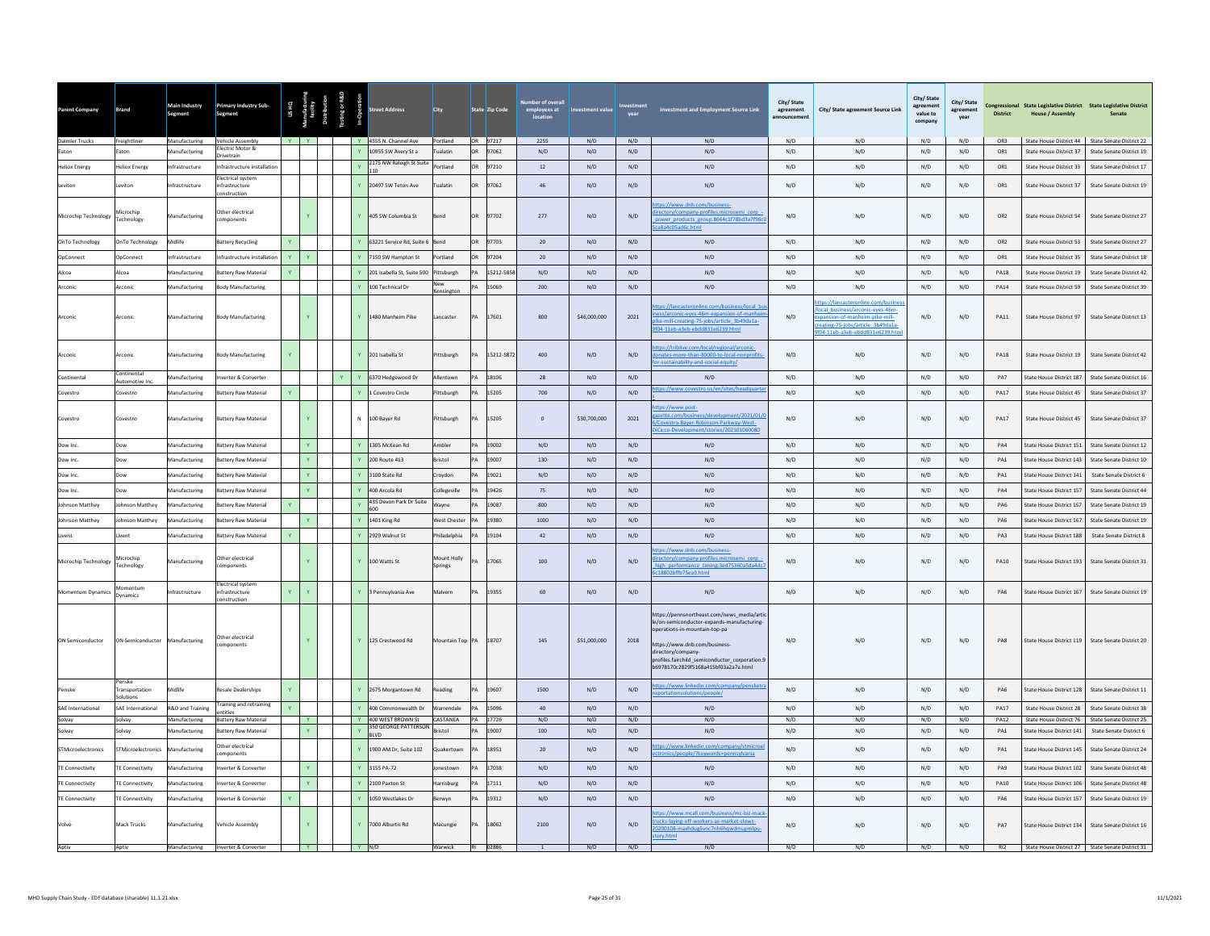| Parent Company | Brand | Main Industry Segment | Primary Industry Sub-Segment | US HQ | Manufacturing facility | Distribution | Testing or R&D | In-Operation | Street Address | City | State | Zip Code | Number of overall employees at location | Investment value | Investment year | Investment and Employment Source Link | City/ State agreement announcement | City/ State agreement Source Link | City/ State agreement value to company | City/ State agreement year | Congressional District | State Legislative District House / Assembly | State Legislative District Senate |
|---|---|---|---|---|---|---|---|---|---|---|---|---|---|---|---|---|---|---|---|---|---|---|---|
| Daimler Trucks | Freightliner | Manufacturing | Vehicle Assembly | Y | Y | | | Y | 4555 N. Channel Ave | Portland | OR | 97217 | 2255 | N/D | N/D | N/D | N/D | N/D | N/D | N/D | OR3 | State House District 44 | State Senate District 22 |
| Eaton | Eaton | Manufacturing | Electric Motor & Drivetrain | | | | | Y | 10955 SW Avery St a | Tualatin | OR | 97062 | N/D | N/D | N/D | N/D | N/D | N/D | N/D | N/D | OR1 | State House District 37 | State Senate District 19 |
| Heliox Energy | Heliox Energy | Infrastructure | Infrastructure installation | | | | | Y | 2175 NW Raleigh St Suite 110 | Portland | OR | 97210 | 12 | N/D | N/D | N/D | N/D | N/D | N/D | N/D | OR1 | State House District 33 | State Senate District 17 |
| Leviton | Leviton | Infrastructure | Electrical system infrastructure construction | | | | | Y | 20497 SW Teton Ave | Tualatin | OR | 97062 | 46 | N/D | N/D | N/D | N/D | N/D | N/D | N/D | OR1 | State House District 37 | State Senate District 19 |
| Microchip Technology | Microchip Technology | Manufacturing | Other electrical components | | Y | | | Y | 405 SW Columbia St | Bend | OR | 97702 | 277 | N/D | N/D | https://www.dnb.com/business-directory/company-profiles.microsemi_corp_-_power_products_group.8664c1f78bd3a7f96c05ca8a4c05ad6c.html | N/D | N/D | N/D | N/D | OR2 | State House District 54 | State Senate District 27 |
| OnTo Technology | OnTo Technology | Midlife | Battery Recycling | Y | | | | Y | 63221 Service Rd, Suite 6 | Bend | OR | 97703 | 20 | N/D | N/D | N/D | N/D | N/D | N/D | N/D | OR2 | State House District 53 | State Senate District 27 |
| OpConnect | OpConnect | Infrastructure | Infrastructure installation | Y | Y | | | Y | 7150 SW Hampton St | Portland | OR | 97204 | 20 | N/D | N/D | N/D | N/D | N/D | N/D | N/D | OR1 | State House District 35 | State Senate District 18 |
| Alcoa | Alcoa | Manufacturing | Battery Raw Material | Y | | | | Y | 201 Isabella St, Suite 500 | Pittsburgh | PA | 15212-5858 | N/D | N/D | N/D | N/D | N/D | N/D | N/D | N/D | PA18 | State House District 19 | State Senate District 42 |
| Arconic | Arconic | Manufacturing | Body Manufacturing | | | | | Y | 100 Technical Dr | New Kensington | PA | 15069 | 200 | N/D | N/D | N/D | N/D | N/D | N/D | N/D | PA14 | State House District 59 | State Senate District 39 |
| Arconic | Arconic | Manufacturing | Body Manufacturing | | Y | | | Y | 1480 Manheim Pike | Lancaster | PA | 17601 | 800 | $46,000,000 | 2021 | https://lancasteronline.com/business/local_business/arconic-eyes-46m-expansion-of-manheim-pike-mill-creating-75-jobs/article_3b49da1a-9f04-11eb-a3eb-ebdd831e6239.html | N/D | https://lancasteronline.com/business/local_business/arconic-eyes-46m-expansion-of-manheim-pike-mill-creating-75-jobs/article_3b49da1a-9f04-11eb-a3eb-ebdd831e6239.html | N/D | N/D | PA11 | State House District 97 | State Senate District 13 |
| Arconic | Arconic | Manufacturing | Body Manufacturing | Y | | | | Y | 201 Isabella St | Pittsburgh | PA | 15212-5872 | 400 | N/D | N/D | https://triblive.com/local/regional/arconic-donates-more-than-80000-to-local-nonprofits-for-sustainability-and-social-equity/ | N/D | N/D | N/D | N/D | PA18 | State House District 19 | State Senate District 42 |
| Continental | Continental Automotive Inc. | Manufacturing | Inverter & Converter | | | | Y | Y | 6370 Hedgewood Dr | Allentown | PA | 18106 | 28 | N/D | N/D | N/D | N/D | N/D | N/D | N/D | PA7 | State House District 187 | State Senate District 16 |
| Covestro | Covestro | Manufacturing | Battery Raw Material | Y | | | | Y | 1 Covestro Circle | Pittsburgh | PA | 15205 | 700 | N/D | N/D | https://www.covestro.us/en/sites/headquarter | N/D | N/D | N/D | N/D | PA17 | State House District 45 | State Senate District 37 |
| Covestro | Covestro | Manufacturing | Battery Raw Material | | Y | | | N | 100 Bayer Rd | Pittsburgh | PA | 15205 | 0 | $30,700,000 | 2021 | https://www.post-gazette.com/business/development/2021/01/06/Covestro-Bayer-Robinson-Parkway-West-DiCicco-Development/stories/202101060080 | N/D | N/D | N/D | N/D | PA17 | State House District 45 | State Senate District 37 |
| Dow Inc. | Dow | Manufacturing | Battery Raw Material | | Y | | | Y | 1305 McKean Rd | Ambler | PA | 19002 | N/D | N/D | N/D | N/D | N/D | N/D | N/D | N/D | PA4 | State House District 151 | State Senate District 12 |
| Dow Inc. | Dow | Manufacturing | Battery Raw Material | | Y | | | Y | 200 Route 413 | Bristol | PA | 19007 | 130 | N/D | N/D | N/D | N/D | N/D | N/D | N/D | PA1 | State House District 143 | State Senate District 10 |
| Dow Inc. | Dow | Manufacturing | Battery Raw Material | | Y | | | Y | 3100 State Rd | Croydon | PA | 19021 | N/D | N/D | N/D | N/D | N/D | N/D | N/D | N/D | PA1 | State House District 141 | State Senate District 6 |
| Dow Inc. | Dow | Manufacturing | Battery Raw Material | | Y | | | Y | 400 Arcola Rd | Collegeville | PA | 19426 | 75 | N/D | N/D | N/D | N/D | N/D | N/D | N/D | PA4 | State House District 157 | State Senate District 44 |
| Johnson Matthey | Johnson Matthey | Manufacturing | Battery Raw Material | Y | | | | Y | 435 Devon Park Dr Suite 600 | Wayne | PA | 19087 | 800 | N/D | N/D | N/D | N/D | N/D | N/D | N/D | PA6 | State House District 157 | State Senate District 19 |
| Johnson Matthey | Johnson Matthey | Manufacturing | Battery Raw Material | | Y | | | Y | 1401 King Rd | West Chester | PA | 19380 | 1000 | N/D | N/D | N/D | N/D | N/D | N/D | N/D | PA6 | State House District 167 | State Senate District 19 |
| Livent | Livent | Manufacturing | Battery Raw Material | Y | | | | Y | 2929 Walnut St | Philadelphia | PA | 19104 | 42 | N/D | N/D | N/D | N/D | N/D | N/D | N/D | PA3 | State House District 188 | State Senate District 8 |
| Microchip Technology | Microchip Technology | Manufacturing | Other electrical components | | Y | | | Y | 100 Watts St | Mount Holly Springs | PA | 17065 | 100 | N/D | N/D | https://www.dnb.com/business-directory/company-profiles.microsemi_corp_-_high_performance_timing.3ed75360a5da4dc76c18802bffb75ea9.html | N/D | N/D | N/D | N/D | PA10 | State House District 193 | State Senate District 31 |
| Momentum Dynamics | Momentum Dynamics | Infrastructure | Electrical system infrastructure construction | Y | Y | | | Y | 3 Pennsylvania Ave | Malvern | PA | 19355 | 60 | N/D | N/D | N/D | N/D | N/D | N/D | N/D | PA6 | State House District 167 | State Senate District 19 |
| ON Semiconductor | ON Semiconductor | Manufacturing | Other electrical components | | Y | | | Y | 125 Crestwood Rd | Mountain Top | PA | 18707 | 145 | $51,000,000 | 2018 | https://pennsnortheast.com/news_media/article/on-semiconductor-expands-manufacturing-operations-in-mountain-top-pa https://www.dnb.com/business-directory/company-profiles.fairchild_semiconductor_corporation.9b697817 0c2829f5168a415bf03a2a7a.html | N/D | N/D | N/D | N/D | PA8 | State House District 119 | State Senate District 20 |
| Penske | Penske Transportation Solutions | Midlife | Resale Dealerships | Y | | | | Y | 2675 Morgantown Rd | Reading | PA | 19607 | 1500 | N/D | N/D | https://www.linkedin.com/company/pensketransportationsolutions/people/ | N/D | N/D | N/D | N/D | PA6 | State House District 128 | State Senate District 11 |
| SAE International | SAE International | R&D and Training | Training and retraining entities | Y | | | | Y | 400 Commonwealth Dr | Warrendale | PA | 15096 | 40 | N/D | N/D | N/D | N/D | N/D | N/D | N/D | PA17 | State House District 28 | State Senate District 38 |
| Solvay | Solvay | Manufacturing | Battery Raw Material | | Y | | | Y | 400 WEST BROWN St | CASTANEA | PA | 17726 | N/D | N/D | N/D | N/D | N/D | N/D | N/D | N/D | PA12 | State House District 76 | State Senate District 25 |
| Solvay | Solvay | Manufacturing | Battery Raw Material | | Y | | | Y | 350 GEORGE PATTERSON BLVD | Bristol | PA | 19007 | 100 | N/D | N/D | N/D | N/D | N/D | N/D | N/D | PA1 | State House District 141 | State Senate District 6 |
| STMicroelectronics | STMicroelectronics | Manufacturing | Other electrical components | | | | | Y | 1900 AM Dr, Suite 102 | Quakertown | PA | 18951 | 20 | N/D | N/D | https://www.linkedin.com/company/stmicroelectronics/people/?keywords=pennsylvania | N/D | N/D | N/D | N/D | PA1 | State House District 145 | State Senate District 24 |
| TE Connectivity | TE Connectivity | Manufacturing | Inverter & Converter | | Y | | | Y | 3155 PA-72 | Jonestown | PA | 17038 | N/D | N/D | N/D | N/D | N/D | N/D | N/D | N/D | PA9 | State House District 102 | State Senate District 48 |
| TE Connectivity | TE Connectivity | Manufacturing | Inverter & Converter | | Y | | | Y | 2100 Paxton St | Harrisburg | PA | 17111 | N/D | N/D | N/D | N/D | N/D | N/D | N/D | N/D | PA10 | State House District 106 | State Senate District 48 |
| TE Connectivity | TE Connectivity | Manufacturing | Inverter & Converter | Y | | | | Y | 1050 Westlakes Dr | Berwyn | PA | 19312 | N/D | N/D | N/D | N/D | N/D | N/D | N/D | N/D | PA6 | State House District 157 | State Senate District 19 |
| Volvo | Mack Trucks | Manufacturing | Vehicle Assembly | | Y | | | Y | 7000 Alburtis Rd | Macungie | PA | 18062 | 2100 | N/D | N/D | https://www.mcall.com/business/mc-biz-mack-trucks-laying-off-workers-as-market-slows-20200108-maxhdug5vnc7nh6hgwdmupmlpu-story.html | N/D | N/D | N/D | N/D | PA7 | State House District 134 | State Senate District 16 |
| Aptiv | Aptiv | Manufacturing | Inverter & Converter | | Y | | | Y | N/D | Warwick | RI | 02886 | 1 | N/D | N/D | N/D | N/D | N/D | N/D | N/D | RI2 | State House District 27 | State Senate District 31 |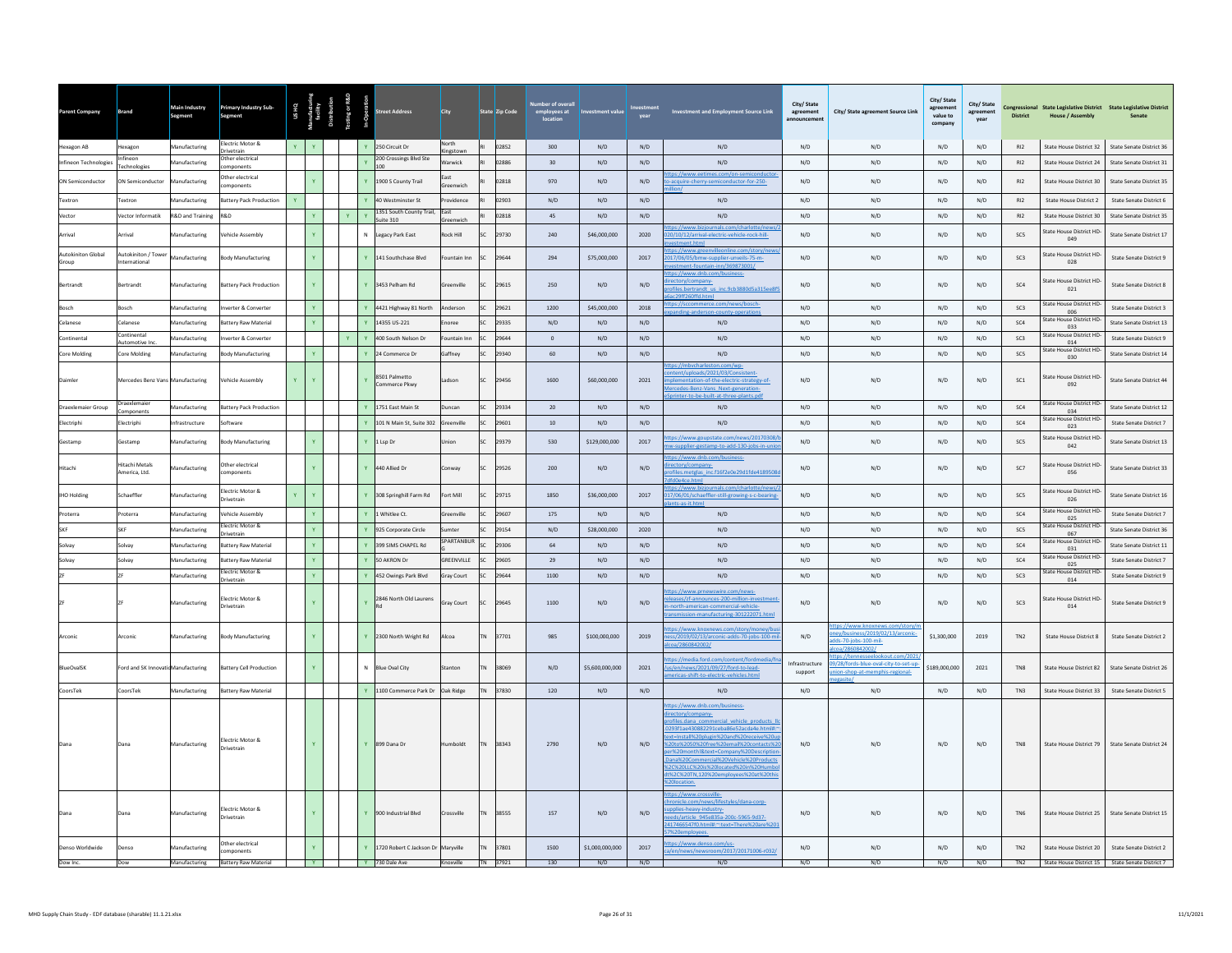| Parent Company | Brand | Main Industry Segment | Primary Industry Sub-Segment | US HQ | Manufacturing facility | Distribution | Testing or R&D | In-Operation | Street Address | City | State | Zip Code | Number of overall employees at location | Investment value | Investment year | Investment and Employment Source Link | City/ State agreement announcement | City/ State agreement Source Link | City/ State agreement value to company | City/ State agreement year | Congressional District | State Legislative District House / Assembly | State Legislative District Senate |
|---|---|---|---|---|---|---|---|---|---|---|---|---|---|---|---|---|---|---|---|---|---|---|---|
| Hexagon AB | Hexagon | Manufacturing | Electric Motor & Drivetrain | Y | Y | | | Y | 250 Circuit Dr | North Kingstown | RI | 02852 | 300 | N/D | N/D | N/D | N/D | N/D | N/D | N/D | RI2 | State House District 32 | State Senate District 36 |
| Infineon Technologies | Infineon Technologies | Manufacturing | Other electrical components | | | | | Y | 200 Crossings Blvd Ste 100 | Warwick | RI | 02886 | 30 | N/D | N/D | N/D | N/D | N/D | N/D | N/D | RI2 | State House District 24 | State Senate District 31 |
| ON Semiconductor | ON Semiconductor | Manufacturing | Other electrical components | | Y | | | Y | 1900 S County Trail | East Greenwich | RI | 02818 | 970 | N/D | N/D | https://www.eetimes.com/on-semiconductor-to-acquire-cherry-semiconductor-for-250-million/ | N/D | N/D | N/D | N/D | RI2 | State House District 30 | State Senate District 35 |
| Textron | Textron | Manufacturing | Battery Pack Production | Y | | | | Y | 40 Westminster St | Providence | RI | 02903 | N/D | N/D | N/D | N/D | N/D | N/D | N/D | N/D | RI2 | State House District 2 | State Senate District 6 |
| Vector | Vector Informatik | R&D and Training | R&D | | Y | | Y | Y | 1351 South County Trail, Suite 310 | East Greenwich | RI | 02818 | 45 | N/D | N/D | N/D | N/D | N/D | N/D | N/D | RI2 | State House District 30 | State Senate District 35 |
| Arrival | Arrival | Manufacturing | Vehicle Assembly | | Y | | | N | Legacy Park East | Rock Hill | SC | 29730 | 240 | $46,000,000 | 2020 | https://www.bizjournals.com/charlotte/news/2020/10/12/arrival-electric-vehicle-rock-hill-investment.html | N/D | N/D | N/D | N/D | SC5 | State House District HD-049 | State Senate District 17 |
| Autokiniton Global Group | Autokiniton / Tower International | Manufacturing | Body Manufacturing | | Y | | | Y | 141 Southchase Blvd | Fountain Inn | SC | 29644 | 294 | $75,000,000 | 2017 | https://www.greenvilleonline.com/story/news/2017/06/05/bmw-supplier-unveils-75-m-investment-fountain-inn/369873001/ | N/D | N/D | N/D | N/D | SC3 | State House District HD-028 | State Senate District 9 |
| Bertrandt | Bertrandt | Manufacturing | Battery Pack Production | | Y | | | Y | 3453 Pelham Rd | Greenville | SC | 29615 | 250 | N/D | N/D | https://www.dnb.com/business-directory/company-profiles.bertrandt_us_inc.9cb3880d5a315ee8f5a6ac29ff260ffd.html | N/D | N/D | N/D | N/D | SC4 | State House District HD-021 | State Senate District 8 |
| Bosch | Bosch | Manufacturing | Inverter & Converter | | Y | | | Y | 4421 Highway 81 North | Anderson | SC | 29621 | 1200 | $45,000,000 | 2018 | https://sccommerce.com/news/bosch-expanding-anderson-county-operations | N/D | N/D | N/D | N/D | SC3 | State House District HD-006 | State Senate District 3 |
| Celanese | Celanese | Manufacturing | Battery Raw Material | | Y | | | Y | 14355 US-221 | Enoree | SC | 29335 | N/D | N/D | N/D | N/D | N/D | N/D | N/D | N/D | SC4 | State House District HD-033 | State Senate District 13 |
| Continental | Continental Automotive Inc. | Manufacturing | Inverter & Converter | | | | Y | Y | 400 South Nelson Dr | Fountain Inn | SC | 29644 | 0 | N/D | N/D | N/D | N/D | N/D | N/D | N/D | SC3 | State House District HD-014 | State Senate District 9 |
| Core Molding | Core Molding | Manufacturing | Body Manufacturing | | Y | | | Y | 24 Commerce Dr | Gaffney | SC | 29340 | 60 | N/D | N/D | N/D | N/D | N/D | N/D | N/D | SC5 | State House District HD-030 | State Senate District 14 |
| Daimler | Mercedes Benz Vans | Manufacturing | Vehicle Assembly | Y | Y | | | Y | 8501 Palmetto Commerce Pkwy | Ladson | SC | 29456 | 1600 | $60,000,000 | 2021 | https://mbvcharleston.com/wp-content/uploads/2021/03/Consistent-implementation-of-the-electric-strategy-of-Mercedes-Benz-Vans_Next-generation-eSprinter-to-be-built-at-three-plants.pdf | N/D | N/D | N/D | N/D | SC1 | State House District HD-092 | State Senate District 44 |
| Draexlemaier Group | Draexlemaier Components | Manufacturing | Battery Pack Production | | | | | Y | 1751 East Main St | Duncan | SC | 29334 | 20 | N/D | N/D | N/D | N/D | N/D | N/D | N/D | SC4 | State House District HD-034 | State Senate District 12 |
| Electriphi | Electriphi | Infrastructure | Software | | | | | Y | 101 N Main St, Suite 302 | Greenville | SC | 29601 | 10 | N/D | N/D | N/D | N/D | N/D | N/D | N/D | SC4 | State House District HD-023 | State Senate District 7 |
| Gestamp | Gestamp | Manufacturing | Body Manufacturing | | Y | | | Y | 1 Lsp Dr | Union | SC | 29379 | 530 | $129,000,000 | 2017 | https://www.goupstate.com/news/20170308/bmw-supplier-gestamp-to-add-130-jobs-in-union | N/D | N/D | N/D | N/D | SC5 | State House District HD-042 | State Senate District 13 |
| Hitachi | Hitachi Metals America, Ltd. | Manufacturing | Other electrical components | | Y | | | Y | 440 Allied Dr | Conway | SC | 29526 | 200 | N/D | N/D | https://www.dnb.com/business-directory/company-profiles.metglas_inc.f36f2e0e29d1fde4189508d7dfd0e4ce.html | N/D | N/D | N/D | N/D | SC7 | State House District HD-056 | State Senate District 33 |
| IHO Holding | Schaeffler | Manufacturing | Electric Motor & Drivetrain | Y | Y | | | Y | 308 Springhill Farm Rd | Fort Mill | SC | 29715 | 1850 | $36,000,000 | 2017 | https://www.bizjournals.com/charlotte/news/2017/06/01/schaeffler-still-growing-s-c-bearing-plants-as-it.html | N/D | N/D | N/D | N/D | SC5 | State House District HD-026 | State Senate District 16 |
| Proterra | Proterra | Manufacturing | Vehicle Assembly | | Y | | | Y | 1 Whitlee Ct. | Greenville | SC | 29607 | 175 | N/D | N/D | N/D | N/D | N/D | N/D | N/D | SC4 | State House District HD-025 | State Senate District 7 |
| SKF | SKF | Manufacturing | Electric Motor & Drivetrain | | Y | | | Y | 925 Corporate Circle | Sumter | SC | 29154 | N/D | $28,000,000 | 2020 | N/D | N/D | N/D | N/D | N/D | SC5 | State House District HD-067 | State Senate District 36 |
| Solvay | Solvay | Manufacturing | Battery Raw Material | | Y | | | Y | 399 SIMS CHAPEL Rd | SPARTANBURG | SC | 29306 | 64 | N/D | N/D | N/D | N/D | N/D | N/D | N/D | SC4 | State House District HD-031 | State Senate District 11 |
| Solvay | Solvay | Manufacturing | Battery Raw Material | | Y | | | Y | 50 AKRON Dr | GREENVILLE | SC | 29605 | 29 | N/D | N/D | N/D | N/D | N/D | N/D | N/D | SC4 | State House District HD-025 | State Senate District 7 |
| ZF | ZF | Manufacturing | Electric Motor & Drivetrain | | Y | | | Y | 452 Owings Park Blvd | Gray Court | SC | 29644 | 1100 | N/D | N/D | N/D | N/D | N/D | N/D | N/D | SC3 | State House District HD-014 | State Senate District 9 |
| ZF | ZF | Manufacturing | Electric Motor & Drivetrain | | Y | | | Y | 2846 North Old Laurens Rd | Gray Court | SC | 29645 | 1100 | N/D | N/D | https://www.prnewswire.com/news-releases/zf-announces-200-million-investment-in-north-american-commercial-vehicle-transmission-manufacturing-301222071.html | N/D | N/D | N/D | N/D | SC3 | State House District HD-014 | State Senate District 9 |
| Arconic | Arconic | Manufacturing | Body Manufacturing | | Y | | | Y | 2300 North Wright Rd | Alcoa | TN | 37701 | 985 | $100,000,000 | 2019 | https://www.knoxnews.com/story/money/business/2019/02/13/arconic-adds-70-jobs-100-mil-alcoa/2860842002/ | N/D | https://www.knoxnews.com/story/money/business/2019/02/13/arconic-adds-70-jobs-100-mil-alcoa/2860842002/ | $1,300,000 | 2019 | TN2 | State House District 8 | State Senate District 2 |
| BlueOvalSK | Ford and SK Innovation | Manufacturing | Battery Cell Production | | Y | | | N | Blue Oval City | Stanton | TN | 38069 | N/D | $5,600,000,000 | 2021 | https://media.ford.com/content/fordmedia/fna/us/en/news/2021/09/27/ford-to-lead-americas-shift-to-electric-vehicles.html | Infrastructure support | https://tennesseelookout.com/2021/09/28/fords-blue-oval-city-to-set-up-union-shop-at-memphis-regional-megasite/ | $189,000,000 | 2021 | TN8 | State House District 82 | State Senate District 26 |
| CoorsTek | CoorsTek | Manufacturing | Battery Raw Material | | | | | Y | 1100 Commerce Park Dr | Oak Ridge | TN | 37830 | 120 | N/D | N/D | N/D | N/D | N/D | N/D | N/D | TN3 | State House District 33 | State Senate District 5 |
| Dana | Dana | Manufacturing | Electric Motor & Drivetrain | | Y | | | Y | 899 Dana Dr | Humboldt | TN | 38343 | 2790 | N/D | N/D | https://www.dnb.com/business-directory/company-profiles.dana_commercial_vehicle_products_llc.0293f1ae430882291ceba86e52acda4e.html#:~:text=Install%20plugin%20and%20receive%20up%20to%2050%20free%20email%20contacts%20per%20month!&text=Company%20Description-,Dana%20Commercial%20Vehicle%20Products%2C%20LLC%20is%20located%20in%20Humboldt%2C%20TN,120%20employees%20at%20this%20location. | N/D | N/D | N/D | N/D | TN8 | State House District 79 | State Senate District 24 |
| Dana | Dana | Manufacturing | Electric Motor & Drivetrain | | Y | | | Y | 900 Industrial Blvd | Crossville | TN | 38555 | 157 | N/D | N/D | https://www.crossville-chronicle.com/news/lifestyles/dana-corp-supplies-heavy-industry-needs/article_945e835a-200c-5965-9d37-24174665470.html#:~:text=There%20are%20157%20employees. | N/D | N/D | N/D | N/D | TN6 | State House District 25 | State Senate District 15 |
| Denso Worldwide | Denso | Manufacturing | Other electrical components | | Y | | | Y | 1720 Robert C Jackson Dr | Maryville | TN | 37801 | 1500 | $1,000,000,000 | 2017 | https://www.denso.com/us-ca/en/news/newsroom/2017/20171006-r032/ | N/D | N/D | N/D | N/D | TN2 | State House District 20 | State Senate District 2 |
| Dow Inc. | Dow | Manufacturing | Battery Raw Material | | Y | | | Y | 730 Dale Ave | Knoxville | TN | 37921 | 130 | N/D | N/D | N/D | N/D | N/D | N/D | N/D | TN2 | State House District 15 | State Senate District 7 |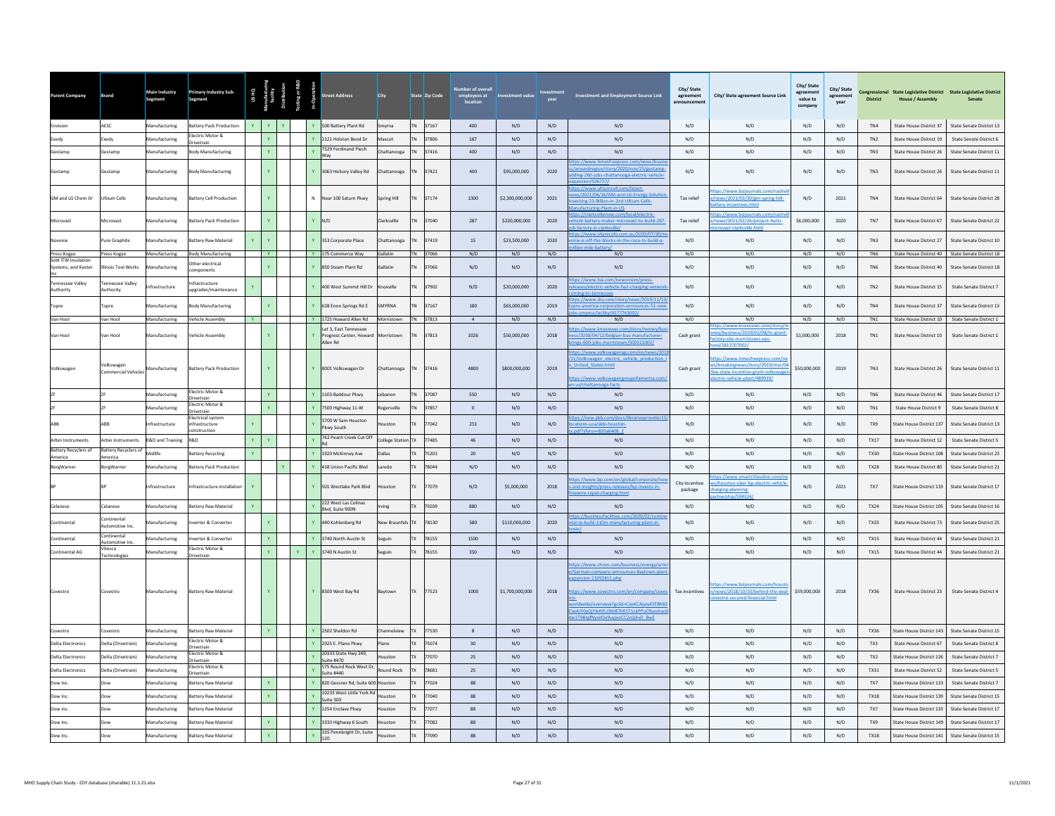| Parent Company | Brand | Main Industry Segment | Primary Industry Sub-Segment | US HQ | Manufacturing facility | Distribution | Testing or R&D | In-Operation | Street Address | City | State | Zip Code | Number of overall employees at location | Investment value | Investment year | Investment and Employment Source Link | City/ State agreement announcement | City/ State agreement Source Link | City/ State agreement value to company | City/ State agreement year | Congressional District | State Legislative District House / Assembly | State Legislative District Senate |
|---|---|---|---|---|---|---|---|---|---|---|---|---|---|---|---|---|---|---|---|---|---|---|---|
| Envision | AESC | Manufacturing | Battery Pack Production | Y | Y | Y | | Y | 500 Battery Plant Rd | Smyrna | TN | 37167 | 400 | N/D | N/D | N/D | N/D | N/D | N/D | N/D | TN4 | State House District 37 | State Senate District 13 |
| Exedy | Exedy | Manufacturing | Electric Motor & Drivetrain | | Y | | | Y | 2121 Holston Bend Dr | Mascot | TN | 37806 | 167 | N/D | N/D | N/D | N/D | N/D | N/D | N/D | TN2 | State House District 19 | State Senate District 6 |
| Gestamp | Gestamp | Manufacturing | Body Manufacturing | | Y | | | Y | 7529 Ferdinand Piech Way | Chattanooga | TN | 37416 | 400 | N/D | N/D | N/D | N/D | N/D | N/D | N/D | TN3 | State House District 26 | State Senate District 11 |
| Gestamp | Gestamp | Manufacturing | Body Manufacturing | | Y | | | Y | 3063 Hickory Valley Rd | Chattanooga | TN | 37421 | 400 | $95,000,000 | 2020 | https://www.timesfreepress.com/news/business/aroundregion/story/2020/nov/25/gestamp-adding-260-jobs-chattanooga-electric-vehicle-expansion/536727/ | N/D | N/D | N/D | N/D | TN3 | State House District 26 | State Senate District 11 |
| GM and LG Chem JV | Ultium Cells | Manufacturing | Battery Cell Production | | Y | | | N | Near 100 Saturn Pkwy | Spring Hill | TN | 37174 | 1300 | $2,300,000,000 | 2021 | https://www.ultiumcell.com/latest-news/2021/04/16/GM-and-LG-Energy-Solution-Investing-23-Billion-in-2nd-Ultium-Cells-Manufacturing-Plant-in-US | Tax relief | https://www.bizjournals.com/nashville/news/2021/03/30/gm-spring-hill-battery-incentives.html | N/D | 2021 | TN4 | State House District 64 | State Senate District 28 |
| Microvast | Microvast | Manufacturing | Battery Pack Production | | Y | | | Y | N/D | Clarksville | TN | 37040 | 287 | $220,000,000 | 2020 | https://clarksvillenow.com/local/electric-vehicle-battery-maker-microvast-to-build-287-job-factory-in-clarksville/ | Tax relief | https://www.bizjournals.com/nashville/news/2021/02/26/project-hertz-microvast-clarksville.html | $6,000,000 | 2020 | TN7 | State House District 67 | State Senate District 22 |
| Novonix | Pure Graphite | Manufacturing | Battery Raw Material | Y | Y | | | Y | 353 Corporate Place | Chattanooga | TN | 37419 | 15 | $23,500,000 | 2020 | https://www.sharecafe.com.au/2020/07/30/novonix-is-off-the-blocks-in-the-race-to-build-a-million-mile-battery/ | N/D | N/D | N/D | N/D | TN3 | State House District 27 | State Senate District 10 |
| Press Kogyo | Press Kogyo | Manufacturing | Body Manufacturing | | Y | | | Y | 175 Commerce Way | Gallatin | TN | 37066 | N/D | N/D | N/D | N/D | N/D | N/D | N/D | N/D | TN6 | State House District 40 | State Senate District 18 |
| Sold ITW Insulation Systems, and Kester Inc | Illinois Tool Works | Manufacturing | Other electrical components | | Y | | | Y | 850 Steam Plant Rd | Gallatin | TN | 37066 | N/D | N/D | N/D | N/D | N/D | N/D | N/D | N/D | TN6 | State House District 40 | State Senate District 18 |
| Tennessee Valley Authority | Tennessee Valley Authority | Infrastructure | Infrastructure upgrades/maintenance | Y | | | | Y | 400 West Summit Hill Dr | Knoxville | TN | 37902 | N/D | $20,000,000 | 2020 | https://www.tva.com/newsroom/press-releases/electric-vehicle-fast-charging-network-coming-to-tennessee | N/D | N/D | N/D | N/D | TN2 | State House District 15 | State Senate District 7 |
| Topre | Topre | Manufacturing | Body Manufacturing | | Y | | | Y | 628 Enon Springs Rd E | SMYRNA | TN | 37167 | 180 | $63,000,000 | 2019 | https://www.dnj.com/story/news/2019/11/13/topre-america-corporation-announces-51-new-jobs-smyrna-facility/4177743002/ | N/D | N/D | N/D | N/D | TN4 | State House District 37 | State Senate District 13 |
| Van Hool | Van Hool | Manufacturing | Vehicle Assembly | Y | | | | Y | 1725 Howard Allen Rd | Morristown | TN | 37813 | 4 | N/D | N/D | N/D | N/D | N/D | N/D | N/D | TN1 | State House District 10 | State Senate District 1 |
| Van Hool | Van Hool | Manufacturing | Vehicle Assembly | | Y | | | Y | Lot 3, East Tennessee Progress Center, Howard Allen Rd | Morristown | TN | 37813 | 1026 | $50,000,000 | 2018 | https://www.knoxnews.com/story/money/business/2018/04/12/belgian-bus-manufacturer-brings-600-jobs-morristown/500311002/ | Cash grant | https://www.knoxnews.com/story/money/business/2019/02/08/tn-grant-factory-site-morristown-van-hool/2813707002/ | $1,000,000 | 2018 | TN1 | State House District 10 | State Senate District 1 |
| Volkswagen | Volkswagen Commercial Vehicles | Manufacturing | Battery Pack Production | | Y | | | Y | 8001 Volkswagen Dr | Chattanooga | TN | 37416 | 4800 | $800,000,000 | 2019 | https://www.volkswagenag.com/en/news/2019/11/Volkswagen_electric_vehicle_production_in_United_States.html https://www.volkswagengroupofamerica.com/en-us/chattanooga-facts | Cash grant | https://www.timesfreepress.com/news/breakingnews/story/2019/mar/04/fee-state-incentive-grant-volkswagen-electric-vehicle-plant/489919/ | $50,000,000 | 2019 | TN3 | State House District 26 | State Senate District 11 |
| ZF | ZF | Manufacturing | Electric Motor & Drivetrain | | Y | | | Y | 1103 Baddour Pkwy | Lebanon | TN | 37087 | 550 | N/D | N/D | N/D | N/D | N/D | N/D | N/D | TN6 | State House District 46 | State Senate District 17 |
| ZF | ZF | Manufacturing | Electric Motor & Drivetrain | | Y | | | Y | 7500 Highway 11-W | Rogersville | TN | 37857 | 0 | N/D | N/D | N/D | N/D | N/D | N/D | N/D | TN1 | State House District 9 | State Senate District 8 |
| ABB | ABB | Infrastructure | Electrical system infrastructure construction | Y | | | | Y | 3700 W Sam Houston Pkwy South | Houston | TX | 77042 | 251 | N/D | N/D | https://new.abb.com/docs/librariesprovider15/locations-usa/abb-houston-tx.pdf?sfvrsn=820a6408_2 | N/D | N/D | N/D | N/D | TX9 | State House District 137 | State Senate District 13 |
| Arbin Instruments | Arbin Instruments | R&D and Training | R&D | Y | Y | | | Y | 762 Peach Creek Cut Off Rd | College Station | TX | 77485 | 46 | N/D | N/D | N/D | N/D | N/D | N/D | N/D | TX17 | State House District 12 | State Senate District 5 |
| Battery Recyclers of America | Battery Recyclers of America | Midlife | Battery Recycling | Y | | | | Y | 1920 McKinney Ave | Dallas | TX | 75201 | 20 | N/D | N/D | N/D | N/D | N/D | N/D | N/D | TX30 | State House District 108 | State Senate District 23 |
| BorgWarner | BorgWarner | Manufacturing | Battery Pack Production | | | Y | | Y | 418 Union Pacific Blvd | Laredo | TX | 78044 | N/D | N/D | N/D | N/D | N/D | N/D | N/D | N/D | TX28 | State House District 80 | State Senate District 21 |
| BP | BP | Infrastructure | Infrastructure installation | Y | | | | Y | 501 Westlake Park Blvd | Houston | TX | 77079 | N/D | $5,000,000 | 2018 | https://www.bp.com/en/global/corporate/news-and-insights/press-releases/bp-invests-in-freewire-rapid-charging.html | City incentive package | https://www.smartcitiesdive.com/news/houston-uber-bp-electric-vehicle-charging-planning-partnership/594324/ | N/D | 2021 | TX7 | State House District 133 | State Senate District 17 |
| Celanese | Celanese | Manufacturing | Battery Raw Material | Y | | | | Y | 222 West Las Colinas Blvd, Suite 900N | Irving | TX | 75039 | 880 | N/D | N/D | N/D | N/D | N/D | N/D | N/D | TX24 | State House District 105 | State Senate District 16 |
| Continental | Continental Automotive Inc. | Manufacturing | Inverter & Converter | | Y | | | Y | 440 Kohlenberg Rd | New Braunfels | TX | 78130 | 580 | $110,000,000 | 2020 | https://businessfacilities.com/2020/02/continental-to-build-110m-manufacturing-plant-in-texas/ | N/D | N/D | N/D | N/D | TX35 | State House District 73 | State Senate District 25 |
| Continental | Continental Automotive Inc. | Manufacturing | Inverter & Converter | | Y | | | Y | 3740 North Austin St | Seguin | TX | 78155 | 1500 | N/D | N/D | N/D | N/D | N/D | N/D | N/D | TX15 | State House District 44 | State Senate District 21 |
| Continental AG | Vitesco Technologies | Manufacturing | Electric Motor & Drivetrain | | Y | | Y | Y | 3740 N Austin St | Seguin | TX | 78155 | 350 | N/D | N/D | N/D | N/D | N/D | N/D | N/D | TX15 | State House District 44 | State Senate District 21 |
| Covestro | Covestro | Manufacturing | Battery Raw Material | | Y | | | Y | 8500 West Bay Rd | Baytown | TX | 77523 | 1000 | $1,700,000,000 | 2018 | https://www.chron.com/business/energy/article/German-company-announces-Baytown-plant-expansion-13292811.php https://www.covestro.com/en/company/covestro-worldwide/overview?gclid=CjwKCAjwy42FBhB2EiwAJY0yQjYkeNfLJ3NIB7hR1T1ckPPuCRasckwj0dw1T9BrgfNyxiOe9uyxoCC2cQAvD_BwE | Tax incentives | https://www.bizjournals.com/houston/news/2018/10/10/behind-the-deal-covestro-secured-financial.html | $59,000,000 | 2018 | TX36 | State House District 23 | State Senate District 4 |
| Covestro | Covestro | Manufacturing | Battery Raw Material | | Y | | | Y | 2502 Sheldon Rd | Channelview | TX | 77530 | 8 | N/D | N/D | N/D | N/D | N/D | N/D | N/D | TX36 | State House District 143 | State Senate District 15 |
| Delta Electronics | Delta (Drivetrain) | Manufacturing | Electric Motor & Drivetrain | | | | | Y | 2925 E. Plano Pkwy | Plano | TX | 75074 | 30 | N/D | N/D | N/D | N/D | N/D | N/D | N/D | TX3 | State House District 67 | State Senate District 8 |
| Delta Electronics | Delta (Drivetrain) | Manufacturing | Electric Motor & Drivetrain | | | | | Y | 20333 State Hwy 249, Suite #470 | Houston | TX | 77070 | 25 | N/D | N/D | N/D | N/D | N/D | N/D | N/D | TX2 | State House District 126 | State Senate District 7 |
| Delta Electronics | Delta (Drivetrain) | Manufacturing | Electric Motor & Drivetrain | | | | | Y | 575 Round Rock West Dr, Suite #440 | Round Rock | TX | 78681 | 25 | N/D | N/D | N/D | N/D | N/D | N/D | N/D | TX31 | State House District 52 | State Senate District 5 |
| Dow Inc. | Dow | Manufacturing | Battery Raw Material | | Y | | | Y | 820 Gessner Rd, Suite 600 | Houston | TX | 77024 | 88 | N/D | N/D | N/D | N/D | N/D | N/D | N/D | TX7 | State House District 133 | State Senate District 7 |
| Dow Inc. | Dow | Manufacturing | Battery Raw Material | | Y | | | Y | 10235 West Little York Rd Suite 300 | Houston | TX | 77040 | 88 | N/D | N/D | N/D | N/D | N/D | N/D | N/D | TX18 | State House District 139 | State Senate District 15 |
| Dow Inc. | Dow | Manufacturing | Battery Raw Material | | | | | Y | 1254 Enclave Pkwy | Houston | TX | 77077 | 88 | N/D | N/D | N/D | N/D | N/D | N/D | N/D | TX7 | State House District 133 | State Senate District 17 |
| Dow Inc. | Dow | Manufacturing | Battery Raw Material | | Y | | | Y | 3333 Highway 6 South | Houston | TX | 77082 | 88 | N/D | N/D | N/D | N/D | N/D | N/D | N/D | TX9 | State House District 149 | State Senate District 17 |
| Dow Inc. | Dow | Manufacturing | Battery Raw Material | | Y | | | Y | 335 Pennbright Dr, Suite 120 | Houston | TX | 77090 | 88 | N/D | N/D | N/D | N/D | N/D | N/D | N/D | TX18 | State House District 141 | State Senate District 15 |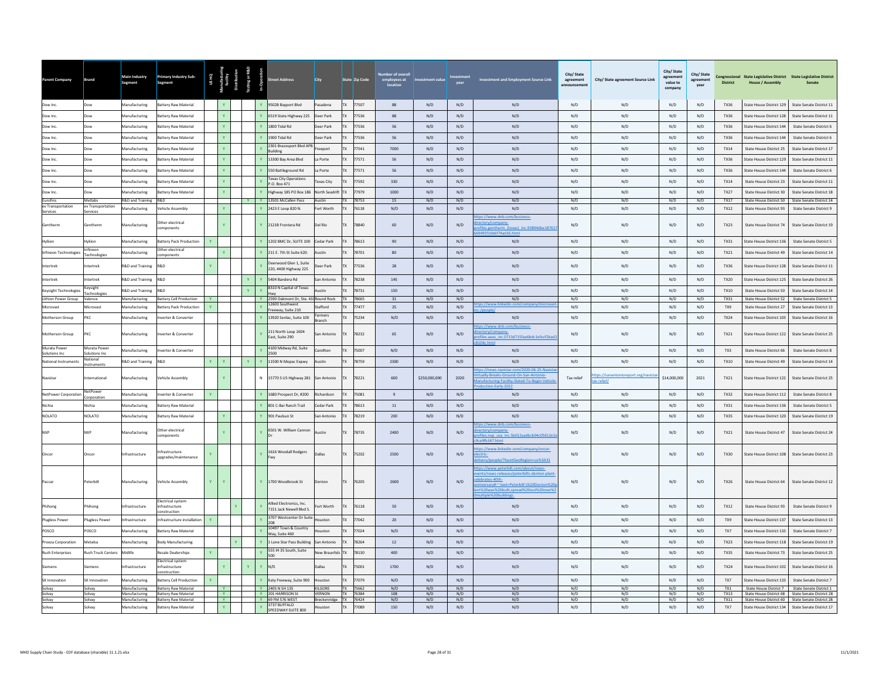| Parent Company | Brand | Main Industry Segment | Primary Industry Sub-Segment | US HQ | Manufacturing facility | Distribution | Testing or R&D | In-Operation | Street Address | City | State | Zip Code | Number of overall employees at location | Investment value | Investment year | Investment and Employment Source Link | City/ State agreement announcement | City/ State agreement Source Link | City/ State agreement value to company | City/ State agreement year | Congressional District | State Legislative District House / Assembly | State Legislative District Senate |
|---|---|---|---|---|---|---|---|---|---|---|---|---|---|---|---|---|---|---|---|---|---|---|---|
| Dow Inc. | Dow | Manufacturing | Battery Raw Material | | Y | | | Y | 9502B Bayport Blvd | Pasadena | TX | 77507 | 88 | N/D | N/D | N/D | N/D | N/D | N/D | N/D | TX36 | State House District 129 | State Senate District 11 |
| Dow Inc. | Dow | Manufacturing | Battery Raw Material | | Y | | | Y | 6519 State Highway 225 | Deer Park | TX | 77536 | 88 | N/D | N/D | N/D | N/D | N/D | N/D | N/D | TX36 | State House District 128 | State Senate District 11 |
| Dow Inc. | Dow | Manufacturing | Battery Raw Material | | Y | | | Y | 1800 Tidal Rd | Deer Park | TX | 77536 | 56 | N/D | N/D | N/D | N/D | N/D | N/D | N/D | TX36 | State House District 144 | State Senate District 6 |
| Dow Inc. | Dow | Manufacturing | Battery Raw Material | | Y | | | Y | 1900 Tidal Rd | Deer Park | TX | 77536 | 56 | N/D | N/D | N/D | N/D | N/D | N/D | N/D | TX36 | State House District 144 | State Senate District 6 |
| Dow Inc. | Dow | Manufacturing | Battery Raw Material | | Y | | | Y | 2301 Brazosport Blvd APB Building | Freeport | TX | 77541 | 7000 | N/D | N/D | N/D | N/D | N/D | N/D | N/D | TX14 | State House District 25 | State Senate District 17 |
| Dow Inc. | Dow | Manufacturing | Battery Raw Material | | Y | | | Y | 13300 Bay Area Blvd | La Porte | TX | 77571 | 56 | N/D | N/D | N/D | N/D | N/D | N/D | N/D | TX36 | State House District 129 | State Senate District 11 |
| Dow Inc. | Dow | Manufacturing | Battery Raw Material | | Y | | | Y | 550 Battleground Rd | La Porte | TX | 77571 | 56 | N/D | N/D | N/D | N/D | N/D | N/D | N/D | TX36 | State House District 144 | State Senate District 6 |
| Dow Inc. | Dow | Manufacturing | Battery Raw Material | | Y | | | Y | Texas City Operations P.O. Box 471 | Texas City | TX | 77592 | 330 | N/D | N/D | N/D | N/D | N/D | N/D | N/D | TX14 | State House District 23 | State Senate District 11 |
| Dow Inc. | Dow | Manufacturing | Battery Raw Material | | Y | | | Y | Highway 185 PO Box 186 | North Seadrift | TX | 77979 | 1000 | N/D | N/D | N/D | N/D | N/D | N/D | N/D | TX27 | State House District 30 | State Senate District 18 |
| Eurofins | Metlabs | R&D and Training | R&D | | | | Y | Y | 13501 McCallen Pass | Austin | TX | 78753 | 15 | N/D | N/D | N/D | N/D | N/D | N/D | N/D | TX17 | State House District 50 | State Senate District 14 |
| ev Transportation Services | ev Transportation Services | Manufacturing | Vehicle Assembly | | Y | | | Y | 2423 E Loop 820 N. | Fort Worth | TX | 76118 | N/D | N/D | N/D | N/D | N/D | N/D | N/D | N/D | TX12 | State House District 93 | State Senate District 9 |
| Gentherm | Gentherm | Manufacturing | Other electrical components | | Y | | | Y | 2121B Frontera Rd | Del Rio | TX | 78840 | 60 | N/D | N/D | https://www.dnb.com/business-directory/company-profiles.gentherm_(texas)_inc.93894dbe187617669495f16b6f74ad16.html | N/D | N/D | N/D | N/D | TX23 | State House District 74 | State Senate District 19 |
| Hyliion | Hyliion | Manufacturing | Battery Pack Production | Y | | | | Y | 1202 BMC Dr, SUITE 100 | Cedar Park | TX | 78613 | 90 | N/D | N/D | N/D | N/D | N/D | N/D | N/D | TX31 | State House District 136 | State Senate District 5 |
| Infineon Technologies | Infineon Technologies | Manufacturing | Other electrical components | | Y | | | Y | 211 E. 7th St Suite 620. | Austin | TX | 78701 | 80 | N/D | N/D | N/D | N/D | N/D | N/D | N/D | TX21 | State House District 49 | State Senate District 14 |
| Intertrek | Intertrek | R&D and Training | R&D | Y | | | | Y | Deerwood Glen 1, Suite 220, 4400 Highway 225 | Deer Park | TX | 77536 | 28 | N/D | N/D | N/D | N/D | N/D | N/D | N/D | TX36 | State House District 128 | State Senate District 11 |
| Intertrek | Intertrek | R&D and Training | R&D | | | | Y | Y | 5404 Bandera Rd | San Antonio | TX | 78238 | 145 | N/D | N/D | N/D | N/D | N/D | N/D | N/D | TX20 | State House District 125 | State Senate District 26 |
| Keysight Technologies | Keysight Technologies | R&D and Training | R&D | | | | Y | Y | 8310 N Capital of Texas Hwy | Austin | TX | 78731 | 150 | N/D | N/D | N/D | N/D | N/D | N/D | N/D | TX10 | State House District 50 | State Senate District 14 |
| Lithion Power Group | Valence | Manufacturing | Battery Cell Production | Y | | | | Y | 2590 Oakmont Dr, Ste. 410 | Round Rock | TX | 78665 | 31 | N/D | N/D | N/D | N/D | N/D | N/D | N/D | TX31 | State House District 52 | State Senate District 5 |
| Microvast | Microvast | Manufacturing | Battery Pack Production | Y | | | | Y | 12603 Southwest Freeway, Suite 210 | Stafford | TX | 77477 | 25 | N/D | N/D | https://www.linkedin.com/company/microvast-inc-/people/ | N/D | N/D | N/D | N/D | TX9 | State House District 27 | State Senate District 13 |
| Motherson Group | PKC | Manufacturing | Inverter & Converter | | | | | Y | 13920 Senlac, Suite 100 | Farmers Branch | TX | 75234 | N/D | N/D | N/D | N/D | N/D | N/D | N/D | N/D | TX24 | State House District 103 | State Senate District 16 |
| Motherson Group | PKC | Manufacturing | Inverter & Converter | | | | | Y | 211 North Loop 1604 East, Suite 290 | San Antonio | TX | 78232 | 65 | N/D | N/D | https://www.dnb.com/business-directory/company-profiles.aees_inc.0713d715fae6bdc1efecf2bad2c8104c.html | N/D | N/D | N/D | N/D | TX21 | State House District 122 | State Senate District 25 |
| Murata Power Solutions Inc | Murata Power Solutions Inc | Manufacturing | Inverter & Converter | | | | | Y | 4100 Midway Rd, Suite 2500 | Carrollton | TX | 75007 | N/D | N/D | N/D | N/D | N/D | N/D | N/D | N/D | TX3 | State House District 66 | State Senate District 8 |
| National Instruments | National Instruments | R&D and Training | R&D | Y | Y | | Y | Y | 11500 N Mopac Expwy | Austin | TX | 78759 | 2300 | N/D | N/D | N/D | N/D | N/D | N/D | N/D | TX10 | State House District 49 | State Senate District 14 |
| Navistar | International | Manufacturing | Vehicle Assembly | | Y | | | N | 15770 S US Highway 281 | San Antonio | TX | 78221 | 600 | $250,000,000 | 2020 | https://news.navistar.com/2020-06-25-Navistar-Virtually-Breaks-Ground-On-San-Antonio-Manufacturing-Facility-Slated-To-Begin-Vehicle-Production-Early-2022 | Tax relief | https://sanantonioreport.org/navistar-tax-relief/ | $14,000,000 | 2021 | TX21 | State House District 122 | State Senate District 25 |
| NetPower Corporation | NetPower Corporation | Manufacturing | Inverter & Converter | Y | | | | Y | 1680 Prospect Dr, #200 | Richardson | TX | 75081 | 9 | N/D | N/D | N/D | N/D | N/D | N/D | N/D | TX32 | State House District 112 | State Senate District 8 |
| Nichia | Nichia | Manufacturing | Battery Raw Material | | | | | Y | 801 C-Bar Ranch Trail | Cedar Park | TX | 78613 | 11 | N/D | N/D | N/D | N/D | N/D | N/D | N/D | TX31 | State House District 136 | State Senate District 5 |
| NOLATO | NOLATO | Manufacturing | Battery Raw Material | | Y | | | Y | 901 Paulsun St | San Antonio | TX | 78219 | 200 | N/D | N/D | N/D | N/D | N/D | N/D | N/D | TX35 | State House District 120 | State Senate District 19 |
| NXP | NXP | Manufacturing | Other electrical components | | Y | | | Y | 6501 W. William Cannon Dr | Austin | TX | 78735 | 2400 | N/D | N/D | https://www.dnb.com/business-directory/company-profiles.nxp_usa_inc.5b012aadbcb04c05612e2ec9ce9fb347.html | N/D | N/D | N/D | N/D | TX21 | State House District 47 | State Senate District 24 |
| Oncor | Oncor | Infrastructure | Infrastructure upgrades/maintenance | Y | | | | Y | 1616 Woodall Rodgers Fwy | Dallas | TX | 75202 | 2500 | N/D | N/D | https://www.linkedin.com/company/oncor-electric-delivery/people/?facetGeoRegion=us%3A31 | N/D | N/D | N/D | N/D | TX30 | State House District 108 | State Senate District 23 |
| Paccar | Peterbilt | Manufacturing | Vehicle Assembly | Y | Y | | | Y | 1700 Woodbrook St | Denton | TX | 76205 | 2600 | N/D | N/D | https://www.peterbilt.com/about/news-events/news-releases/peterbilts-denton-plant-celebrates-40th-anniversary#:~:text=Peterbilt's%20Denton%20plant%20was%20built,spread%20out%20over%20multiple%20buildings. | N/D | N/D | N/D | N/D | TX26 | State House District 64 | State Senate District 12 |
| Phihong | Phihong | Infrastructure | Electrical system infrastructure construction | | | Y | | Y | Allied Electronics, Inc. 7151 Jack Newell Blvd S. | Fort Worth | TX | 76118 | 50 | N/D | N/D | N/D | N/D | N/D | N/D | N/D | TX12 | State House District 93 | State Senate District 9 |
| Plugless Power | Plugless Power | Infrastructure | Infrastructure installation | Y | | | | Y | 3707 Westcenter Dr Suite 208 | Houston | TX | 77042 | 20 | N/D | N/D | N/D | N/D | N/D | N/D | N/D | TX9 | State House District 137 | State Senate District 13 |
| POSCO | POSCO | Manufacturing | Battery Raw Material | | | | | Y | 10497 Town & Country Way, Suite 460 | Houston | TX | 77024 | N/D | N/D | N/D | N/D | N/D | N/D | N/D | N/D | TX7 | State House District 133 | State Senate District 7 |
| Proeza Corporation | Metalsa | Manufacturing | Body Manufacturing | | | Y | | Y | 1 Lone Star Pass Building | San Antonio | TX | 78264 | 12 | N/D | N/D | N/D | N/D | N/D | N/D | N/D | TX23 | State House District 118 | State Senate District 19 |
| Rush Enterprises | Rush Truck Centers | Midlife | Resale Dealerships | Y | | | | Y | 555 IH 35 South, Suite 500 | New Braunfels | TX | 78130 | 400 | N/D | N/D | N/D | N/D | N/D | N/D | N/D | TX35 | State House District 73 | State Senate District 25 |
| Siemens | Siemens | Infrastructure | Electrical system infrastructure construction | | Y | | Y | Y | N/D | Dallas | TX | 75001 | 1700 | N/D | N/D | N/D | N/D | N/D | N/D | N/D | TX24 | State House District 102 | State Senate District 16 |
| SK Innovation | SK Innovation | Manufacturing | Battery Cell Production | Y | | | | Y | Katy Freeway, Suite 900 | Houston | TX | 77079 | N/D | N/D | N/D | N/D | N/D | N/D | N/D | N/D | TX7 | State House District 133 | State Senate District 7 |
| Solvay | Solvay | Manufacturing | Battery Raw Material | | Y | | | Y | 2405 N SH 135 | KILGORE | TX | 75662 | N/D | N/D | N/D | N/D | N/D | N/D | N/D | N/D | TX1 | State House District 7 | State Senate District 1 |
| Solvay | Solvay | Manufacturing | Battery Raw Material | | Y | | | Y | 201 HARRISON St | VERNON | TX | 76384 | 108 | N/D | N/D | N/D | N/D | N/D | N/D | N/D | TX13 | State House District 68 | State Senate District 28 |
| Solvay | Solvay | Manufacturing | Battery Raw Material | | Y | | | Y | 69 FM 576 WEST | Breckenridge | TX | 76424 | N/D | N/D | N/D | N/D | N/D | N/D | N/D | N/D | TX11 | State House District 60 | State Senate District 28 |
| Solvay | Solvay | Manufacturing | Battery Raw Material | | Y | | | Y | 3737 BUFFALO SPEEDWAY SUITE 800 | Houston | TX | 77089 | 150 | N/D | N/D | N/D | N/D | N/D | N/D | N/D | TX7 | State House District 134 | State Senate District 17 |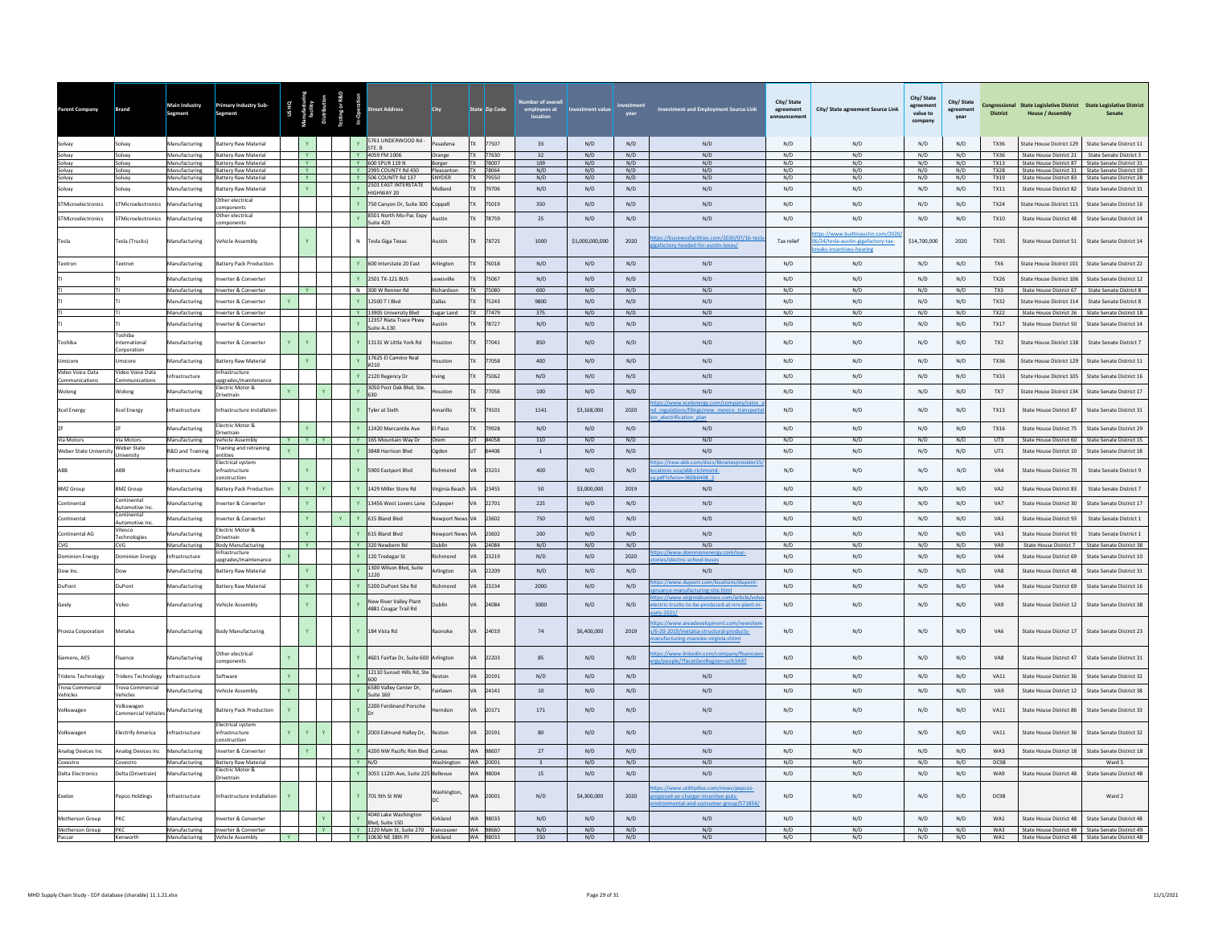| Parent Company | Brand | Main Industry Segment | Primary Industry Sub-Segment | US HQ | Manufacturing facility | Distribution | Testing or R&D | In-Operation | Street Address | City | State | Zip Code | Number of overall employees at location | Investment value | Investment year | Investment and Employment Source Link | City/ State agreement announcement | City/ State agreement Source Link | City/ State agreement value to company | City/ State agreement year | Congressional District | State Legislative District House / Assembly | State Legislative District Senate |
|---|---|---|---|---|---|---|---|---|---|---|---|---|---|---|---|---|---|---|---|---|---|---|---|
| Solvay | Solvay | Manufacturing | Battery Raw Material | | Y | | | Y | 5761 UNDERWOOD Rd - STE. B | Pasadena | TX | 77507 | 33 | N/D | N/D | N/D | N/D | N/D | N/D | N/D | TX36 | State House District 129 | State Senate District 11 |
| Solvay | Solvay | Manufacturing | Battery Raw Material | | Y | | | Y | 4059 FM 1006 | Orange | TX | 77630 | 32 | N/D | N/D | N/D | N/D | N/D | N/D | N/D | TX36 | State House District 21 | State Senate District 3 |
| Solvay | Solvay | Manufacturing | Battery Raw Material | | Y | | | Y | 600 SPUR 119 N | Borger | TX | 78007 | 109 | N/D | N/D | N/D | N/D | N/D | N/D | N/D | TX13 | State House District 87 | State Senate District 31 |
| Solvay | Solvay | Manufacturing | Battery Raw Material | | Y | | | Y | 2995 COUNTY Rd 430 | Pleasanton | TX | 78064 | N/D | N/D | N/D | N/D | N/D | N/D | N/D | N/D | TX28 | State House District 31 | State Senate District 19 |
| Solvay | Solvay | Manufacturing | Battery Raw Material | | Y | | | Y | 506 COUNTY Rd 137 | SNYDER | TX | 79550 | N/D | N/D | N/D | N/D | N/D | N/D | N/D | N/D | TX19 | State House District 83 | State Senate District 28 |
| Solvay | Solvay | Manufacturing | Battery Raw Material | | Y | | | Y | 2501 EAST INTERSTATE HIGHWAY 20 | Midland | TX | 79706 | N/D | N/D | N/D | N/D | N/D | N/D | N/D | N/D | TX11 | State House District 82 | State Senate District 31 |
| STMicroelectronics | STMicroelectronics | Manufacturing | Other electrical components | | | | | Y | 750 Canyon Dr, Suite 300 | Coppell | TX | 75019 | 350 | N/D | N/D | N/D | N/D | N/D | N/D | N/D | TX24 | State House District 115 | State Senate District 16 |
| STMicroelectronics | STMicroelectronics | Manufacturing | Other electrical components | | | | | Y | 8501 North Mo-Pac Expy Suite 420 | Austin | TX | 78759 | 25 | N/D | N/D | N/D | N/D | N/D | N/D | N/D | TX10 | State House District 48 | State Senate District 14 |
| Tesla | Tesla (Trucks) | Manufacturing | Vehicle Assembly | | Y | | | N | Tesla Giga Texas | Austin | TX | 78725 | 1000 | $1,000,000,000 | 2020 | https://businessfacilities.com/2020/07/tb-tesla-gigafactory-headed-for-austin-texas/ | Tax relief | https://www.builtinaustin.com/2020/06/24/tesla-austin-gigafactory-tax-breaks-incentives-hearing | $14,700,000 | 2020 | TX35 | State House District 51 | State Senate District 14 |
| Textron | Textron | Manufacturing | Battery Pack Production | | | | | Y | 600 Interstate 20 East | Arlington | TX | 76018 | N/D | N/D | N/D | N/D | N/D | N/D | N/D | N/D | TX6 | State House District 101 | State Senate District 22 |
| TI | TI | Manufacturing | Inverter & Converter | | | | | Y | 2501 TX-121 BUS | Lewisville | TX | 75067 | N/D | N/D | N/D | N/D | N/D | N/D | N/D | N/D | TX26 | State House District 106 | State Senate District 12 |
| TI | TI | Manufacturing | Inverter & Converter | | Y | | | N | 300 W Renner Rd | Richardson | TX | 75080 | 600 | N/D | N/D | N/D | N/D | N/D | N/D | N/D | TX3 | State House District 67 | State Senate District 8 |
| TI | TI | Manufacturing | Inverter & Converter | Y | | | | Y | 12500 T I Blvd | Dallas | TX | 75243 | 9800 | N/D | N/D | N/D | N/D | N/D | N/D | N/D | TX32 | State House District 114 | State Senate District 8 |
| TI | TI | Manufacturing | Inverter & Converter | | | | | Y | 13905 University Blvd | Sugar Land | TX | 77479 | 375 | N/D | N/D | N/D | N/D | N/D | N/D | N/D | TX22 | State House District 26 | State Senate District 18 |
| TI | TI | Manufacturing | Inverter & Converter | | | | | Y | 12357 Riata Trace Pkwy Suite A-130 | Austin | TX | 78727 | N/D | N/D | N/D | N/D | N/D | N/D | N/D | N/D | TX17 | State House District 50 | State Senate District 14 |
| Toshiba | Toshiba International Corporation | Manufacturing | Inverter & Converter | Y | Y | | | Y | 13131 W Little York Rd | Houston | TX | 77041 | 850 | N/D | N/D | N/D | N/D | N/D | N/D | N/D | TX2 | State House District 138 | State Senate District 7 |
| Umicore | Umicore | Manufacturing | Battery Raw Material | | Y | | | Y | 17625 El Camino Real #210 | Houston | TX | 77058 | 400 | N/D | N/D | N/D | N/D | N/D | N/D | N/D | TX36 | State House District 129 | State Senate District 11 |
| Video Voice Data Communications | Video Voice Data Communications | Infrastructure | Infrastructure upgrades/maintenance | | | | | Y | 2120 Regency Dr | Irving | TX | 75062 | N/D | N/D | N/D | N/D | N/D | N/D | N/D | N/D | TX33 | State House District 105 | State Senate District 16 |
| Wolong | Wolong | Manufacturing | Electric Motor & Drivetrain | Y | | Y | | Y | 3050 Post Oak Blvd, Ste. 630 | Houston | TX | 77056 | 100 | N/D | N/D | N/D | N/D | N/D | N/D | N/D | TX7 | State House District 134 | State Senate District 17 |
| Xcel Energy | Xcel Energy | Infrastructure | Infrastructure installation | | | | | Y | Tyler at Sixth | Amarillo | TX | 79101 | 1141 | $3,168,000 | 2020 | https://www.xcelenergy.com/company/rates_and_regulations/filings/new_mexico_transportation_electrification_plan | N/D | N/D | N/D | N/D | TX13 | State House District 87 | State Senate District 31 |
| ZF | ZF | Manufacturing | Electric Motor & Drivetrain | | Y | | | Y | 12420 Mercantile Ave | El Paso | TX | 79928 | N/D | N/D | N/D | N/D | N/D | N/D | N/D | N/D | TX16 | State House District 75 | State Senate District 29 |
| Via Motors | Via Motors | Manufacturing | Vehicle Assembly | Y | Y | Y | | Y | 165 Mountain Way Dr | Orem | UT | 84058 | 110 | N/D | N/D | N/D | N/D | N/D | N/D | N/D | UT3 | State House District 60 | State Senate District 15 |
| Weber State University | Weber State University | R&D and Training | Training and retraining entities | Y | | | | Y | 3848 Harrison Blvd | Ogden | UT | 84408 | 1 | N/D | N/D | N/D | N/D | N/D | N/D | N/D | UT1 | State House District 10 | State Senate District 18 |
| ABB | ABB | Infrastructure | Electrical system infrastructure construction | | Y | | | Y | 5900 Eastport Blvd | Richmond | VA | 23231 | 400 | N/D | N/D | https://new.abb.com/docs/librariesprovider15/locations-usa/abb-richmond-va.pdf?sfvrsn=360b6408_2 | N/D | N/D | N/D | N/D | VA4 | State House District 70 | State Senate District 9 |
| BMZ Group | BMZ Group | Manufacturing | Battery Pack Production | Y | Y | Y | | Y | 1429 Miller Store Rd | Virginia Beach | VA | 23455 | 50 | $3,000,000 | 2019 | N/D | N/D | N/D | N/D | N/D | VA2 | State House District 83 | State Senate District 7 |
| Continental | Continental Automotive Inc. | Manufacturing | Inverter & Converter | | Y | | | Y | 13456 West Lovers Lane | Culpeper | VA | 22701 | 225 | N/D | N/D | N/D | N/D | N/D | N/D | N/D | VA7 | State House District 30 | State Senate District 17 |
| Continental | Continental Automotive Inc. | Manufacturing | Inverter & Converter | | Y | | Y | Y | 615 Bland Blvd | Newport News | VA | 23602 | 750 | N/D | N/D | N/D | N/D | N/D | N/D | N/D | VA3 | State House District 93 | State Senate District 1 |
| Continental AG | Vitesco Technologies | Manufacturing | Electric Motor & Drivetrain | | Y | | | Y | 615 Bland Blvd | Newport News | VA | 23602 | 200 | N/D | N/D | N/D | N/D | N/D | N/D | N/D | VA3 | State House District 93 | State Senate District 1 |
| CVG | CVG | Manufacturing | Body Manufacturing | | Y | | | Y | 320 Newbern Rd | Dublin | VA | 24084 | N/D | N/D | N/D | N/D | N/D | N/D | N/D | N/D | VA9 | State House District 7 | State Senate District 38 |
| Dominion Energy | Dominion Energy | Infrastructure | Infrastructure upgrades/maintenance | Y | | | | Y | 120 Tredegar St | Richmond | VA | 23219 | N/D | N/D | 2020 | https://www.dominionenergy.com/our-stories/electric-school-buses | N/D | N/D | N/D | N/D | VA4 | State House District 69 | State Senate District 10 |
| Dow Inc. | Dow | Manufacturing | Battery Raw Material | | Y | | | Y | 1300 Wilson Blvd, Suite 1220 | Arlington | VA | 22209 | N/D | N/D | N/D | N/D | N/D | N/D | N/D | N/D | VA8 | State House District 48 | State Senate District 31 |
| DuPont | DuPont | Manufacturing | Battery Raw Material | | Y | | | Y | 5200 DuPont Site Rd | Richmond | VA | 23234 | 2000 | N/D | N/D | https://www.dupont.com/locations/dupont-spruance-manufacturing-site.html | N/D | N/D | N/D | N/D | VA4 | State House District 69 | State Senate District 16 |
| Geely | Volvo | Manufacturing | Vehicle Assembly | | Y | | | Y | New River Valley Plant 4881 Cougar Trail Rd | Dublin | VA | 24084 | 3000 | N/D | N/D | https://www.virginiabusiness.com/article/volvo-electric-trucks-to-be-produced-at-nrv-plant-in-early-2021/ | N/D | N/D | N/D | N/D | VA9 | State House District 12 | State Senate District 38 |
| Proeza Corporation | Metalsa | Manufacturing | Body Manufacturing | | Y | | | Y | 184 Vista Rd | Raonoke | VA | 24019 | 74 | $6,400,000 | 2019 | https://www.areadevelopment.com/newsitems/6-20-2019/metalsa-structural-products-manufacturing-roanoke-virginia.shtml | N/D | N/D | N/D | N/D | VA6 | State House District 17 | State Senate District 23 |
| Siemens, AES | Fluence | Manufacturing | Other electrical components | Y | | | | Y | 4601 Fairfax Dr, Suite 600 | Arlington | VA | 22203 | 85 | N/D | N/D | https://www.linkedin.com/company/fluenceenergy/people/?facetGeoRegion=us%3A97 | N/D | N/D | N/D | N/D | VA8 | State House District 47 | State Senate District 31 |
| Tridens Technology | Tridens Technology | Infrastructure | Software | Y | | | | Y | 12110 Sunset Hills Rd, Ste 600 | Reston | VA | 20191 | N/D | N/D | N/D | N/D | N/D | N/D | N/D | N/D | VA11 | State House District 36 | State Senate District 32 |
| Trova Commercial Vehicles | Trova Commercial Vehicles | Manufacturing | Vehicle Assembly | Y | | | | Y | 6580 Valley Center Dr, Suite 160 | Fairlawn | VA | 24141 | 10 | N/D | N/D | N/D | N/D | N/D | N/D | N/D | VA9 | State House District 12 | State Senate District 38 |
| Volkswagen | Volkswagen Commercial Vehicles | Manufacturing | Battery Pack Production | Y | | | | Y | 2200 Ferdinand Porsche Dr | Herndon | VA | 20171 | 171 | N/D | N/D | N/D | N/D | N/D | N/D | N/D | VA11 | State House District 86 | State Senate District 33 |
| Volkswagen | Electrify America | Infrastructure | Electrical system infrastructure construction | Y | Y | Y | | Y | 2003 Edmund Halley Dr, | Reston | VA | 20191 | 80 | N/D | N/D | N/D | N/D | N/D | N/D | N/D | VA11 | State House District 36 | State Senate District 32 |
| Analog Devices Inc | Analog Devices Inc | Manufacturing | Inverter & Converter | | Y | | | Y | 4200 NW Pacific Rim Blvd | Camas | WA | 98607 | 27 | N/D | N/D | N/D | N/D | N/D | N/D | N/D | WA3 | State House District 18 | State Senate District 18 |
| Covestro | Covestro | Manufacturing | Battery Raw Material | | | | | Y | N/D | Washington | WA | 20001 | 3 | N/D | N/D | N/D | N/D | N/D | N/D | N/D | DC98 | | Ward 5 |
| Delta Electronics | Delta (Drivetrain) | Manufacturing | Electric Motor & Drivetrain | | | | | Y | 3055 112th Ave, Suite 225 | Bellevue | WA | 98004 | 15 | N/D | N/D | N/D | N/D | N/D | N/D | N/D | WA9 | State House District 48 | State Senate District 48 |
| Exelon | Pepco Holdings | Infrastructure | Infrastructure installation | Y | | | | Y | 701 9th St NW | Washington, DC | WA | 20001 | N/D | $4,300,000 | 2020 | https://www.utilitydive.com/news/pepcos-proposed-ev-charger-incentive-puts-environmental-and-consumer-group/571854/ | N/D | N/D | N/D | N/D | DC98 | | Ward 2 |
| Motherson Group | PKC | Manufacturing | Inverter & Converter | | | Y | | Y | 4040 Lake Washington Blvd, Suite 150 | Kirkland | WA | 98033 | N/D | N/D | N/D | N/D | N/D | N/D | N/D | N/D | WA1 | State House District 48 | State Senate District 48 |
| Motherson Group | PKC | Manufacturing | Inverter & Converter | | | Y | | Y | 1220 Main St, Suite 270 | Vancouver | WA | 98660 | N/D | N/D | N/D | N/D | N/D | N/D | N/D | N/D | WA3 | State House District 49 | State Senate District 49 |
| Paccar | Kenworth | Manufacturing | Vehicle Assembly | Y | | | | Y | 10630 NE 38th Pl | Kirkland | WA | 98033 | 150 | N/D | N/D | N/D | N/D | N/D | N/D | N/D | WA1 | State House District 48 | State Senate District 48 |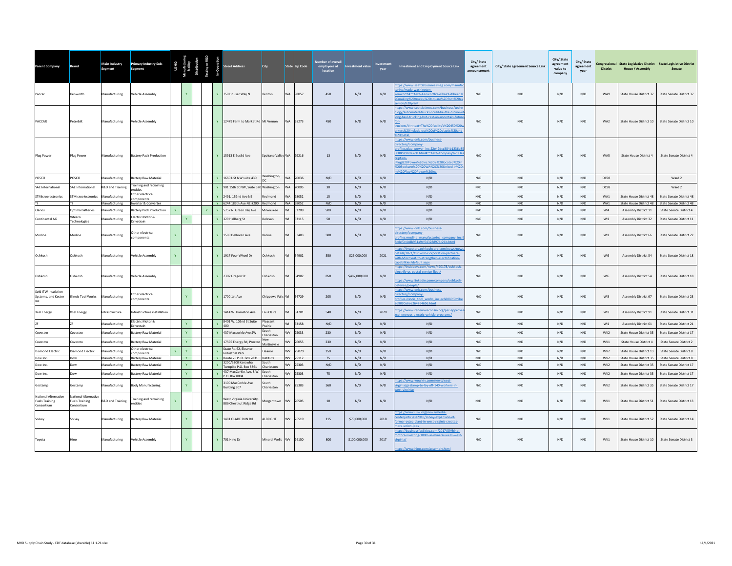| Parent Company | Brand | Main Industry Segment | Primary Industry Sub-Segment | US HQ | Manufacturing facility | Distribution | Testing or R&D | In-Operation | Street Address | City | State | Zip Code | Number of overall employees at location | Investment value | Investment year | Investment and Employment Source Link | City/ State agreement announcement | City/ State agreement Source Link | City/ State agreement value to company | City/ State agreement year | Congressional District | State Legislative District House / Assembly | State Legislative District Senate |
|---|---|---|---|---|---|---|---|---|---|---|---|---|---|---|---|---|---|---|---|---|---|---|---|
| Paccar | Kenworth | Manufacturing | Vehicle Assembly | | Y | | | Y | 750 Houser Way N | Renton | WA | 98057 | 450 | N/D | N/D | https://www.seattlebusinessmag.com/manufacturing/made-washington-kenworth#:~:text=Kenworth%20has%20been%20making%20trucks,%20square%2Dfoot%20assembly%20plant. | N/D | N/D | N/D | N/D | WA9 | State House District 37 | State Senate District 37 |
| PACCAR | Peterbilt | Manufacturing | Vehicle Assembly | | | | | Y | 12479 Farm to Market Rd | Mt Vernon | WA | 98273 | 450 | N/D | N/D | https://www.seattletimes.com/business/technology/automated-trucks-could-be-the-future-of-long-haul-trucking-but-cast-an-uncertain-future-for-truckers/#:~:text=The%20facility's%20450%20workers%20include,out%20of%20plastic%20and%20metal. | N/D | N/D | N/D | N/D | WA2 | State House District 10 | State Senate District 10 |
| Plug Power | Plug Power | Manufacturing | Battery Pack Production | | | | | Y | 15913 E Euclid Ave | Spokane Valley | WA | 99216 | 13 | N/D | N/D | https://www.dnb.com/business-directory/company-profiles.plug_power_inc.22e47dcc384b1236e850088de9bde2d0.html#:~:text=Company%20Description-,Plug%20Power%20Inc.%20is%20located%20in%20Spokane%2C%20WA%2C%20United,in%20the%20Plug%20Power%20Inc. | N/D | N/D | N/D | N/D | WA5 | State House District 4 | State Senate District 4 |
| POSCO | POSCO | Manufacturing | Battery Raw Material | | | | | Y | 1660 L St NW suite 430 | Washington, DC | WA | 20036 | N/D | N/D | N/D | N/D | N/D | N/D | N/D | N/D | DC98 | | Ward 2 |
| SAE International | SAE International | R&D and Training | Training and retraining entities | | | | | Y | 901 15th St NW, Suite 520 | Washington | WA | 20005 | 30 | N/D | N/D | N/D | N/D | N/D | N/D | N/D | DC98 | | Ward 2 |
| STMicroelectronics | STMicroelectronics | Manufacturing | Other electrical components | | | | | Y | 2491, 152nd Ave NE | Redmond | WA | 98052 | 15 | N/D | N/D | N/D | N/D | N/D | N/D | N/D | WA1 | State House District 48 | State Senate District 48 |
| TI | TI | Manufacturing | Inverter & Converter | | | | | Y | 6244 185th Ave NE #200 | Redmond | WA | 98052 | N/D | N/D | N/D | N/D | N/D | N/D | N/D | N/D | WA1 | State House District 48 | State Senate District 48 |
| Clarios | Optima Batteries | Manufacturing | Battery Pack Production | Y | | | Y | Y | 5757 N. Green Bay Ave | Milwaukee | WI | 53209 | 500 | N/D | N/D | N/D | N/D | N/D | N/D | N/D | WI4 | Assembly District 11 | State Senate District 4 |
| Continental AG | Vitesco Technologies | Manufacturing | Electric Motor & Drivetrain | | Y | | | Y | 329 Hallberg St | Delavan | WI | 53115 | 50 | N/D | N/D | N/D | N/D | N/D | N/D | N/D | WI1 | Assembly District 32 | State Senate District 11 |
| Modine | Modine | Manufacturing | Other electrical components | Y | | | | Y | 1500 DeKoven Ave | Racine | WI | 53403 | 500 | N/D | N/D | https://www.dnb.com/business-directory/company-profiles.modine_manufacturing_company_inc.93cdef0c4c8b951a9cf643288974c21b.html | N/D | N/D | N/D | N/D | WI1 | Assembly District 66 | State Senate District 22 |
| Oshkosh | Oshkosh | Manufacturing | Vehicle Assembly | Y | | | | Y | 1917 Four Wheel Dr | Oshkosh | WI | 54902 | 550 | $25,000,000 | 2021 | https://investors.oshkoshcorp.com/news/news-details/2021/Oshkosh-Corporation-partners-with-Microvast-to-strengthen-electrification-capabilities/default.aspx | N/D | N/D | N/D | N/D | WI6 | Assembly District 54 | State Senate District 18 |
| Oshkosh | Oshkosh | Manufacturing | Vehicle Assembly | | | | | Y | 2307 Oregon St | Oshkosh | WI | 54902 | 850 | $482,000,000 | N/D | https://insideevs.com/news/490178/oshkosh-electrify-us-postal-service-fleet/ https://www.linkedin.com/company/oshkosh-defense/people/ | N/D | N/D | N/D | N/D | WI6 | Assembly District 54 | State Senate District 18 |
| Sold ITW Insulation Systems, and Kester Inc | Illinois Tool Works | Manufacturing | Other electrical components | | Y | | | Y | 1700 1st Ave | Chippewa Falls | WI | 54729 | 205 | N/D | N/D | https://www.dnb.com/business-directory/company-profiles.illinois_tool_works_inc.ec68089f9b9be8d9030e6ee264764656.html | N/D | N/D | N/D | N/D | WI3 | Assembly District 67 | State Senate District 23 |
| Xcel Energy | Xcel Energy | Infrastructure | Infrastructure installation | | | | | Y | 1414 W. Hamilton Ave | Eau Claire | WI | 54701 | 540 | N/D | 2020 | https://www.renewwisconsin.org/psc-approves-xcel-energys-electric-vehicle-programs/ | N/D | N/D | N/D | N/D | WI3 | Assembly District 91 | State Senate District 31 |
| ZF | ZF | Manufacturing | Electric Motor & Drivetrain | | Y | | | Y | 8401 W. 102nd St Suite 400 | Pleasant Prairie | WI | 53158 | N/D | N/D | N/D | N/D | N/D | N/D | N/D | N/D | WI1 | Assembly District 61 | State Senate District 21 |
| Covestro | Covestro | Manufacturing | Battery Raw Material | | Y | | | Y | 437 Maccorkle Ave SW | South Charleston | WV | 25033 | 230 | N/D | N/D | N/D | N/D | N/D | N/D | N/D | WV2 | State House District 35 | State Senate District 17 |
| Covestro | Covestro | Manufacturing | Battery Raw Material | | Y | | | Y | 17595 Energy Rd, Proctor | New Martinsville | WV | 26055 | 230 | N/D | N/D | N/D | N/D | N/D | N/D | N/D | WV1 | State House District 4 | State Senate District 2 |
| Diamond Electric | Diamond Electric | Manufacturing | Other electrical components | Y | Y | | | Y | State Rt. 62, Eleanor Industrial Park | Eleanor | WV | 25070 | 350 | N/D | N/D | N/D | N/D | N/D | N/D | N/D | WV2 | State House District 13 | State Senate District 8 |
| Dow Inc. | Dow | Manufacturing | Battery Raw Material | | Y | | | Y | Route 25 P. O. Box 2831 | Institute | WV | 25112 | 75 | N/D | N/D | N/D | N/D | N/D | N/D | N/D | WV2 | State House District 35 | State Senate District 8 |
| Dow Inc. | Dow | Manufacturing | Battery Raw Material | | Y | | | Y | 3200/3300 Kanawha Turnpike P.O. Box 8361 | South Charleston | WV | 25303 | N/D | N/D | N/D | N/D | N/D | N/D | N/D | N/D | WV2 | State House District 35 | State Senate District 17 |
| Dow Inc. | Dow | Manufacturing | Battery Raw Material | | Y | | | Y | 437 MacCorkle Ave, S.W. P.O. Box 8004 | South Charleston | WV | 25303 | 75 | N/D | N/D | N/D | N/D | N/D | N/D | N/D | WV2 | State House District 35 | State Senate District 17 |
| Gestamp | Gestamp | Manufacturing | Body Manufacturing | | Y | | | Y | 3100 MacCorkle Ave Building 307 | South Charleston | WV | 25303 | 560 | N/D | N/D | https://www.wowktv.com/news/west-virginia/gestamp-to-lay-off-140-workers-in-west-virginia/ | N/D | N/D | N/D | N/D | WV2 | State House District 35 | State Senate District 17 |
| National Alternative Fuels Training Consortium | National Alternative Fuels Training Consortium | R&D and Training | Training and retraining entities | Y | | | | Y | West Virginia University, 886 Chestnut Ridge Rd | Morgantown | WV | 26505 | 10 | N/D | N/D | N/D | N/D | N/D | N/D | N/D | WV1 | State House District 51 | State Senate District 13 |
| Solvay | Solvay | Manufacturing | Battery Raw Material | | Y | | | Y | 1481 GLADE RUN Rd | ALBRIGHT | WV | 26519 | 115 | $70,000,000 | 2018 | https://www.usw.org/news/media-center/articles/2018/solvay-expansion-of-former-cytec-plant-in-west-virginia-creates-more-union-jobs | N/D | N/D | N/D | N/D | WV1 | State House District 52 | State Senate District 14 |
| Toyota | Hino | Manufacturing | Vehicle Assembly | | Y | | | Y | 701 Hino Dr | Mineral Wells | WV | 26150 | 800 | $100,000,000 | 2017 | https://businessfacilities.com/2017/09/hino-motors-investing-100m-in-mineral-wells-west-virginia/ https://www.hino.com/assembly.html | N/D | N/D | N/D | N/D | WV1 | State House District 10 | State Senate District 3 |